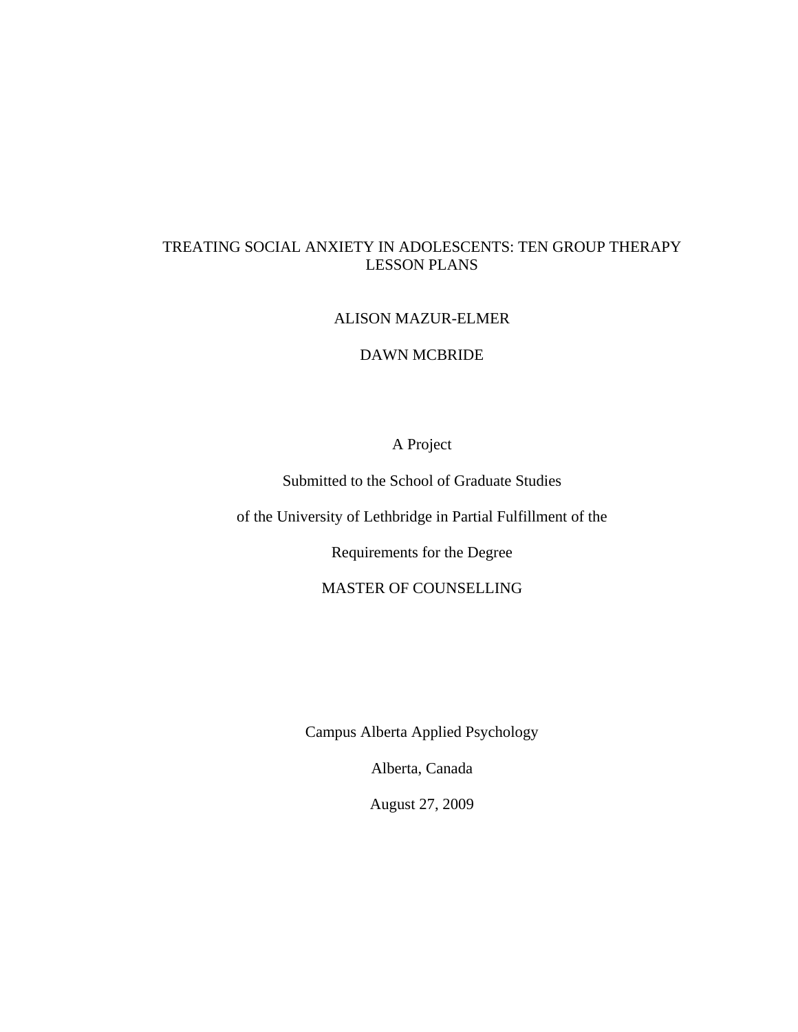# TREATING SOCIAL ANXIETY IN ADOLESCENTS: TEN GROUP THERAPY LESSON PLANS

ALISON MAZUR-ELMER

DAWN MCBRIDE

A Project

Submitted to the School of Graduate Studies

of the University of Lethbridge in Partial Fulfillment of the

Requirements for the Degree

MASTER OF COUNSELLING

Campus Alberta Applied Psychology

Alberta, Canada

August 27, 2009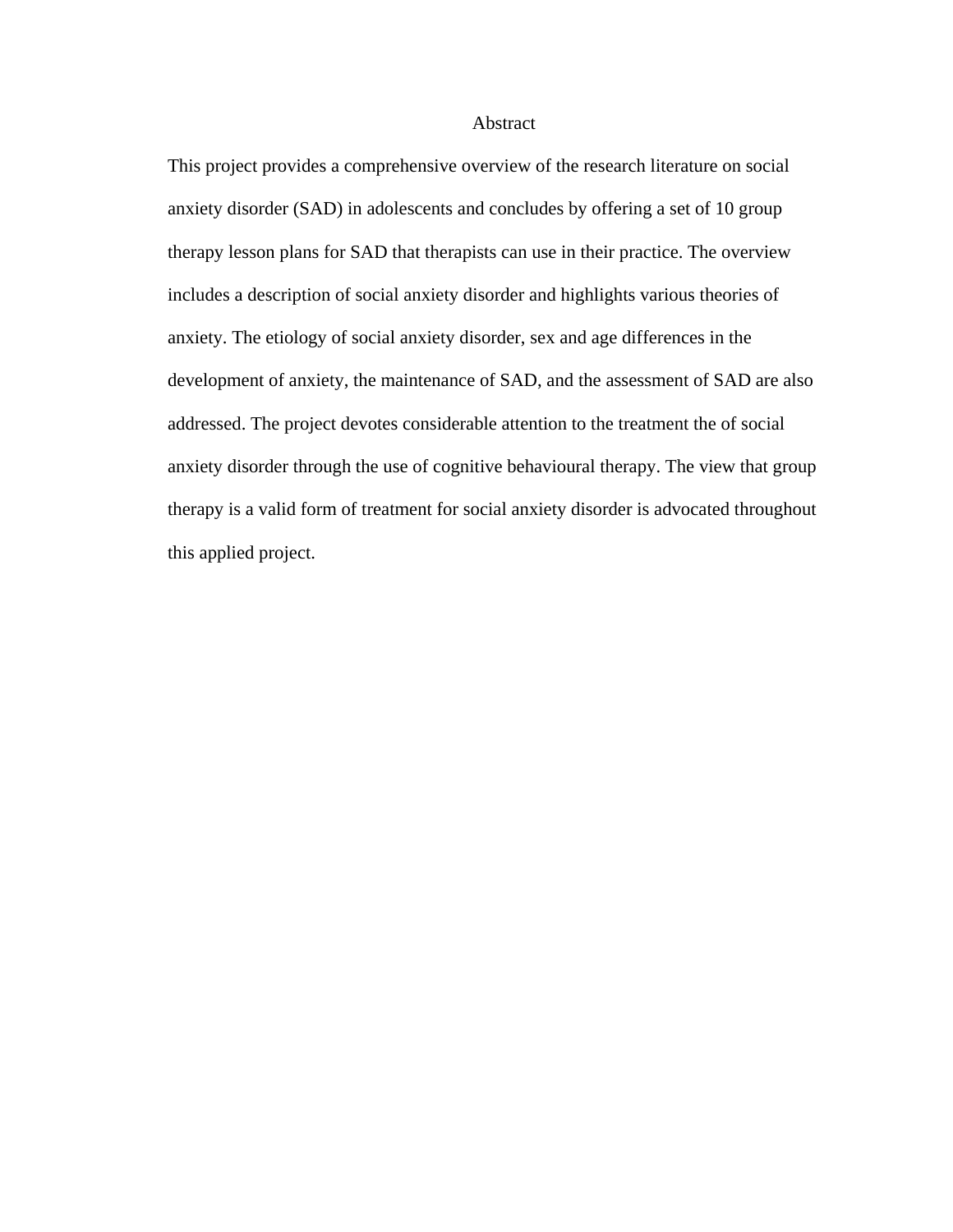# Abstract

This project provides a comprehensive overview of the research literature on social anxiety disorder (SAD) in adolescents and concludes by offering a set of 10 group therapy lesson plans for SAD that therapists can use in their practice. The overview includes a description of social anxiety disorder and highlights various theories of anxiety. The etiology of social anxiety disorder, sex and age differences in the development of anxiety, the maintenance of SAD, and the assessment of SAD are also addressed. The project devotes considerable attention to the treatment the of social anxiety disorder through the use of cognitive behavioural therapy. The view that group therapy is a valid form of treatment for social anxiety disorder is advocated throughout this applied project.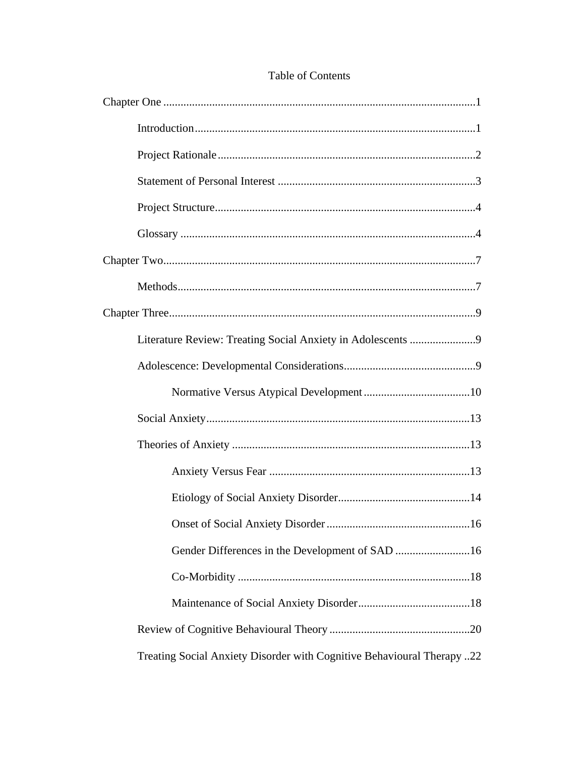# Table of Contents

Chapter One ...........................................................................................................1

Introduction.................................................................................................1

Project Rationale.........................................................................................2

Statement of Personal Interest ....................................................................3

Project Structure..........................................................................................4

Glossary ......................................................................................................4

Chapter Two............................................................................................................7

Methods........................................................................................................7

Chapter Three..........................................................................................................9

Literature Review: Treating Social Anxiety in Adolescents .......................9

Adolescence: Developmental Considerations.............................................9

Normative Versus Atypical Development.....................................10

Social Anxiety...........................................................................................13

Theories of Anxiety ..................................................................................13

Anxiety Versus Fear .....................................................................13

Etiology of Social Anxiety Disorder.............................................14

Onset of Social Anxiety Disorder .................................................16

Gender Differences in the Development of SAD ..........................16

Co-Morbidity ................................................................................18

Maintenance of Social Anxiety Disorder.......................................18

Review of Cognitive Behavioural Theory ................................................20

Treating Social Anxiety Disorder with Cognitive Behavioural Therapy ..22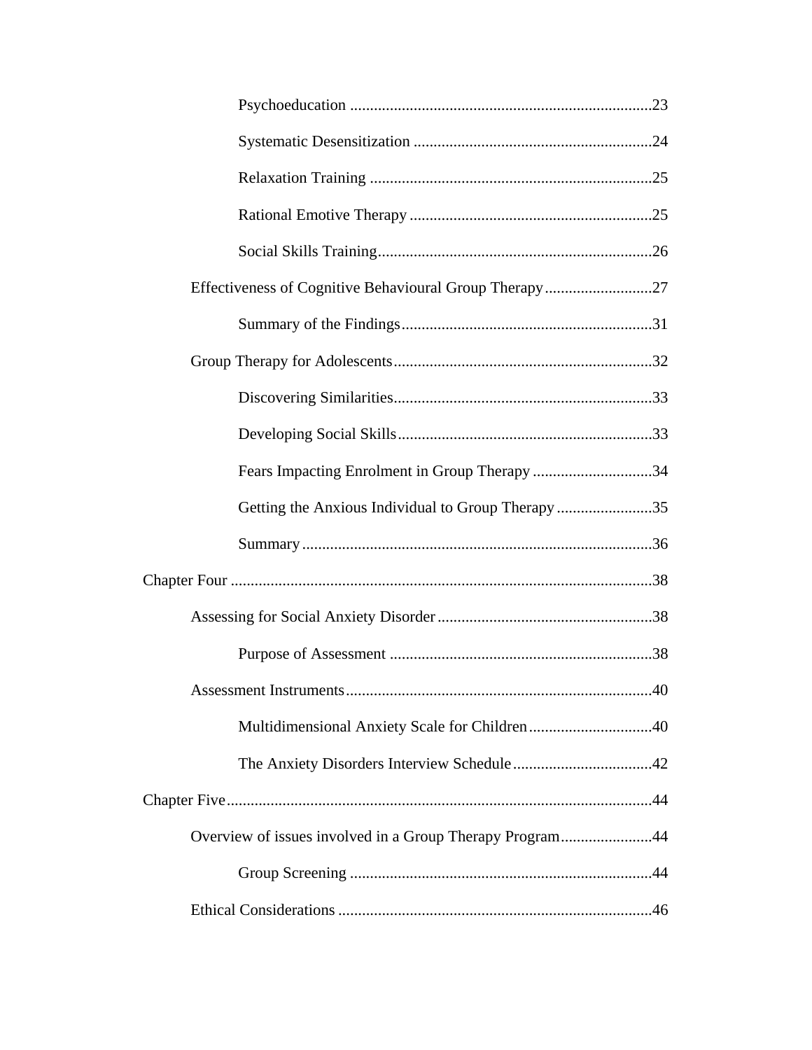Psychoeducation ............................................................................23

Systematic Desensitization ............................................................24

Relaxation Training .......................................................................25

Rational Emotive Therapy .............................................................25

Social Skills Training.....................................................................26

Effectiveness of Cognitive Behavioural Group Therapy...........................27

Summary of the Findings...............................................................31

Group Therapy for Adolescents.................................................................32

Discovering Similarities.................................................................33

Developing Social Skills................................................................33

Fears Impacting Enrolment in Group Therapy ..............................34

Getting the Anxious Individual to Group Therapy ........................35

Summary ........................................................................................36

Chapter Four ..........................................................................................................38

Assessing for Social Anxiety Disorder ......................................................38

Purpose of Assessment ..................................................................38

Assessment Instruments.............................................................................40

Multidimensional Anxiety Scale for Children ...............................40

The Anxiety Disorders Interview Schedule ...................................42

Chapter Five...........................................................................................................44

Overview of issues involved in a Group Therapy Program.......................44

Group Screening ............................................................................44

Ethical Considerations ...............................................................................46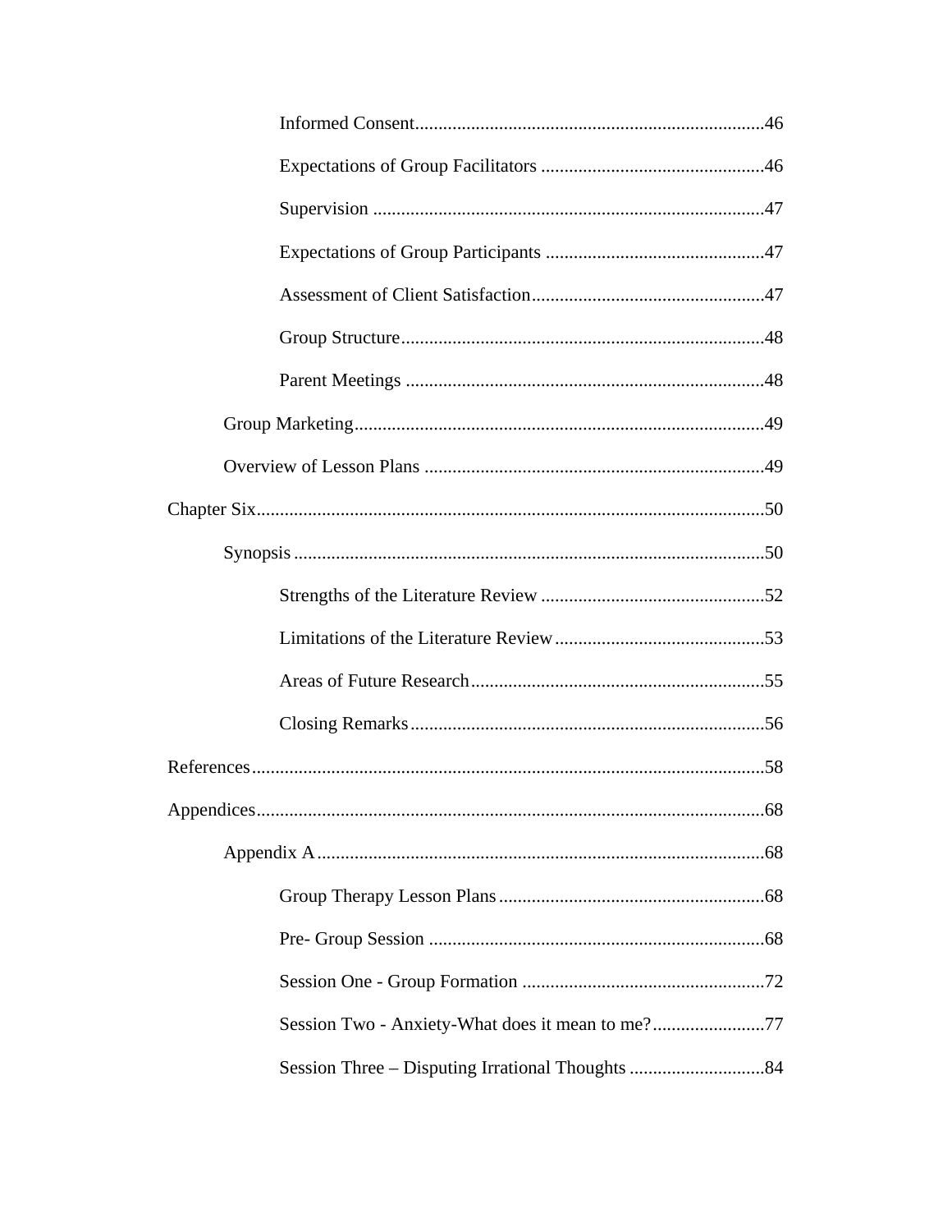Informed Consent ........................................................................... 46

Expectations of Group Facilitators ................................................ 46

Supervision .................................................................................... 47

Expectations of Group Participants ............................................... 47

Assessment of Client Satisfaction .................................................. 47

Group Structure .............................................................................. 48

Parent Meetings ............................................................................. 48

Group Marketing ........................................................................................ 49

Overview of Lesson Plans ......................................................................... 49

Chapter Six ............................................................................................................ 50

Synopsis .................................................................................................... 50

Strengths of the Literature Review ................................................ 52

Limitations of the Literature Review ............................................. 53

Areas of Future Research ............................................................... 55

Closing Remarks ............................................................................ 56

References ............................................................................................................. 58

Appendices ............................................................................................................ 68

Appendix A ............................................................................................... 68

Group Therapy Lesson Plans ......................................................... 68

Pre- Group Session ........................................................................ 68

Session One - Group Formation .................................................... 72

Session Two - Anxiety-What does it mean to me? ........................ 77

Session Three – Disputing Irrational Thoughts ............................. 84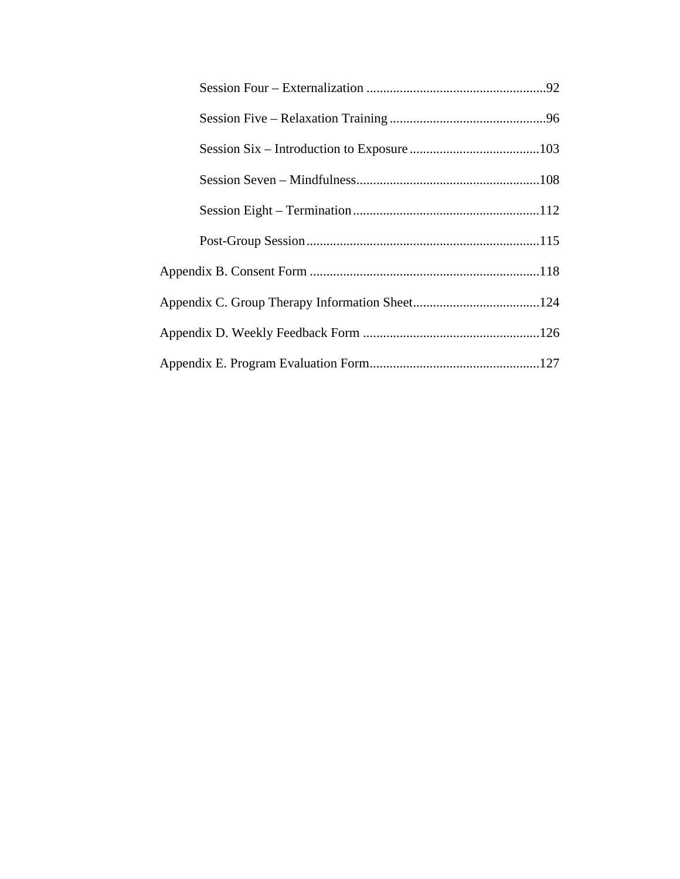Session Four – Externalization ......................................................92

Session Five – Relaxation Training ...............................................96

Session Six – Introduction to Exposure .......................................103

Session Seven – Mindfulness.......................................................108

Session Eight – Termination........................................................112

Post-Group Session......................................................................115

Appendix B. Consent Form .....................................................................118

Appendix C. Group Therapy Information Sheet......................................124

Appendix D. Weekly Feedback Form .....................................................126

Appendix E. Program Evaluation Form...................................................127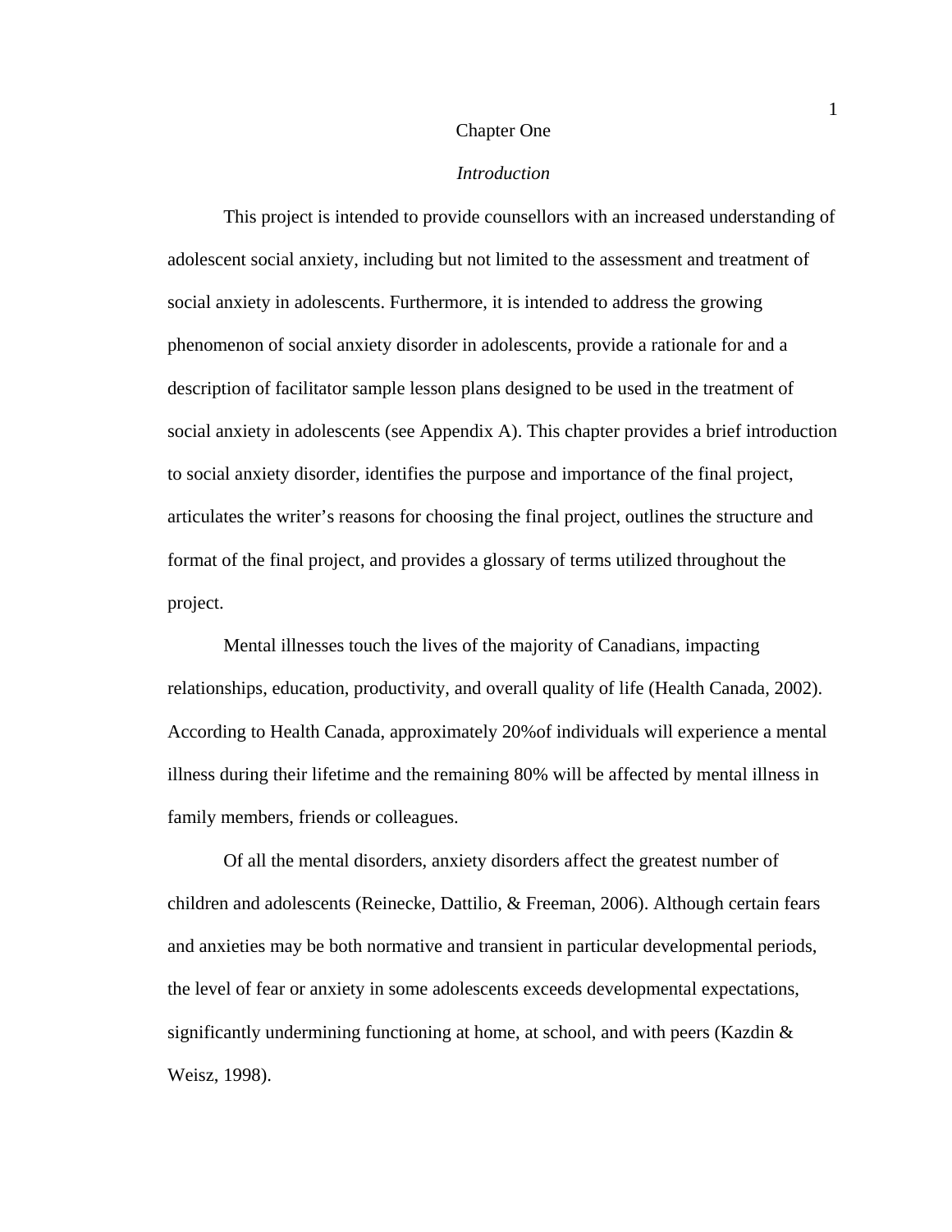# Chapter One

## *Introduction*

This project is intended to provide counsellors with an increased understanding of adolescent social anxiety, including but not limited to the assessment and treatment of social anxiety in adolescents. Furthermore, it is intended to address the growing phenomenon of social anxiety disorder in adolescents, provide a rationale for and a description of facilitator sample lesson plans designed to be used in the treatment of social anxiety in adolescents (see Appendix A). This chapter provides a brief introduction to social anxiety disorder, identifies the purpose and importance of the final project, articulates the writer's reasons for choosing the final project, outlines the structure and format of the final project, and provides a glossary of terms utilized throughout the project.

Mental illnesses touch the lives of the majority of Canadians, impacting relationships, education, productivity, and overall quality of life (Health Canada, 2002). According to Health Canada, approximately 20%of individuals will experience a mental illness during their lifetime and the remaining 80% will be affected by mental illness in family members, friends or colleagues.

Of all the mental disorders, anxiety disorders affect the greatest number of children and adolescents (Reinecke, Dattilio, & Freeman, 2006). Although certain fears and anxieties may be both normative and transient in particular developmental periods, the level of fear or anxiety in some adolescents exceeds developmental expectations, significantly undermining functioning at home, at school, and with peers (Kazdin & Weisz, 1998).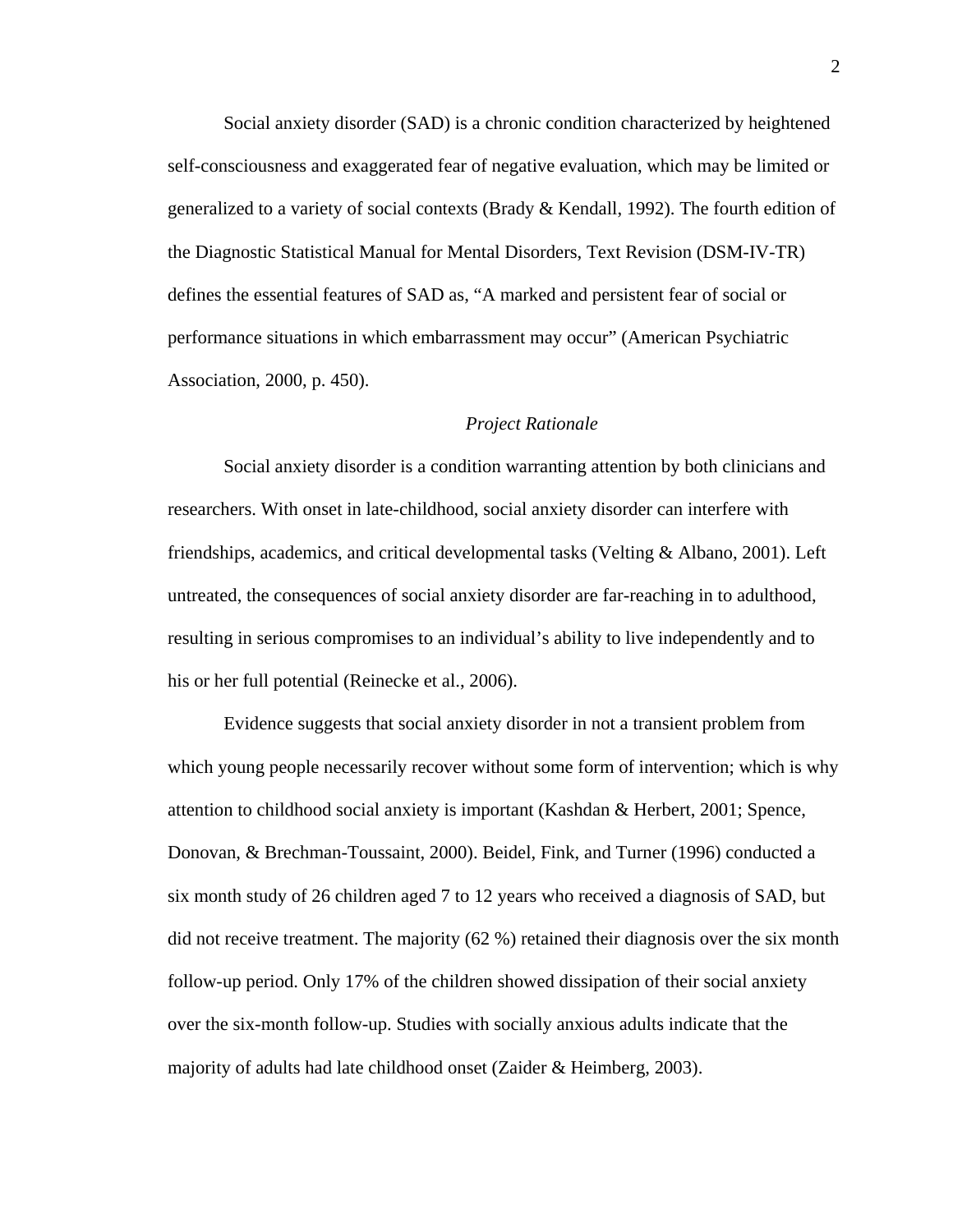Social anxiety disorder (SAD) is a chronic condition characterized by heightened self-consciousness and exaggerated fear of negative evaluation, which may be limited or generalized to a variety of social contexts (Brady & Kendall, 1992). The fourth edition of the Diagnostic Statistical Manual for Mental Disorders, Text Revision (DSM-IV-TR) defines the essential features of SAD as, "A marked and persistent fear of social or performance situations in which embarrassment may occur" (American Psychiatric Association, 2000, p. 450).

### *Project Rationale*

Social anxiety disorder is a condition warranting attention by both clinicians and researchers. With onset in late-childhood, social anxiety disorder can interfere with friendships, academics, and critical developmental tasks (Velting & Albano, 2001). Left untreated, the consequences of social anxiety disorder are far-reaching in to adulthood, resulting in serious compromises to an individual's ability to live independently and to his or her full potential (Reinecke et al., 2006).

Evidence suggests that social anxiety disorder in not a transient problem from which young people necessarily recover without some form of intervention; which is why attention to childhood social anxiety is important (Kashdan & Herbert, 2001; Spence, Donovan, & Brechman-Toussaint, 2000). Beidel, Fink, and Turner (1996) conducted a six month study of 26 children aged 7 to 12 years who received a diagnosis of SAD, but did not receive treatment. The majority (62 %) retained their diagnosis over the six month follow-up period. Only 17% of the children showed dissipation of their social anxiety over the six-month follow-up. Studies with socially anxious adults indicate that the majority of adults had late childhood onset (Zaider & Heimberg, 2003).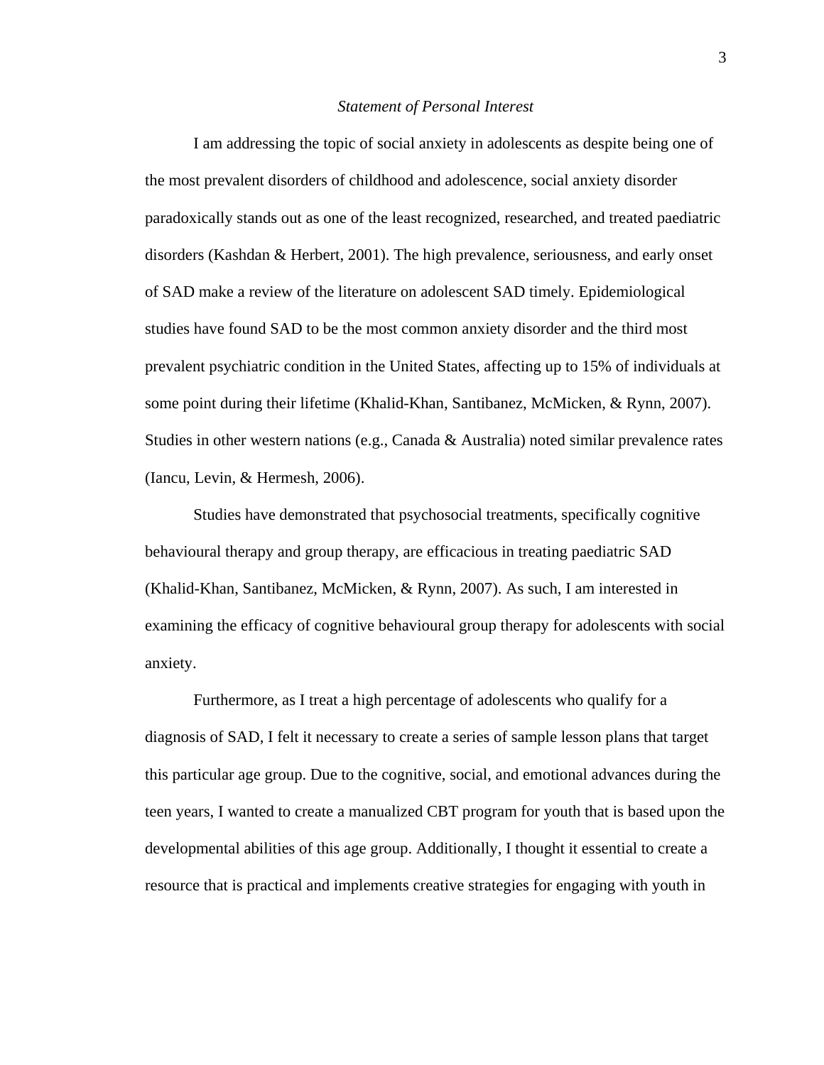*Statement of Personal Interest*

I am addressing the topic of social anxiety in adolescents as despite being one of the most prevalent disorders of childhood and adolescence, social anxiety disorder paradoxically stands out as one of the least recognized, researched, and treated paediatric disorders (Kashdan & Herbert, 2001). The high prevalence, seriousness, and early onset of SAD make a review of the literature on adolescent SAD timely. Epidemiological studies have found SAD to be the most common anxiety disorder and the third most prevalent psychiatric condition in the United States, affecting up to 15% of individuals at some point during their lifetime (Khalid-Khan, Santibanez, McMicken, & Rynn, 2007). Studies in other western nations (e.g., Canada & Australia) noted similar prevalence rates (Iancu, Levin, & Hermesh, 2006).

Studies have demonstrated that psychosocial treatments, specifically cognitive behavioural therapy and group therapy, are efficacious in treating paediatric SAD (Khalid-Khan, Santibanez, McMicken, & Rynn, 2007). As such, I am interested in examining the efficacy of cognitive behavioural group therapy for adolescents with social anxiety.

Furthermore, as I treat a high percentage of adolescents who qualify for a diagnosis of SAD, I felt it necessary to create a series of sample lesson plans that target this particular age group. Due to the cognitive, social, and emotional advances during the teen years, I wanted to create a manualized CBT program for youth that is based upon the developmental abilities of this age group. Additionally, I thought it essential to create a resource that is practical and implements creative strategies for engaging with youth in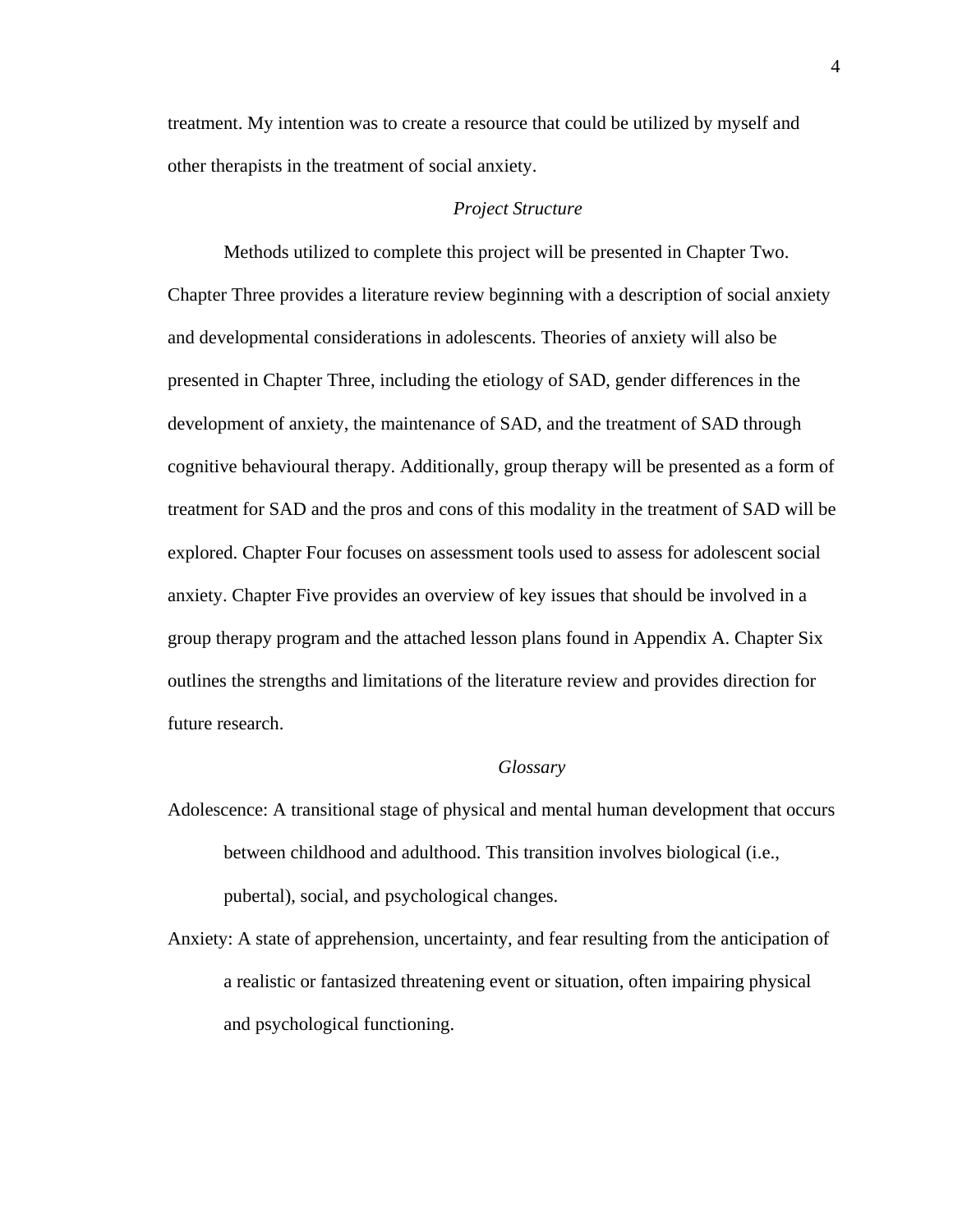treatment. My intention was to create a resource that could be utilized by myself and other therapists in the treatment of social anxiety.

### *Project Structure*

Methods utilized to complete this project will be presented in Chapter Two. Chapter Three provides a literature review beginning with a description of social anxiety and developmental considerations in adolescents. Theories of anxiety will also be presented in Chapter Three, including the etiology of SAD, gender differences in the development of anxiety, the maintenance of SAD, and the treatment of SAD through cognitive behavioural therapy. Additionally, group therapy will be presented as a form of treatment for SAD and the pros and cons of this modality in the treatment of SAD will be explored. Chapter Four focuses on assessment tools used to assess for adolescent social anxiety. Chapter Five provides an overview of key issues that should be involved in a group therapy program and the attached lesson plans found in Appendix A. Chapter Six outlines the strengths and limitations of the literature review and provides direction for future research.

### *Glossary*

Adolescence: A transitional stage of physical and mental human development that occurs between childhood and adulthood. This transition involves biological (i.e., pubertal), social, and psychological changes.

Anxiety: A state of apprehension, uncertainty, and fear resulting from the anticipation of a realistic or fantasized threatening event or situation, often impairing physical and psychological functioning.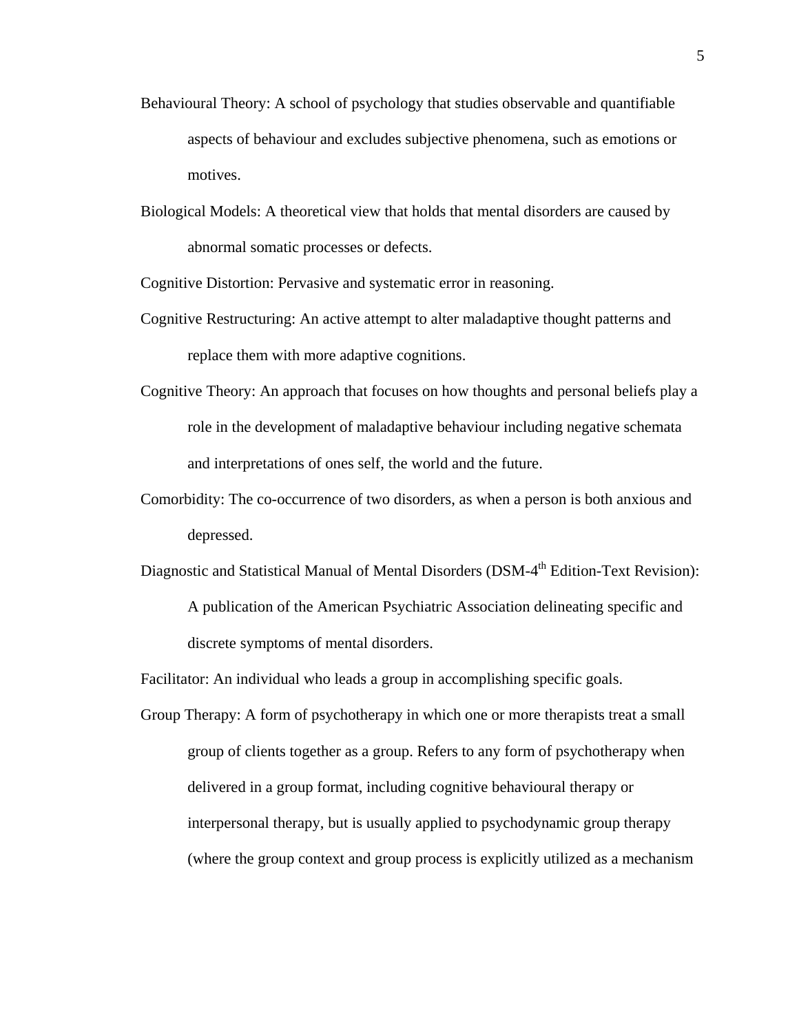Behavioural Theory: A school of psychology that studies observable and quantifiable aspects of behaviour and excludes subjective phenomena, such as emotions or motives.

Biological Models: A theoretical view that holds that mental disorders are caused by abnormal somatic processes or defects.

Cognitive Distortion: Pervasive and systematic error in reasoning.

Cognitive Restructuring: An active attempt to alter maladaptive thought patterns and replace them with more adaptive cognitions.

Cognitive Theory: An approach that focuses on how thoughts and personal beliefs play a role in the development of maladaptive behaviour including negative schemata and interpretations of ones self, the world and the future.

Comorbidity: The co-occurrence of two disorders, as when a person is both anxious and depressed.

Diagnostic and Statistical Manual of Mental Disorders (DSM-4th Edition-Text Revision): A publication of the American Psychiatric Association delineating specific and discrete symptoms of mental disorders.

Facilitator: An individual who leads a group in accomplishing specific goals.

Group Therapy: A form of psychotherapy in which one or more therapists treat a small group of clients together as a group. Refers to any form of psychotherapy when delivered in a group format, including cognitive behavioural therapy or interpersonal therapy, but is usually applied to psychodynamic group therapy (where the group context and group process is explicitly utilized as a mechanism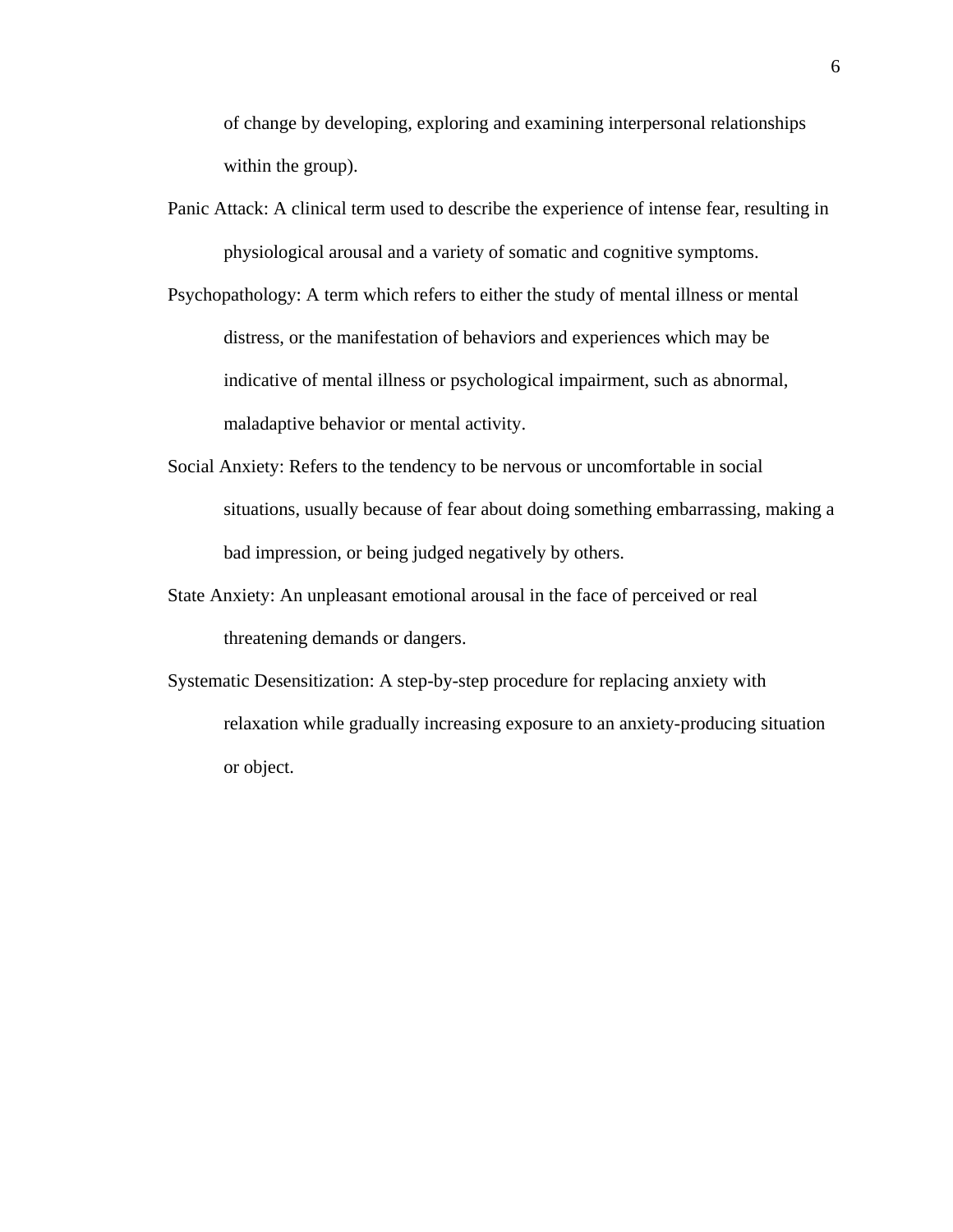of change by developing, exploring and examining interpersonal relationships within the group).

Panic Attack: A clinical term used to describe the experience of intense fear, resulting in physiological arousal and a variety of somatic and cognitive symptoms.

Psychopathology: A term which refers to either the study of mental illness or mental distress, or the manifestation of behaviors and experiences which may be indicative of mental illness or psychological impairment, such as abnormal, maladaptive behavior or mental activity.

Social Anxiety: Refers to the tendency to be nervous or uncomfortable in social situations, usually because of fear about doing something embarrassing, making a bad impression, or being judged negatively by others.

State Anxiety: An unpleasant emotional arousal in the face of perceived or real threatening demands or dangers.

Systematic Desensitization: A step-by-step procedure for replacing anxiety with relaxation while gradually increasing exposure to an anxiety-producing situation or object.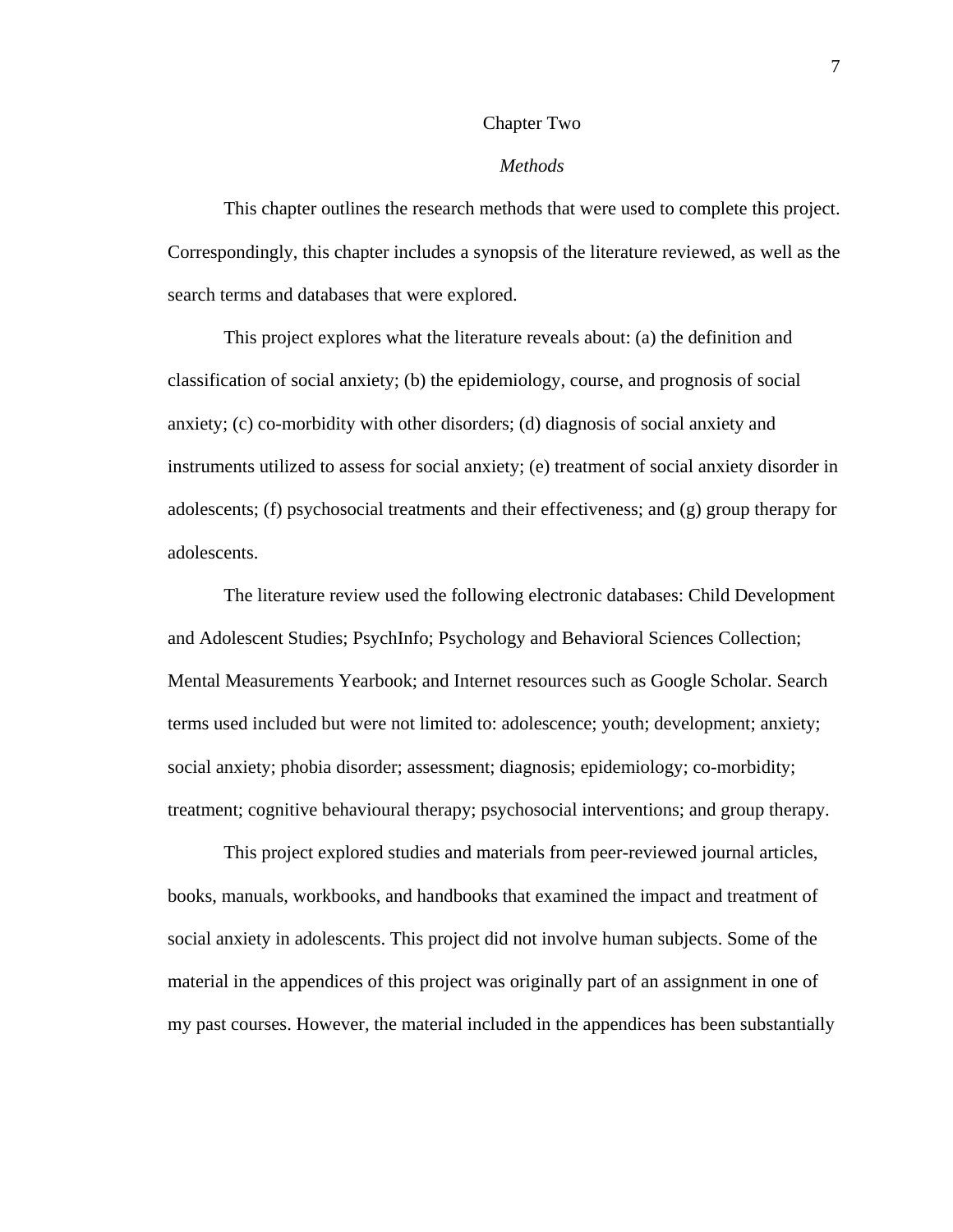# Chapter Two

## *Methods*

This chapter outlines the research methods that were used to complete this project. Correspondingly, this chapter includes a synopsis of the literature reviewed, as well as the search terms and databases that were explored.

This project explores what the literature reveals about: (a) the definition and classification of social anxiety; (b) the epidemiology, course, and prognosis of social anxiety; (c) co-morbidity with other disorders; (d) diagnosis of social anxiety and instruments utilized to assess for social anxiety; (e) treatment of social anxiety disorder in adolescents; (f) psychosocial treatments and their effectiveness; and (g) group therapy for adolescents.

The literature review used the following electronic databases: Child Development and Adolescent Studies; PsychInfo; Psychology and Behavioral Sciences Collection; Mental Measurements Yearbook; and Internet resources such as Google Scholar. Search terms used included but were not limited to: adolescence; youth; development; anxiety; social anxiety; phobia disorder; assessment; diagnosis; epidemiology; co-morbidity; treatment; cognitive behavioural therapy; psychosocial interventions; and group therapy.

This project explored studies and materials from peer-reviewed journal articles, books, manuals, workbooks, and handbooks that examined the impact and treatment of social anxiety in adolescents. This project did not involve human subjects. Some of the material in the appendices of this project was originally part of an assignment in one of my past courses. However, the material included in the appendices has been substantially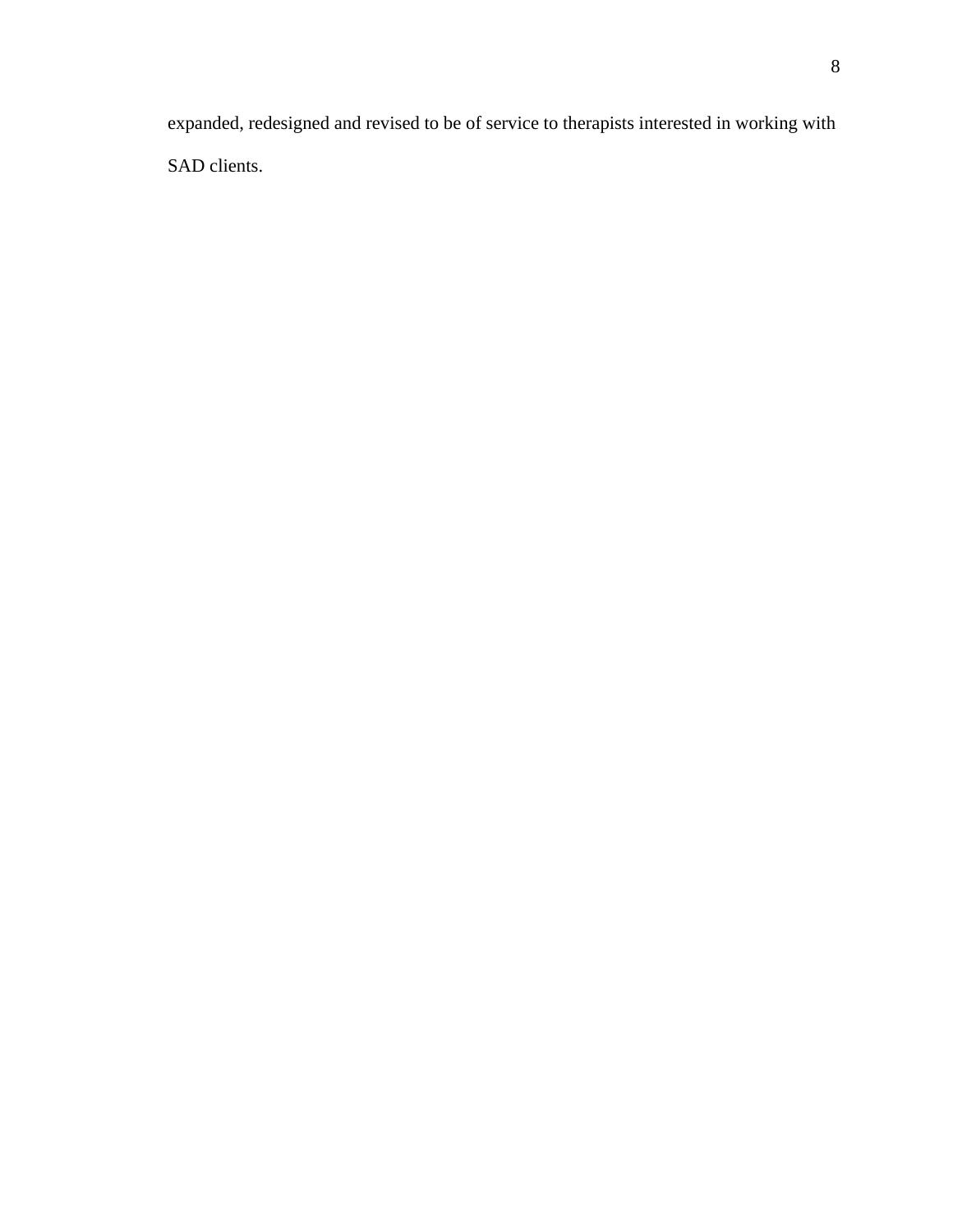expanded, redesigned and revised to be of service to therapists interested in working with SAD clients.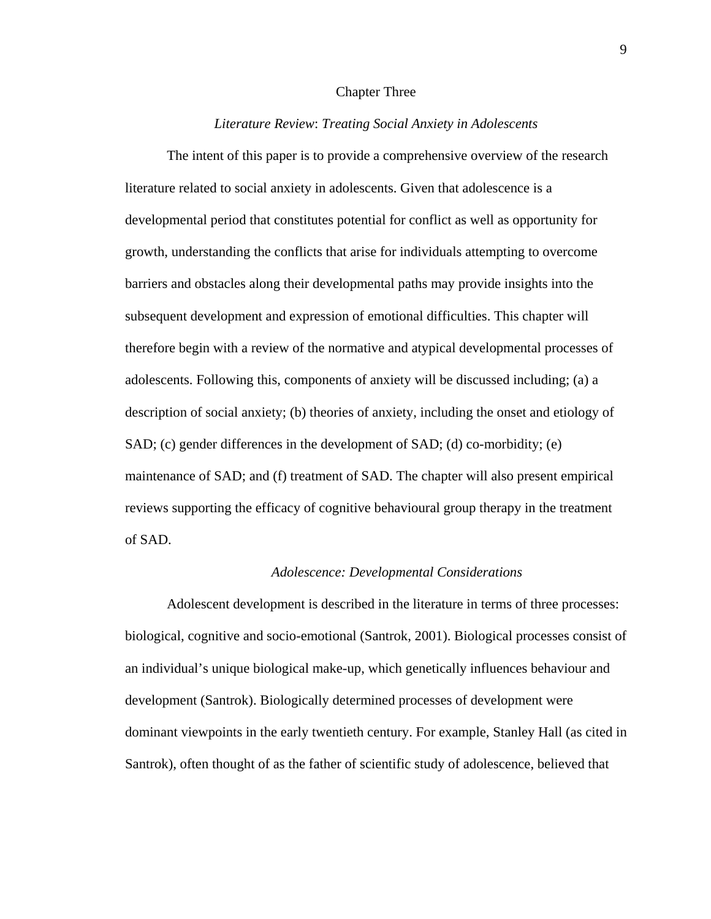# Chapter Three

## *Literature Review*: *Treating Social Anxiety in Adolescents*

The intent of this paper is to provide a comprehensive overview of the research literature related to social anxiety in adolescents. Given that adolescence is a developmental period that constitutes potential for conflict as well as opportunity for growth, understanding the conflicts that arise for individuals attempting to overcome barriers and obstacles along their developmental paths may provide insights into the subsequent development and expression of emotional difficulties. This chapter will therefore begin with a review of the normative and atypical developmental processes of adolescents. Following this, components of anxiety will be discussed including; (a) a description of social anxiety; (b) theories of anxiety, including the onset and etiology of SAD; (c) gender differences in the development of SAD; (d) co-morbidity; (e) maintenance of SAD; and (f) treatment of SAD. The chapter will also present empirical reviews supporting the efficacy of cognitive behavioural group therapy in the treatment of SAD.

### *Adolescence: Developmental Considerations*

Adolescent development is described in the literature in terms of three processes: biological, cognitive and socio-emotional (Santrok, 2001). Biological processes consist of an individual's unique biological make-up, which genetically influences behaviour and development (Santrok). Biologically determined processes of development were dominant viewpoints in the early twentieth century. For example, Stanley Hall (as cited in Santrok), often thought of as the father of scientific study of adolescence, believed that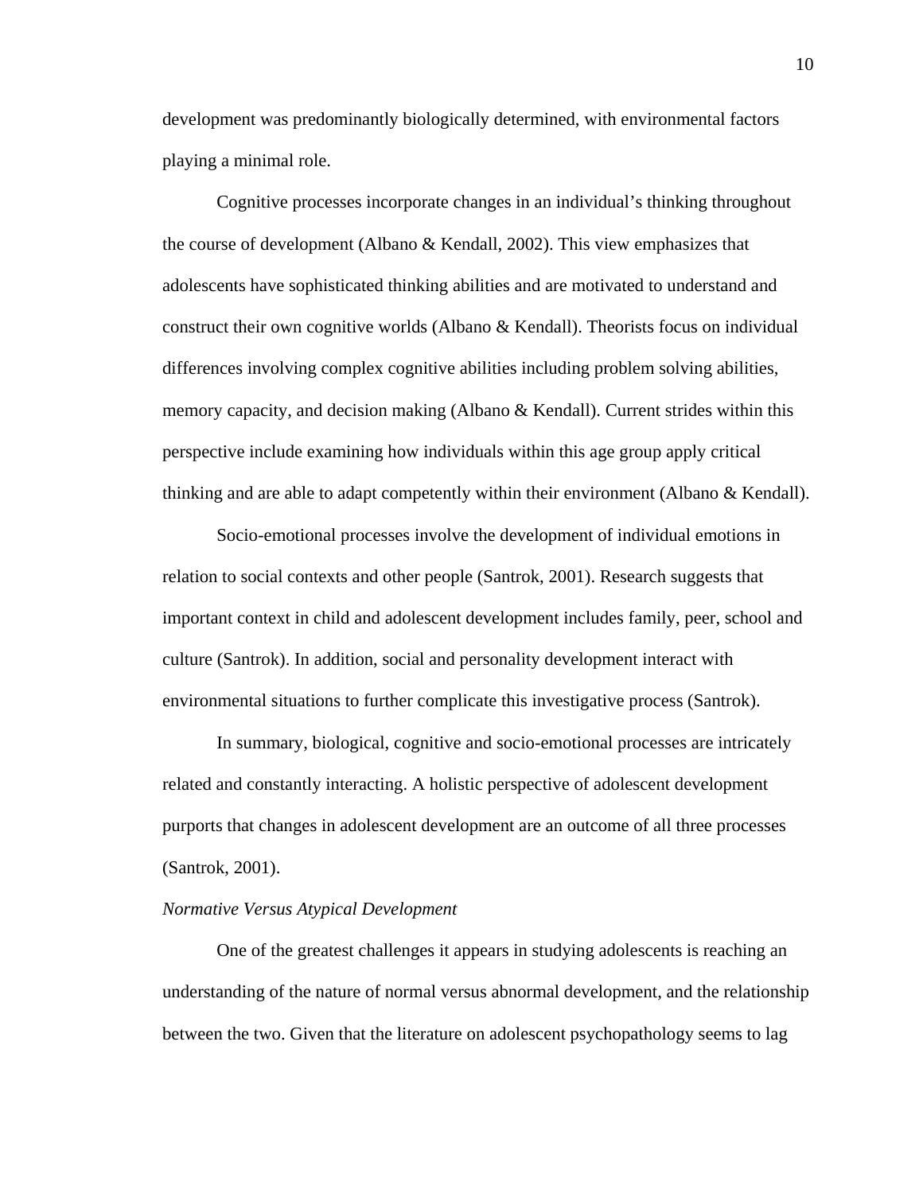development was predominantly biologically determined, with environmental factors playing a minimal role.

Cognitive processes incorporate changes in an individual's thinking throughout the course of development (Albano & Kendall, 2002). This view emphasizes that adolescents have sophisticated thinking abilities and are motivated to understand and construct their own cognitive worlds (Albano & Kendall). Theorists focus on individual differences involving complex cognitive abilities including problem solving abilities, memory capacity, and decision making (Albano & Kendall). Current strides within this perspective include examining how individuals within this age group apply critical thinking and are able to adapt competently within their environment (Albano & Kendall).

Socio-emotional processes involve the development of individual emotions in relation to social contexts and other people (Santrok, 2001). Research suggests that important context in child and adolescent development includes family, peer, school and culture (Santrok). In addition, social and personality development interact with environmental situations to further complicate this investigative process (Santrok).

In summary, biological, cognitive and socio-emotional processes are intricately related and constantly interacting. A holistic perspective of adolescent development purports that changes in adolescent development are an outcome of all three processes (Santrok, 2001).

*Normative Versus Atypical Development*

One of the greatest challenges it appears in studying adolescents is reaching an understanding of the nature of normal versus abnormal development, and the relationship between the two. Given that the literature on adolescent psychopathology seems to lag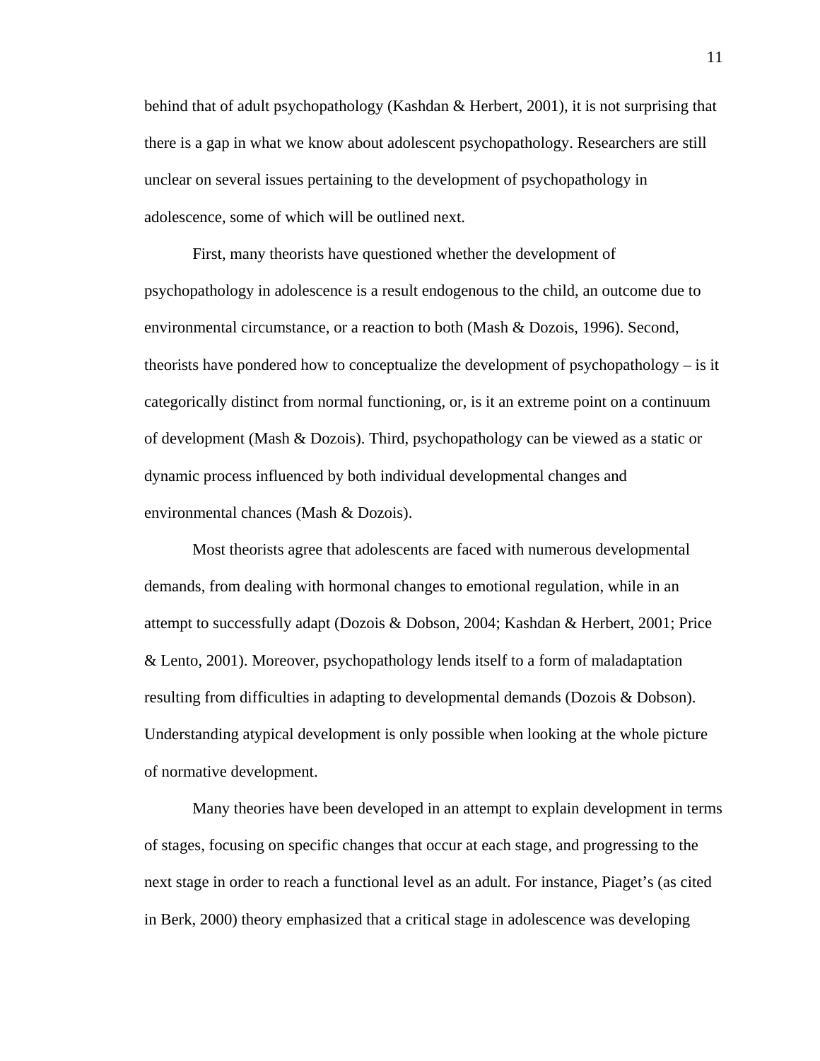behind that of adult psychopathology (Kashdan & Herbert, 2001), it is not surprising that there is a gap in what we know about adolescent psychopathology. Researchers are still unclear on several issues pertaining to the development of psychopathology in adolescence, some of which will be outlined next.

First, many theorists have questioned whether the development of psychopathology in adolescence is a result endogenous to the child, an outcome due to environmental circumstance, or a reaction to both (Mash & Dozois, 1996). Second, theorists have pondered how to conceptualize the development of psychopathology – is it categorically distinct from normal functioning, or, is it an extreme point on a continuum of development (Mash & Dozois). Third, psychopathology can be viewed as a static or dynamic process influenced by both individual developmental changes and environmental chances (Mash & Dozois).

Most theorists agree that adolescents are faced with numerous developmental demands, from dealing with hormonal changes to emotional regulation, while in an attempt to successfully adapt (Dozois & Dobson, 2004; Kashdan & Herbert, 2001; Price & Lento, 2001). Moreover, psychopathology lends itself to a form of maladaptation resulting from difficulties in adapting to developmental demands (Dozois & Dobson). Understanding atypical development is only possible when looking at the whole picture of normative development.

Many theories have been developed in an attempt to explain development in terms of stages, focusing on specific changes that occur at each stage, and progressing to the next stage in order to reach a functional level as an adult. For instance, Piaget's (as cited in Berk, 2000) theory emphasized that a critical stage in adolescence was developing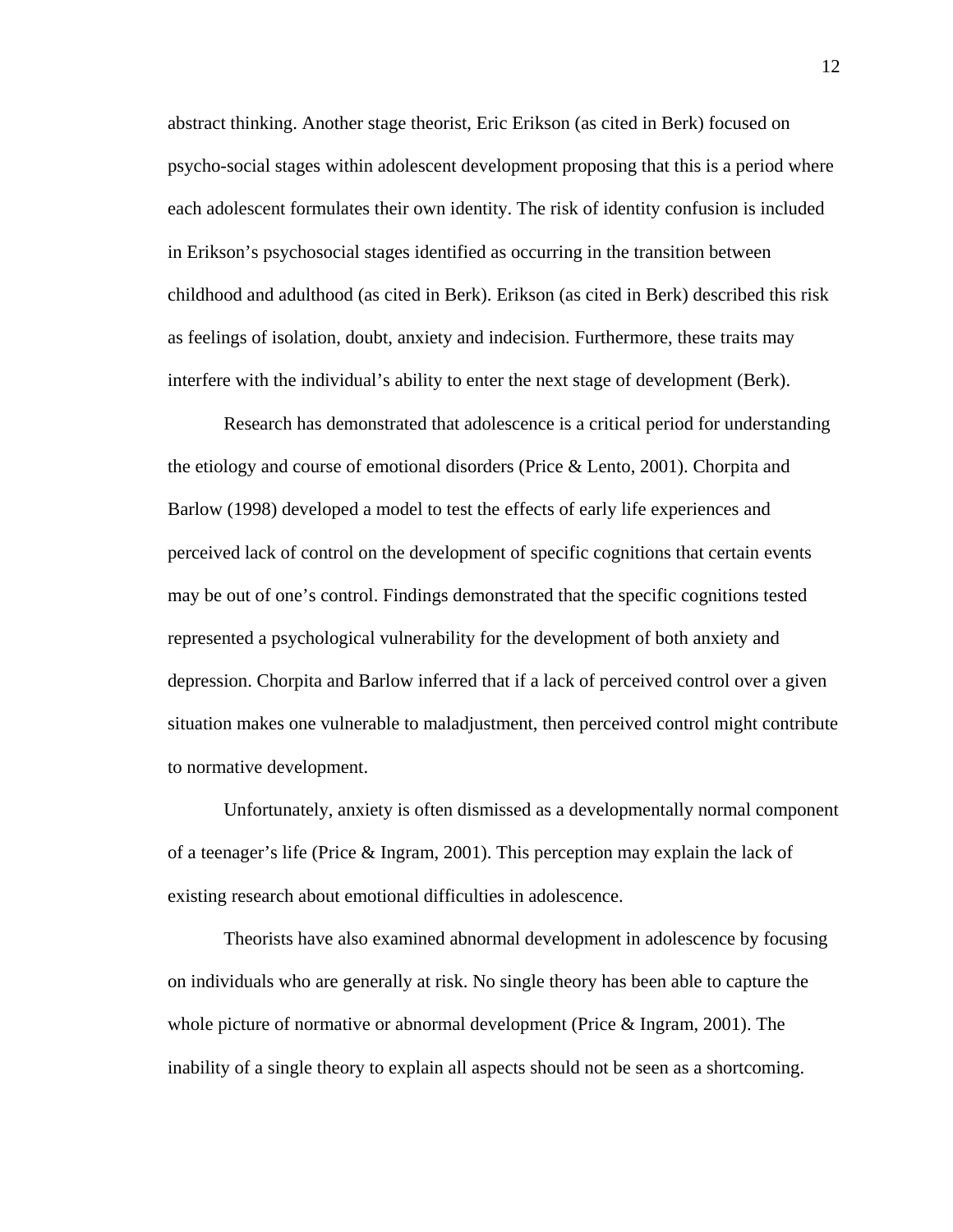abstract thinking. Another stage theorist, Eric Erikson (as cited in Berk) focused on psycho-social stages within adolescent development proposing that this is a period where each adolescent formulates their own identity. The risk of identity confusion is included in Erikson's psychosocial stages identified as occurring in the transition between childhood and adulthood (as cited in Berk). Erikson (as cited in Berk) described this risk as feelings of isolation, doubt, anxiety and indecision. Furthermore, these traits may interfere with the individual's ability to enter the next stage of development (Berk).

Research has demonstrated that adolescence is a critical period for understanding the etiology and course of emotional disorders (Price & Lento, 2001). Chorpita and Barlow (1998) developed a model to test the effects of early life experiences and perceived lack of control on the development of specific cognitions that certain events may be out of one's control. Findings demonstrated that the specific cognitions tested represented a psychological vulnerability for the development of both anxiety and depression. Chorpita and Barlow inferred that if a lack of perceived control over a given situation makes one vulnerable to maladjustment, then perceived control might contribute to normative development.

Unfortunately, anxiety is often dismissed as a developmentally normal component of a teenager's life (Price & Ingram, 2001). This perception may explain the lack of existing research about emotional difficulties in adolescence.

Theorists have also examined abnormal development in adolescence by focusing on individuals who are generally at risk. No single theory has been able to capture the whole picture of normative or abnormal development (Price & Ingram, 2001). The inability of a single theory to explain all aspects should not be seen as a shortcoming.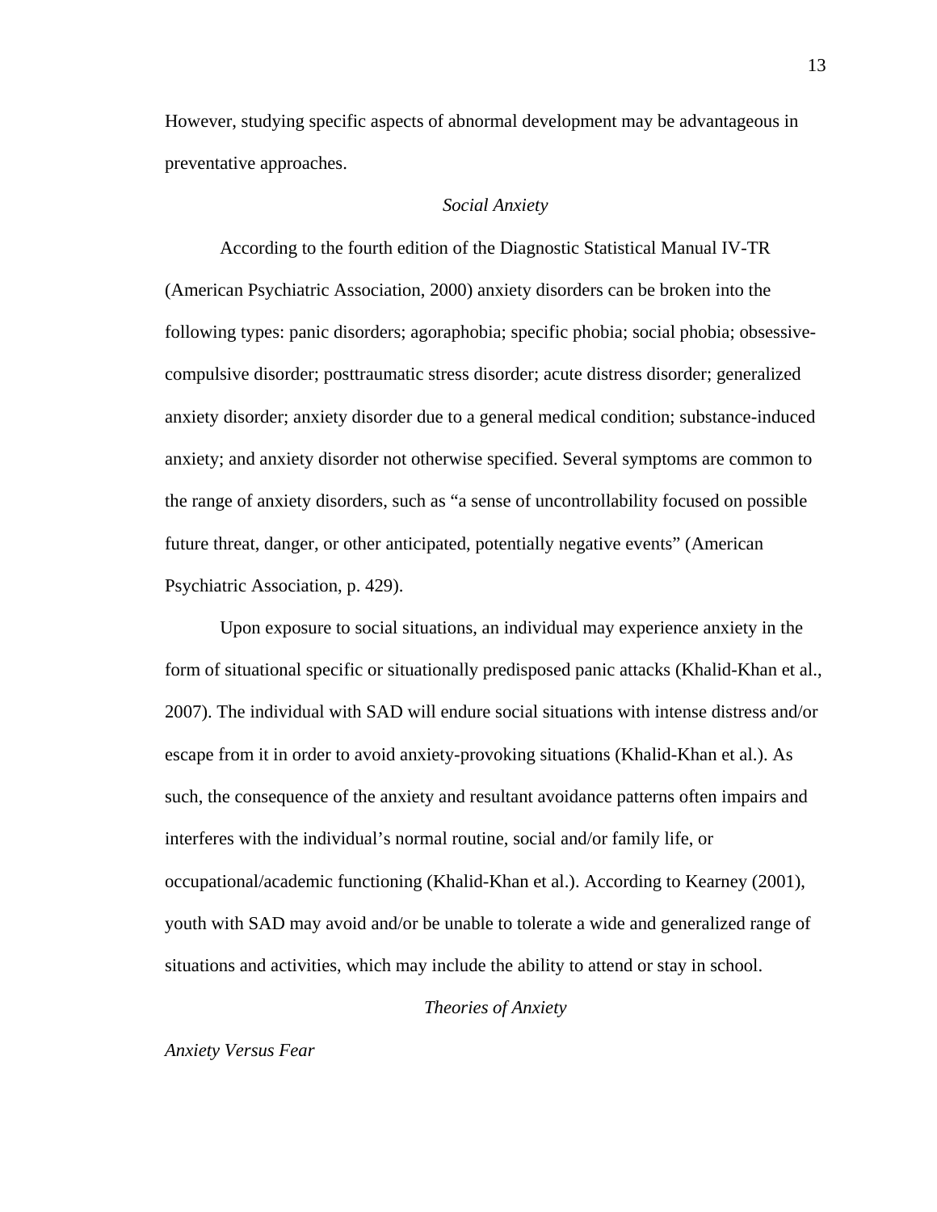However, studying specific aspects of abnormal development may be advantageous in preventative approaches.

## *Social Anxiety*

According to the fourth edition of the Diagnostic Statistical Manual IV-TR (American Psychiatric Association, 2000) anxiety disorders can be broken into the following types: panic disorders; agoraphobia; specific phobia; social phobia; obsessive-compulsive disorder; posttraumatic stress disorder; acute distress disorder; generalized anxiety disorder; anxiety disorder due to a general medical condition; substance-induced anxiety; and anxiety disorder not otherwise specified. Several symptoms are common to the range of anxiety disorders, such as “a sense of uncontrollability focused on possible future threat, danger, or other anticipated, potentially negative events” (American Psychiatric Association, p. 429).

Upon exposure to social situations, an individual may experience anxiety in the form of situational specific or situationally predisposed panic attacks (Khalid-Khan et al., 2007). The individual with SAD will endure social situations with intense distress and/or escape from it in order to avoid anxiety-provoking situations (Khalid-Khan et al.). As such, the consequence of the anxiety and resultant avoidance patterns often impairs and interferes with the individual’s normal routine, social and/or family life, or occupational/academic functioning (Khalid-Khan et al.). According to Kearney (2001), youth with SAD may avoid and/or be unable to tolerate a wide and generalized range of situations and activities, which may include the ability to attend or stay in school.

## *Theories of Anxiety*

### *Anxiety Versus Fear*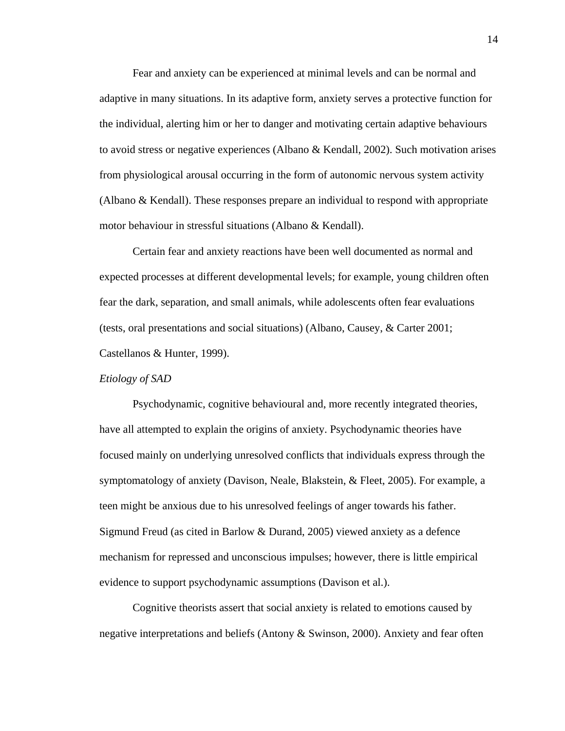Fear and anxiety can be experienced at minimal levels and can be normal and adaptive in many situations. In its adaptive form, anxiety serves a protective function for the individual, alerting him or her to danger and motivating certain adaptive behaviours to avoid stress or negative experiences (Albano & Kendall, 2002). Such motivation arises from physiological arousal occurring in the form of autonomic nervous system activity (Albano & Kendall). These responses prepare an individual to respond with appropriate motor behaviour in stressful situations (Albano & Kendall).

Certain fear and anxiety reactions have been well documented as normal and expected processes at different developmental levels; for example, young children often fear the dark, separation, and small animals, while adolescents often fear evaluations (tests, oral presentations and social situations) (Albano, Causey, & Carter 2001; Castellanos & Hunter, 1999).

*Etiology of SAD*

Psychodynamic, cognitive behavioural and, more recently integrated theories, have all attempted to explain the origins of anxiety. Psychodynamic theories have focused mainly on underlying unresolved conflicts that individuals express through the symptomatology of anxiety (Davison, Neale, Blakstein, & Fleet, 2005). For example, a teen might be anxious due to his unresolved feelings of anger towards his father. Sigmund Freud (as cited in Barlow & Durand, 2005) viewed anxiety as a defence mechanism for repressed and unconscious impulses; however, there is little empirical evidence to support psychodynamic assumptions (Davison et al.).

Cognitive theorists assert that social anxiety is related to emotions caused by negative interpretations and beliefs (Antony & Swinson, 2000). Anxiety and fear often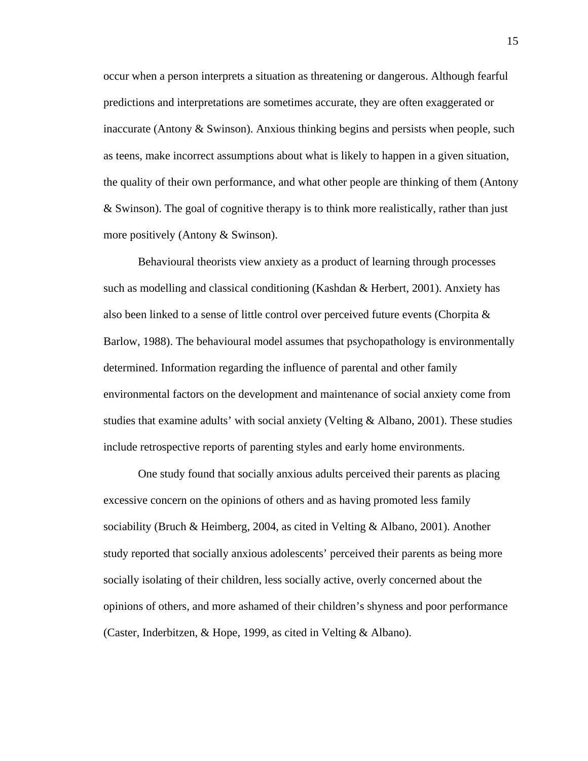occur when a person interprets a situation as threatening or dangerous. Although fearful predictions and interpretations are sometimes accurate, they are often exaggerated or inaccurate (Antony & Swinson). Anxious thinking begins and persists when people, such as teens, make incorrect assumptions about what is likely to happen in a given situation, the quality of their own performance, and what other people are thinking of them (Antony & Swinson). The goal of cognitive therapy is to think more realistically, rather than just more positively (Antony & Swinson).

Behavioural theorists view anxiety as a product of learning through processes such as modelling and classical conditioning (Kashdan & Herbert, 2001). Anxiety has also been linked to a sense of little control over perceived future events (Chorpita & Barlow, 1988). The behavioural model assumes that psychopathology is environmentally determined. Information regarding the influence of parental and other family environmental factors on the development and maintenance of social anxiety come from studies that examine adults' with social anxiety (Velting & Albano, 2001). These studies include retrospective reports of parenting styles and early home environments.

One study found that socially anxious adults perceived their parents as placing excessive concern on the opinions of others and as having promoted less family sociability (Bruch & Heimberg, 2004, as cited in Velting & Albano, 2001). Another study reported that socially anxious adolescents' perceived their parents as being more socially isolating of their children, less socially active, overly concerned about the opinions of others, and more ashamed of their children's shyness and poor performance (Caster, Inderbitzen, & Hope, 1999, as cited in Velting & Albano).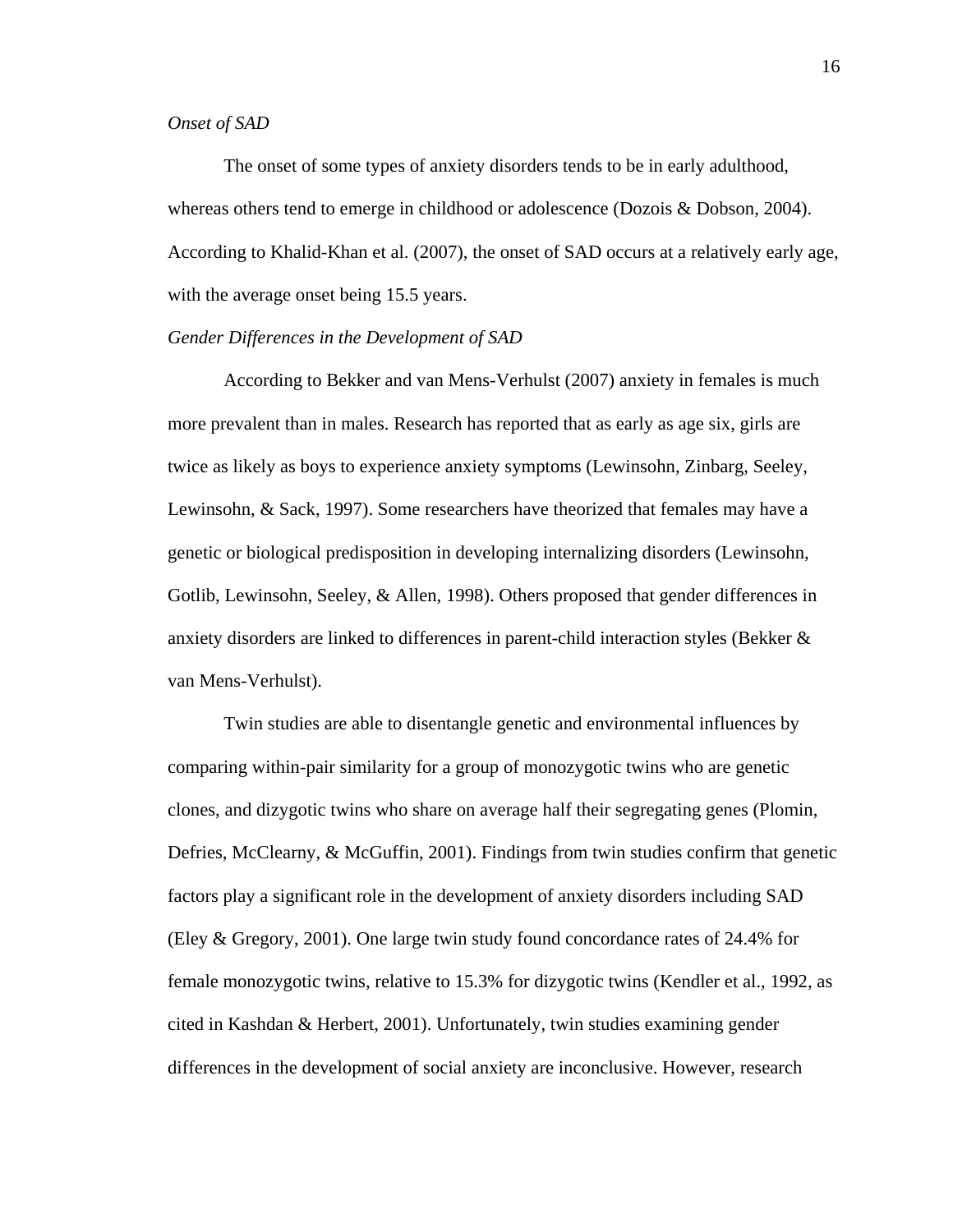*Onset of SAD*

The onset of some types of anxiety disorders tends to be in early adulthood, whereas others tend to emerge in childhood or adolescence (Dozois & Dobson, 2004). According to Khalid-Khan et al. (2007), the onset of SAD occurs at a relatively early age, with the average onset being 15.5 years.

*Gender Differences in the Development of SAD*

According to Bekker and van Mens-Verhulst (2007) anxiety in females is much more prevalent than in males. Research has reported that as early as age six, girls are twice as likely as boys to experience anxiety symptoms (Lewinsohn, Zinbarg, Seeley, Lewinsohn, & Sack, 1997). Some researchers have theorized that females may have a genetic or biological predisposition in developing internalizing disorders (Lewinsohn, Gotlib, Lewinsohn, Seeley, & Allen, 1998). Others proposed that gender differences in anxiety disorders are linked to differences in parent-child interaction styles (Bekker & van Mens-Verhulst).

Twin studies are able to disentangle genetic and environmental influences by comparing within-pair similarity for a group of monozygotic twins who are genetic clones, and dizygotic twins who share on average half their segregating genes (Plomin, Defries, McClearny, & McGuffin, 2001). Findings from twin studies confirm that genetic factors play a significant role in the development of anxiety disorders including SAD (Eley & Gregory, 2001). One large twin study found concordance rates of 24.4% for female monozygotic twins, relative to 15.3% for dizygotic twins (Kendler et al., 1992, as cited in Kashdan & Herbert, 2001). Unfortunately, twin studies examining gender differences in the development of social anxiety are inconclusive. However, research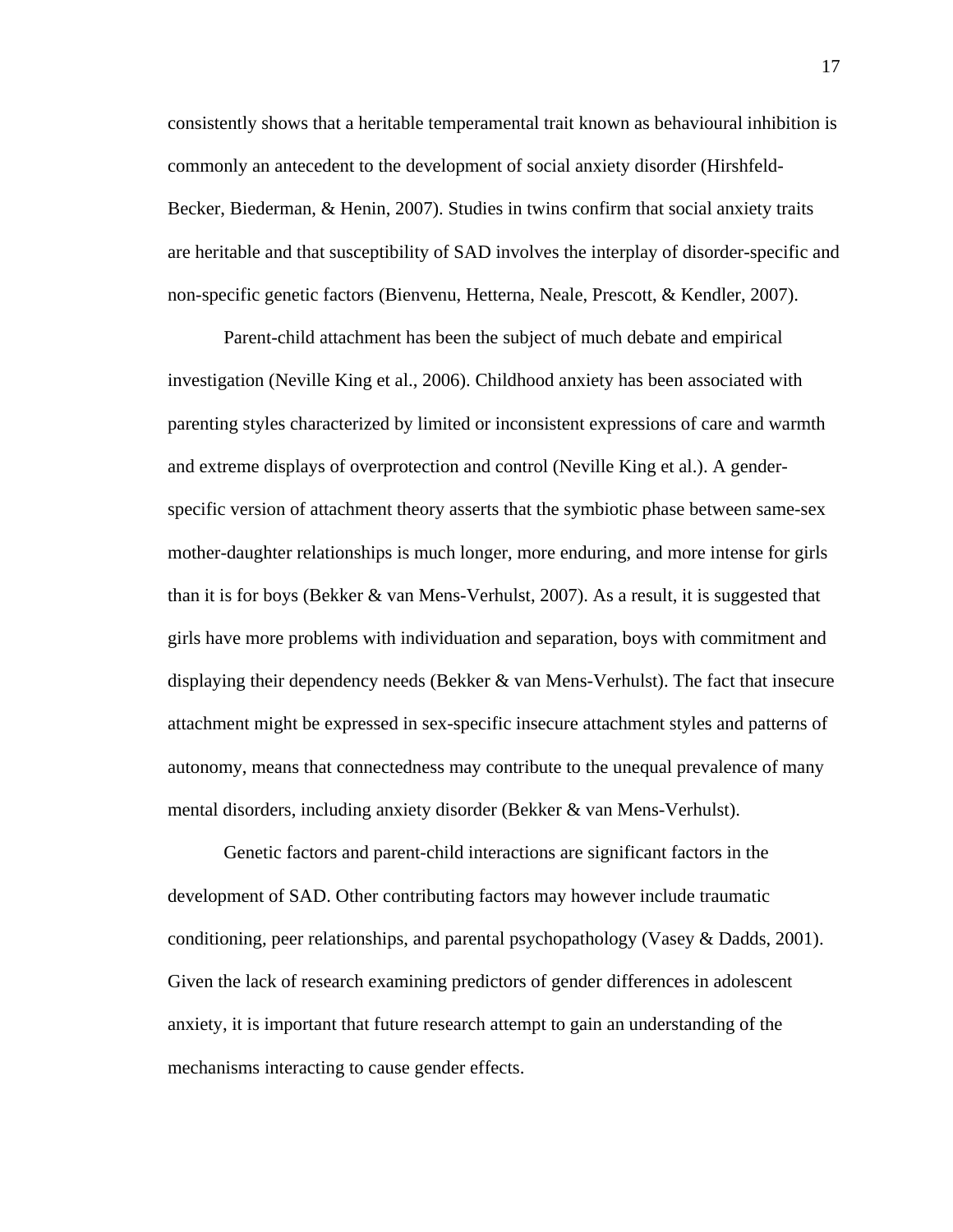consistently shows that a heritable temperamental trait known as behavioural inhibition is commonly an antecedent to the development of social anxiety disorder (Hirshfeld-Becker, Biederman, & Henin, 2007). Studies in twins confirm that social anxiety traits are heritable and that susceptibility of SAD involves the interplay of disorder-specific and non-specific genetic factors (Bienvenu, Hetterna, Neale, Prescott, & Kendler, 2007).

Parent-child attachment has been the subject of much debate and empirical investigation (Neville King et al., 2006). Childhood anxiety has been associated with parenting styles characterized by limited or inconsistent expressions of care and warmth and extreme displays of overprotection and control (Neville King et al.). A gender-specific version of attachment theory asserts that the symbiotic phase between same-sex mother-daughter relationships is much longer, more enduring, and more intense for girls than it is for boys (Bekker & van Mens-Verhulst, 2007). As a result, it is suggested that girls have more problems with individuation and separation, boys with commitment and displaying their dependency needs (Bekker & van Mens-Verhulst). The fact that insecure attachment might be expressed in sex-specific insecure attachment styles and patterns of autonomy, means that connectedness may contribute to the unequal prevalence of many mental disorders, including anxiety disorder (Bekker & van Mens-Verhulst).

Genetic factors and parent-child interactions are significant factors in the development of SAD. Other contributing factors may however include traumatic conditioning, peer relationships, and parental psychopathology (Vasey & Dadds, 2001). Given the lack of research examining predictors of gender differences in adolescent anxiety, it is important that future research attempt to gain an understanding of the mechanisms interacting to cause gender effects.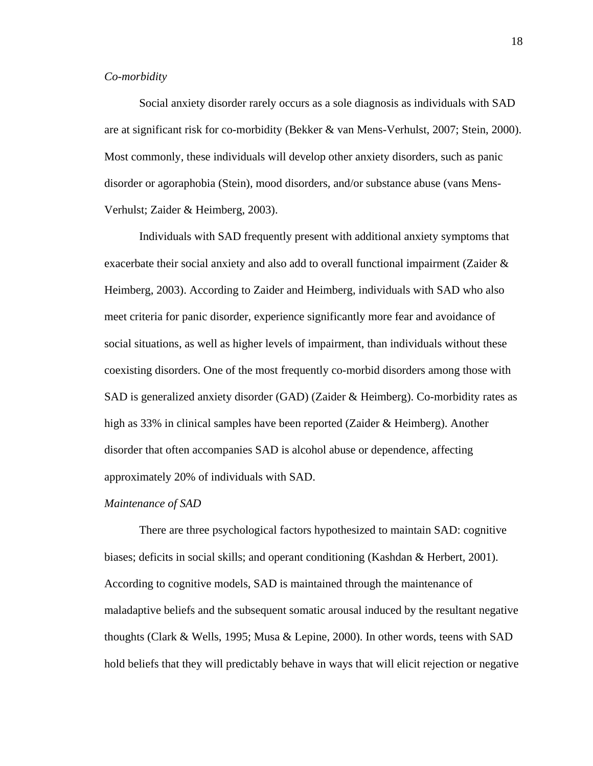*Co-morbidity*

Social anxiety disorder rarely occurs as a sole diagnosis as individuals with SAD are at significant risk for co-morbidity (Bekker & van Mens-Verhulst, 2007; Stein, 2000). Most commonly, these individuals will develop other anxiety disorders, such as panic disorder or agoraphobia (Stein), mood disorders, and/or substance abuse (vans Mens-Verhulst; Zaider & Heimberg, 2003).

Individuals with SAD frequently present with additional anxiety symptoms that exacerbate their social anxiety and also add to overall functional impairment (Zaider & Heimberg, 2003). According to Zaider and Heimberg, individuals with SAD who also meet criteria for panic disorder, experience significantly more fear and avoidance of social situations, as well as higher levels of impairment, than individuals without these coexisting disorders. One of the most frequently co-morbid disorders among those with SAD is generalized anxiety disorder (GAD) (Zaider & Heimberg). Co-morbidity rates as high as 33% in clinical samples have been reported (Zaider & Heimberg). Another disorder that often accompanies SAD is alcohol abuse or dependence, affecting approximately 20% of individuals with SAD.

*Maintenance of SAD*

There are three psychological factors hypothesized to maintain SAD: cognitive biases; deficits in social skills; and operant conditioning (Kashdan & Herbert, 2001). According to cognitive models, SAD is maintained through the maintenance of maladaptive beliefs and the subsequent somatic arousal induced by the resultant negative thoughts (Clark & Wells, 1995; Musa & Lepine, 2000). In other words, teens with SAD hold beliefs that they will predictably behave in ways that will elicit rejection or negative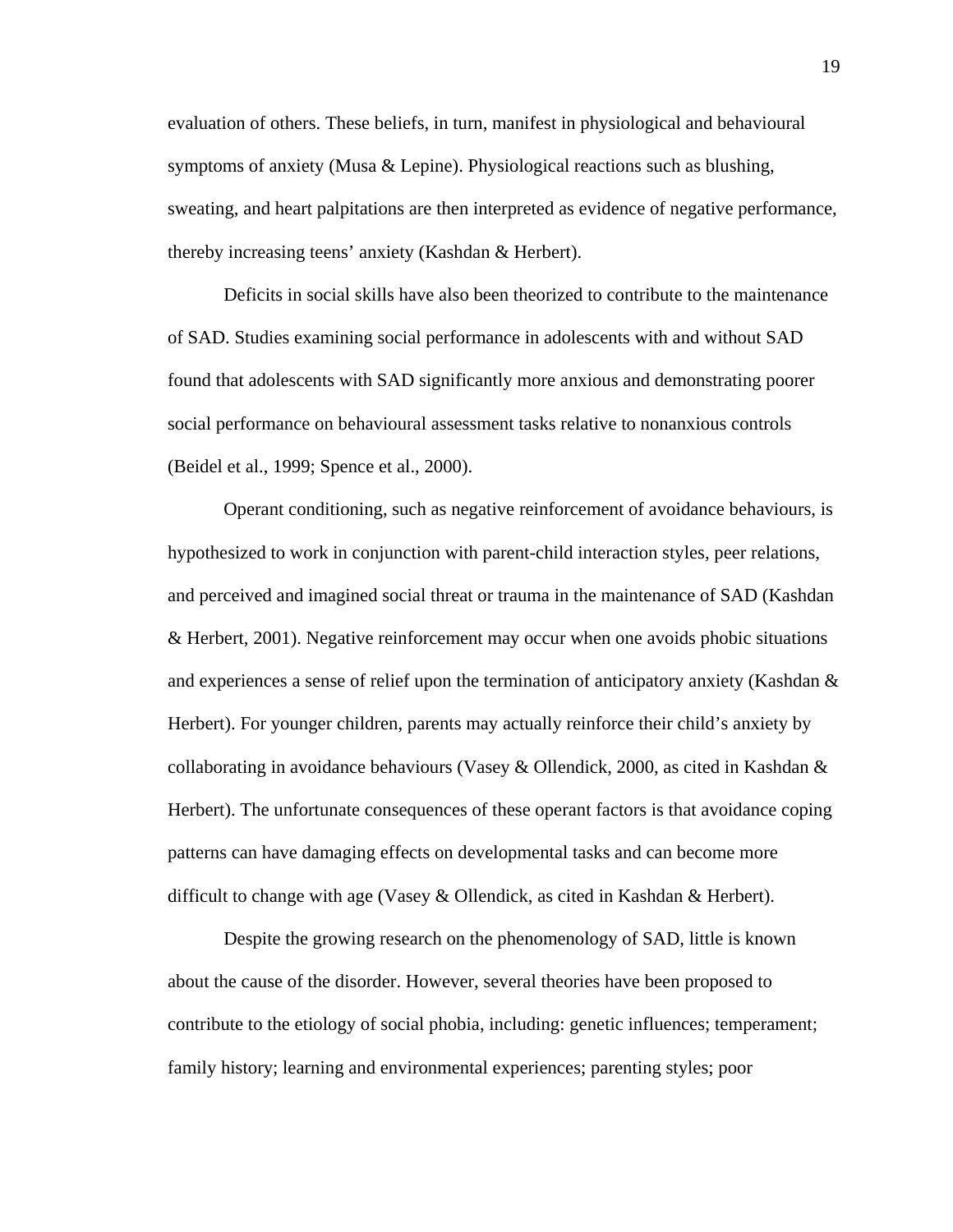evaluation of others. These beliefs, in turn, manifest in physiological and behavioural symptoms of anxiety (Musa & Lepine). Physiological reactions such as blushing, sweating, and heart palpitations are then interpreted as evidence of negative performance, thereby increasing teens' anxiety (Kashdan & Herbert).

Deficits in social skills have also been theorized to contribute to the maintenance of SAD. Studies examining social performance in adolescents with and without SAD found that adolescents with SAD significantly more anxious and demonstrating poorer social performance on behavioural assessment tasks relative to nonanxious controls (Beidel et al., 1999; Spence et al., 2000).

Operant conditioning, such as negative reinforcement of avoidance behaviours, is hypothesized to work in conjunction with parent-child interaction styles, peer relations, and perceived and imagined social threat or trauma in the maintenance of SAD (Kashdan & Herbert, 2001). Negative reinforcement may occur when one avoids phobic situations and experiences a sense of relief upon the termination of anticipatory anxiety (Kashdan & Herbert). For younger children, parents may actually reinforce their child's anxiety by collaborating in avoidance behaviours (Vasey & Ollendick, 2000, as cited in Kashdan & Herbert). The unfortunate consequences of these operant factors is that avoidance coping patterns can have damaging effects on developmental tasks and can become more difficult to change with age (Vasey & Ollendick, as cited in Kashdan & Herbert).

Despite the growing research on the phenomenology of SAD, little is known about the cause of the disorder. However, several theories have been proposed to contribute to the etiology of social phobia, including: genetic influences; temperament; family history; learning and environmental experiences; parenting styles; poor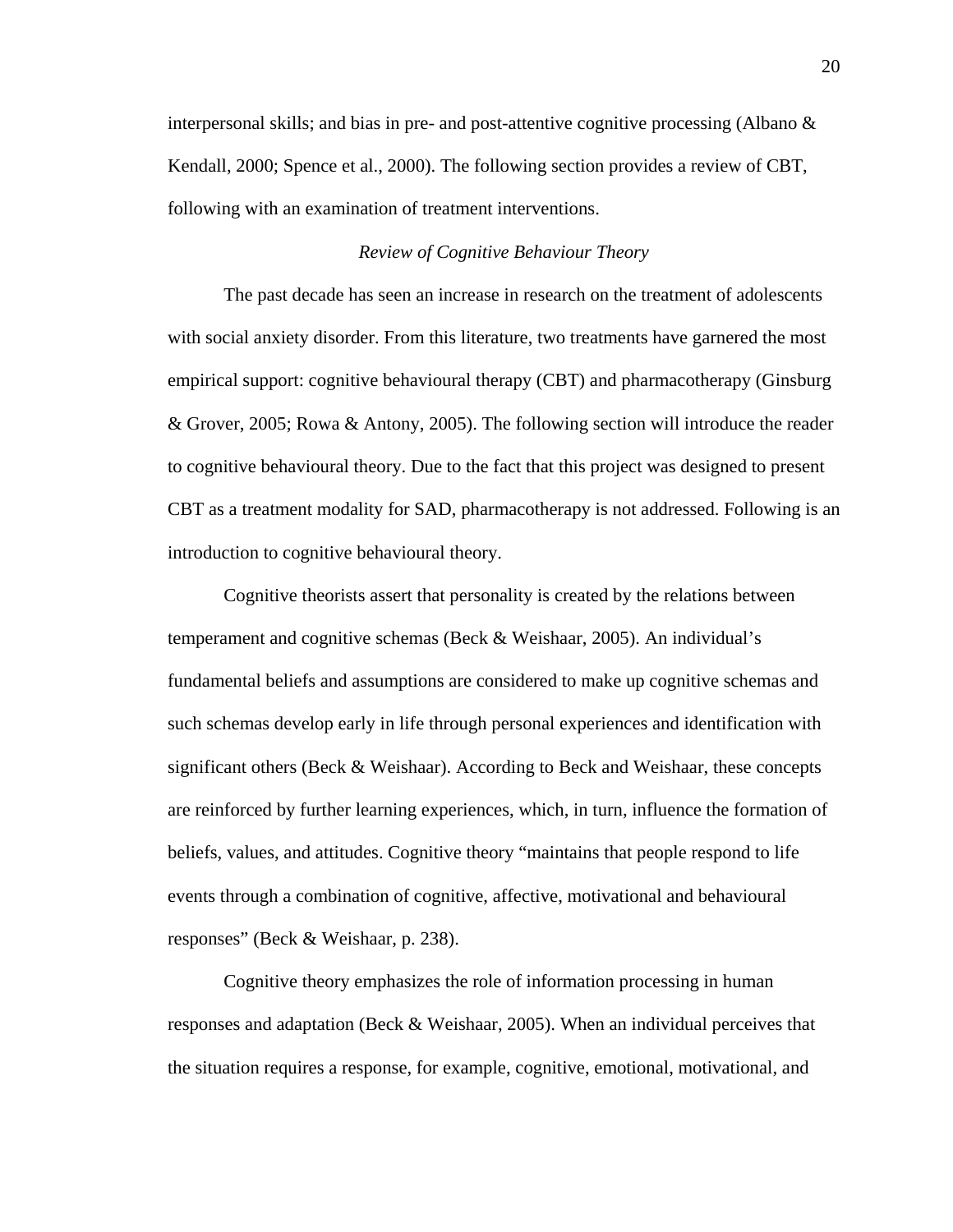interpersonal skills; and bias in pre- and post-attentive cognitive processing (Albano & Kendall, 2000; Spence et al., 2000). The following section provides a review of CBT, following with an examination of treatment interventions.

### *Review of Cognitive Behaviour Theory*

The past decade has seen an increase in research on the treatment of adolescents with social anxiety disorder. From this literature, two treatments have garnered the most empirical support: cognitive behavioural therapy (CBT) and pharmacotherapy (Ginsburg & Grover, 2005; Rowa & Antony, 2005). The following section will introduce the reader to cognitive behavioural theory. Due to the fact that this project was designed to present CBT as a treatment modality for SAD, pharmacotherapy is not addressed. Following is an introduction to cognitive behavioural theory.

Cognitive theorists assert that personality is created by the relations between temperament and cognitive schemas (Beck & Weishaar, 2005). An individual's fundamental beliefs and assumptions are considered to make up cognitive schemas and such schemas develop early in life through personal experiences and identification with significant others (Beck & Weishaar). According to Beck and Weishaar, these concepts are reinforced by further learning experiences, which, in turn, influence the formation of beliefs, values, and attitudes. Cognitive theory "maintains that people respond to life events through a combination of cognitive, affective, motivational and behavioural responses" (Beck & Weishaar, p. 238).

Cognitive theory emphasizes the role of information processing in human responses and adaptation (Beck & Weishaar, 2005). When an individual perceives that the situation requires a response, for example, cognitive, emotional, motivational, and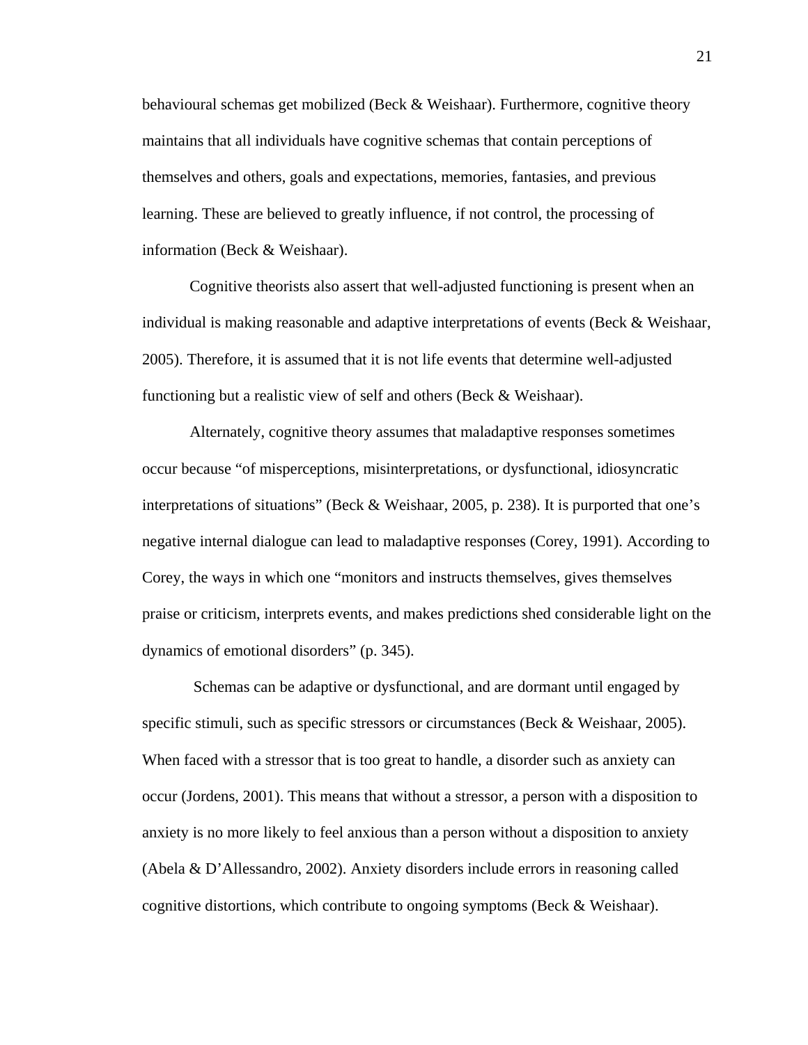behavioural schemas get mobilized (Beck & Weishaar). Furthermore, cognitive theory maintains that all individuals have cognitive schemas that contain perceptions of themselves and others, goals and expectations, memories, fantasies, and previous learning. These are believed to greatly influence, if not control, the processing of information (Beck & Weishaar).

Cognitive theorists also assert that well-adjusted functioning is present when an individual is making reasonable and adaptive interpretations of events (Beck & Weishaar, 2005). Therefore, it is assumed that it is not life events that determine well-adjusted functioning but a realistic view of self and others (Beck & Weishaar).

Alternately, cognitive theory assumes that maladaptive responses sometimes occur because “of misperceptions, misinterpretations, or dysfunctional, idiosyncratic interpretations of situations” (Beck & Weishaar, 2005, p. 238). It is purported that one’s negative internal dialogue can lead to maladaptive responses (Corey, 1991). According to Corey, the ways in which one “monitors and instructs themselves, gives themselves praise or criticism, interprets events, and makes predictions shed considerable light on the dynamics of emotional disorders” (p. 345).

Schemas can be adaptive or dysfunctional, and are dormant until engaged by specific stimuli, such as specific stressors or circumstances (Beck & Weishaar, 2005). When faced with a stressor that is too great to handle, a disorder such as anxiety can occur (Jordens, 2001). This means that without a stressor, a person with a disposition to anxiety is no more likely to feel anxious than a person without a disposition to anxiety (Abela & D’Allessandro, 2002). Anxiety disorders include errors in reasoning called cognitive distortions, which contribute to ongoing symptoms (Beck & Weishaar).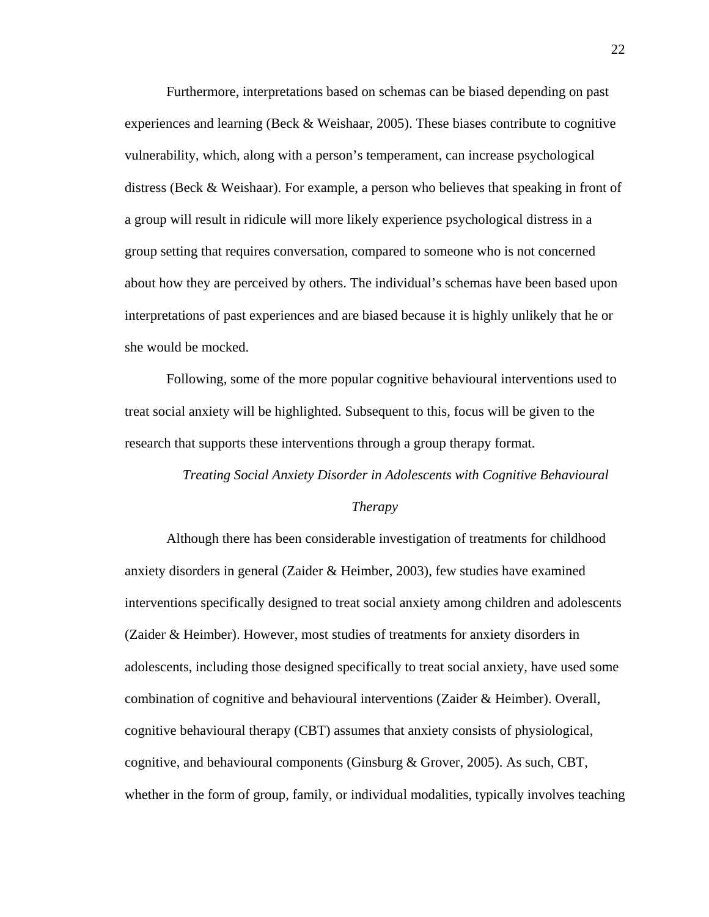Furthermore, interpretations based on schemas can be biased depending on past experiences and learning (Beck & Weishaar, 2005). These biases contribute to cognitive vulnerability, which, along with a person's temperament, can increase psychological distress (Beck & Weishaar). For example, a person who believes that speaking in front of a group will result in ridicule will more likely experience psychological distress in a group setting that requires conversation, compared to someone who is not concerned about how they are perceived by others. The individual's schemas have been based upon interpretations of past experiences and are biased because it is highly unlikely that he or she would be mocked.

Following, some of the more popular cognitive behavioural interventions used to treat social anxiety will be highlighted. Subsequent to this, focus will be given to the research that supports these interventions through a group therapy format.

### *Treating Social Anxiety Disorder in Adolescents with Cognitive Behavioural Therapy*

Although there has been considerable investigation of treatments for childhood anxiety disorders in general (Zaider & Heimber, 2003), few studies have examined interventions specifically designed to treat social anxiety among children and adolescents (Zaider & Heimber). However, most studies of treatments for anxiety disorders in adolescents, including those designed specifically to treat social anxiety, have used some combination of cognitive and behavioural interventions (Zaider & Heimber). Overall, cognitive behavioural therapy (CBT) assumes that anxiety consists of physiological, cognitive, and behavioural components (Ginsburg & Grover, 2005). As such, CBT, whether in the form of group, family, or individual modalities, typically involves teaching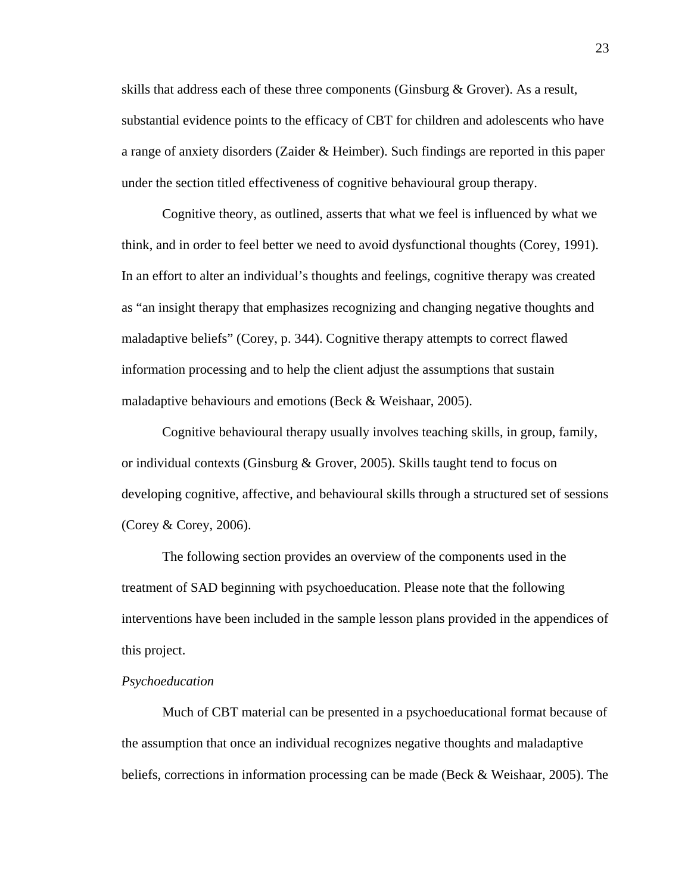skills that address each of these three components (Ginsburg & Grover). As a result, substantial evidence points to the efficacy of CBT for children and adolescents who have a range of anxiety disorders (Zaider & Heimber). Such findings are reported in this paper under the section titled effectiveness of cognitive behavioural group therapy.

Cognitive theory, as outlined, asserts that what we feel is influenced by what we think, and in order to feel better we need to avoid dysfunctional thoughts (Corey, 1991). In an effort to alter an individual's thoughts and feelings, cognitive therapy was created as "an insight therapy that emphasizes recognizing and changing negative thoughts and maladaptive beliefs" (Corey, p. 344). Cognitive therapy attempts to correct flawed information processing and to help the client adjust the assumptions that sustain maladaptive behaviours and emotions (Beck & Weishaar, 2005).

Cognitive behavioural therapy usually involves teaching skills, in group, family, or individual contexts (Ginsburg & Grover, 2005). Skills taught tend to focus on developing cognitive, affective, and behavioural skills through a structured set of sessions (Corey & Corey, 2006).

The following section provides an overview of the components used in the treatment of SAD beginning with psychoeducation. Please note that the following interventions have been included in the sample lesson plans provided in the appendices of this project.

*Psychoeducation*

Much of CBT material can be presented in a psychoeducational format because of the assumption that once an individual recognizes negative thoughts and maladaptive beliefs, corrections in information processing can be made (Beck & Weishaar, 2005). The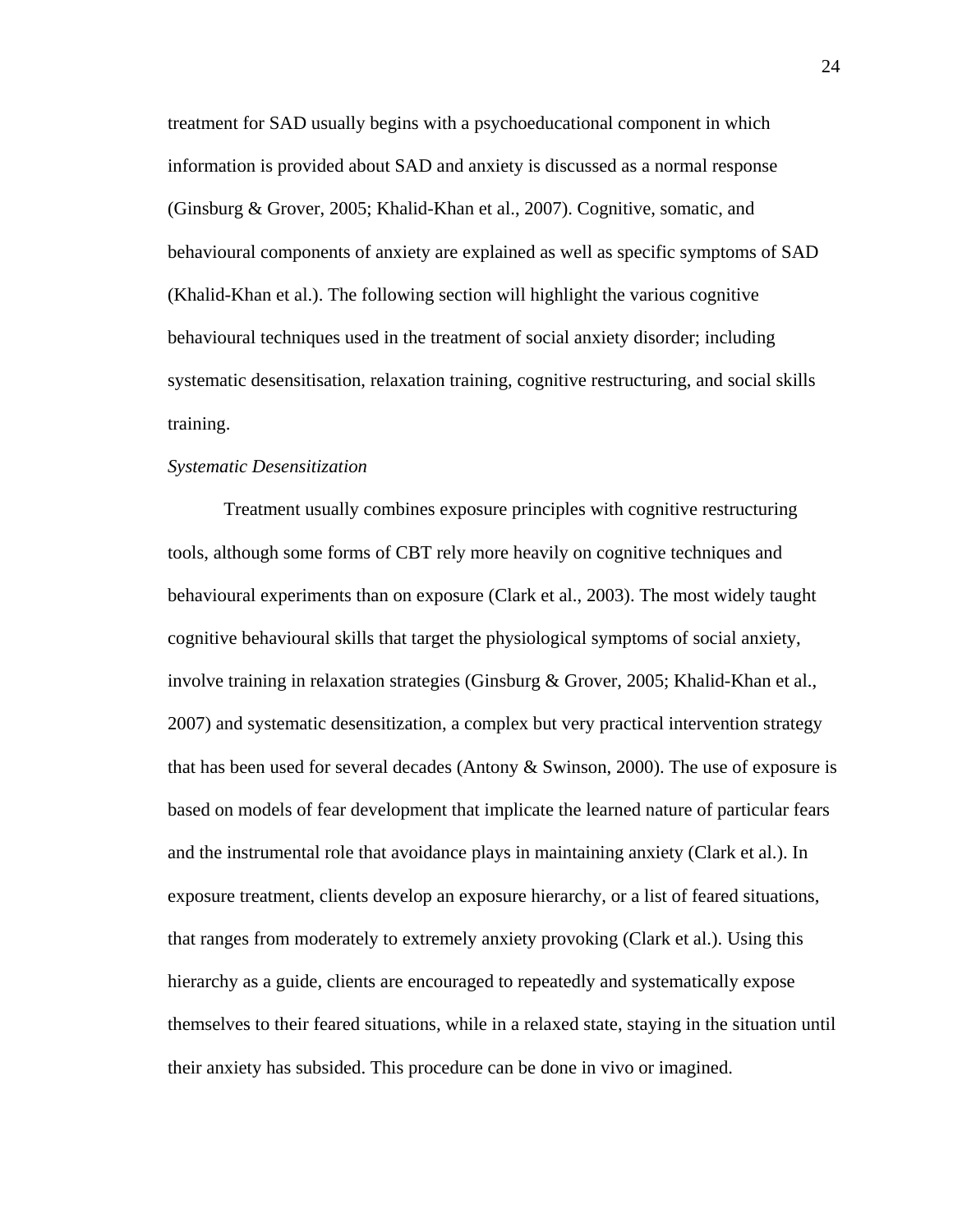treatment for SAD usually begins with a psychoeducational component in which information is provided about SAD and anxiety is discussed as a normal response (Ginsburg & Grover, 2005; Khalid-Khan et al., 2007). Cognitive, somatic, and behavioural components of anxiety are explained as well as specific symptoms of SAD (Khalid-Khan et al.). The following section will highlight the various cognitive behavioural techniques used in the treatment of social anxiety disorder; including systematic desensitisation, relaxation training, cognitive restructuring, and social skills training.

*Systematic Desensitization*

Treatment usually combines exposure principles with cognitive restructuring tools, although some forms of CBT rely more heavily on cognitive techniques and behavioural experiments than on exposure (Clark et al., 2003). The most widely taught cognitive behavioural skills that target the physiological symptoms of social anxiety, involve training in relaxation strategies (Ginsburg & Grover, 2005; Khalid-Khan et al., 2007) and systematic desensitization, a complex but very practical intervention strategy that has been used for several decades (Antony & Swinson, 2000). The use of exposure is based on models of fear development that implicate the learned nature of particular fears and the instrumental role that avoidance plays in maintaining anxiety (Clark et al.). In exposure treatment, clients develop an exposure hierarchy, or a list of feared situations, that ranges from moderately to extremely anxiety provoking (Clark et al.). Using this hierarchy as a guide, clients are encouraged to repeatedly and systematically expose themselves to their feared situations, while in a relaxed state, staying in the situation until their anxiety has subsided. This procedure can be done in vivo or imagined.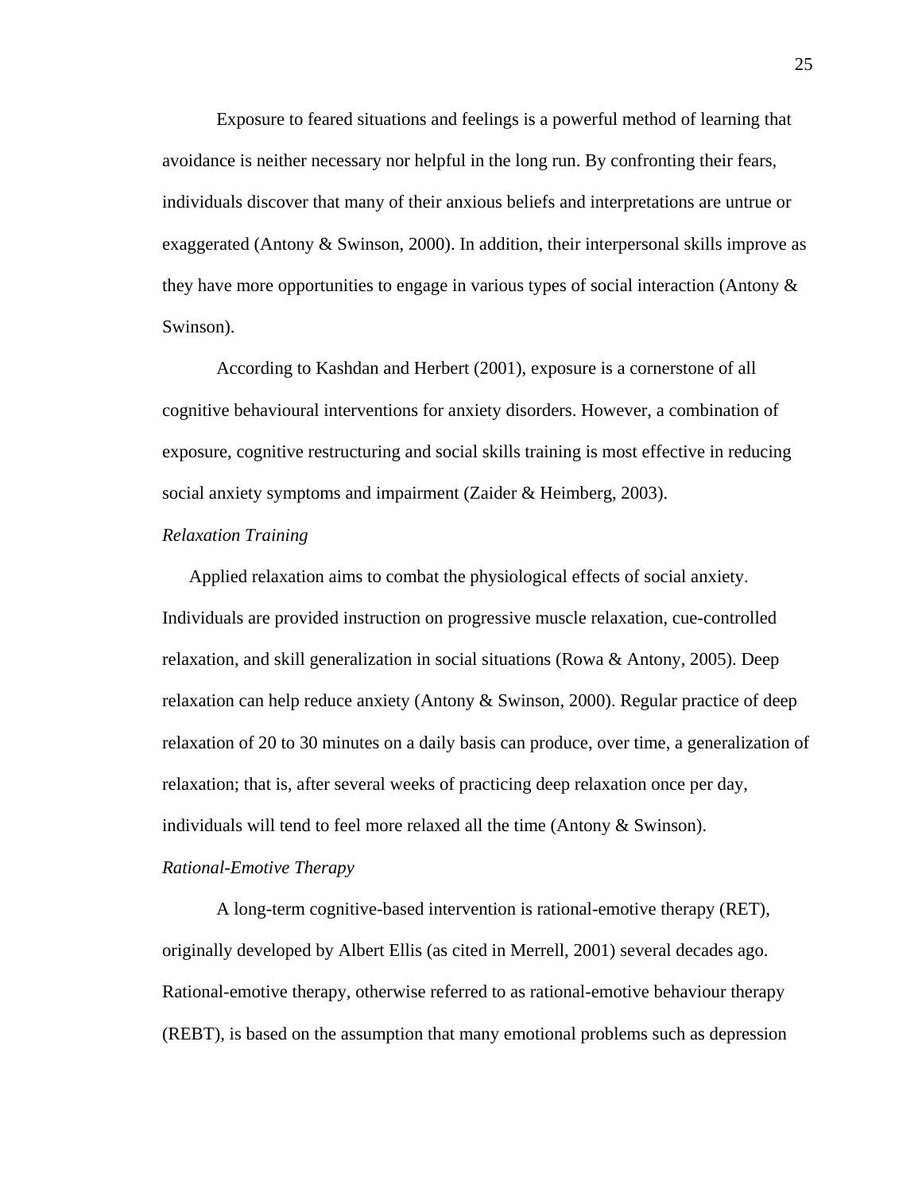Exposure to feared situations and feelings is a powerful method of learning that avoidance is neither necessary nor helpful in the long run. By confronting their fears, individuals discover that many of their anxious beliefs and interpretations are untrue or exaggerated (Antony & Swinson, 2000). In addition, their interpersonal skills improve as they have more opportunities to engage in various types of social interaction (Antony & Swinson).

According to Kashdan and Herbert (2001), exposure is a cornerstone of all cognitive behavioural interventions for anxiety disorders. However, a combination of exposure, cognitive restructuring and social skills training is most effective in reducing social anxiety symptoms and impairment (Zaider & Heimberg, 2003).

*Relaxation Training*

Applied relaxation aims to combat the physiological effects of social anxiety. Individuals are provided instruction on progressive muscle relaxation, cue-controlled relaxation, and skill generalization in social situations (Rowa & Antony, 2005). Deep relaxation can help reduce anxiety (Antony & Swinson, 2000). Regular practice of deep relaxation of 20 to 30 minutes on a daily basis can produce, over time, a generalization of relaxation; that is, after several weeks of practicing deep relaxation once per day, individuals will tend to feel more relaxed all the time (Antony & Swinson).

*Rational-Emotive Therapy*

A long-term cognitive-based intervention is rational-emotive therapy (RET), originally developed by Albert Ellis (as cited in Merrell, 2001) several decades ago. Rational-emotive therapy, otherwise referred to as rational-emotive behaviour therapy (REBT), is based on the assumption that many emotional problems such as depression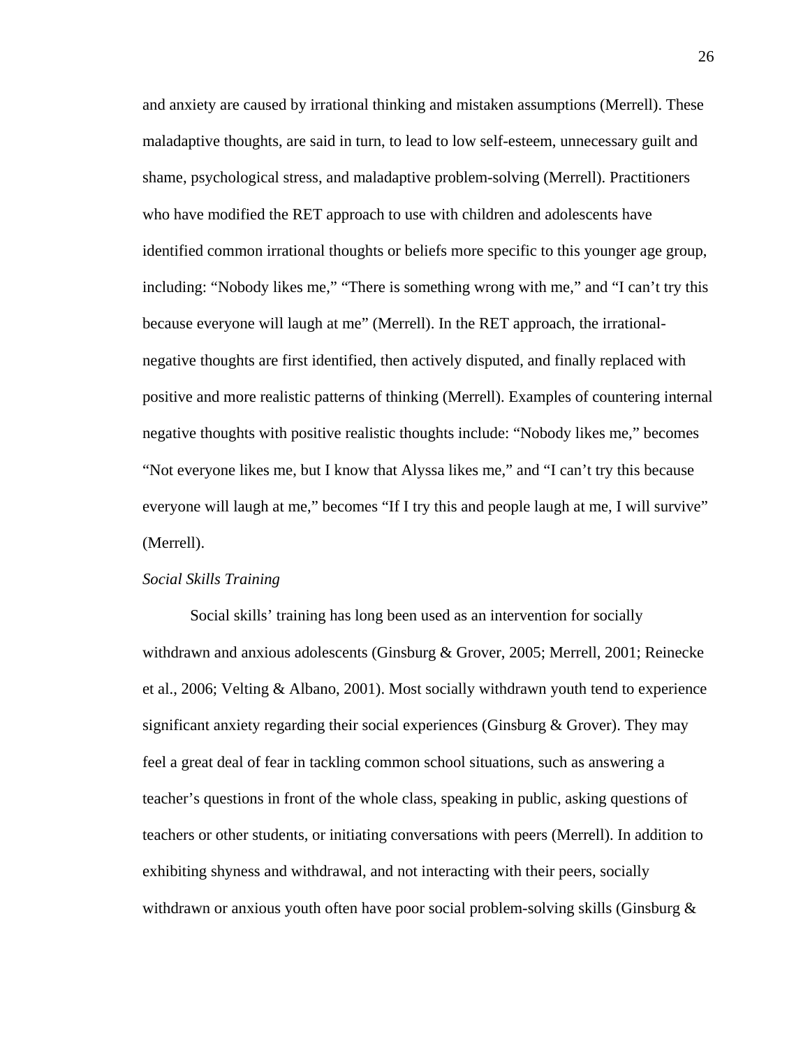and anxiety are caused by irrational thinking and mistaken assumptions (Merrell). These maladaptive thoughts, are said in turn, to lead to low self-esteem, unnecessary guilt and shame, psychological stress, and maladaptive problem-solving (Merrell). Practitioners who have modified the RET approach to use with children and adolescents have identified common irrational thoughts or beliefs more specific to this younger age group, including: "Nobody likes me," "There is something wrong with me," and "I can't try this because everyone will laugh at me" (Merrell). In the RET approach, the irrational-negative thoughts are first identified, then actively disputed, and finally replaced with positive and more realistic patterns of thinking (Merrell). Examples of countering internal negative thoughts with positive realistic thoughts include: "Nobody likes me," becomes "Not everyone likes me, but I know that Alyssa likes me," and "I can't try this because everyone will laugh at me," becomes "If I try this and people laugh at me, I will survive" (Merrell).

*Social Skills Training*

Social skills' training has long been used as an intervention for socially withdrawn and anxious adolescents (Ginsburg & Grover, 2005; Merrell, 2001; Reinecke et al., 2006; Velting & Albano, 2001). Most socially withdrawn youth tend to experience significant anxiety regarding their social experiences (Ginsburg & Grover). They may feel a great deal of fear in tackling common school situations, such as answering a teacher's questions in front of the whole class, speaking in public, asking questions of teachers or other students, or initiating conversations with peers (Merrell). In addition to exhibiting shyness and withdrawal, and not interacting with their peers, socially withdrawn or anxious youth often have poor social problem-solving skills (Ginsburg &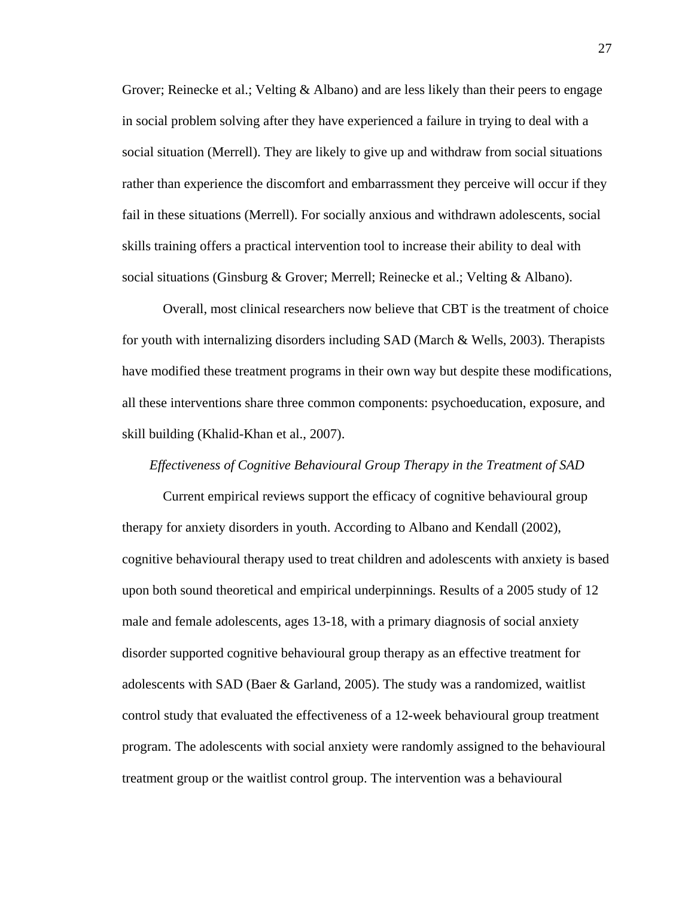Grover; Reinecke et al.; Velting & Albano) and are less likely than their peers to engage in social problem solving after they have experienced a failure in trying to deal with a social situation (Merrell). They are likely to give up and withdraw from social situations rather than experience the discomfort and embarrassment they perceive will occur if they fail in these situations (Merrell). For socially anxious and withdrawn adolescents, social skills training offers a practical intervention tool to increase their ability to deal with social situations (Ginsburg & Grover; Merrell; Reinecke et al.; Velting & Albano).

Overall, most clinical researchers now believe that CBT is the treatment of choice for youth with internalizing disorders including SAD (March & Wells, 2003). Therapists have modified these treatment programs in their own way but despite these modifications, all these interventions share three common components: psychoeducation, exposure, and skill building (Khalid-Khan et al., 2007).

### *Effectiveness of Cognitive Behavioural Group Therapy in the Treatment of SAD*

Current empirical reviews support the efficacy of cognitive behavioural group therapy for anxiety disorders in youth. According to Albano and Kendall (2002), cognitive behavioural therapy used to treat children and adolescents with anxiety is based upon both sound theoretical and empirical underpinnings. Results of a 2005 study of 12 male and female adolescents, ages 13-18, with a primary diagnosis of social anxiety disorder supported cognitive behavioural group therapy as an effective treatment for adolescents with SAD (Baer & Garland, 2005). The study was a randomized, waitlist control study that evaluated the effectiveness of a 12-week behavioural group treatment program. The adolescents with social anxiety were randomly assigned to the behavioural treatment group or the waitlist control group. The intervention was a behavioural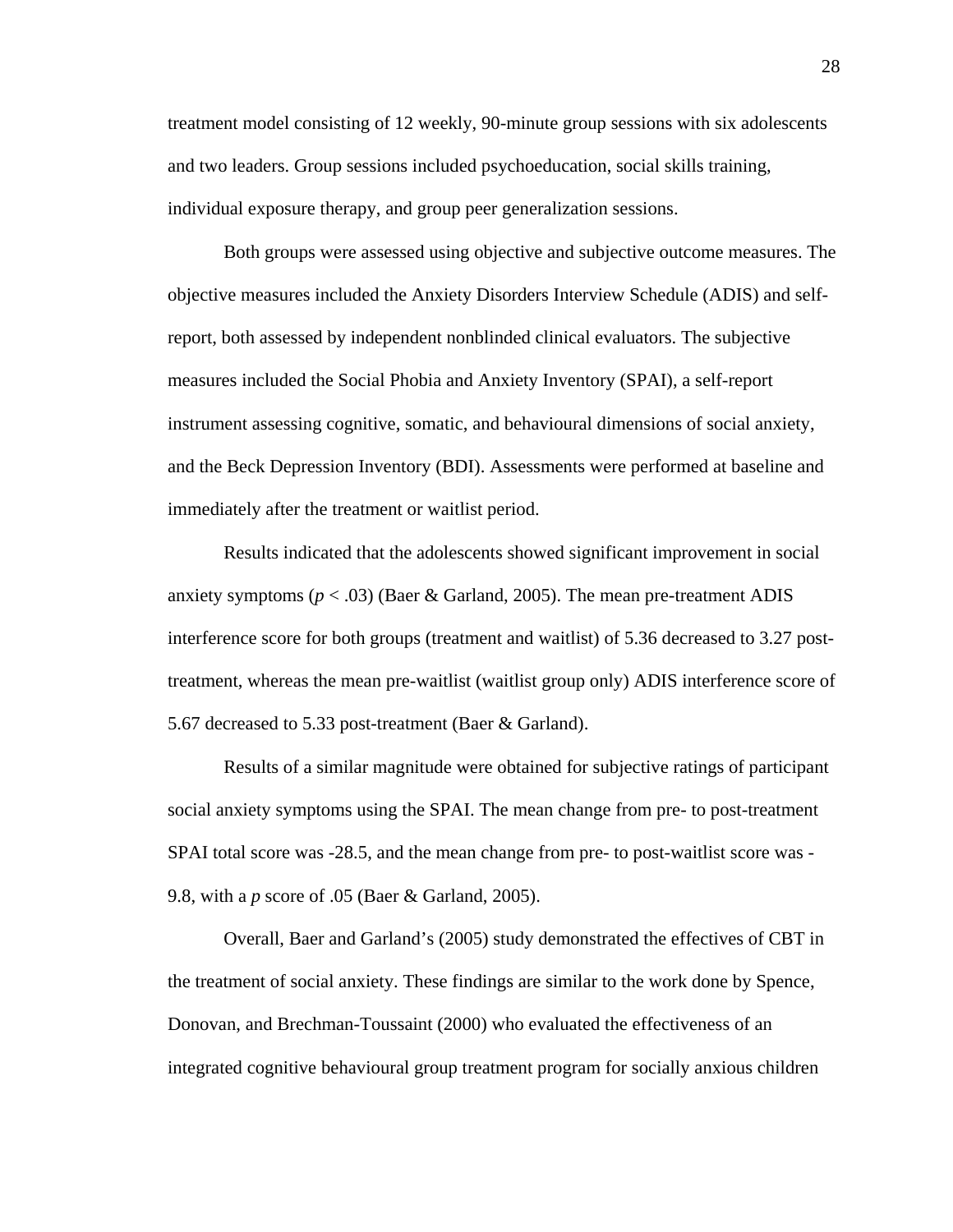treatment model consisting of 12 weekly, 90-minute group sessions with six adolescents and two leaders. Group sessions included psychoeducation, social skills training, individual exposure therapy, and group peer generalization sessions.

Both groups were assessed using objective and subjective outcome measures. The objective measures included the Anxiety Disorders Interview Schedule (ADIS) and self-report, both assessed by independent nonblinded clinical evaluators. The subjective measures included the Social Phobia and Anxiety Inventory (SPAI), a self-report instrument assessing cognitive, somatic, and behavioural dimensions of social anxiety, and the Beck Depression Inventory (BDI). Assessments were performed at baseline and immediately after the treatment or waitlist period.

Results indicated that the adolescents showed significant improvement in social anxiety symptoms ($p < .03$) (Baer & Garland, 2005). The mean pre-treatment ADIS interference score for both groups (treatment and waitlist) of 5.36 decreased to 3.27 post-treatment, whereas the mean pre-waitlist (waitlist group only) ADIS interference score of 5.67 decreased to 5.33 post-treatment (Baer & Garland).

Results of a similar magnitude were obtained for subjective ratings of participant social anxiety symptoms using the SPAI. The mean change from pre- to post-treatment SPAI total score was -28.5, and the mean change from pre- to post-waitlist score was -9.8, with a *p* score of .05 (Baer & Garland, 2005).

Overall, Baer and Garland's (2005) study demonstrated the effectives of CBT in the treatment of social anxiety. These findings are similar to the work done by Spence, Donovan, and Brechman-Toussaint (2000) who evaluated the effectiveness of an integrated cognitive behavioural group treatment program for socially anxious children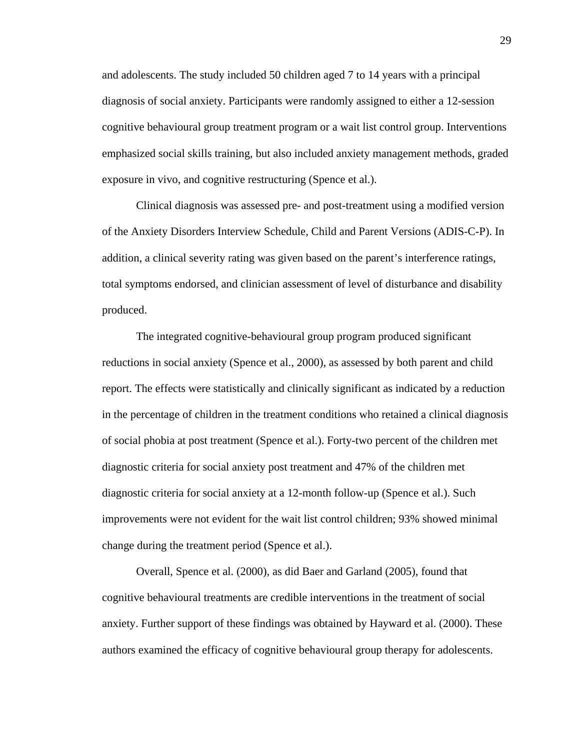and adolescents. The study included 50 children aged 7 to 14 years with a principal diagnosis of social anxiety. Participants were randomly assigned to either a 12-session cognitive behavioural group treatment program or a wait list control group. Interventions emphasized social skills training, but also included anxiety management methods, graded exposure in vivo, and cognitive restructuring (Spence et al.).

Clinical diagnosis was assessed pre- and post-treatment using a modified version of the Anxiety Disorders Interview Schedule, Child and Parent Versions (ADIS-C-P). In addition, a clinical severity rating was given based on the parent's interference ratings, total symptoms endorsed, and clinician assessment of level of disturbance and disability produced.

The integrated cognitive-behavioural group program produced significant reductions in social anxiety (Spence et al., 2000), as assessed by both parent and child report. The effects were statistically and clinically significant as indicated by a reduction in the percentage of children in the treatment conditions who retained a clinical diagnosis of social phobia at post treatment (Spence et al.). Forty-two percent of the children met diagnostic criteria for social anxiety post treatment and 47% of the children met diagnostic criteria for social anxiety at a 12-month follow-up (Spence et al.). Such improvements were not evident for the wait list control children; 93% showed minimal change during the treatment period (Spence et al.).

Overall, Spence et al. (2000), as did Baer and Garland (2005), found that cognitive behavioural treatments are credible interventions in the treatment of social anxiety. Further support of these findings was obtained by Hayward et al. (2000). These authors examined the efficacy of cognitive behavioural group therapy for adolescents.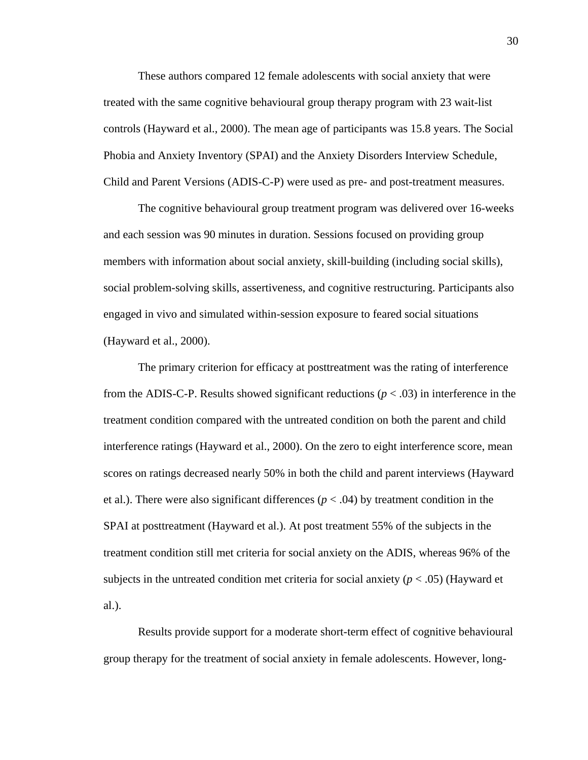These authors compared 12 female adolescents with social anxiety that were treated with the same cognitive behavioural group therapy program with 23 wait-list controls (Hayward et al., 2000). The mean age of participants was 15.8 years. The Social Phobia and Anxiety Inventory (SPAI) and the Anxiety Disorders Interview Schedule, Child and Parent Versions (ADIS-C-P) were used as pre- and post-treatment measures.

The cognitive behavioural group treatment program was delivered over 16-weeks and each session was 90 minutes in duration. Sessions focused on providing group members with information about social anxiety, skill-building (including social skills), social problem-solving skills, assertiveness, and cognitive restructuring. Participants also engaged in vivo and simulated within-session exposure to feared social situations (Hayward et al., 2000).

The primary criterion for efficacy at posttreatment was the rating of interference from the ADIS-C-P. Results showed significant reductions ($p < .03$) in interference in the treatment condition compared with the untreated condition on both the parent and child interference ratings (Hayward et al., 2000). On the zero to eight interference score, mean scores on ratings decreased nearly 50% in both the child and parent interviews (Hayward et al.). There were also significant differences ($p < .04$) by treatment condition in the SPAI at posttreatment (Hayward et al.). At post treatment 55% of the subjects in the treatment condition still met criteria for social anxiety on the ADIS, whereas 96% of the subjects in the untreated condition met criteria for social anxiety ($p < .05$) (Hayward et al.).

Results provide support for a moderate short-term effect of cognitive behavioural group therapy for the treatment of social anxiety in female adolescents. However, long-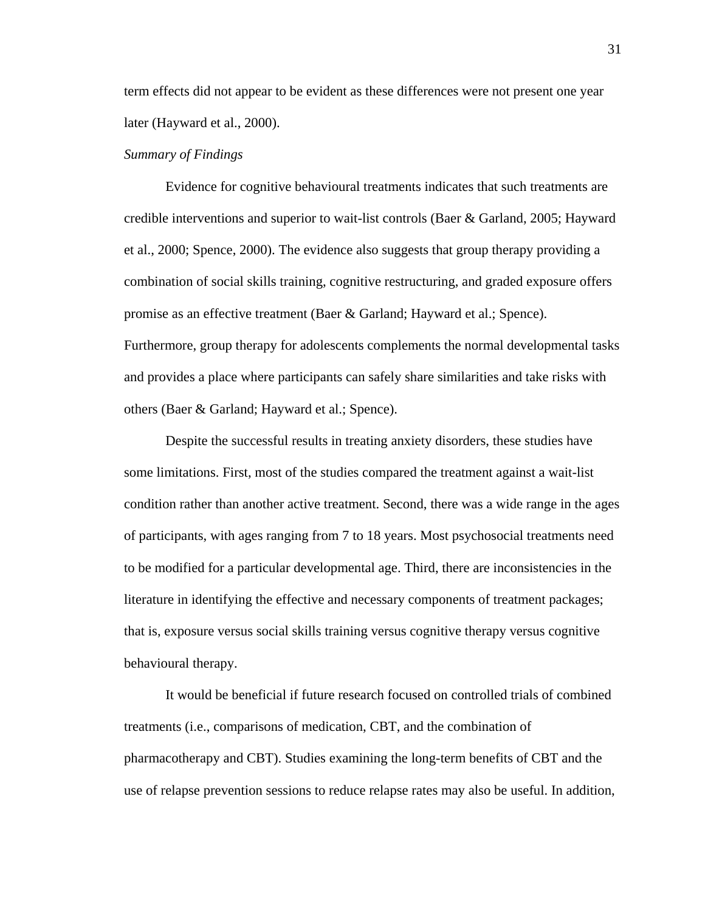term effects did not appear to be evident as these differences were not present one year later (Hayward et al., 2000).

*Summary of Findings*

Evidence for cognitive behavioural treatments indicates that such treatments are credible interventions and superior to wait-list controls (Baer & Garland, 2005; Hayward et al., 2000; Spence, 2000). The evidence also suggests that group therapy providing a combination of social skills training, cognitive restructuring, and graded exposure offers promise as an effective treatment (Baer & Garland; Hayward et al.; Spence). Furthermore, group therapy for adolescents complements the normal developmental tasks and provides a place where participants can safely share similarities and take risks with others (Baer & Garland; Hayward et al.; Spence).

Despite the successful results in treating anxiety disorders, these studies have some limitations. First, most of the studies compared the treatment against a wait-list condition rather than another active treatment. Second, there was a wide range in the ages of participants, with ages ranging from 7 to 18 years. Most psychosocial treatments need to be modified for a particular developmental age. Third, there are inconsistencies in the literature in identifying the effective and necessary components of treatment packages; that is, exposure versus social skills training versus cognitive therapy versus cognitive behavioural therapy.

It would be beneficial if future research focused on controlled trials of combined treatments (i.e., comparisons of medication, CBT, and the combination of pharmacotherapy and CBT). Studies examining the long-term benefits of CBT and the use of relapse prevention sessions to reduce relapse rates may also be useful. In addition,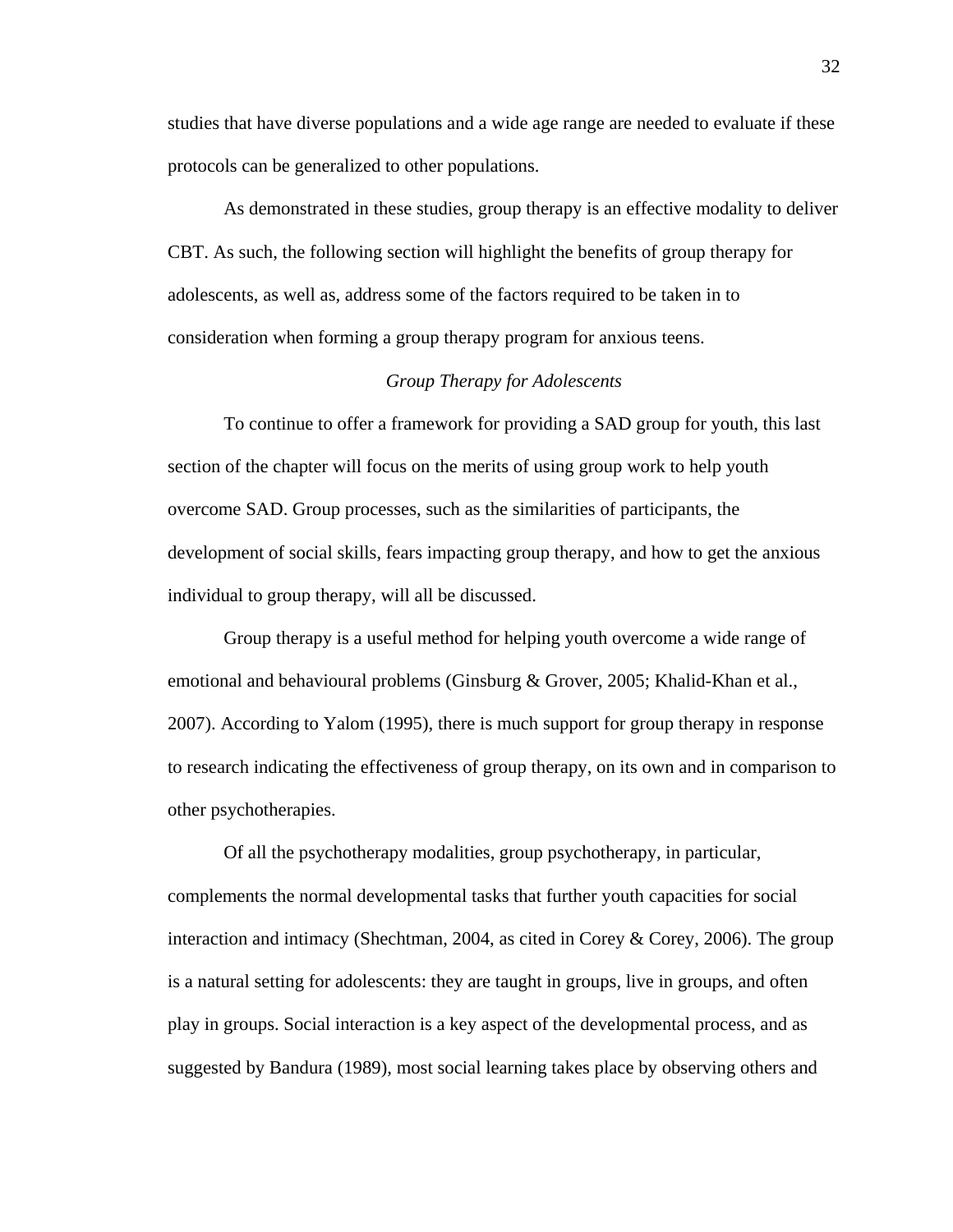studies that have diverse populations and a wide age range are needed to evaluate if these protocols can be generalized to other populations.

As demonstrated in these studies, group therapy is an effective modality to deliver CBT. As such, the following section will highlight the benefits of group therapy for adolescents, as well as, address some of the factors required to be taken in to consideration when forming a group therapy program for anxious teens.

### *Group Therapy for Adolescents*

To continue to offer a framework for providing a SAD group for youth, this last section of the chapter will focus on the merits of using group work to help youth overcome SAD. Group processes, such as the similarities of participants, the development of social skills, fears impacting group therapy, and how to get the anxious individual to group therapy, will all be discussed.

Group therapy is a useful method for helping youth overcome a wide range of emotional and behavioural problems (Ginsburg & Grover, 2005; Khalid-Khan et al., 2007). According to Yalom (1995), there is much support for group therapy in response to research indicating the effectiveness of group therapy, on its own and in comparison to other psychotherapies.

Of all the psychotherapy modalities, group psychotherapy, in particular, complements the normal developmental tasks that further youth capacities for social interaction and intimacy (Shechtman, 2004, as cited in Corey & Corey, 2006). The group is a natural setting for adolescents: they are taught in groups, live in groups, and often play in groups. Social interaction is a key aspect of the developmental process, and as suggested by Bandura (1989), most social learning takes place by observing others and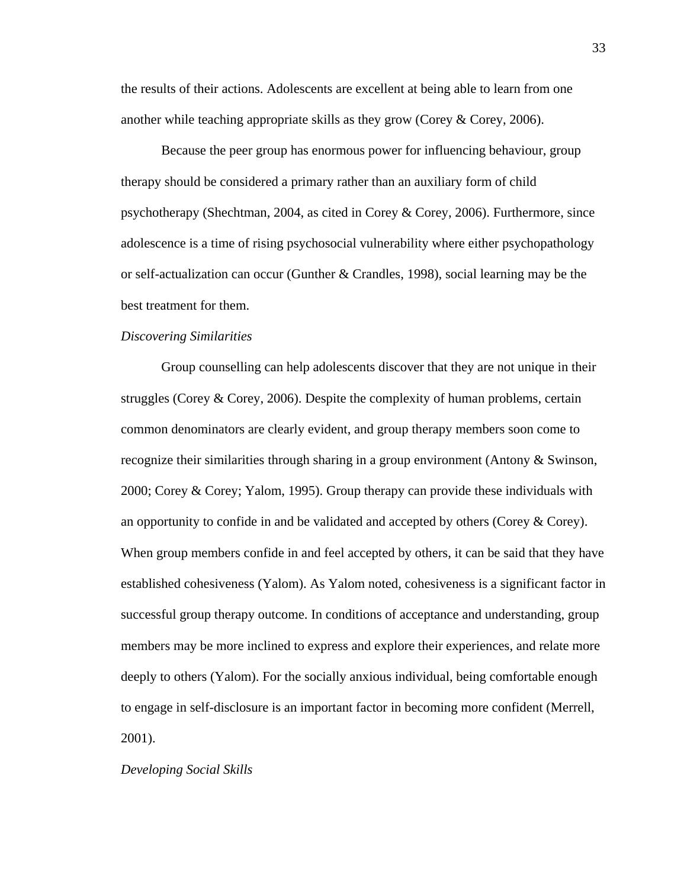the results of their actions. Adolescents are excellent at being able to learn from one another while teaching appropriate skills as they grow (Corey & Corey, 2006).

Because the peer group has enormous power for influencing behaviour, group therapy should be considered a primary rather than an auxiliary form of child psychotherapy (Shechtman, 2004, as cited in Corey & Corey, 2006). Furthermore, since adolescence is a time of rising psychosocial vulnerability where either psychopathology or self-actualization can occur (Gunther & Crandles, 1998), social learning may be the best treatment for them.

*Discovering Similarities*

Group counselling can help adolescents discover that they are not unique in their struggles (Corey & Corey, 2006). Despite the complexity of human problems, certain common denominators are clearly evident, and group therapy members soon come to recognize their similarities through sharing in a group environment (Antony & Swinson, 2000; Corey & Corey; Yalom, 1995). Group therapy can provide these individuals with an opportunity to confide in and be validated and accepted by others (Corey & Corey). When group members confide in and feel accepted by others, it can be said that they have established cohesiveness (Yalom). As Yalom noted, cohesiveness is a significant factor in successful group therapy outcome. In conditions of acceptance and understanding, group members may be more inclined to express and explore their experiences, and relate more deeply to others (Yalom). For the socially anxious individual, being comfortable enough to engage in self-disclosure is an important factor in becoming more confident (Merrell, 2001).

*Developing Social Skills*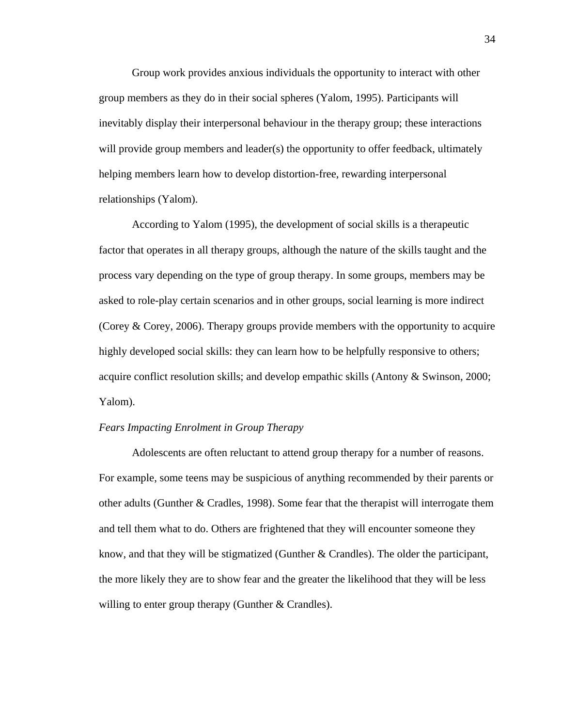Group work provides anxious individuals the opportunity to interact with other group members as they do in their social spheres (Yalom, 1995). Participants will inevitably display their interpersonal behaviour in the therapy group; these interactions will provide group members and leader(s) the opportunity to offer feedback, ultimately helping members learn how to develop distortion-free, rewarding interpersonal relationships (Yalom).

According to Yalom (1995), the development of social skills is a therapeutic factor that operates in all therapy groups, although the nature of the skills taught and the process vary depending on the type of group therapy. In some groups, members may be asked to role-play certain scenarios and in other groups, social learning is more indirect (Corey & Corey, 2006). Therapy groups provide members with the opportunity to acquire highly developed social skills: they can learn how to be helpfully responsive to others; acquire conflict resolution skills; and develop empathic skills (Antony & Swinson, 2000; Yalom).

*Fears Impacting Enrolment in Group Therapy*

Adolescents are often reluctant to attend group therapy for a number of reasons. For example, some teens may be suspicious of anything recommended by their parents or other adults (Gunther & Cradles, 1998). Some fear that the therapist will interrogate them and tell them what to do. Others are frightened that they will encounter someone they know, and that they will be stigmatized (Gunther & Crandles). The older the participant, the more likely they are to show fear and the greater the likelihood that they will be less willing to enter group therapy (Gunther & Crandles).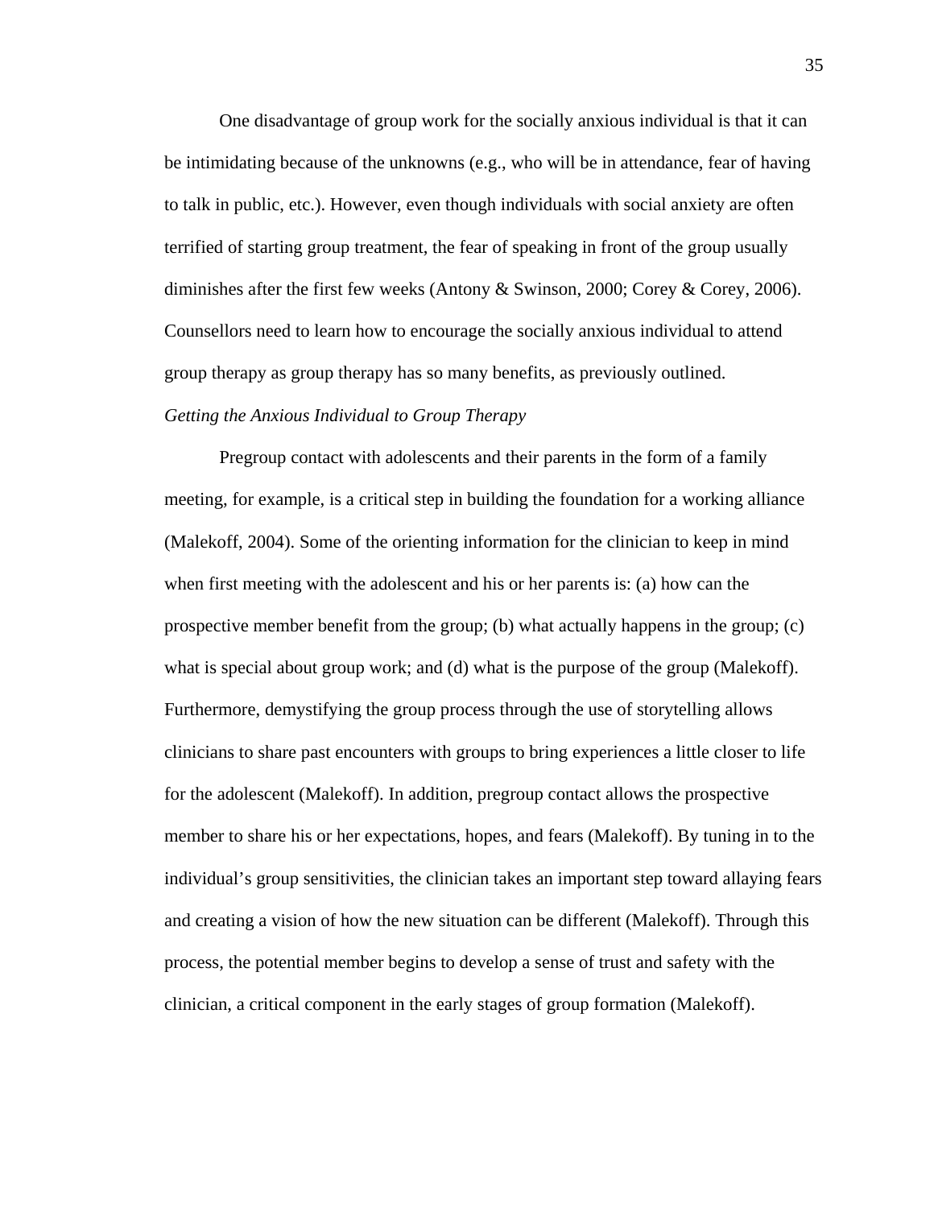One disadvantage of group work for the socially anxious individual is that it can be intimidating because of the unknowns (e.g., who will be in attendance, fear of having to talk in public, etc.). However, even though individuals with social anxiety are often terrified of starting group treatment, the fear of speaking in front of the group usually diminishes after the first few weeks (Antony & Swinson, 2000; Corey & Corey, 2006). Counsellors need to learn how to encourage the socially anxious individual to attend group therapy as group therapy has so many benefits, as previously outlined.

*Getting the Anxious Individual to Group Therapy*

Pregroup contact with adolescents and their parents in the form of a family meeting, for example, is a critical step in building the foundation for a working alliance (Malekoff, 2004). Some of the orienting information for the clinician to keep in mind when first meeting with the adolescent and his or her parents is: (a) how can the prospective member benefit from the group; (b) what actually happens in the group; (c) what is special about group work; and (d) what is the purpose of the group (Malekoff). Furthermore, demystifying the group process through the use of storytelling allows clinicians to share past encounters with groups to bring experiences a little closer to life for the adolescent (Malekoff). In addition, pregroup contact allows the prospective member to share his or her expectations, hopes, and fears (Malekoff). By tuning in to the individual's group sensitivities, the clinician takes an important step toward allaying fears and creating a vision of how the new situation can be different (Malekoff). Through this process, the potential member begins to develop a sense of trust and safety with the clinician, a critical component in the early stages of group formation (Malekoff).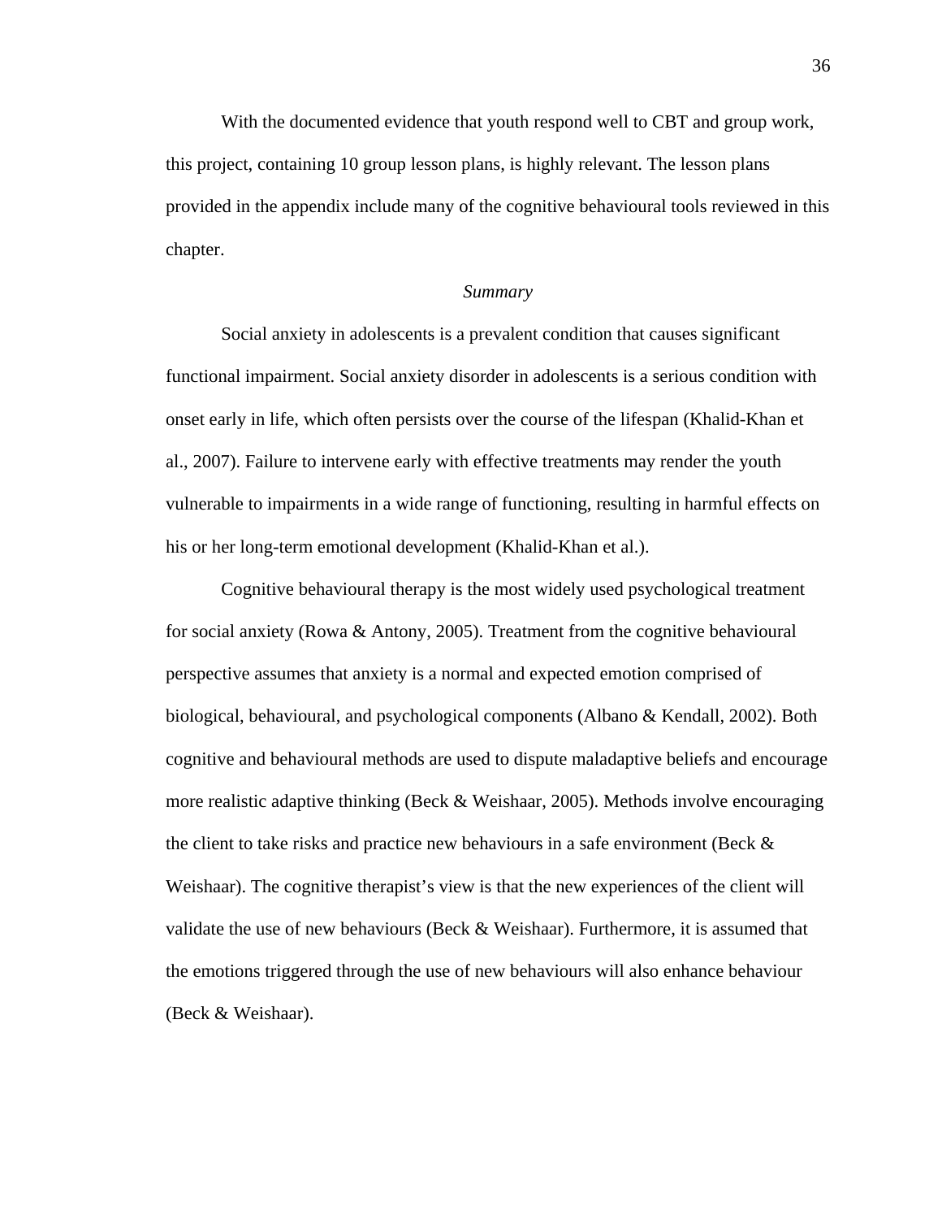With the documented evidence that youth respond well to CBT and group work, this project, containing 10 group lesson plans, is highly relevant. The lesson plans provided in the appendix include many of the cognitive behavioural tools reviewed in this chapter.

### *Summary*

Social anxiety in adolescents is a prevalent condition that causes significant functional impairment. Social anxiety disorder in adolescents is a serious condition with onset early in life, which often persists over the course of the lifespan (Khalid-Khan et al., 2007). Failure to intervene early with effective treatments may render the youth vulnerable to impairments in a wide range of functioning, resulting in harmful effects on his or her long-term emotional development (Khalid-Khan et al.).

Cognitive behavioural therapy is the most widely used psychological treatment for social anxiety (Rowa & Antony, 2005). Treatment from the cognitive behavioural perspective assumes that anxiety is a normal and expected emotion comprised of biological, behavioural, and psychological components (Albano & Kendall, 2002). Both cognitive and behavioural methods are used to dispute maladaptive beliefs and encourage more realistic adaptive thinking (Beck & Weishaar, 2005). Methods involve encouraging the client to take risks and practice new behaviours in a safe environment (Beck & Weishaar). The cognitive therapist's view is that the new experiences of the client will validate the use of new behaviours (Beck & Weishaar). Furthermore, it is assumed that the emotions triggered through the use of new behaviours will also enhance behaviour (Beck & Weishaar).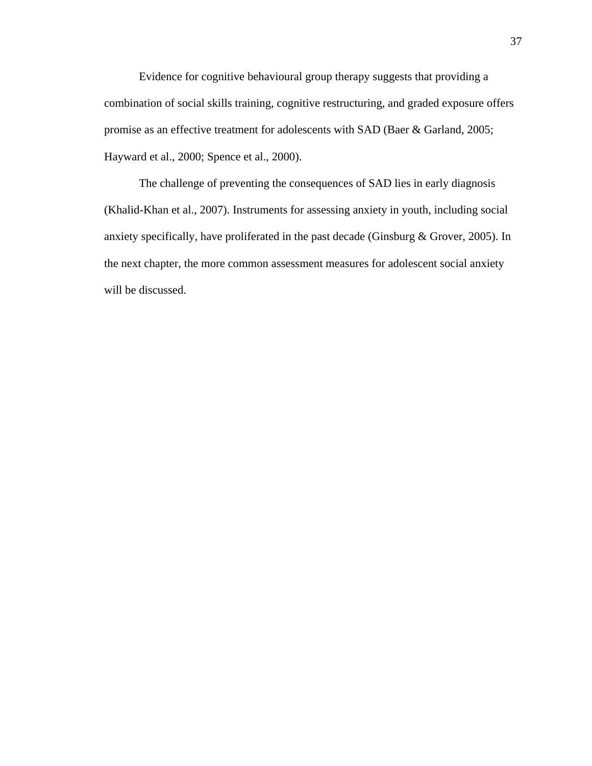Evidence for cognitive behavioural group therapy suggests that providing a combination of social skills training, cognitive restructuring, and graded exposure offers promise as an effective treatment for adolescents with SAD (Baer & Garland, 2005; Hayward et al., 2000; Spence et al., 2000).

The challenge of preventing the consequences of SAD lies in early diagnosis (Khalid-Khan et al., 2007). Instruments for assessing anxiety in youth, including social anxiety specifically, have proliferated in the past decade (Ginsburg & Grover, 2005). In the next chapter, the more common assessment measures for adolescent social anxiety will be discussed.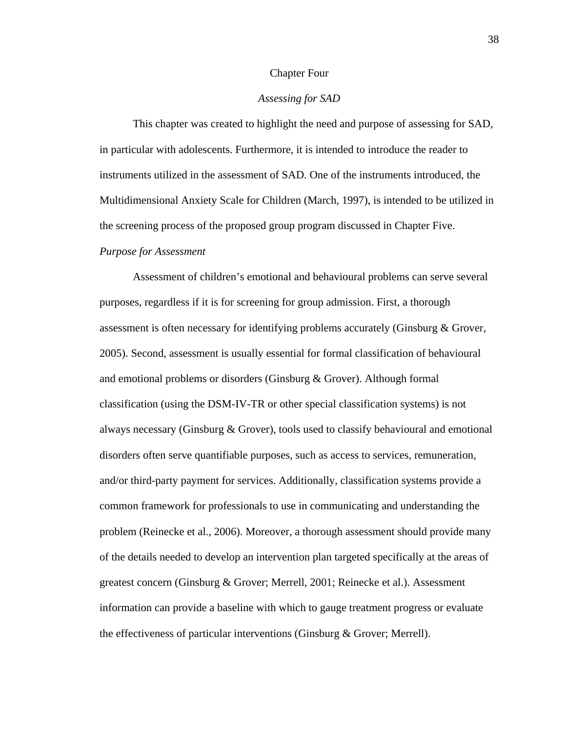# Chapter Four

## *Assessing for SAD*

This chapter was created to highlight the need and purpose of assessing for SAD, in particular with adolescents. Furthermore, it is intended to introduce the reader to instruments utilized in the assessment of SAD. One of the instruments introduced, the Multidimensional Anxiety Scale for Children (March, 1997), is intended to be utilized in the screening process of the proposed group program discussed in Chapter Five.

### *Purpose for Assessment*

Assessment of children's emotional and behavioural problems can serve several purposes, regardless if it is for screening for group admission. First, a thorough assessment is often necessary for identifying problems accurately (Ginsburg & Grover, 2005). Second, assessment is usually essential for formal classification of behavioural and emotional problems or disorders (Ginsburg & Grover). Although formal classification (using the DSM-IV-TR or other special classification systems) is not always necessary (Ginsburg & Grover), tools used to classify behavioural and emotional disorders often serve quantifiable purposes, such as access to services, remuneration, and/or third-party payment for services. Additionally, classification systems provide a common framework for professionals to use in communicating and understanding the problem (Reinecke et al., 2006). Moreover, a thorough assessment should provide many of the details needed to develop an intervention plan targeted specifically at the areas of greatest concern (Ginsburg & Grover; Merrell, 2001; Reinecke et al.). Assessment information can provide a baseline with which to gauge treatment progress or evaluate the effectiveness of particular interventions (Ginsburg & Grover; Merrell).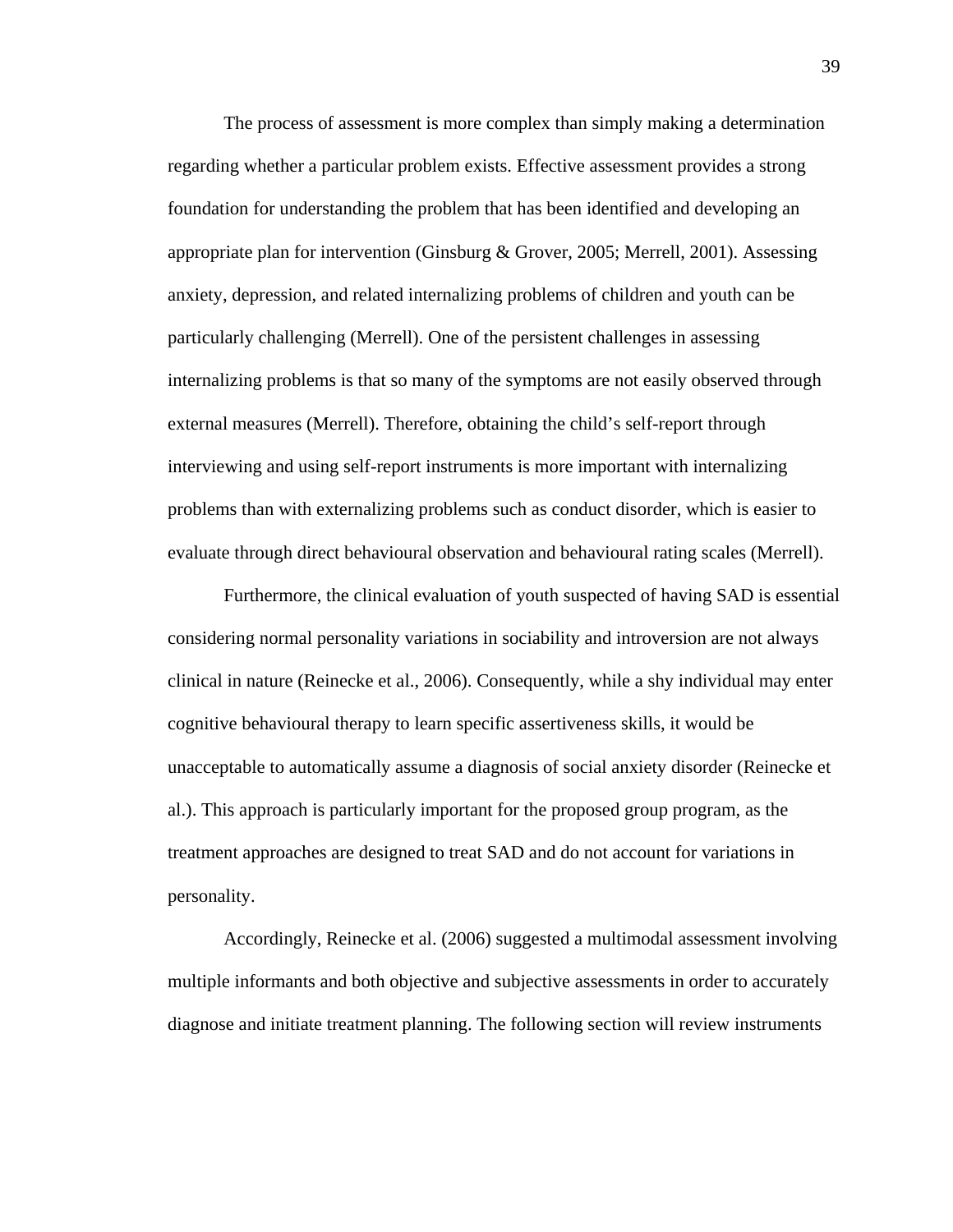The process of assessment is more complex than simply making a determination regarding whether a particular problem exists. Effective assessment provides a strong foundation for understanding the problem that has been identified and developing an appropriate plan for intervention (Ginsburg & Grover, 2005; Merrell, 2001). Assessing anxiety, depression, and related internalizing problems of children and youth can be particularly challenging (Merrell). One of the persistent challenges in assessing internalizing problems is that so many of the symptoms are not easily observed through external measures (Merrell). Therefore, obtaining the child's self-report through interviewing and using self-report instruments is more important with internalizing problems than with externalizing problems such as conduct disorder, which is easier to evaluate through direct behavioural observation and behavioural rating scales (Merrell).

Furthermore, the clinical evaluation of youth suspected of having SAD is essential considering normal personality variations in sociability and introversion are not always clinical in nature (Reinecke et al., 2006). Consequently, while a shy individual may enter cognitive behavioural therapy to learn specific assertiveness skills, it would be unacceptable to automatically assume a diagnosis of social anxiety disorder (Reinecke et al.). This approach is particularly important for the proposed group program, as the treatment approaches are designed to treat SAD and do not account for variations in personality.

Accordingly, Reinecke et al. (2006) suggested a multimodal assessment involving multiple informants and both objective and subjective assessments in order to accurately diagnose and initiate treatment planning. The following section will review instruments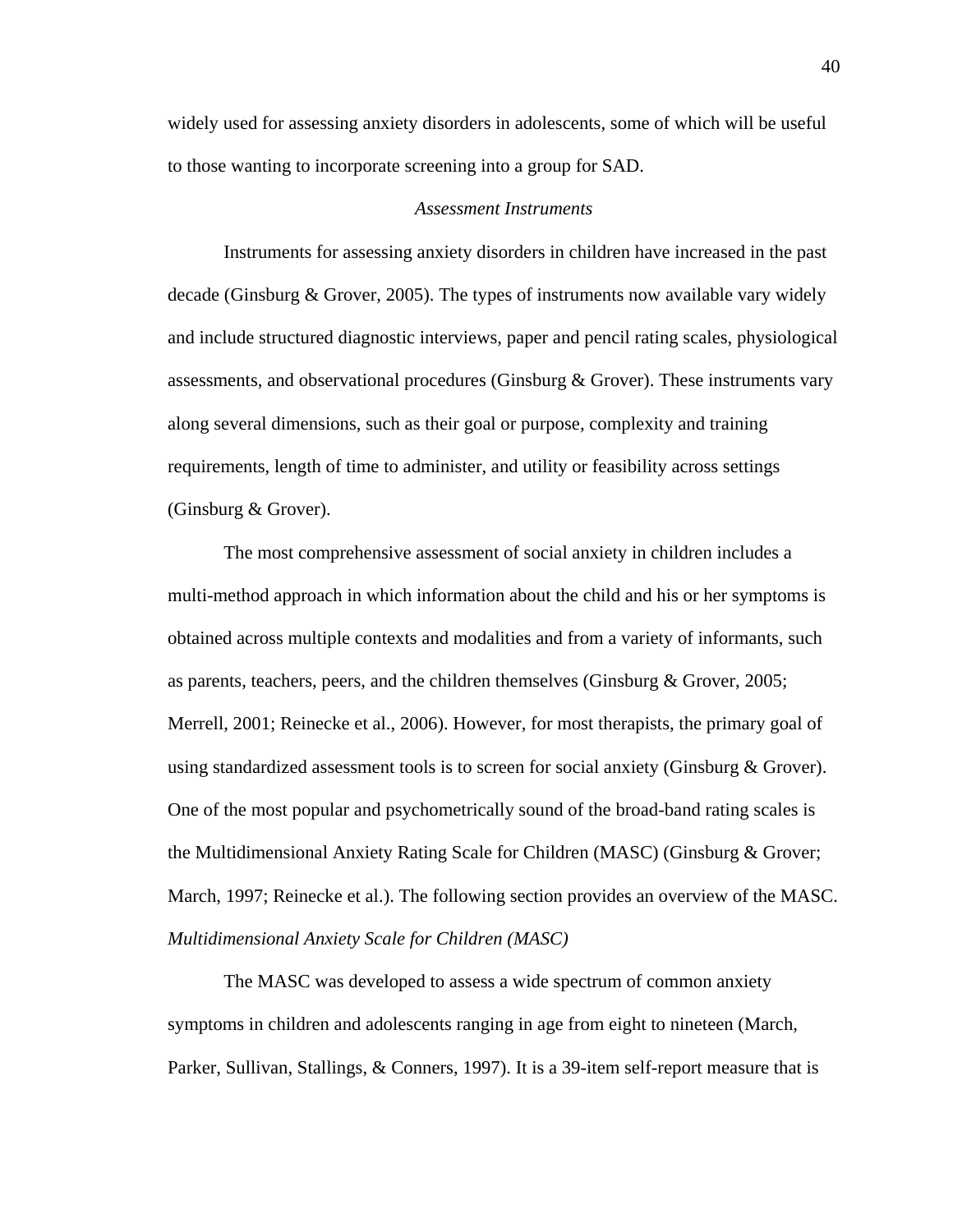widely used for assessing anxiety disorders in adolescents, some of which will be useful to those wanting to incorporate screening into a group for SAD.

### *Assessment Instruments*

Instruments for assessing anxiety disorders in children have increased in the past decade (Ginsburg & Grover, 2005). The types of instruments now available vary widely and include structured diagnostic interviews, paper and pencil rating scales, physiological assessments, and observational procedures (Ginsburg & Grover). These instruments vary along several dimensions, such as their goal or purpose, complexity and training requirements, length of time to administer, and utility or feasibility across settings (Ginsburg & Grover).

The most comprehensive assessment of social anxiety in children includes a multi-method approach in which information about the child and his or her symptoms is obtained across multiple contexts and modalities and from a variety of informants, such as parents, teachers, peers, and the children themselves (Ginsburg & Grover, 2005; Merrell, 2001; Reinecke et al., 2006). However, for most therapists, the primary goal of using standardized assessment tools is to screen for social anxiety (Ginsburg & Grover). One of the most popular and psychometrically sound of the broad-band rating scales is the Multidimensional Anxiety Rating Scale for Children (MASC) (Ginsburg & Grover; March, 1997; Reinecke et al.). The following section provides an overview of the MASC.

#### *Multidimensional Anxiety Scale for Children (MASC)*

The MASC was developed to assess a wide spectrum of common anxiety symptoms in children and adolescents ranging in age from eight to nineteen (March, Parker, Sullivan, Stallings, & Conners, 1997). It is a 39-item self-report measure that is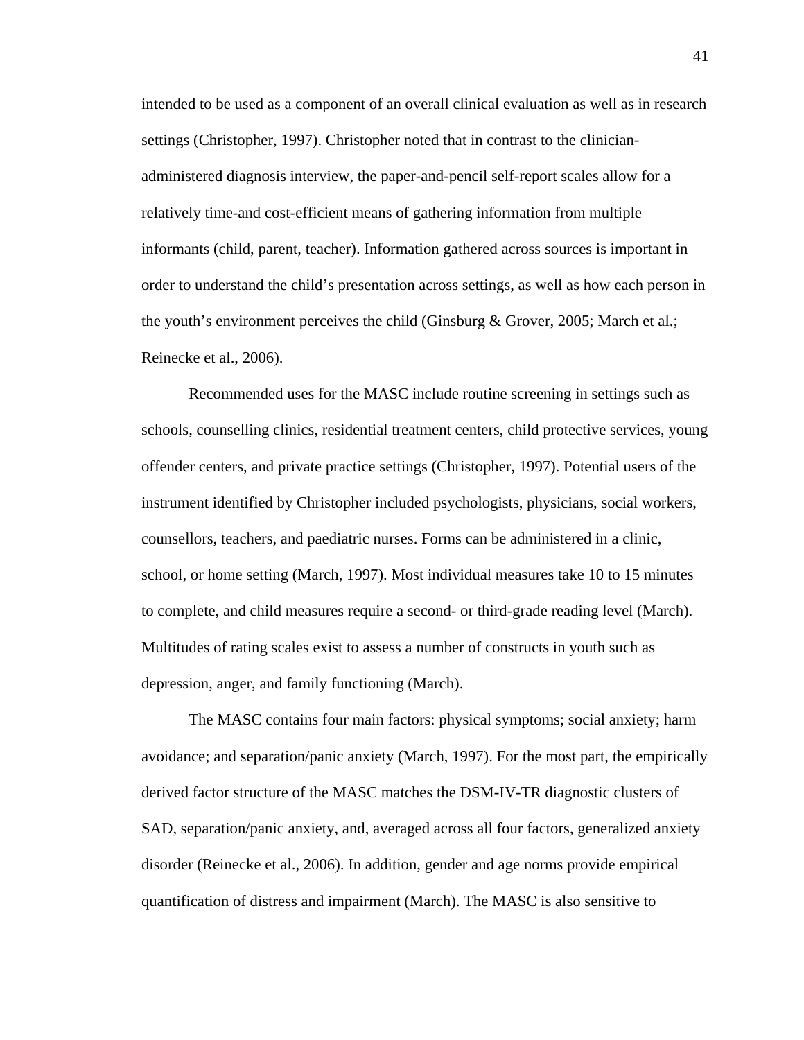intended to be used as a component of an overall clinical evaluation as well as in research settings (Christopher, 1997). Christopher noted that in contrast to the clinician-administered diagnosis interview, the paper-and-pencil self-report scales allow for a relatively time-and cost-efficient means of gathering information from multiple informants (child, parent, teacher). Information gathered across sources is important in order to understand the child's presentation across settings, as well as how each person in the youth's environment perceives the child (Ginsburg & Grover, 2005; March et al.; Reinecke et al., 2006).

Recommended uses for the MASC include routine screening in settings such as schools, counselling clinics, residential treatment centers, child protective services, young offender centers, and private practice settings (Christopher, 1997). Potential users of the instrument identified by Christopher included psychologists, physicians, social workers, counsellors, teachers, and paediatric nurses. Forms can be administered in a clinic, school, or home setting (March, 1997). Most individual measures take 10 to 15 minutes to complete, and child measures require a second- or third-grade reading level (March). Multitudes of rating scales exist to assess a number of constructs in youth such as depression, anger, and family functioning (March).

The MASC contains four main factors: physical symptoms; social anxiety; harm avoidance; and separation/panic anxiety (March, 1997). For the most part, the empirically derived factor structure of the MASC matches the DSM-IV-TR diagnostic clusters of SAD, separation/panic anxiety, and, averaged across all four factors, generalized anxiety disorder (Reinecke et al., 2006). In addition, gender and age norms provide empirical quantification of distress and impairment (March). The MASC is also sensitive to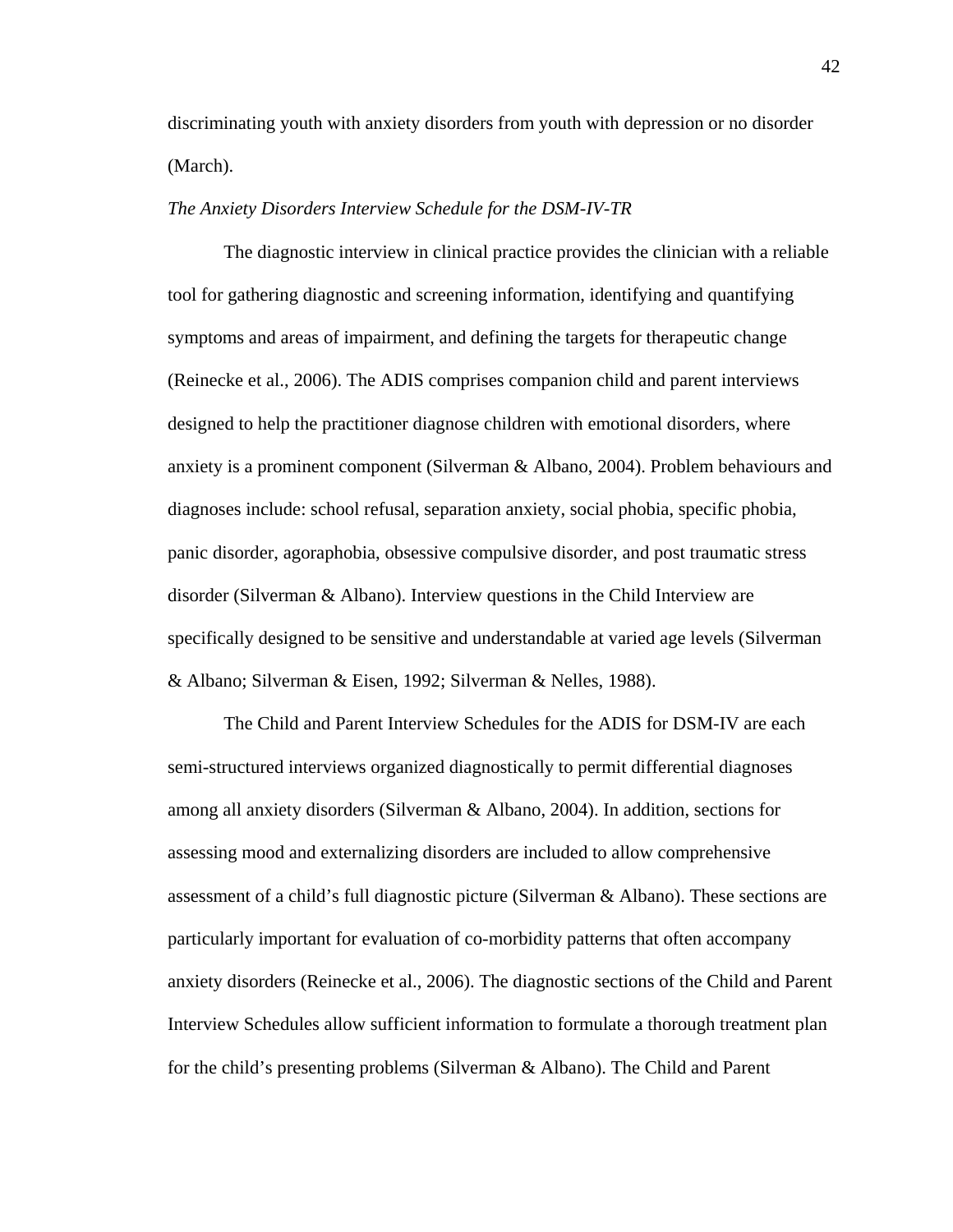discriminating youth with anxiety disorders from youth with depression or no disorder (March).

*The Anxiety Disorders Interview Schedule for the DSM-IV-TR*

The diagnostic interview in clinical practice provides the clinician with a reliable tool for gathering diagnostic and screening information, identifying and quantifying symptoms and areas of impairment, and defining the targets for therapeutic change (Reinecke et al., 2006). The ADIS comprises companion child and parent interviews designed to help the practitioner diagnose children with emotional disorders, where anxiety is a prominent component (Silverman & Albano, 2004). Problem behaviours and diagnoses include: school refusal, separation anxiety, social phobia, specific phobia, panic disorder, agoraphobia, obsessive compulsive disorder, and post traumatic stress disorder (Silverman & Albano). Interview questions in the Child Interview are specifically designed to be sensitive and understandable at varied age levels (Silverman & Albano; Silverman & Eisen, 1992; Silverman & Nelles, 1988).

The Child and Parent Interview Schedules for the ADIS for DSM-IV are each semi-structured interviews organized diagnostically to permit differential diagnoses among all anxiety disorders (Silverman & Albano, 2004). In addition, sections for assessing mood and externalizing disorders are included to allow comprehensive assessment of a child's full diagnostic picture (Silverman & Albano). These sections are particularly important for evaluation of co-morbidity patterns that often accompany anxiety disorders (Reinecke et al., 2006). The diagnostic sections of the Child and Parent Interview Schedules allow sufficient information to formulate a thorough treatment plan for the child's presenting problems (Silverman & Albano). The Child and Parent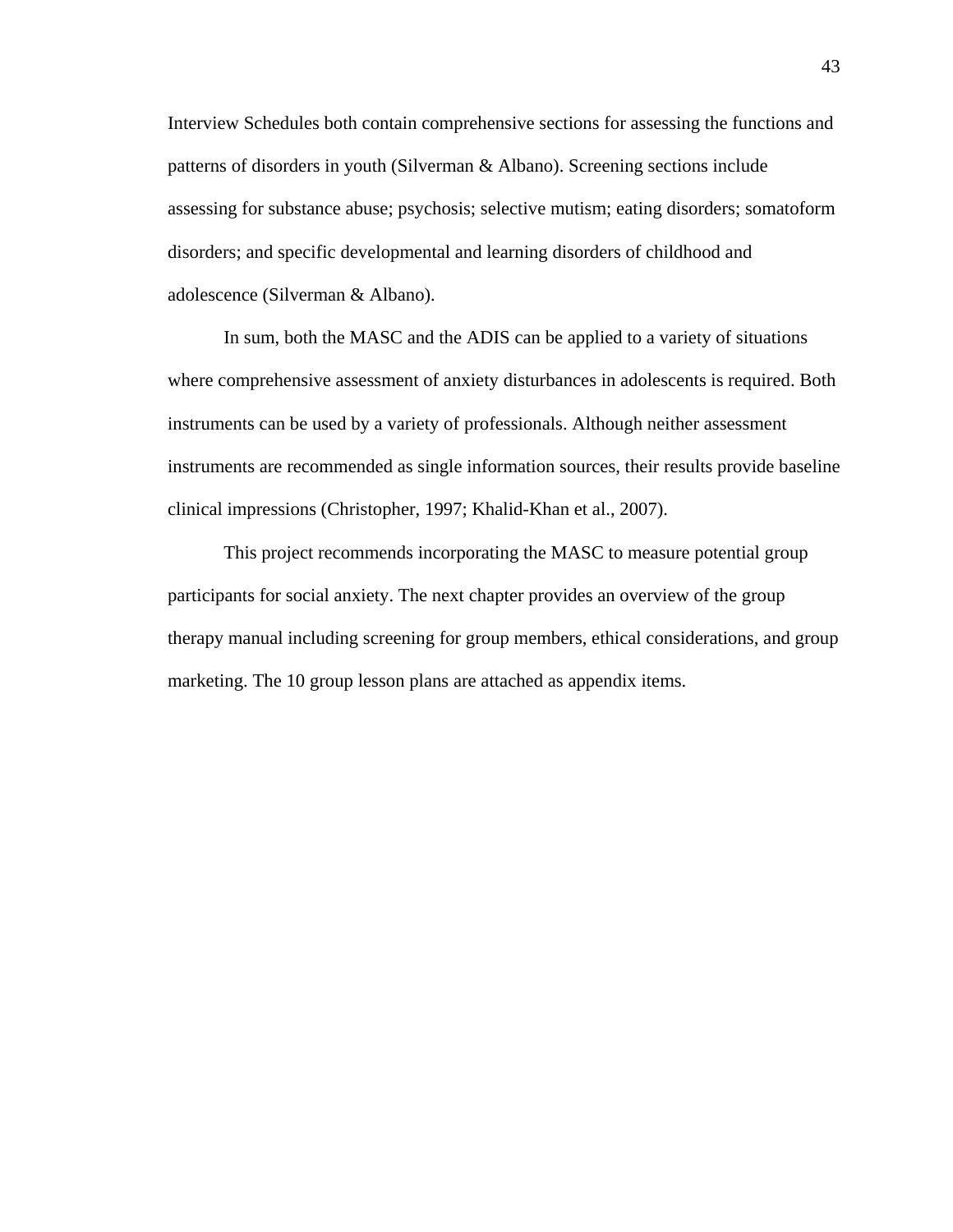Interview Schedules both contain comprehensive sections for assessing the functions and patterns of disorders in youth (Silverman & Albano). Screening sections include assessing for substance abuse; psychosis; selective mutism; eating disorders; somatoform disorders; and specific developmental and learning disorders of childhood and adolescence (Silverman & Albano).

In sum, both the MASC and the ADIS can be applied to a variety of situations where comprehensive assessment of anxiety disturbances in adolescents is required. Both instruments can be used by a variety of professionals. Although neither assessment instruments are recommended as single information sources, their results provide baseline clinical impressions (Christopher, 1997; Khalid-Khan et al., 2007).

This project recommends incorporating the MASC to measure potential group participants for social anxiety. The next chapter provides an overview of the group therapy manual including screening for group members, ethical considerations, and group marketing. The 10 group lesson plans are attached as appendix items.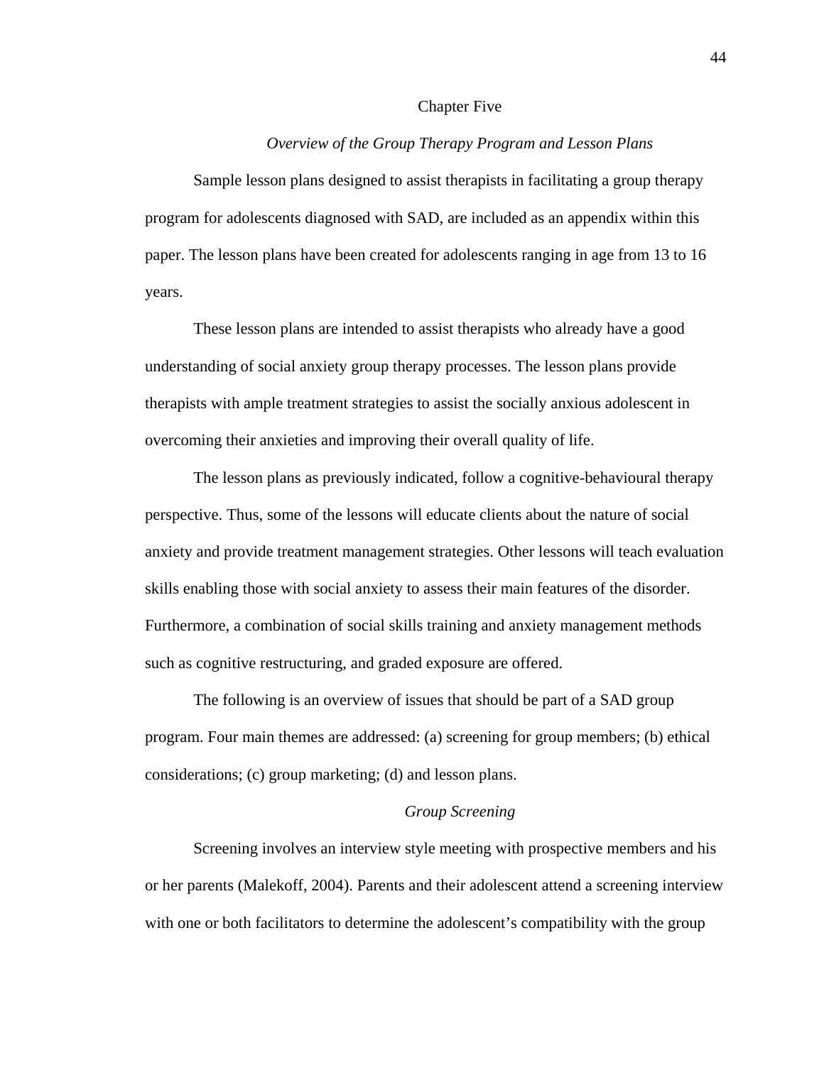# Chapter Five

## *Overview of the Group Therapy Program and Lesson Plans*

Sample lesson plans designed to assist therapists in facilitating a group therapy program for adolescents diagnosed with SAD, are included as an appendix within this paper. The lesson plans have been created for adolescents ranging in age from 13 to 16 years.

These lesson plans are intended to assist therapists who already have a good understanding of social anxiety group therapy processes. The lesson plans provide therapists with ample treatment strategies to assist the socially anxious adolescent in overcoming their anxieties and improving their overall quality of life.

The lesson plans as previously indicated, follow a cognitive-behavioural therapy perspective. Thus, some of the lessons will educate clients about the nature of social anxiety and provide treatment management strategies. Other lessons will teach evaluation skills enabling those with social anxiety to assess their main features of the disorder. Furthermore, a combination of social skills training and anxiety management methods such as cognitive restructuring, and graded exposure are offered.

The following is an overview of issues that should be part of a SAD group program. Four main themes are addressed: (a) screening for group members; (b) ethical considerations; (c) group marketing; (d) and lesson plans.

### *Group Screening*

Screening involves an interview style meeting with prospective members and his or her parents (Malekoff, 2004). Parents and their adolescent attend a screening interview with one or both facilitators to determine the adolescent's compatibility with the group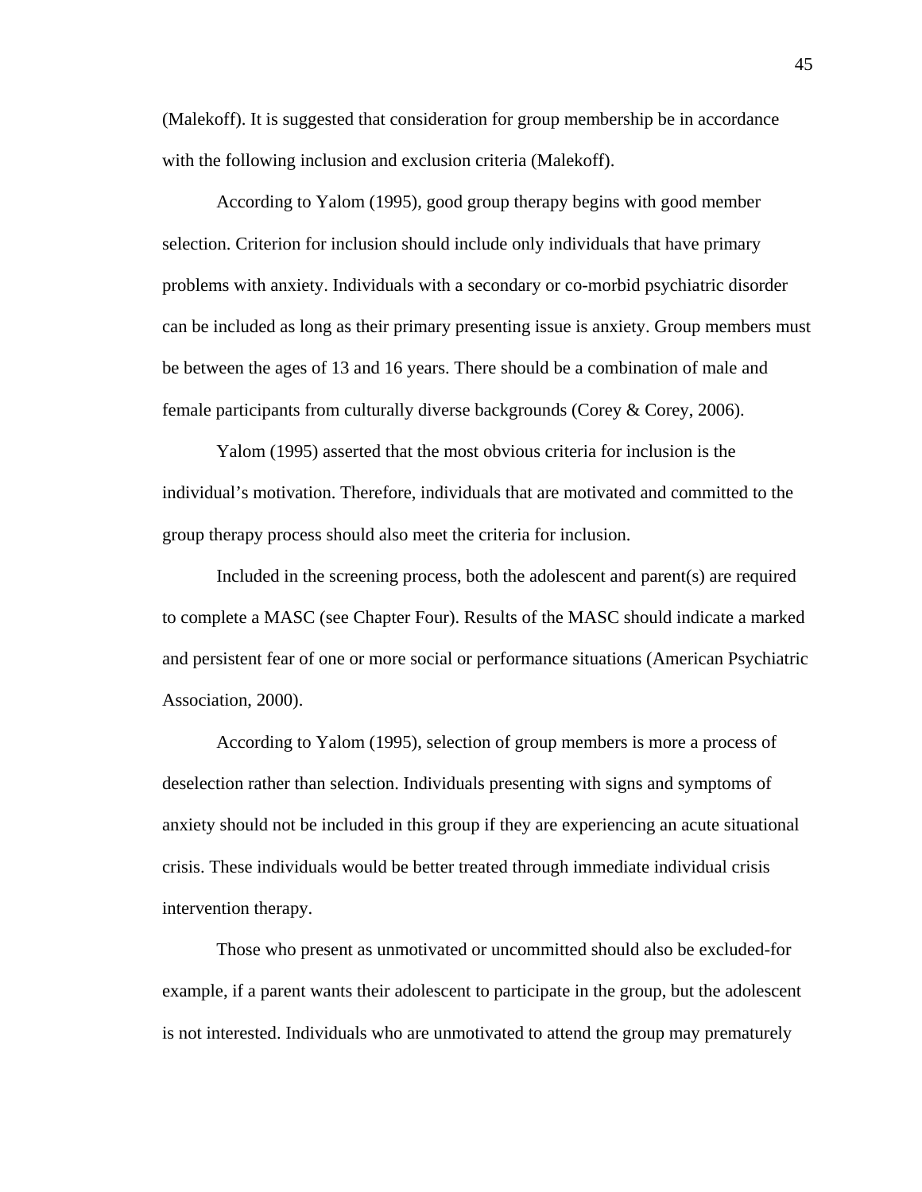(Malekoff). It is suggested that consideration for group membership be in accordance with the following inclusion and exclusion criteria (Malekoff).

According to Yalom (1995), good group therapy begins with good member selection. Criterion for inclusion should include only individuals that have primary problems with anxiety. Individuals with a secondary or co-morbid psychiatric disorder can be included as long as their primary presenting issue is anxiety. Group members must be between the ages of 13 and 16 years. There should be a combination of male and female participants from culturally diverse backgrounds (Corey & Corey, 2006).

Yalom (1995) asserted that the most obvious criteria for inclusion is the individual's motivation. Therefore, individuals that are motivated and committed to the group therapy process should also meet the criteria for inclusion.

Included in the screening process, both the adolescent and parent(s) are required to complete a MASC (see Chapter Four). Results of the MASC should indicate a marked and persistent fear of one or more social or performance situations (American Psychiatric Association, 2000).

According to Yalom (1995), selection of group members is more a process of deselection rather than selection. Individuals presenting with signs and symptoms of anxiety should not be included in this group if they are experiencing an acute situational crisis. These individuals would be better treated through immediate individual crisis intervention therapy.

Those who present as unmotivated or uncommitted should also be excluded-for example, if a parent wants their adolescent to participate in the group, but the adolescent is not interested. Individuals who are unmotivated to attend the group may prematurely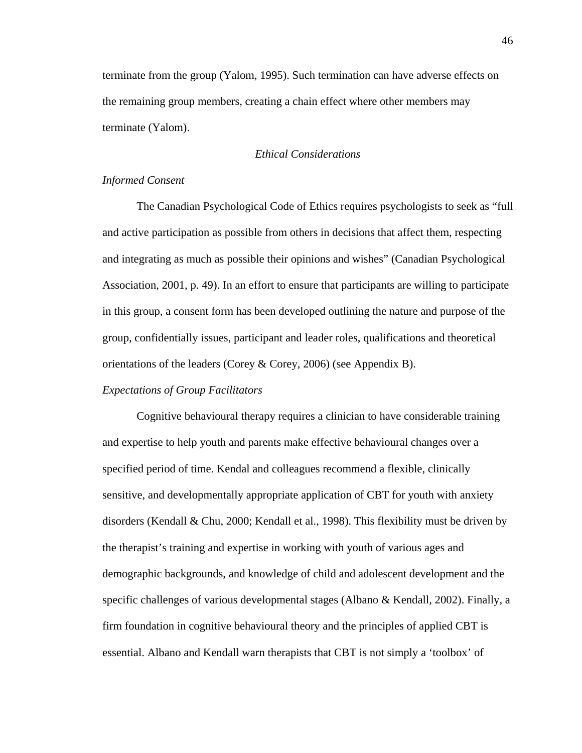terminate from the group (Yalom, 1995). Such termination can have adverse effects on the remaining group members, creating a chain effect where other members may terminate (Yalom).

## *Ethical Considerations*

### *Informed Consent*

The Canadian Psychological Code of Ethics requires psychologists to seek as "full and active participation as possible from others in decisions that affect them, respecting and integrating as much as possible their opinions and wishes" (Canadian Psychological Association, 2001, p. 49). In an effort to ensure that participants are willing to participate in this group, a consent form has been developed outlining the nature and purpose of the group, confidentially issues, participant and leader roles, qualifications and theoretical orientations of the leaders (Corey & Corey, 2006) (see Appendix B).

### *Expectations of Group Facilitators*

Cognitive behavioural therapy requires a clinician to have considerable training and expertise to help youth and parents make effective behavioural changes over a specified period of time. Kendal and colleagues recommend a flexible, clinically sensitive, and developmentally appropriate application of CBT for youth with anxiety disorders (Kendall & Chu, 2000; Kendall et al., 1998). This flexibility must be driven by the therapist's training and expertise in working with youth of various ages and demographic backgrounds, and knowledge of child and adolescent development and the specific challenges of various developmental stages (Albano & Kendall, 2002). Finally, a firm foundation in cognitive behavioural theory and the principles of applied CBT is essential. Albano and Kendall warn therapists that CBT is not simply a 'toolbox' of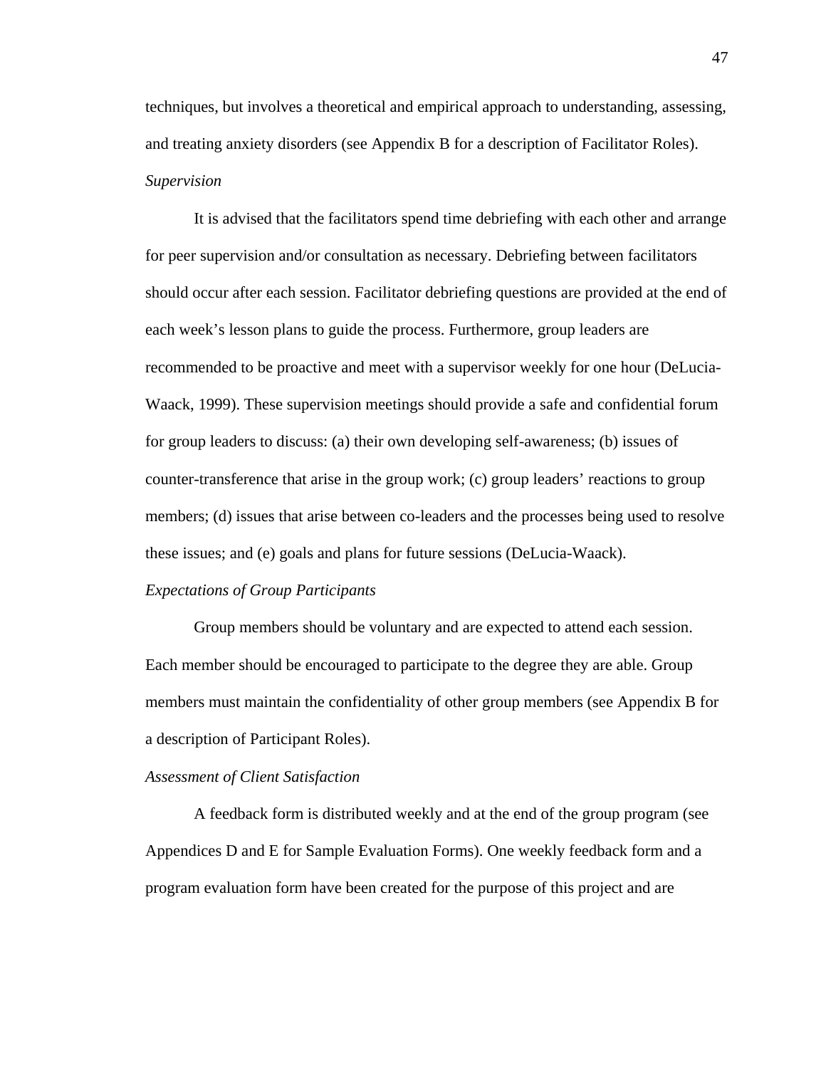techniques, but involves a theoretical and empirical approach to understanding, assessing, and treating anxiety disorders (see Appendix B for a description of Facilitator Roles).

*Supervision*

It is advised that the facilitators spend time debriefing with each other and arrange for peer supervision and/or consultation as necessary. Debriefing between facilitators should occur after each session. Facilitator debriefing questions are provided at the end of each week's lesson plans to guide the process. Furthermore, group leaders are recommended to be proactive and meet with a supervisor weekly for one hour (DeLucia-Waack, 1999). These supervision meetings should provide a safe and confidential forum for group leaders to discuss: (a) their own developing self-awareness; (b) issues of counter-transference that arise in the group work; (c) group leaders' reactions to group members; (d) issues that arise between co-leaders and the processes being used to resolve these issues; and (e) goals and plans for future sessions (DeLucia-Waack).

*Expectations of Group Participants*

Group members should be voluntary and are expected to attend each session. Each member should be encouraged to participate to the degree they are able. Group members must maintain the confidentiality of other group members (see Appendix B for a description of Participant Roles).

*Assessment of Client Satisfaction*

A feedback form is distributed weekly and at the end of the group program (see Appendices D and E for Sample Evaluation Forms). One weekly feedback form and a program evaluation form have been created for the purpose of this project and are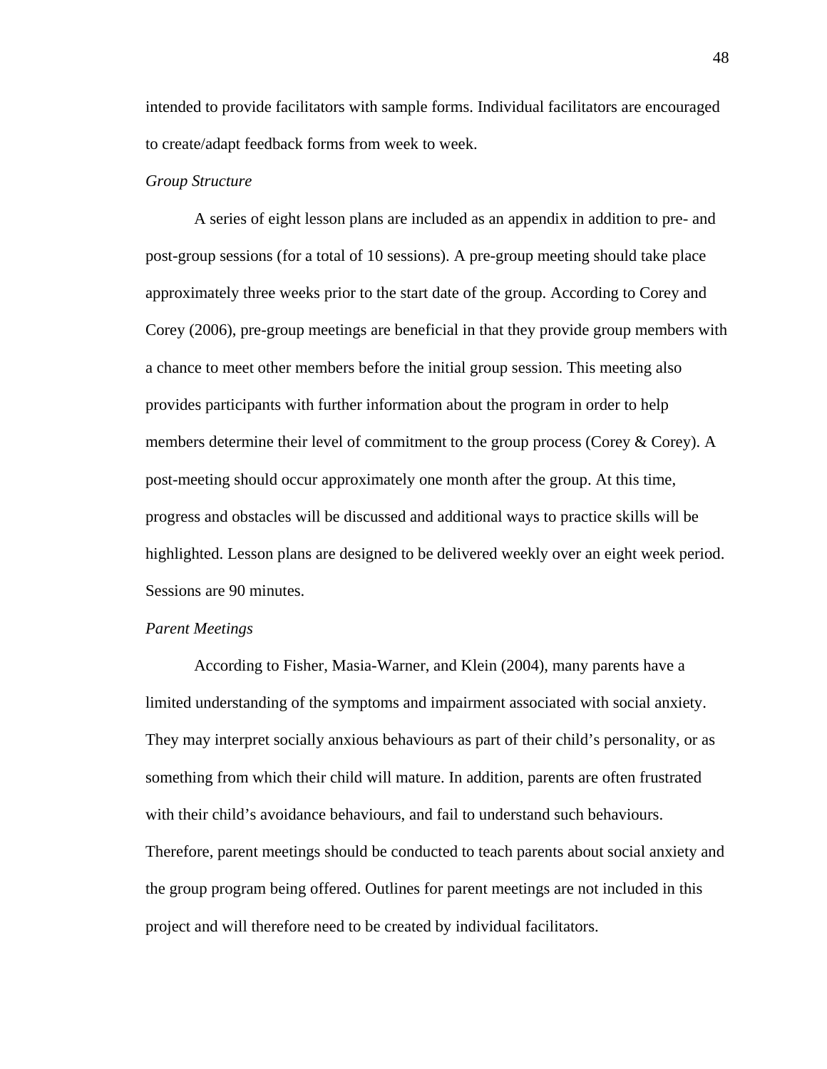intended to provide facilitators with sample forms. Individual facilitators are encouraged to create/adapt feedback forms from week to week.

*Group Structure*

A series of eight lesson plans are included as an appendix in addition to pre- and post-group sessions (for a total of 10 sessions). A pre-group meeting should take place approximately three weeks prior to the start date of the group. According to Corey and Corey (2006), pre-group meetings are beneficial in that they provide group members with a chance to meet other members before the initial group session. This meeting also provides participants with further information about the program in order to help members determine their level of commitment to the group process (Corey & Corey). A post-meeting should occur approximately one month after the group. At this time, progress and obstacles will be discussed and additional ways to practice skills will be highlighted. Lesson plans are designed to be delivered weekly over an eight week period. Sessions are 90 minutes.

*Parent Meetings*

According to Fisher, Masia-Warner, and Klein (2004), many parents have a limited understanding of the symptoms and impairment associated with social anxiety. They may interpret socially anxious behaviours as part of their child's personality, or as something from which their child will mature. In addition, parents are often frustrated with their child's avoidance behaviours, and fail to understand such behaviours. Therefore, parent meetings should be conducted to teach parents about social anxiety and the group program being offered. Outlines for parent meetings are not included in this project and will therefore need to be created by individual facilitators.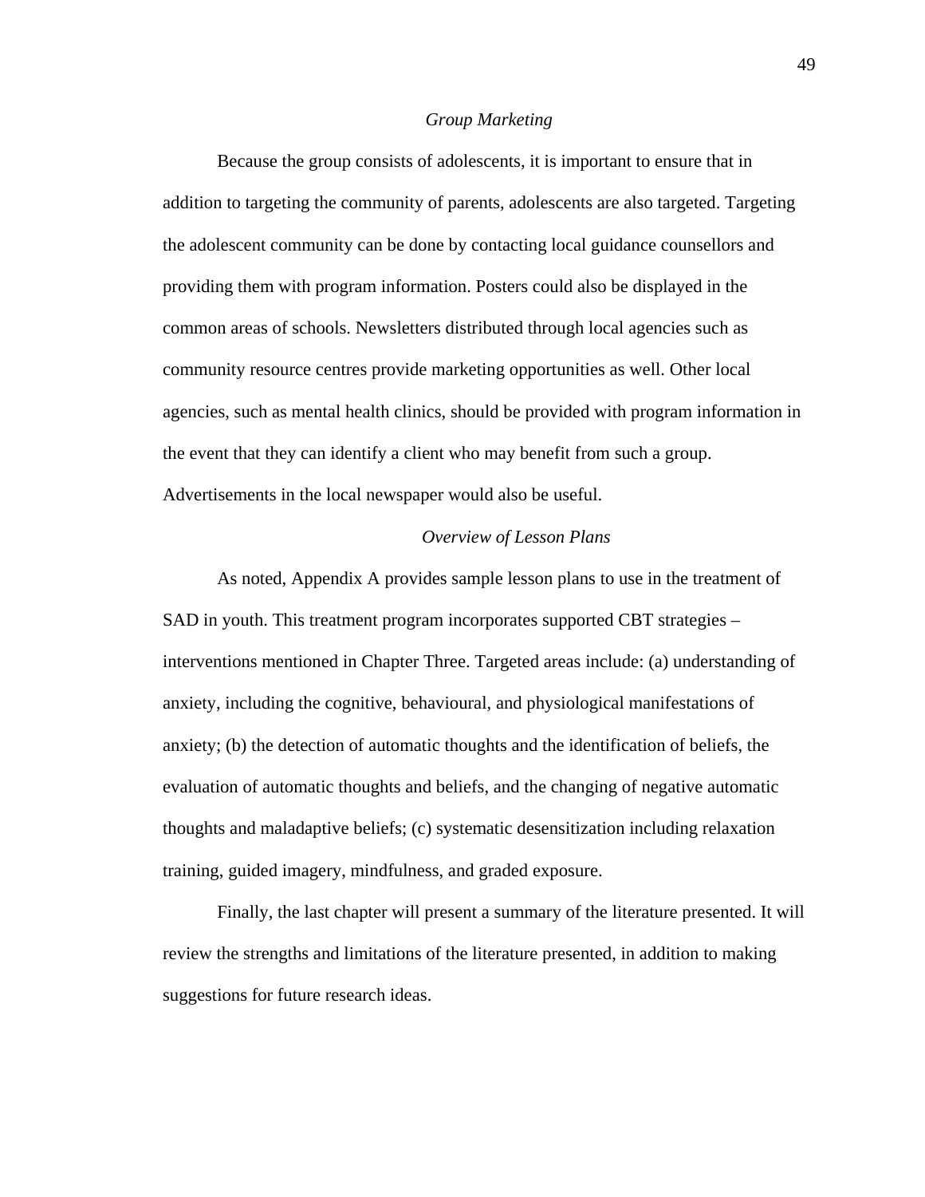### *Group Marketing*

Because the group consists of adolescents, it is important to ensure that in addition to targeting the community of parents, adolescents are also targeted. Targeting the adolescent community can be done by contacting local guidance counsellors and providing them with program information. Posters could also be displayed in the common areas of schools. Newsletters distributed through local agencies such as community resource centres provide marketing opportunities as well. Other local agencies, such as mental health clinics, should be provided with program information in the event that they can identify a client who may benefit from such a group. Advertisements in the local newspaper would also be useful.

### *Overview of Lesson Plans*

As noted, Appendix A provides sample lesson plans to use in the treatment of SAD in youth. This treatment program incorporates supported CBT strategies – interventions mentioned in Chapter Three. Targeted areas include: (a) understanding of anxiety, including the cognitive, behavioural, and physiological manifestations of anxiety; (b) the detection of automatic thoughts and the identification of beliefs, the evaluation of automatic thoughts and beliefs, and the changing of negative automatic thoughts and maladaptive beliefs; (c) systematic desensitization including relaxation training, guided imagery, mindfulness, and graded exposure.

Finally, the last chapter will present a summary of the literature presented. It will review the strengths and limitations of the literature presented, in addition to making suggestions for future research ideas.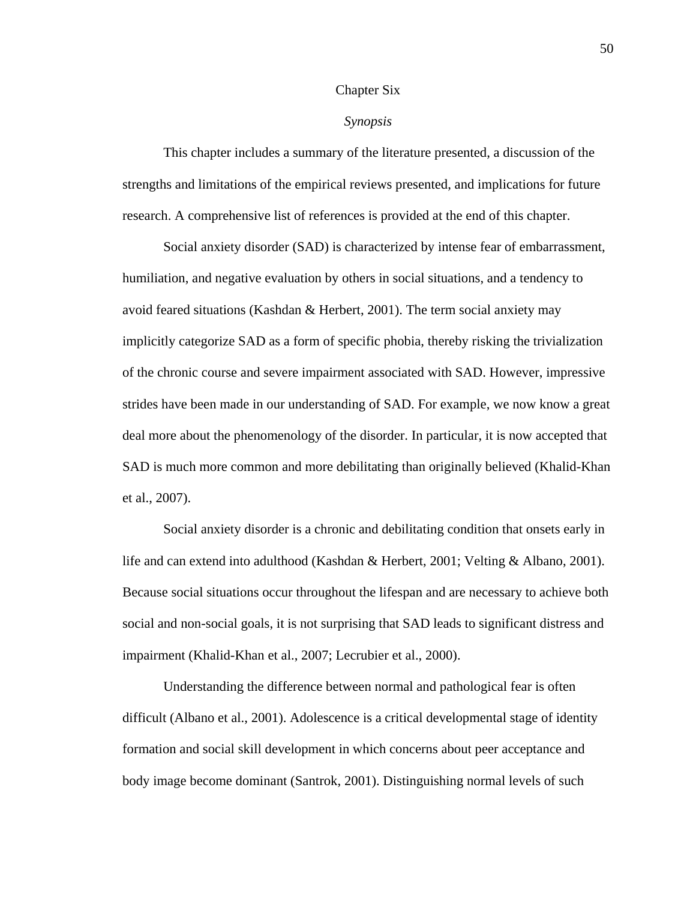# Chapter Six

## *Synopsis*

This chapter includes a summary of the literature presented, a discussion of the strengths and limitations of the empirical reviews presented, and implications for future research. A comprehensive list of references is provided at the end of this chapter.

Social anxiety disorder (SAD) is characterized by intense fear of embarrassment, humiliation, and negative evaluation by others in social situations, and a tendency to avoid feared situations (Kashdan & Herbert, 2001). The term social anxiety may implicitly categorize SAD as a form of specific phobia, thereby risking the trivialization of the chronic course and severe impairment associated with SAD. However, impressive strides have been made in our understanding of SAD. For example, we now know a great deal more about the phenomenology of the disorder. In particular, it is now accepted that SAD is much more common and more debilitating than originally believed (Khalid-Khan et al., 2007).

Social anxiety disorder is a chronic and debilitating condition that onsets early in life and can extend into adulthood (Kashdan & Herbert, 2001; Velting & Albano, 2001). Because social situations occur throughout the lifespan and are necessary to achieve both social and non-social goals, it is not surprising that SAD leads to significant distress and impairment (Khalid-Khan et al., 2007; Lecrubier et al., 2000).

Understanding the difference between normal and pathological fear is often difficult (Albano et al., 2001). Adolescence is a critical developmental stage of identity formation and social skill development in which concerns about peer acceptance and body image become dominant (Santrok, 2001). Distinguishing normal levels of such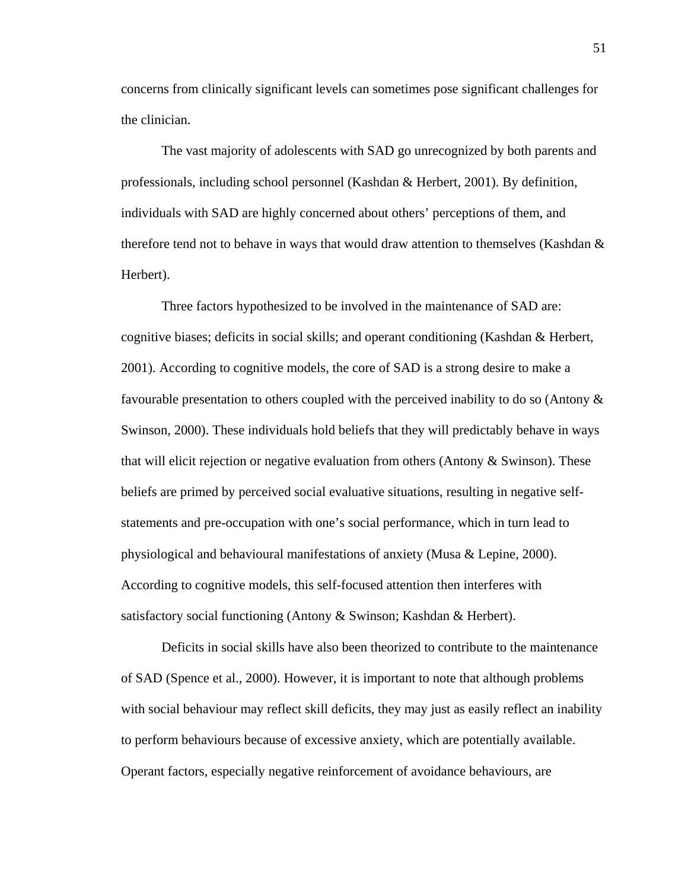concerns from clinically significant levels can sometimes pose significant challenges for the clinician.

The vast majority of adolescents with SAD go unrecognized by both parents and professionals, including school personnel (Kashdan & Herbert, 2001). By definition, individuals with SAD are highly concerned about others' perceptions of them, and therefore tend not to behave in ways that would draw attention to themselves (Kashdan & Herbert).

Three factors hypothesized to be involved in the maintenance of SAD are: cognitive biases; deficits in social skills; and operant conditioning (Kashdan & Herbert, 2001). According to cognitive models, the core of SAD is a strong desire to make a favourable presentation to others coupled with the perceived inability to do so (Antony & Swinson, 2000). These individuals hold beliefs that they will predictably behave in ways that will elicit rejection or negative evaluation from others (Antony & Swinson). These beliefs are primed by perceived social evaluative situations, resulting in negative self-statements and pre-occupation with one's social performance, which in turn lead to physiological and behavioural manifestations of anxiety (Musa & Lepine, 2000). According to cognitive models, this self-focused attention then interferes with satisfactory social functioning (Antony & Swinson; Kashdan & Herbert).

Deficits in social skills have also been theorized to contribute to the maintenance of SAD (Spence et al., 2000). However, it is important to note that although problems with social behaviour may reflect skill deficits, they may just as easily reflect an inability to perform behaviours because of excessive anxiety, which are potentially available. Operant factors, especially negative reinforcement of avoidance behaviours, are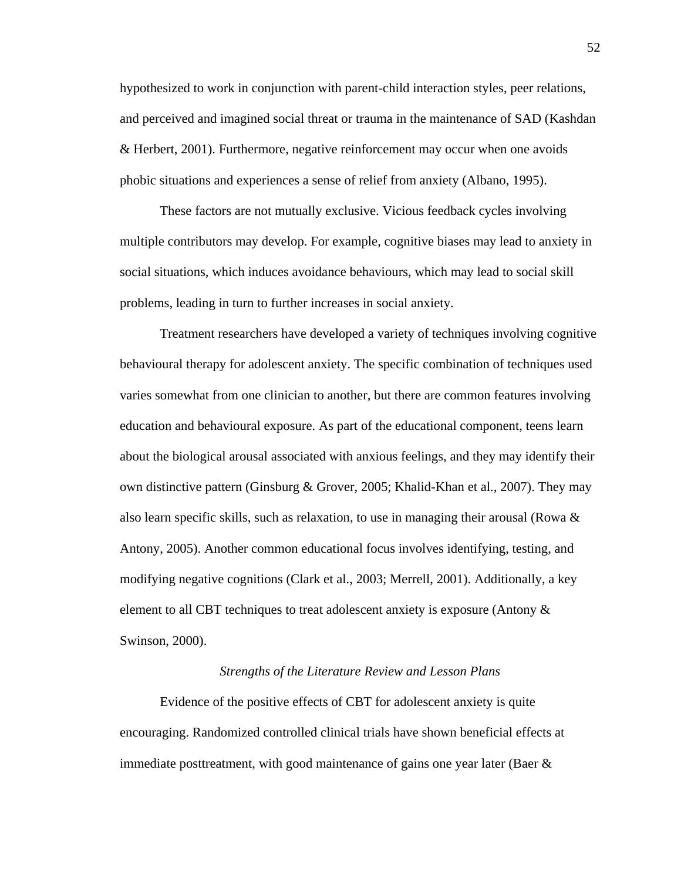hypothesized to work in conjunction with parent-child interaction styles, peer relations, and perceived and imagined social threat or trauma in the maintenance of SAD (Kashdan & Herbert, 2001). Furthermore, negative reinforcement may occur when one avoids phobic situations and experiences a sense of relief from anxiety (Albano, 1995).

These factors are not mutually exclusive. Vicious feedback cycles involving multiple contributors may develop. For example, cognitive biases may lead to anxiety in social situations, which induces avoidance behaviours, which may lead to social skill problems, leading in turn to further increases in social anxiety.

Treatment researchers have developed a variety of techniques involving cognitive behavioural therapy for adolescent anxiety. The specific combination of techniques used varies somewhat from one clinician to another, but there are common features involving education and behavioural exposure. As part of the educational component, teens learn about the biological arousal associated with anxious feelings, and they may identify their own distinctive pattern (Ginsburg & Grover, 2005; Khalid-Khan et al., 2007). They may also learn specific skills, such as relaxation, to use in managing their arousal (Rowa & Antony, 2005). Another common educational focus involves identifying, testing, and modifying negative cognitions (Clark et al., 2003; Merrell, 2001). Additionally, a key element to all CBT techniques to treat adolescent anxiety is exposure (Antony & Swinson, 2000).

### *Strengths of the Literature Review and Lesson Plans*

Evidence of the positive effects of CBT for adolescent anxiety is quite encouraging. Randomized controlled clinical trials have shown beneficial effects at immediate posttreatment, with good maintenance of gains one year later (Baer &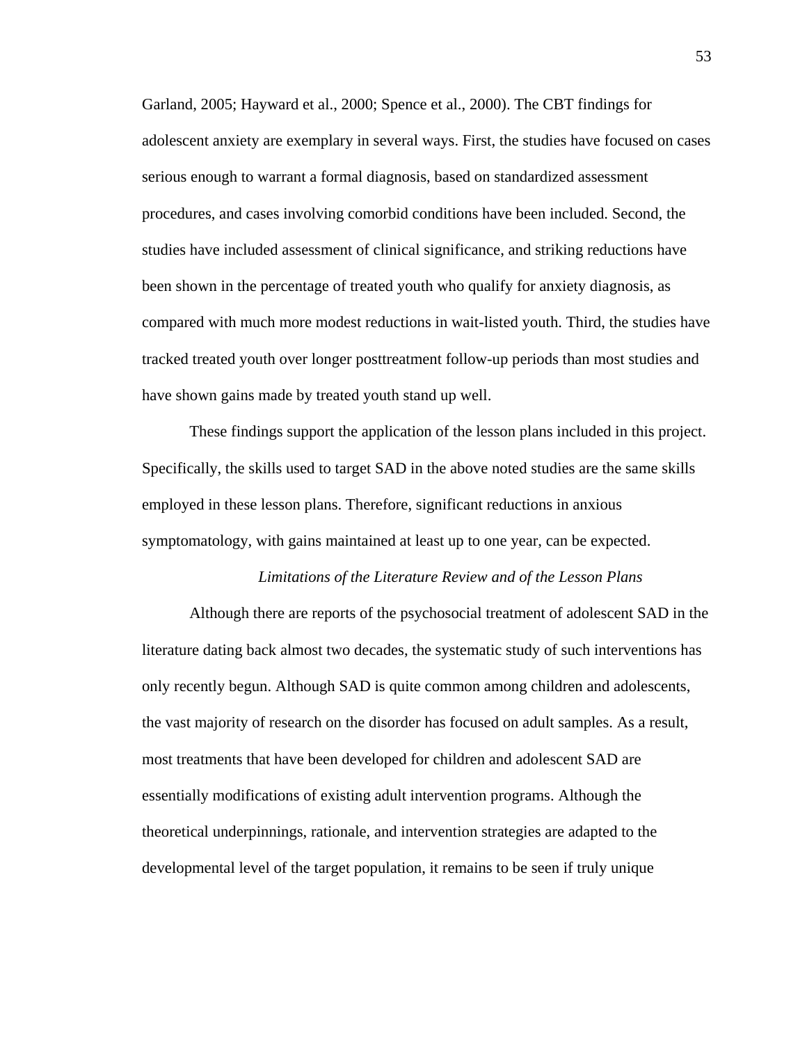Garland, 2005; Hayward et al., 2000; Spence et al., 2000). The CBT findings for adolescent anxiety are exemplary in several ways. First, the studies have focused on cases serious enough to warrant a formal diagnosis, based on standardized assessment procedures, and cases involving comorbid conditions have been included. Second, the studies have included assessment of clinical significance, and striking reductions have been shown in the percentage of treated youth who qualify for anxiety diagnosis, as compared with much more modest reductions in wait-listed youth. Third, the studies have tracked treated youth over longer posttreatment follow-up periods than most studies and have shown gains made by treated youth stand up well.

These findings support the application of the lesson plans included in this project. Specifically, the skills used to target SAD in the above noted studies are the same skills employed in these lesson plans. Therefore, significant reductions in anxious symptomatology, with gains maintained at least up to one year, can be expected.

### *Limitations of the Literature Review and of the Lesson Plans*

Although there are reports of the psychosocial treatment of adolescent SAD in the literature dating back almost two decades, the systematic study of such interventions has only recently begun. Although SAD is quite common among children and adolescents, the vast majority of research on the disorder has focused on adult samples. As a result, most treatments that have been developed for children and adolescent SAD are essentially modifications of existing adult intervention programs. Although the theoretical underpinnings, rationale, and intervention strategies are adapted to the developmental level of the target population, it remains to be seen if truly unique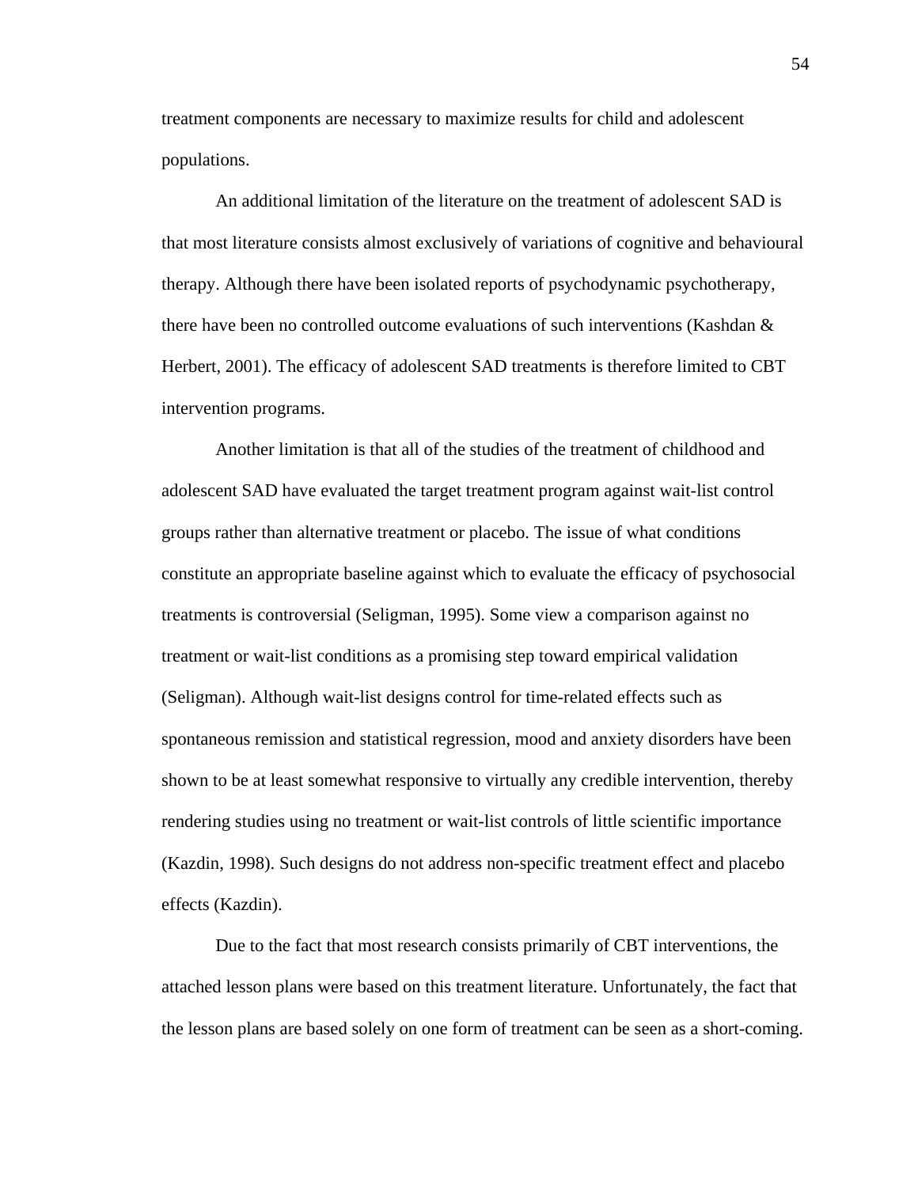treatment components are necessary to maximize results for child and adolescent populations.

An additional limitation of the literature on the treatment of adolescent SAD is that most literature consists almost exclusively of variations of cognitive and behavioural therapy. Although there have been isolated reports of psychodynamic psychotherapy, there have been no controlled outcome evaluations of such interventions (Kashdan & Herbert, 2001). The efficacy of adolescent SAD treatments is therefore limited to CBT intervention programs.

Another limitation is that all of the studies of the treatment of childhood and adolescent SAD have evaluated the target treatment program against wait-list control groups rather than alternative treatment or placebo. The issue of what conditions constitute an appropriate baseline against which to evaluate the efficacy of psychosocial treatments is controversial (Seligman, 1995). Some view a comparison against no treatment or wait-list conditions as a promising step toward empirical validation (Seligman). Although wait-list designs control for time-related effects such as spontaneous remission and statistical regression, mood and anxiety disorders have been shown to be at least somewhat responsive to virtually any credible intervention, thereby rendering studies using no treatment or wait-list controls of little scientific importance (Kazdin, 1998). Such designs do not address non-specific treatment effect and placebo effects (Kazdin).

Due to the fact that most research consists primarily of CBT interventions, the attached lesson plans were based on this treatment literature. Unfortunately, the fact that the lesson plans are based solely on one form of treatment can be seen as a short-coming.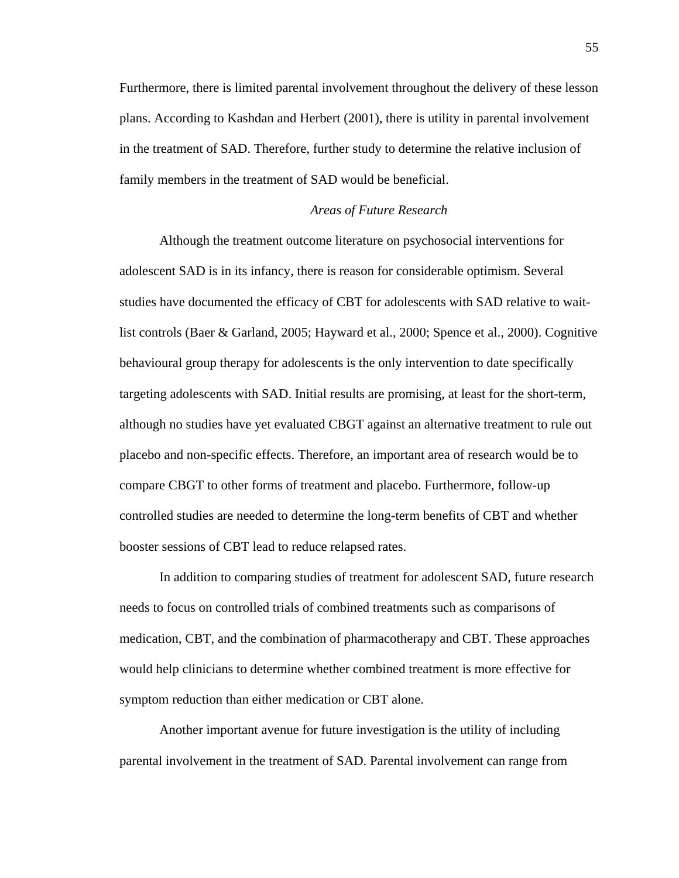Furthermore, there is limited parental involvement throughout the delivery of these lesson plans. According to Kashdan and Herbert (2001), there is utility in parental involvement in the treatment of SAD. Therefore, further study to determine the relative inclusion of family members in the treatment of SAD would be beneficial.

### *Areas of Future Research*

Although the treatment outcome literature on psychosocial interventions for adolescent SAD is in its infancy, there is reason for considerable optimism. Several studies have documented the efficacy of CBT for adolescents with SAD relative to wait-list controls (Baer & Garland, 2005; Hayward et al., 2000; Spence et al., 2000). Cognitive behavioural group therapy for adolescents is the only intervention to date specifically targeting adolescents with SAD. Initial results are promising, at least for the short-term, although no studies have yet evaluated CBGT against an alternative treatment to rule out placebo and non-specific effects. Therefore, an important area of research would be to compare CBGT to other forms of treatment and placebo. Furthermore, follow-up controlled studies are needed to determine the long-term benefits of CBT and whether booster sessions of CBT lead to reduce relapsed rates.

In addition to comparing studies of treatment for adolescent SAD, future research needs to focus on controlled trials of combined treatments such as comparisons of medication, CBT, and the combination of pharmacotherapy and CBT. These approaches would help clinicians to determine whether combined treatment is more effective for symptom reduction than either medication or CBT alone.

Another important avenue for future investigation is the utility of including parental involvement in the treatment of SAD. Parental involvement can range from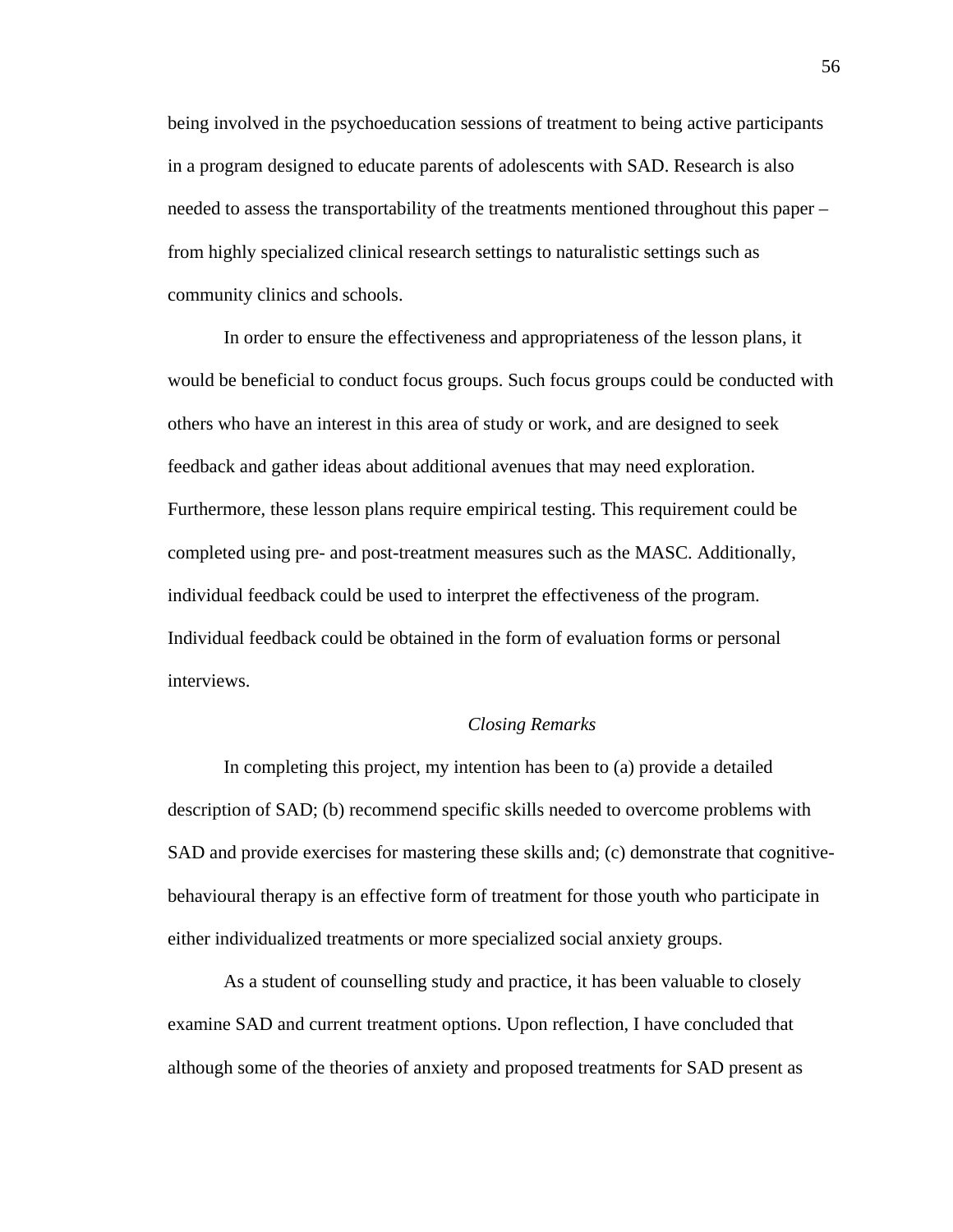being involved in the psychoeducation sessions of treatment to being active participants in a program designed to educate parents of adolescents with SAD. Research is also needed to assess the transportability of the treatments mentioned throughout this paper – from highly specialized clinical research settings to naturalistic settings such as community clinics and schools.

In order to ensure the effectiveness and appropriateness of the lesson plans, it would be beneficial to conduct focus groups. Such focus groups could be conducted with others who have an interest in this area of study or work, and are designed to seek feedback and gather ideas about additional avenues that may need exploration. Furthermore, these lesson plans require empirical testing. This requirement could be completed using pre- and post-treatment measures such as the MASC. Additionally, individual feedback could be used to interpret the effectiveness of the program. Individual feedback could be obtained in the form of evaluation forms or personal interviews.

### *Closing Remarks*

In completing this project, my intention has been to (a) provide a detailed description of SAD; (b) recommend specific skills needed to overcome problems with SAD and provide exercises for mastering these skills and; (c) demonstrate that cognitive-behavioural therapy is an effective form of treatment for those youth who participate in either individualized treatments or more specialized social anxiety groups.

As a student of counselling study and practice, it has been valuable to closely examine SAD and current treatment options. Upon reflection, I have concluded that although some of the theories of anxiety and proposed treatments for SAD present as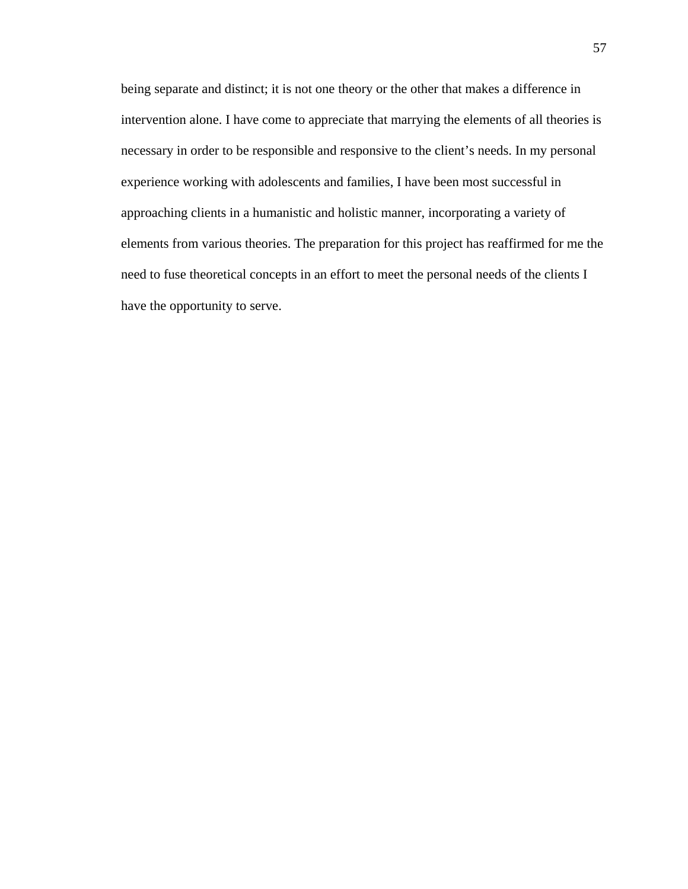being separate and distinct; it is not one theory or the other that makes a difference in intervention alone. I have come to appreciate that marrying the elements of all theories is necessary in order to be responsible and responsive to the client's needs. In my personal experience working with adolescents and families, I have been most successful in approaching clients in a humanistic and holistic manner, incorporating a variety of elements from various theories. The preparation for this project has reaffirmed for me the need to fuse theoretical concepts in an effort to meet the personal needs of the clients I have the opportunity to serve.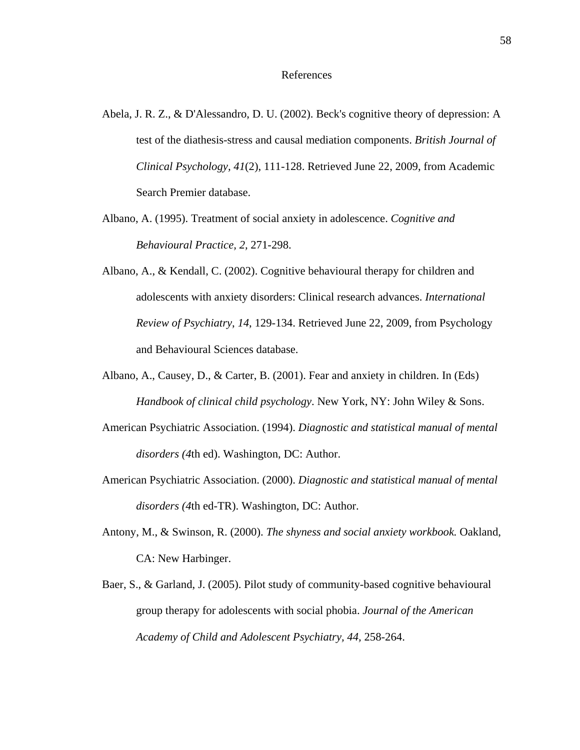# References

Abela, J. R. Z., & D'Alessandro, D. U. (2002). Beck's cognitive theory of depression: A test of the diathesis-stress and causal mediation components. *British Journal of Clinical Psychology, 41*(2), 111-128. Retrieved June 22, 2009, from Academic Search Premier database.

Albano, A. (1995). Treatment of social anxiety in adolescence. *Cognitive and Behavioural Practice, 2,* 271-298.

Albano, A., & Kendall, C. (2002). Cognitive behavioural therapy for children and adolescents with anxiety disorders: Clinical research advances. *International Review of Psychiatry*, *14*, 129-134. Retrieved June 22, 2009, from Psychology and Behavioural Sciences database.

Albano, A., Causey, D., & Carter, B. (2001). Fear and anxiety in children. In (Eds) *Handbook of clinical child psychology*. New York, NY: John Wiley & Sons.

American Psychiatric Association. (1994). *Diagnostic and statistical manual of mental disorders (4*th ed). Washington, DC: Author.

American Psychiatric Association. (2000). *Diagnostic and statistical manual of mental disorders (4*th ed-TR). Washington, DC: Author.

Antony, M., & Swinson, R. (2000). *The shyness and social anxiety workbook.* Oakland, CA: New Harbinger.

Baer, S., & Garland, J. (2005). Pilot study of community-based cognitive behavioural group therapy for adolescents with social phobia. *Journal of the American Academy of Child and Adolescent Psychiatry, 44,* 258-264.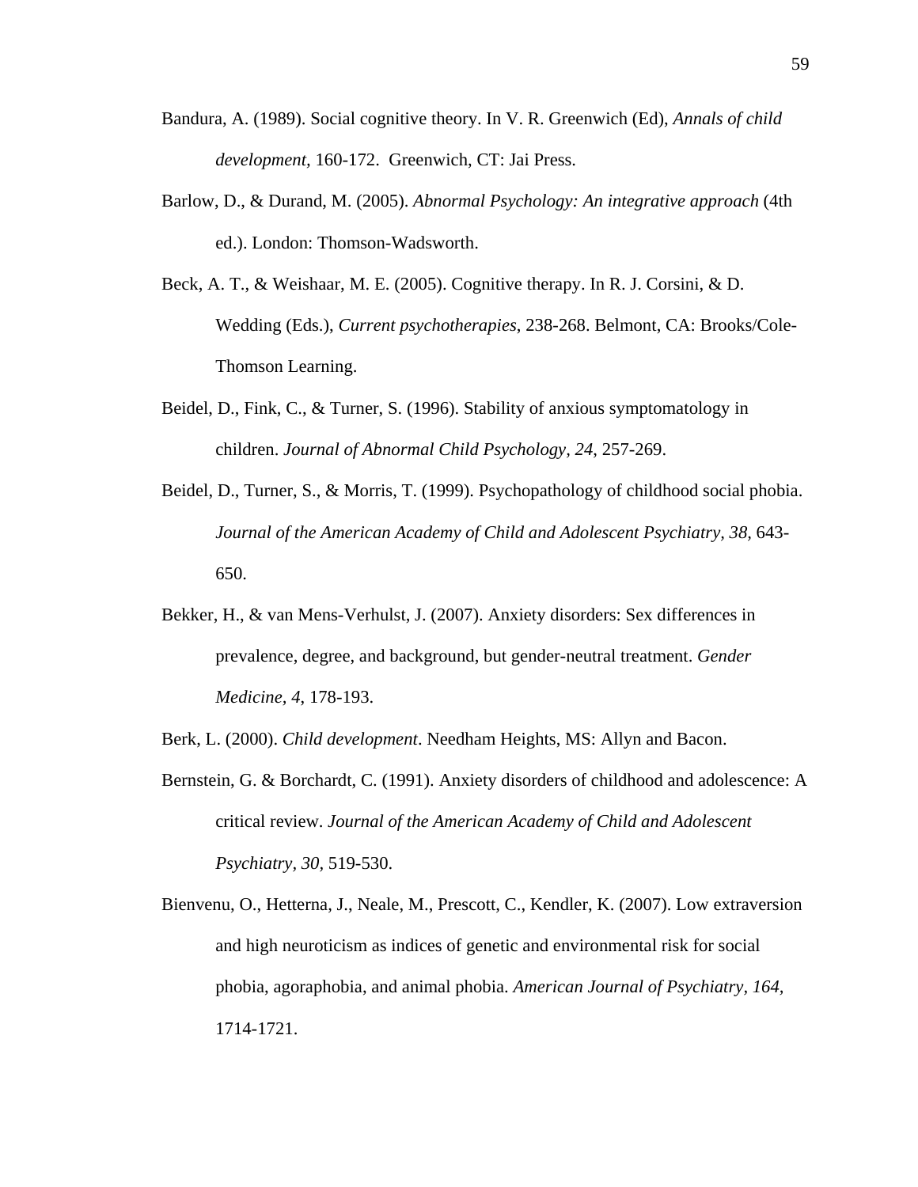Bandura, A. (1989). Social cognitive theory. In V. R. Greenwich (Ed), *Annals of child development*, 160-172. Greenwich, CT: Jai Press.

Barlow, D., & Durand, M. (2005). *Abnormal Psychology: An integrative approach* (4th ed.). London: Thomson-Wadsworth.

Beck, A. T., & Weishaar, M. E. (2005). Cognitive therapy. In R. J. Corsini, & D. Wedding (Eds.), *Current psychotherapies*, 238-268. Belmont, CA: Brooks/Cole-Thomson Learning.

Beidel, D., Fink, C., & Turner, S. (1996). Stability of anxious symptomatology in children. *Journal of Abnormal Child Psychology, 24*, 257-269.

Beidel, D., Turner, S., & Morris, T. (1999). Psychopathology of childhood social phobia. *Journal of the American Academy of Child and Adolescent Psychiatry, 38*, 643-650.

Bekker, H., & van Mens-Verhulst, J. (2007). Anxiety disorders: Sex differences in prevalence, degree, and background, but gender-neutral treatment. *Gender Medicine, 4*, 178-193.

Berk, L. (2000). *Child development*. Needham Heights, MS: Allyn and Bacon.

Bernstein, G. & Borchardt, C. (1991). Anxiety disorders of childhood and adolescence: A critical review. *Journal of the American Academy of Child and Adolescent Psychiatry, 30*, 519-530.

Bienvenu, O., Hetterna, J., Neale, M., Prescott, C., Kendler, K. (2007). Low extraversion and high neuroticism as indices of genetic and environmental risk for social phobia, agoraphobia, and animal phobia. *American Journal of Psychiatry, 164*, 1714-1721.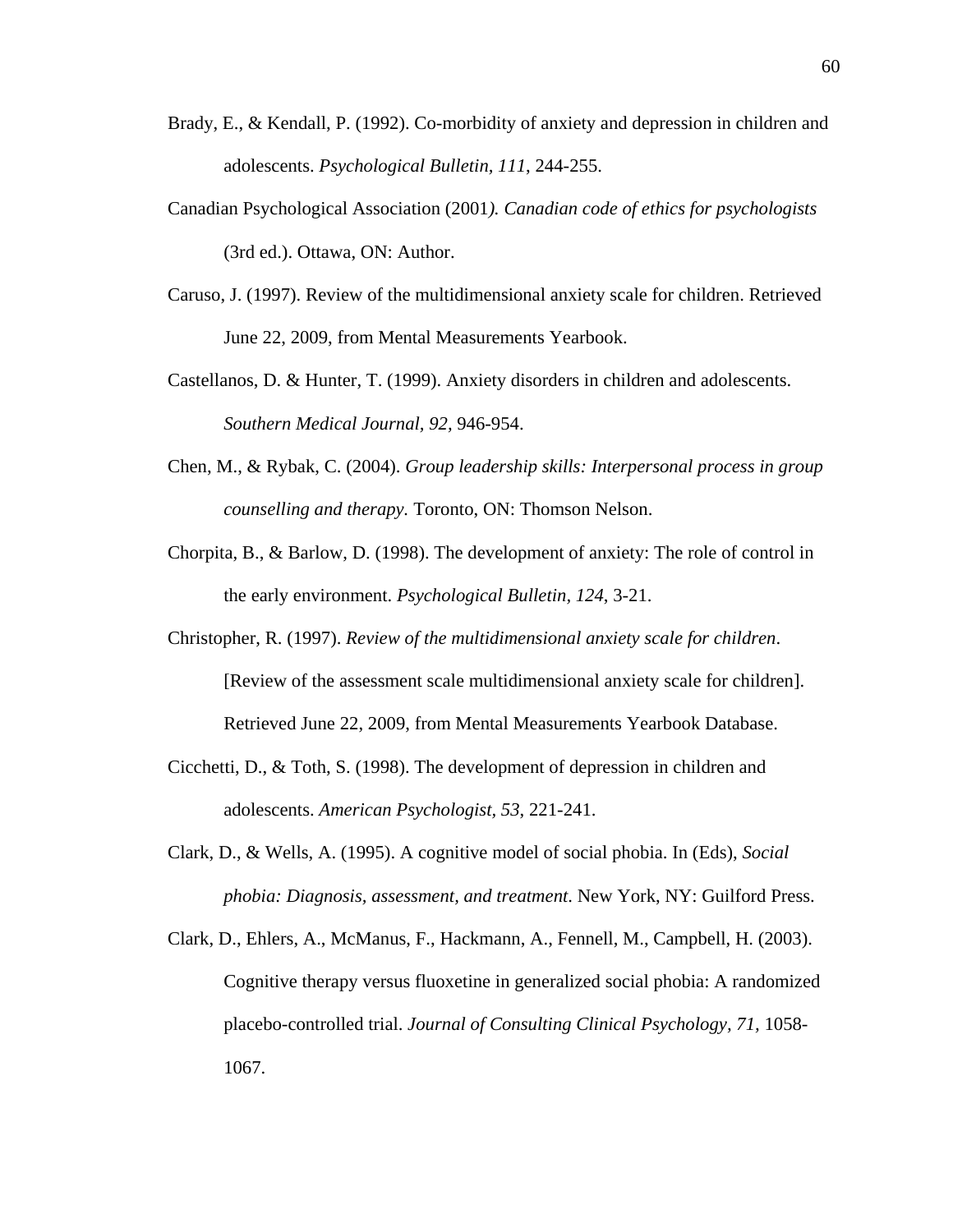Brady, E., & Kendall, P. (1992). Co-morbidity of anxiety and depression in children and adolescents. *Psychological Bulletin, 111*, 244-255.

Canadian Psychological Association (2001*). Canadian code of ethics for psychologists* (3rd ed.). Ottawa, ON: Author.

Caruso, J. (1997). Review of the multidimensional anxiety scale for children. Retrieved June 22, 2009, from Mental Measurements Yearbook.

Castellanos, D. & Hunter, T. (1999). Anxiety disorders in children and adolescents. *Southern Medical Journal, 92*, 946-954.

Chen, M., & Rybak, C. (2004). *Group leadership skills: Interpersonal process in group counselling and therapy.* Toronto, ON: Thomson Nelson.

Chorpita, B., & Barlow, D. (1998). The development of anxiety: The role of control in the early environment. *Psychological Bulletin, 124*, 3-21.

Christopher, R. (1997). *Review of the multidimensional anxiety scale for children*. [Review of the assessment scale multidimensional anxiety scale for children]. Retrieved June 22, 2009, from Mental Measurements Yearbook Database.

Cicchetti, D., & Toth, S. (1998). The development of depression in children and adolescents. *American Psychologist, 53*, 221-241.

Clark, D., & Wells, A. (1995). A cognitive model of social phobia. In (Eds), *Social phobia: Diagnosis, assessment, and treatment*. New York, NY: Guilford Press.

Clark, D., Ehlers, A., McManus, F., Hackmann, A., Fennell, M., Campbell, H. (2003). Cognitive therapy versus fluoxetine in generalized social phobia: A randomized placebo-controlled trial. *Journal of Consulting Clinical Psychology, 71*, 1058-1067.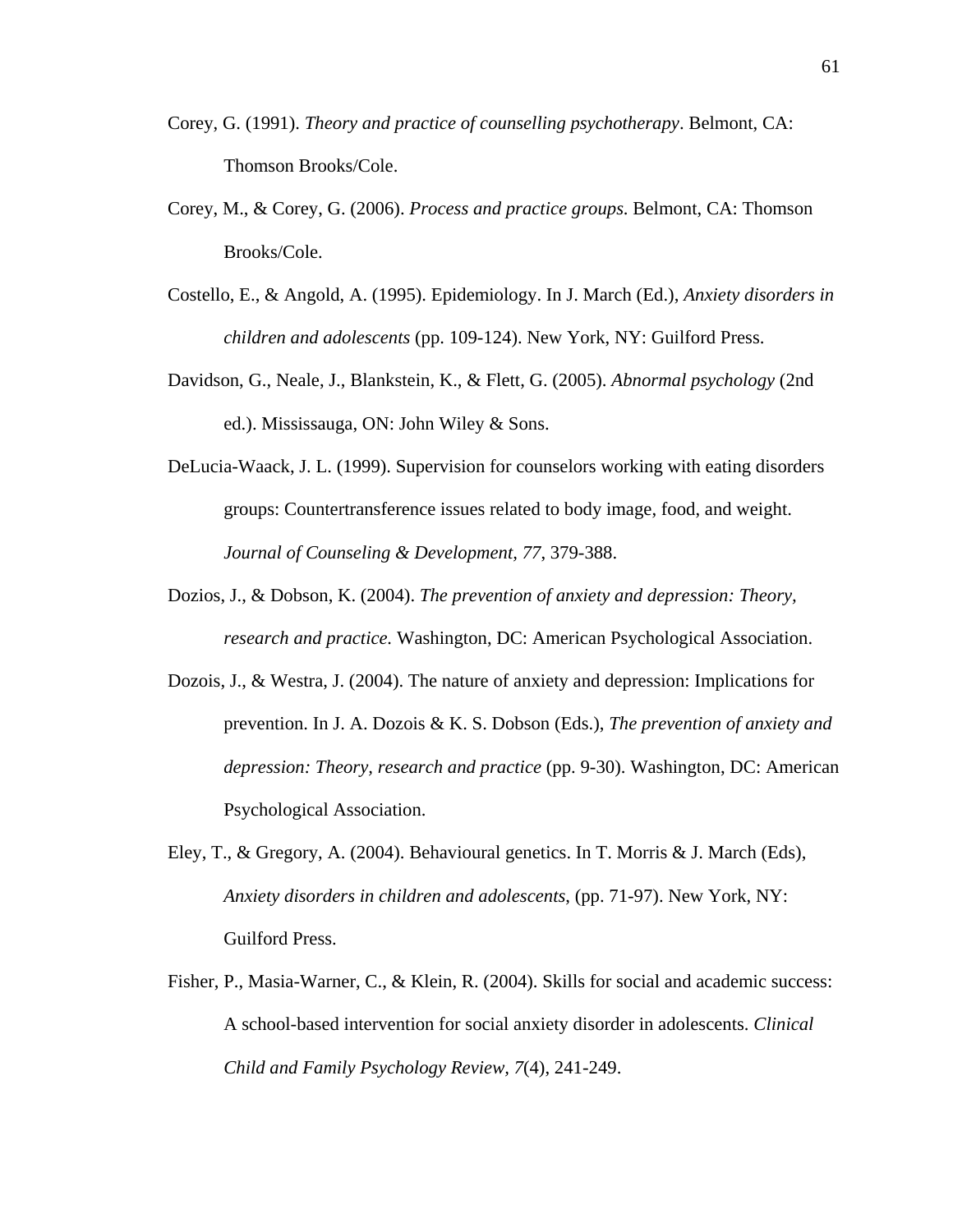Corey, G. (1991). *Theory and practice of counselling psychotherapy*. Belmont, CA: Thomson Brooks/Cole.

Corey, M., & Corey, G. (2006). *Process and practice groups.* Belmont, CA: Thomson Brooks/Cole.

Costello, E., & Angold, A. (1995). Epidemiology. In J. March (Ed.), *Anxiety disorders in children and adolescents* (pp. 109-124). New York, NY: Guilford Press.

Davidson, G., Neale, J., Blankstein, K., & Flett, G. (2005). *Abnormal psychology* (2nd ed.). Mississauga, ON: John Wiley & Sons.

DeLucia-Waack, J. L. (1999). Supervision for counselors working with eating disorders groups: Countertransference issues related to body image, food, and weight. *Journal of Counseling & Development, 77*, 379-388.

Dozios, J., & Dobson, K. (2004). *The prevention of anxiety and depression: Theory, research and practice.* Washington, DC: American Psychological Association.

Dozois, J., & Westra, J. (2004). The nature of anxiety and depression: Implications for prevention. In J. A. Dozois & K. S. Dobson (Eds.), *The prevention of anxiety and depression: Theory, research and practice* (pp. 9-30). Washington, DC: American Psychological Association.

Eley, T., & Gregory, A. (2004). Behavioural genetics. In T. Morris & J. March (Eds), *Anxiety disorders in children and adolescents*, (pp. 71-97). New York, NY: Guilford Press.

Fisher, P., Masia-Warner, C., & Klein, R. (2004). Skills for social and academic success: A school-based intervention for social anxiety disorder in adolescents. *Clinical Child and Family Psychology Review, 7*(4), 241-249.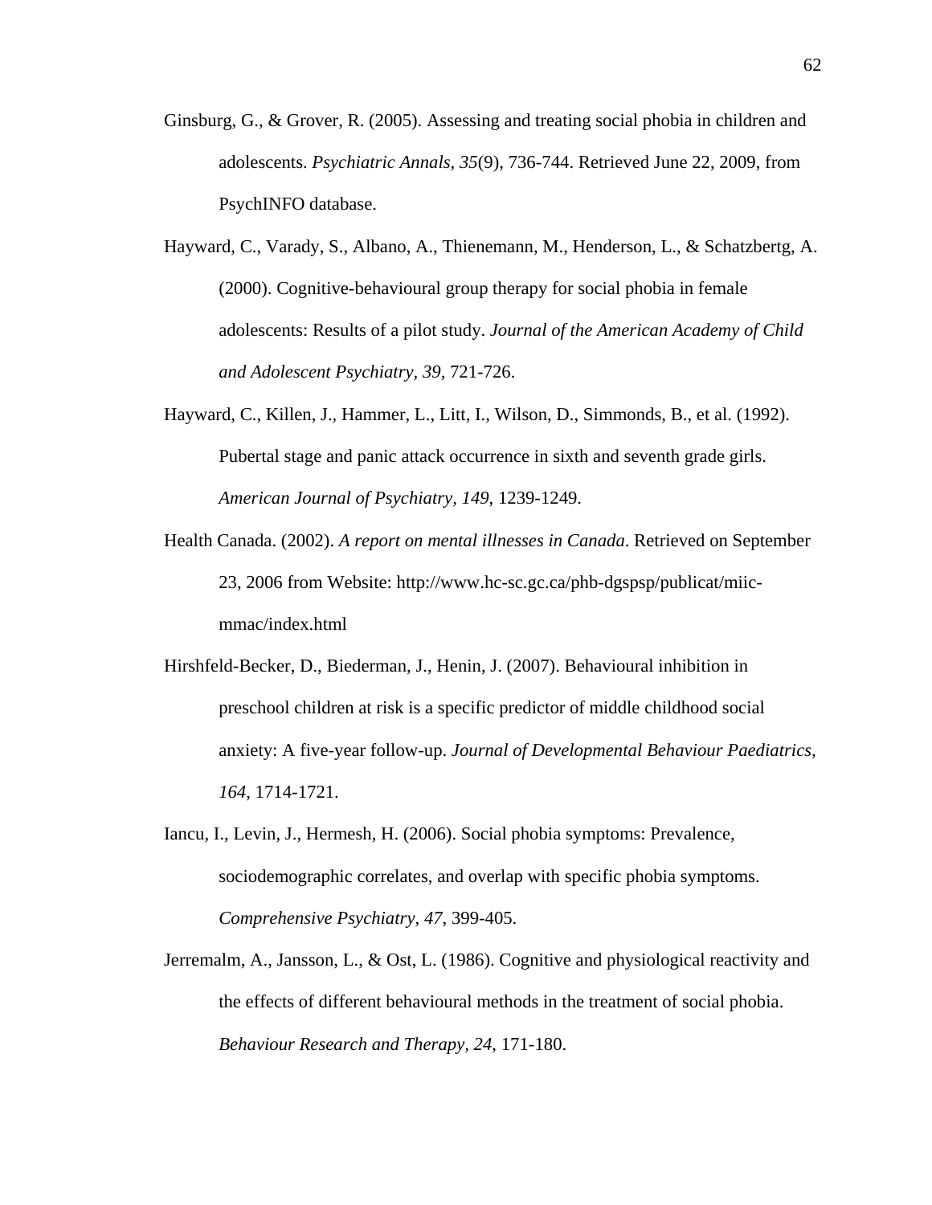Ginsburg, G., & Grover, R. (2005). Assessing and treating social phobia in children and adolescents. *Psychiatric Annals, 35*(9), 736-744. Retrieved June 22, 2009, from PsychINFO database.

Hayward, C., Varady, S., Albano, A., Thienemann, M., Henderson, L., & Schatzbertg, A. (2000). Cognitive-behavioural group therapy for social phobia in female adolescents: Results of a pilot study. *Journal of the American Academy of Child and Adolescent Psychiatry, 39*, 721-726.

Hayward, C., Killen, J., Hammer, L., Litt, I., Wilson, D., Simmonds, B., et al. (1992). Pubertal stage and panic attack occurrence in sixth and seventh grade girls. *American Journal of Psychiatry, 149*, 1239-1249.

Health Canada. (2002). *A report on mental illnesses in Canada*. Retrieved on September 23, 2006 from Website: http://www.hc-sc.gc.ca/phb-dgspsp/publicat/miic-mmac/index.html

Hirshfeld-Becker, D., Biederman, J., Henin, J. (2007). Behavioural inhibition in preschool children at risk is a specific predictor of middle childhood social anxiety: A five-year follow-up. *Journal of Developmental Behaviour Paediatrics, 164*, 1714-1721.

Iancu, I., Levin, J., Hermesh, H. (2006). Social phobia symptoms: Prevalence, sociodemographic correlates, and overlap with specific phobia symptoms. *Comprehensive Psychiatry, 47*, 399-405.

Jerremalm, A., Jansson, L., & Ost, L. (1986). Cognitive and physiological reactivity and the effects of different behavioural methods in the treatment of social phobia. *Behaviour Research and Therapy, 24*, 171-180.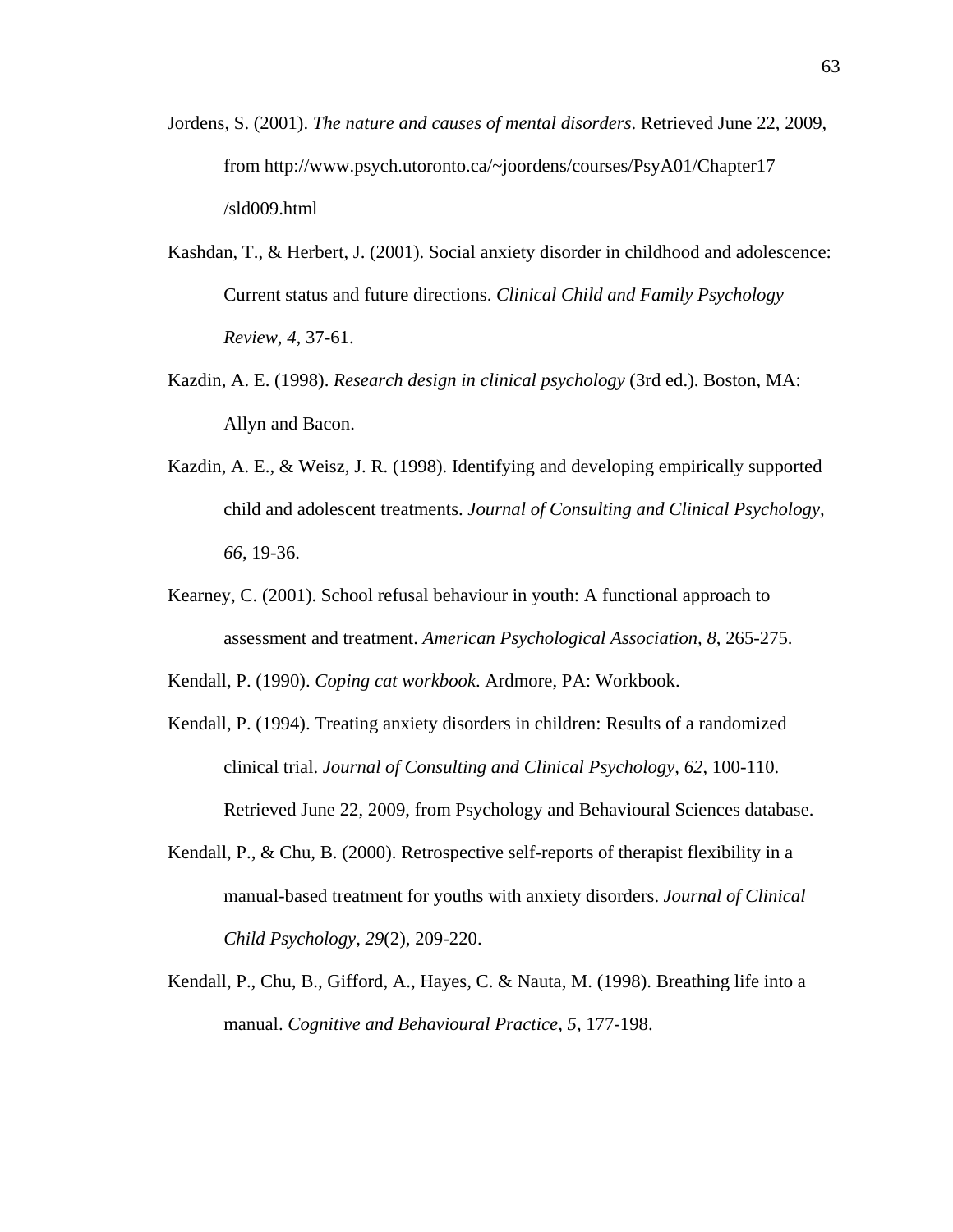Jordens, S. (2001). *The nature and causes of mental disorders*. Retrieved June 22, 2009, from http://www.psych.utoronto.ca/~joordens/courses/PsyA01/Chapter17/sld009.html

Kashdan, T., & Herbert, J. (2001). Social anxiety disorder in childhood and adolescence: Current status and future directions. *Clinical Child and Family Psychology Review, 4*, 37-61.

Kazdin, A. E. (1998). *Research design in clinical psychology* (3rd ed.). Boston, MA: Allyn and Bacon.

Kazdin, A. E., & Weisz, J. R. (1998). Identifying and developing empirically supported child and adolescent treatments. *Journal of Consulting and Clinical Psychology, 66*, 19-36.

Kearney, C. (2001). School refusal behaviour in youth: A functional approach to assessment and treatment. *American Psychological Association, 8*, 265-275.

Kendall, P. (1990). *Coping cat workbook*. Ardmore, PA: Workbook.

Kendall, P. (1994). Treating anxiety disorders in children: Results of a randomized clinical trial. *Journal of Consulting and Clinical Psychology, 62*, 100-110. Retrieved June 22, 2009, from Psychology and Behavioural Sciences database.

Kendall, P., & Chu, B. (2000). Retrospective self-reports of therapist flexibility in a manual-based treatment for youths with anxiety disorders. *Journal of Clinical Child Psychology, 29*(2), 209-220.

Kendall, P., Chu, B., Gifford, A., Hayes, C. & Nauta, M. (1998). Breathing life into a manual. *Cognitive and Behavioural Practice, 5*, 177-198.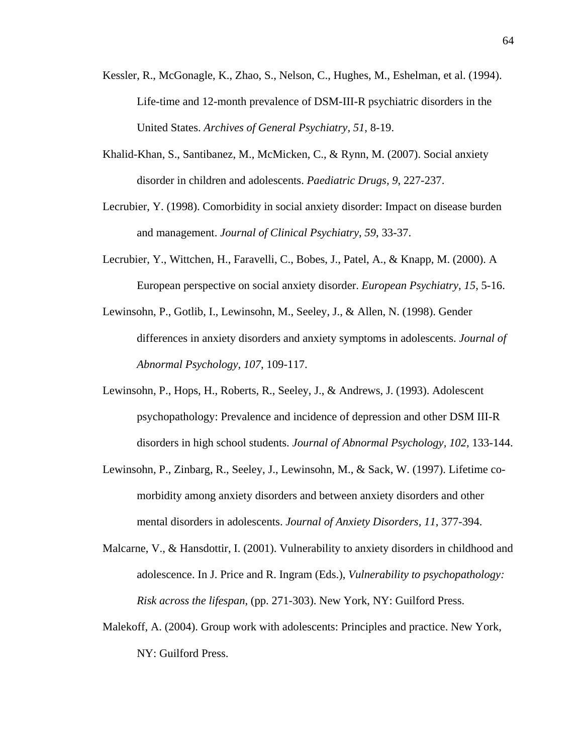Kessler, R., McGonagle, K., Zhao, S., Nelson, C., Hughes, M., Eshelman, et al. (1994). Life-time and 12-month prevalence of DSM-III-R psychiatric disorders in the United States. *Archives of General Psychiatry, 51*, 8-19.

Khalid-Khan, S., Santibanez, M., McMicken, C., & Rynn, M. (2007). Social anxiety disorder in children and adolescents. *Paediatric Drugs, 9*, 227-237.

Lecrubier, Y. (1998). Comorbidity in social anxiety disorder: Impact on disease burden and management. *Journal of Clinical Psychiatry, 59*, 33-37.

Lecrubier, Y., Wittchen, H., Faravelli, C., Bobes, J., Patel, A., & Knapp, M. (2000). A European perspective on social anxiety disorder. *European Psychiatry, 15*, 5-16.

Lewinsohn, P., Gotlib, I., Lewinsohn, M., Seeley, J., & Allen, N. (1998). Gender differences in anxiety disorders and anxiety symptoms in adolescents. *Journal of Abnormal Psychology, 107*, 109-117.

Lewinsohn, P., Hops, H., Roberts, R., Seeley, J., & Andrews, J. (1993). Adolescent psychopathology: Prevalence and incidence of depression and other DSM III-R disorders in high school students. *Journal of Abnormal Psychology, 102*, 133-144.

Lewinsohn, P., Zinbarg, R., Seeley, J., Lewinsohn, M., & Sack, W. (1997). Lifetime co-morbidity among anxiety disorders and between anxiety disorders and other mental disorders in adolescents. *Journal of Anxiety Disorders, 11*, 377-394.

Malcarne, V., & Hansdottir, I. (2001). Vulnerability to anxiety disorders in childhood and adolescence. In J. Price and R. Ingram (Eds.), *Vulnerability to psychopathology: Risk across the lifespan,* (pp. 271-303). New York, NY: Guilford Press.

Malekoff, A. (2004). Group work with adolescents: Principles and practice. New York, NY: Guilford Press.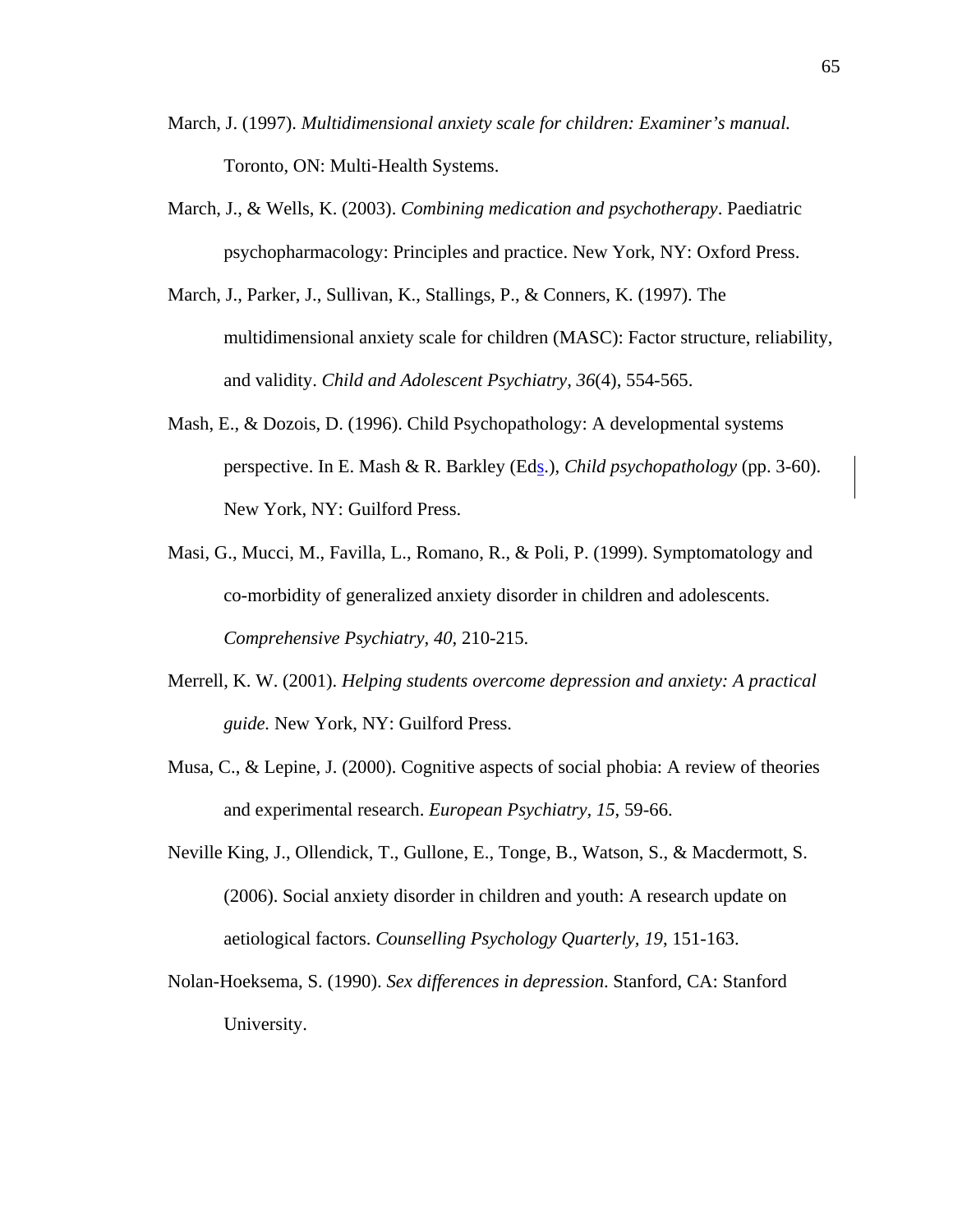March, J. (1997). *Multidimensional anxiety scale for children: Examiner's manual.* Toronto, ON: Multi-Health Systems.

March, J., & Wells, K. (2003). *Combining medication and psychotherapy*. Paediatric psychopharmacology: Principles and practice. New York, NY: Oxford Press.

March, J., Parker, J., Sullivan, K., Stallings, P., & Conners, K. (1997). The multidimensional anxiety scale for children (MASC): Factor structure, reliability, and validity. *Child and Adolescent Psychiatry, 36*(4), 554-565.

Mash, E., & Dozois, D. (1996). Child Psychopathology: A developmental systems perspective. In E. Mash & R. Barkley (Eds.), *Child psychopathology* (pp. 3-60). New York, NY: Guilford Press.

Masi, G., Mucci, M., Favilla, L., Romano, R., & Poli, P. (1999). Symptomatology and co-morbidity of generalized anxiety disorder in children and adolescents. *Comprehensive Psychiatry, 40*, 210-215.

Merrell, K. W. (2001). *Helping students overcome depression and anxiety: A practical guide.* New York, NY: Guilford Press.

Musa, C., & Lepine, J. (2000). Cognitive aspects of social phobia: A review of theories and experimental research. *European Psychiatry, 15*, 59-66.

Neville King, J., Ollendick, T., Gullone, E., Tonge, B., Watson, S., & Macdermott, S. (2006). Social anxiety disorder in children and youth: A research update on aetiological factors. *Counselling Psychology Quarterly, 19*, 151-163.

Nolan-Hoeksema, S. (1990). *Sex differences in depression*. Stanford, CA: Stanford University.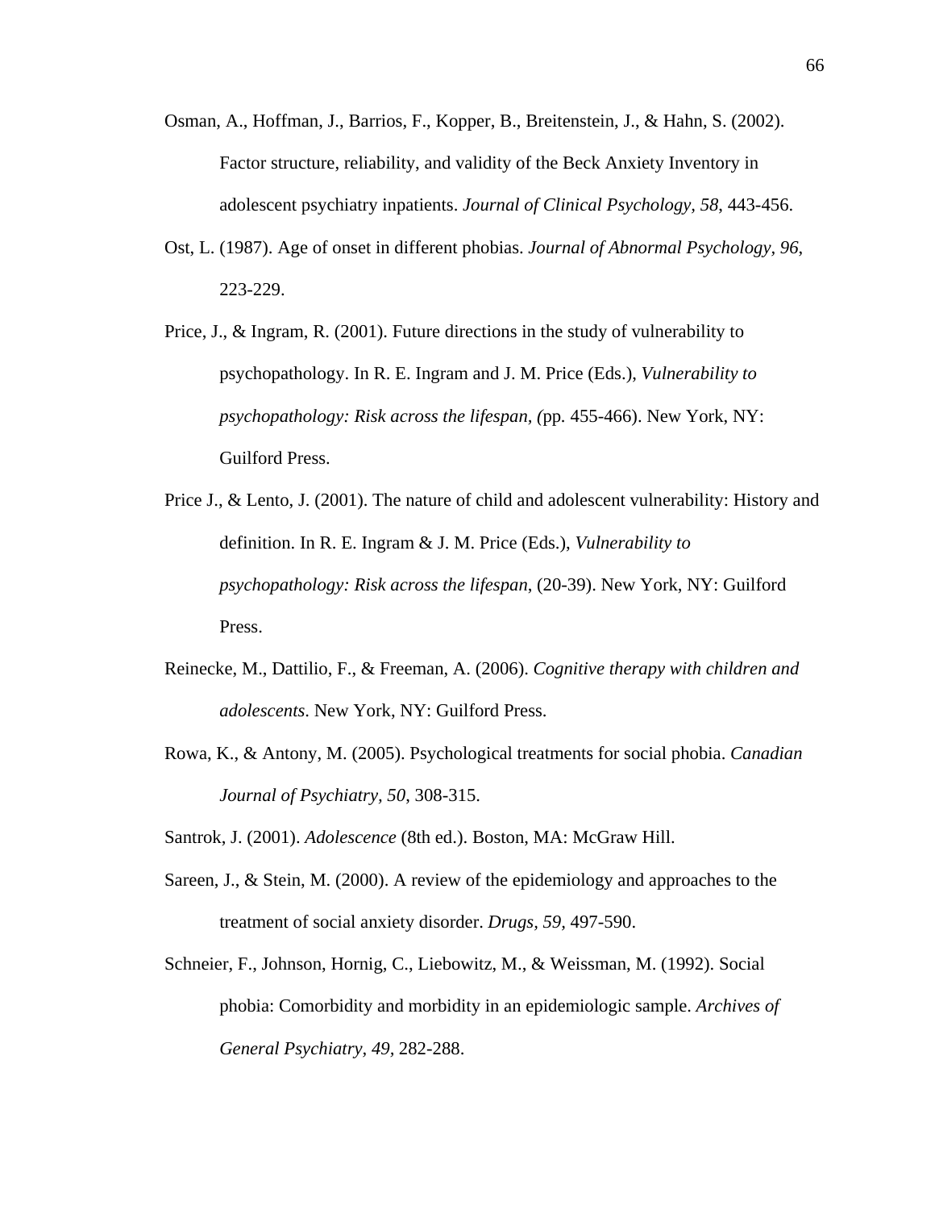Osman, A., Hoffman, J., Barrios, F., Kopper, B., Breitenstein, J., & Hahn, S. (2002). Factor structure, reliability, and validity of the Beck Anxiety Inventory in adolescent psychiatry inpatients. *Journal of Clinical Psychology, 58*, 443-456.

Ost, L. (1987). Age of onset in different phobias. *Journal of Abnormal Psychology, 96*, 223-229.

Price, J., & Ingram, R. (2001). Future directions in the study of vulnerability to psychopathology. In R. E. Ingram and J. M. Price (Eds.), *Vulnerability to psychopathology: Risk across the lifespan, (*pp. 455-466). New York, NY: Guilford Press.

Price J., & Lento, J. (2001). The nature of child and adolescent vulnerability: History and definition. In R. E. Ingram & J. M. Price (Eds.), *Vulnerability to psychopathology: Risk across the lifespan*, (20-39). New York, NY: Guilford Press.

Reinecke, M., Dattilio, F., & Freeman, A. (2006). *Cognitive therapy with children and adolescents*. New York, NY: Guilford Press.

Rowa, K., & Antony, M. (2005). Psychological treatments for social phobia. *Canadian Journal of Psychiatry, 50*, 308-315.

Santrok, J. (2001). *Adolescence* (8th ed.). Boston, MA: McGraw Hill.

Sareen, J., & Stein, M. (2000). A review of the epidemiology and approaches to the treatment of social anxiety disorder. *Drugs, 59*, 497-590.

Schneier, F., Johnson, Hornig, C., Liebowitz, M., & Weissman, M. (1992). Social phobia: Comorbidity and morbidity in an epidemiologic sample. *Archives of General Psychiatry, 49,* 282-288.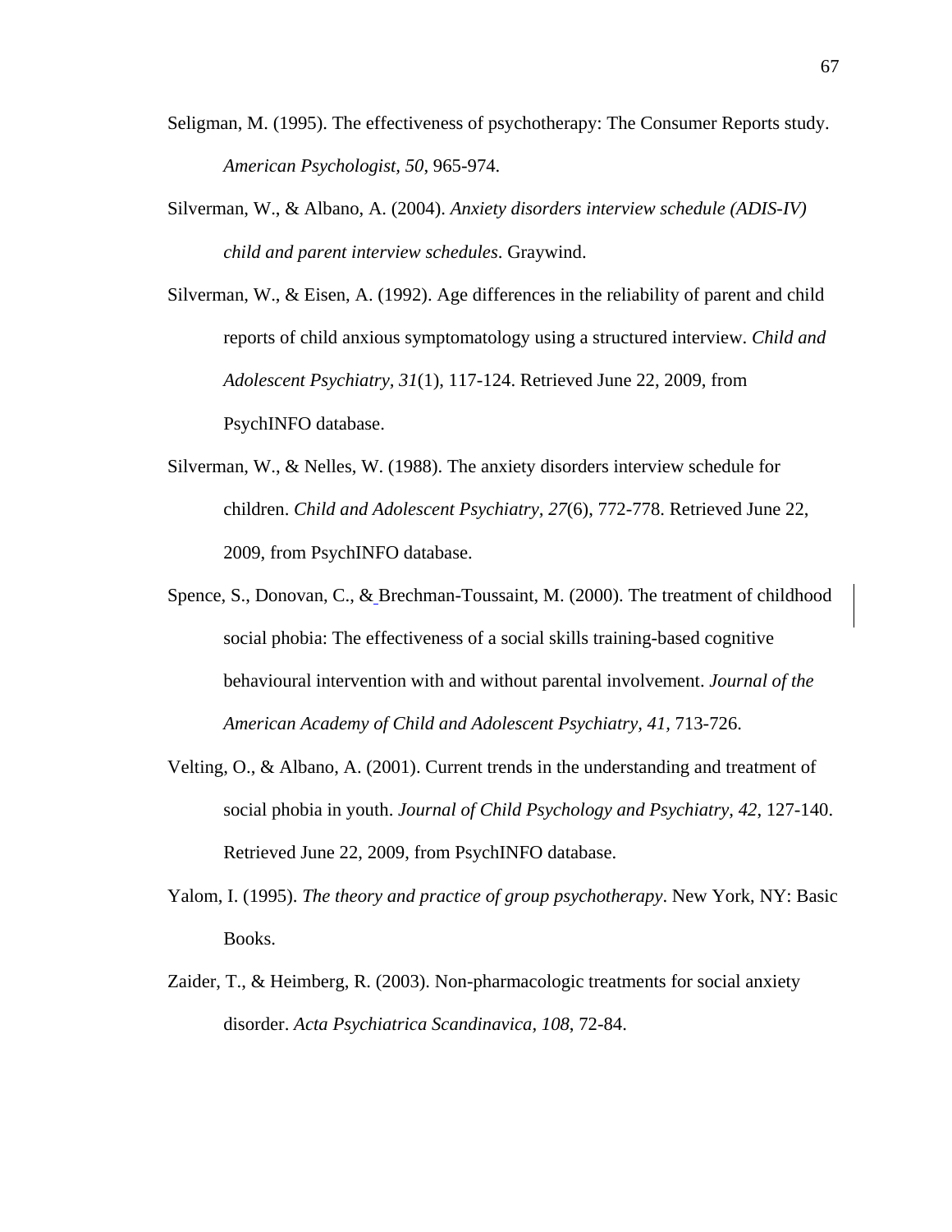Seligman, M. (1995). The effectiveness of psychotherapy: The Consumer Reports study. *American Psychologist, 50*, 965-974.

Silverman, W., & Albano, A. (2004). *Anxiety disorders interview schedule (ADIS-IV) child and parent interview schedules*. Graywind.

Silverman, W., & Eisen, A. (1992). Age differences in the reliability of parent and child reports of child anxious symptomatology using a structured interview. *Child and Adolescent Psychiatry, 31*(1), 117-124. Retrieved June 22, 2009, from PsychINFO database.

Silverman, W., & Nelles, W. (1988). The anxiety disorders interview schedule for children. *Child and Adolescent Psychiatry, 27*(6), 772-778. Retrieved June 22, 2009, from PsychINFO database.

Spence, S., Donovan, C., & Brechman-Toussaint, M. (2000). The treatment of childhood social phobia: The effectiveness of a social skills training-based cognitive behavioural intervention with and without parental involvement. *Journal of the American Academy of Child and Adolescent Psychiatry, 41*, 713-726.

Velting, O., & Albano, A. (2001). Current trends in the understanding and treatment of social phobia in youth. *Journal of Child Psychology and Psychiatry, 42*, 127-140. Retrieved June 22, 2009, from PsychINFO database.

Yalom, I. (1995). *The theory and practice of group psychotherapy*. New York, NY: Basic Books.

Zaider, T., & Heimberg, R. (2003). Non-pharmacologic treatments for social anxiety disorder. *Acta Psychiatrica Scandinavica, 108*, 72-84.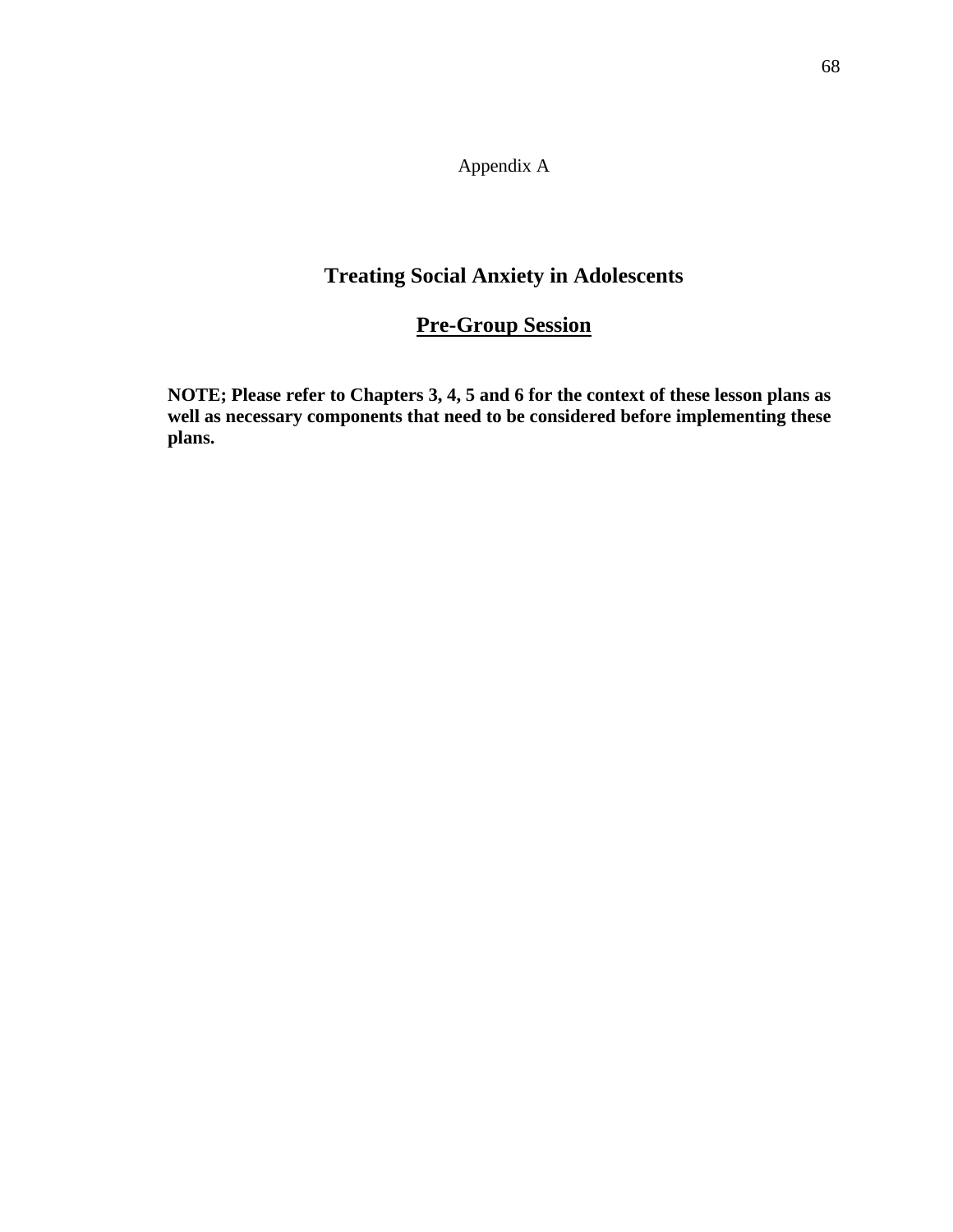Appendix A

# Treating Social Anxiety in Adolescents

## Pre-Group Session

**NOTE; Please refer to Chapters 3, 4, 5 and 6 for the context of these lesson plans as well as necessary components that need to be considered before implementing these plans.**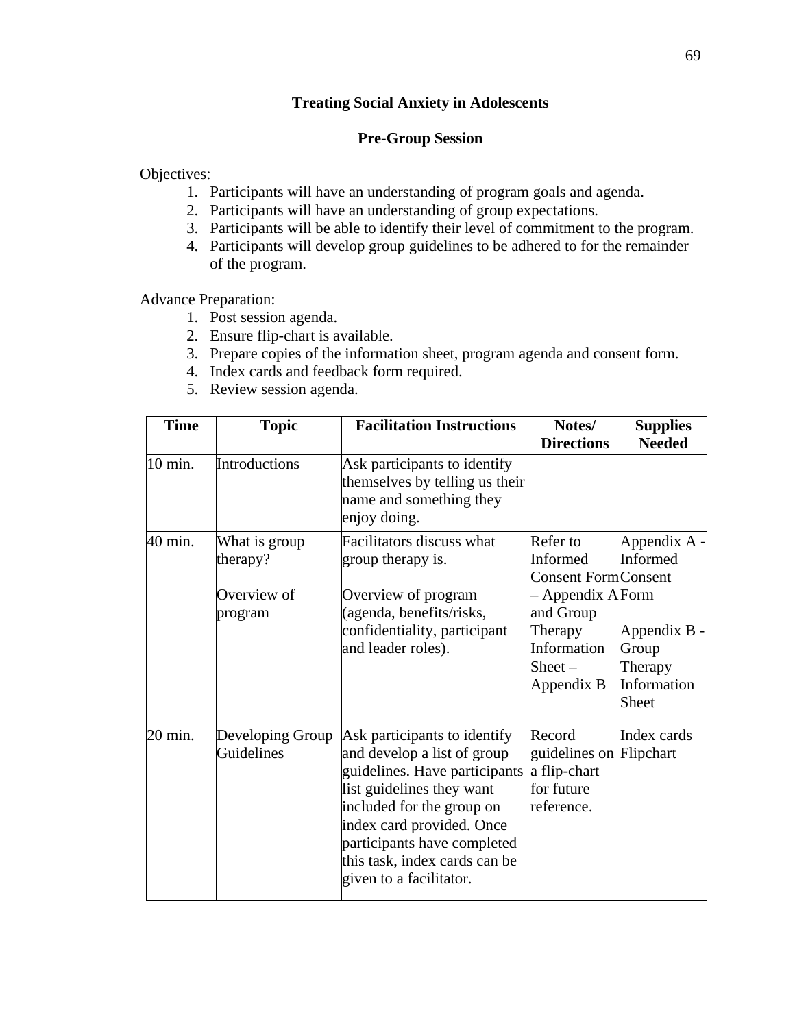## Treating Social Anxiety in Adolescents

### Pre-Group Session

Objectives:

1. Participants will have an understanding of program goals and agenda.
2. Participants will have an understanding of group expectations.
3. Participants will be able to identify their level of commitment to the program.
4. Participants will develop group guidelines to be adhered to for the remainder of the program.

Advance Preparation:

1. Post session agenda.
2. Ensure flip-chart is available.
3. Prepare copies of the information sheet, program agenda and consent form.
4. Index cards and feedback form required.
5. Review session agenda.

| Time | Topic | Facilitation Instructions | Notes/ Directions | Supplies Needed |
|---|---|---|---|---|
| 10 min. | Introductions | Ask participants to identify themselves by telling us their name and something they enjoy doing. | | |
| 40 min. | What is group therapy?<br><br>Overview of program | Facilitators discuss what group therapy is.<br><br>Overview of program (agenda, benefits/risks, confidentiality, participant and leader roles). | Refer to Informed Consent Form – Appendix A and Group Therapy Information Sheet – Appendix B | Appendix A - Informed Consent Form<br><br>Appendix B - Group Therapy Information Sheet |
| 20 min. | Developing Group Guidelines | Ask participants to identify and develop a list of group guidelines. Have participants list guidelines they want included for the group on index card provided. Once participants have completed this task, index cards can be given to a facilitator. | Record guidelines on a flip-chart for future reference. | Index cards<br>Flipchart |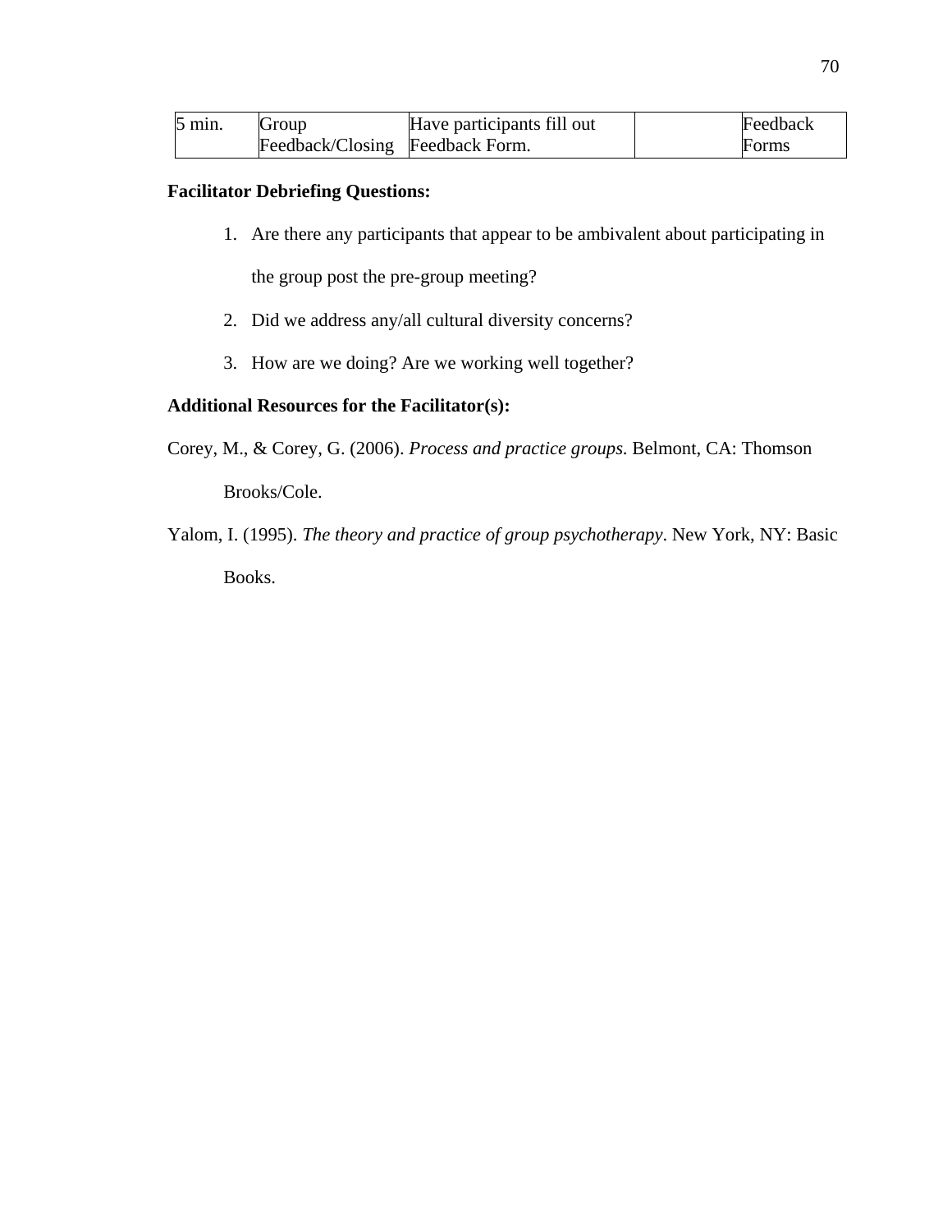| 5 min. | Group Feedback/Closing | Have participants fill out Feedback Form. | | Feedback Forms |
|---|---|---|---|---|

**Facilitator Debriefing Questions:**

1. Are there any participants that appear to be ambivalent about participating in the group post the pre-group meeting?
2. Did we address any/all cultural diversity concerns?
3. How are we doing? Are we working well together?

**Additional Resources for the Facilitator(s):**

Corey, M., & Corey, G. (2006). *Process and practice groups.* Belmont, CA: Thomson Brooks/Cole.

Yalom, I. (1995). *The theory and practice of group psychotherapy*. New York, NY: Basic Books.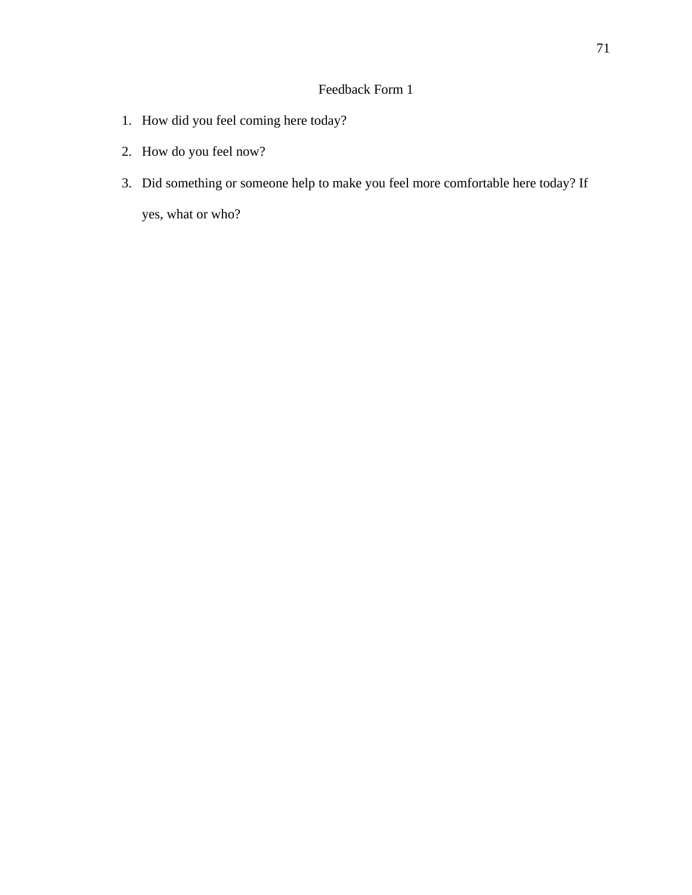# Feedback Form 1

1. How did you feel coming here today?
2. How do you feel now?
3. Did something or someone help to make you feel more comfortable here today? If yes, what or who?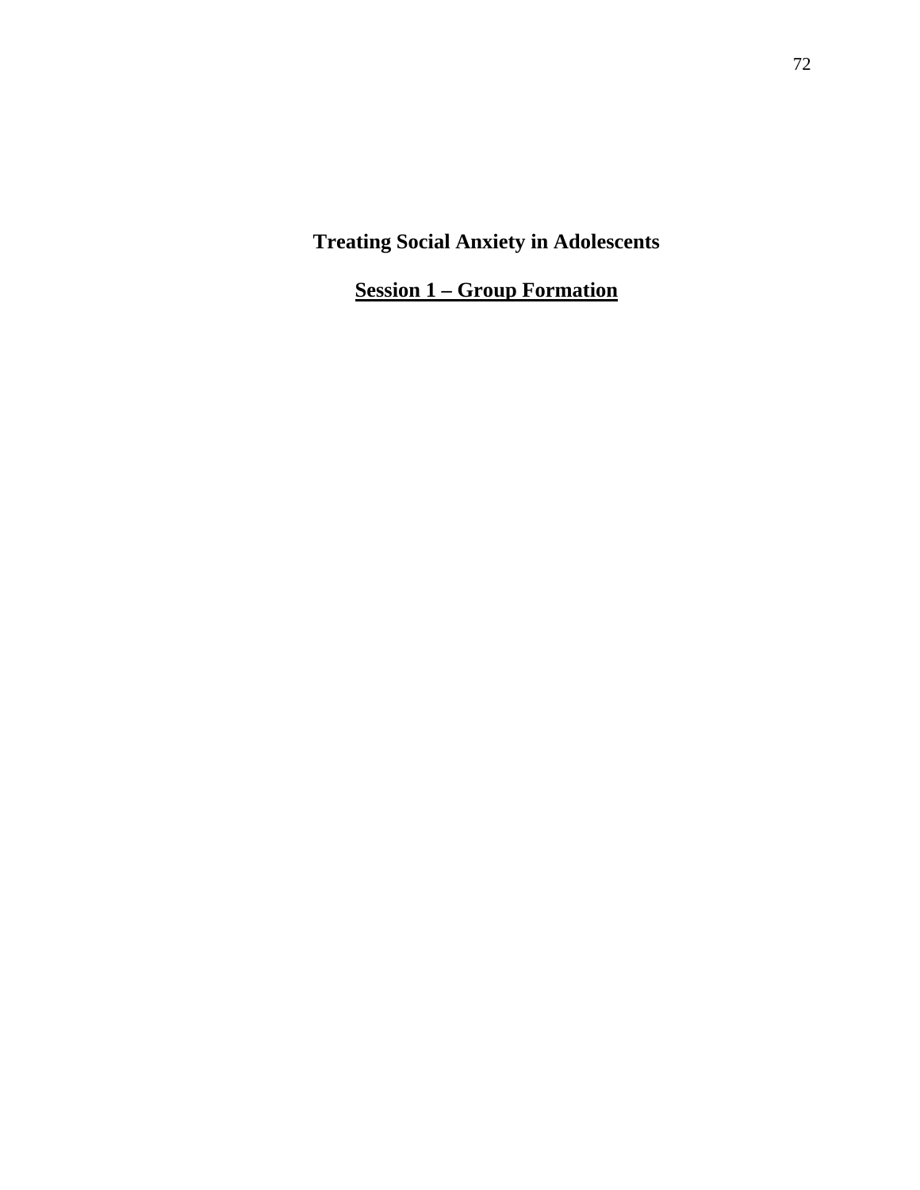# Treating Social Anxiety in Adolescents

## <u>Session 1 – Group Formation</u>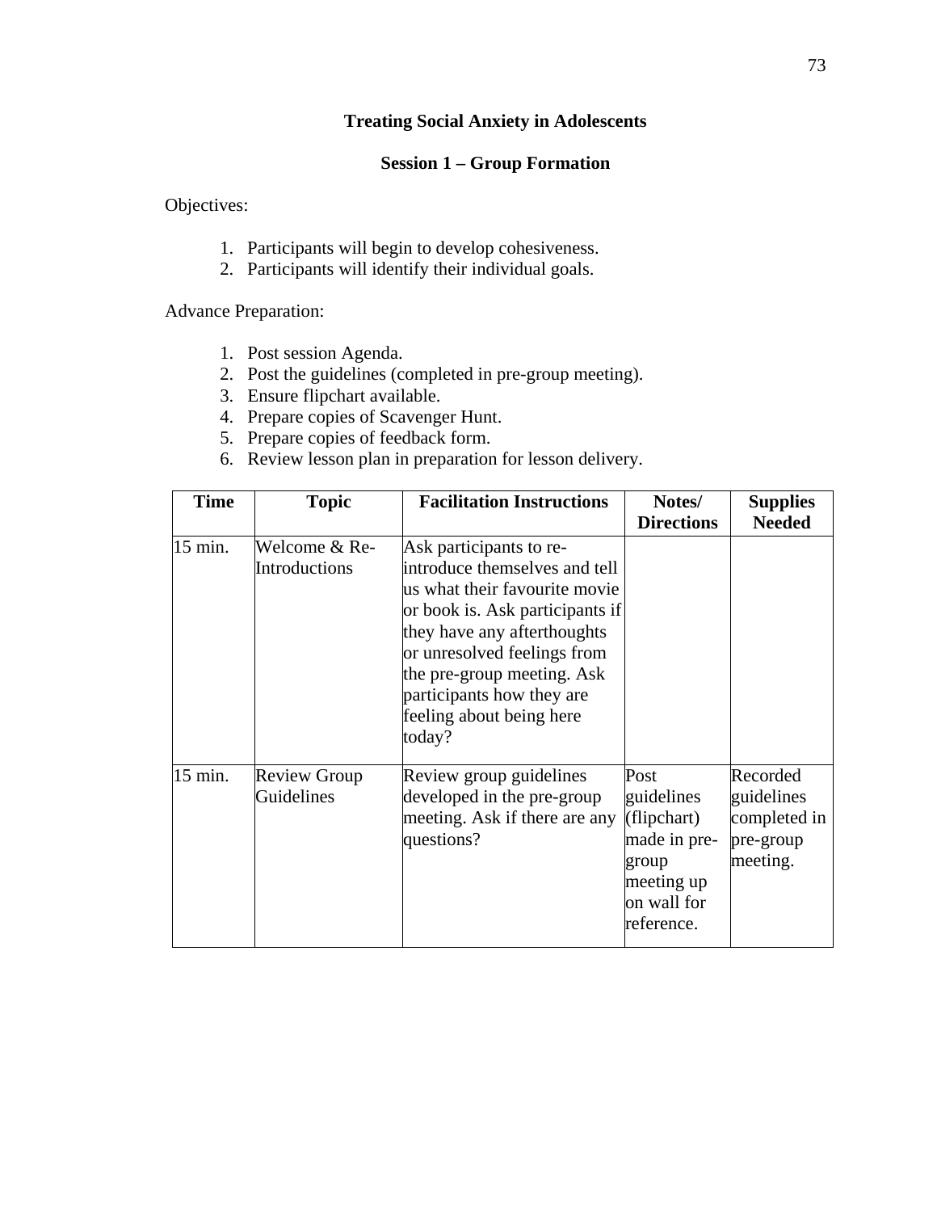## Treating Social Anxiety in Adolescents

### Session 1 – Group Formation

Objectives:

1. Participants will begin to develop cohesiveness.
2. Participants will identify their individual goals.

Advance Preparation:

1. Post session Agenda.
2. Post the guidelines (completed in pre-group meeting).
3. Ensure flipchart available.
4. Prepare copies of Scavenger Hunt.
5. Prepare copies of feedback form.
6. Review lesson plan in preparation for lesson delivery.

| Time | Topic | Facilitation Instructions | Notes/ Directions | Supplies Needed |
|---|---|---|---|---|
| 15 min. | Welcome & Re-Introductions | Ask participants to re-introduce themselves and tell us what their favourite movie or book is. Ask participants if they have any afterthoughts or unresolved feelings from the pre-group meeting. Ask participants how they are feeling about being here today? | | |
| 15 min. | Review Group Guidelines | Review group guidelines developed in the pre-group meeting. Ask if there are any questions? | Post guidelines (flipchart) made in pre-group meeting up on wall for reference. | Recorded guidelines completed in pre-group meeting. |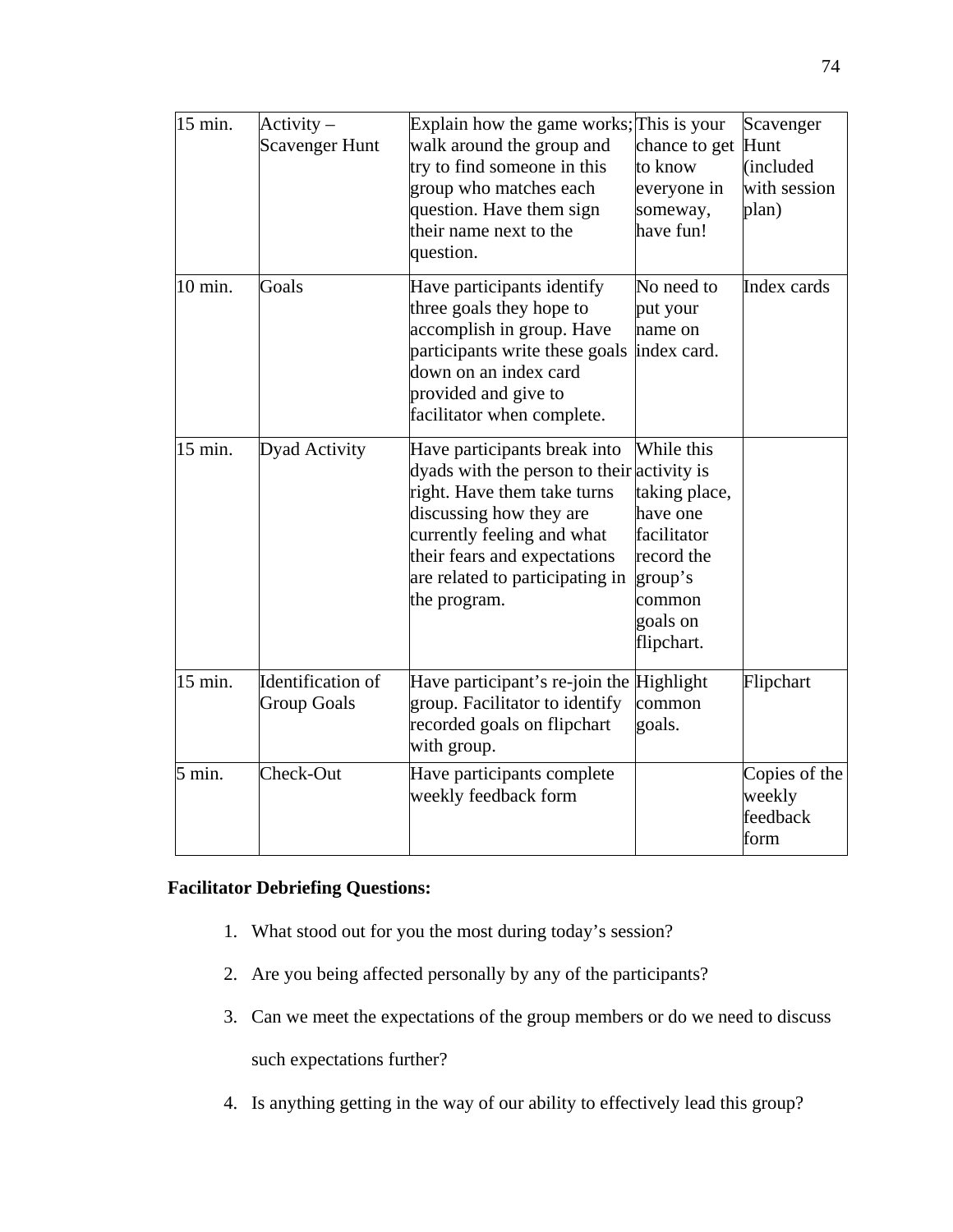| 15 min. | Activity – Scavenger Hunt | Explain how the game works; walk around the group and try to find someone in this group who matches each question. Have them sign their name next to the question. | This is your chance to get to know everyone in someway, have fun! | Scavenger Hunt (included with session plan) |
|---|---|---|---|---|
| 10 min. | Goals | Have participants identify three goals they hope to accomplish in group. Have participants write these goals down on an index card provided and give to facilitator when complete. | No need to put your name on index card. | Index cards |
| 15 min. | Dyad Activity | Have participants break into dyads with the person to their right. Have them take turns discussing how they are currently feeling and what their fears and expectations are related to participating in the program. | While this activity is taking place, have one facilitator record the group's common goals on flipchart. | |
| 15 min. | Identification of Group Goals | Have participant's re-join the group. Facilitator to identify recorded goals on flipchart with group. | Highlight common goals. | Flipchart |
| 5 min. | Check-Out | Have participants complete weekly feedback form | | Copies of the weekly feedback form |

**Facilitator Debriefing Questions:**

1. What stood out for you the most during today's session?
2. Are you being affected personally by any of the participants?
3. Can we meet the expectations of the group members or do we need to discuss such expectations further?
4. Is anything getting in the way of our ability to effectively lead this group?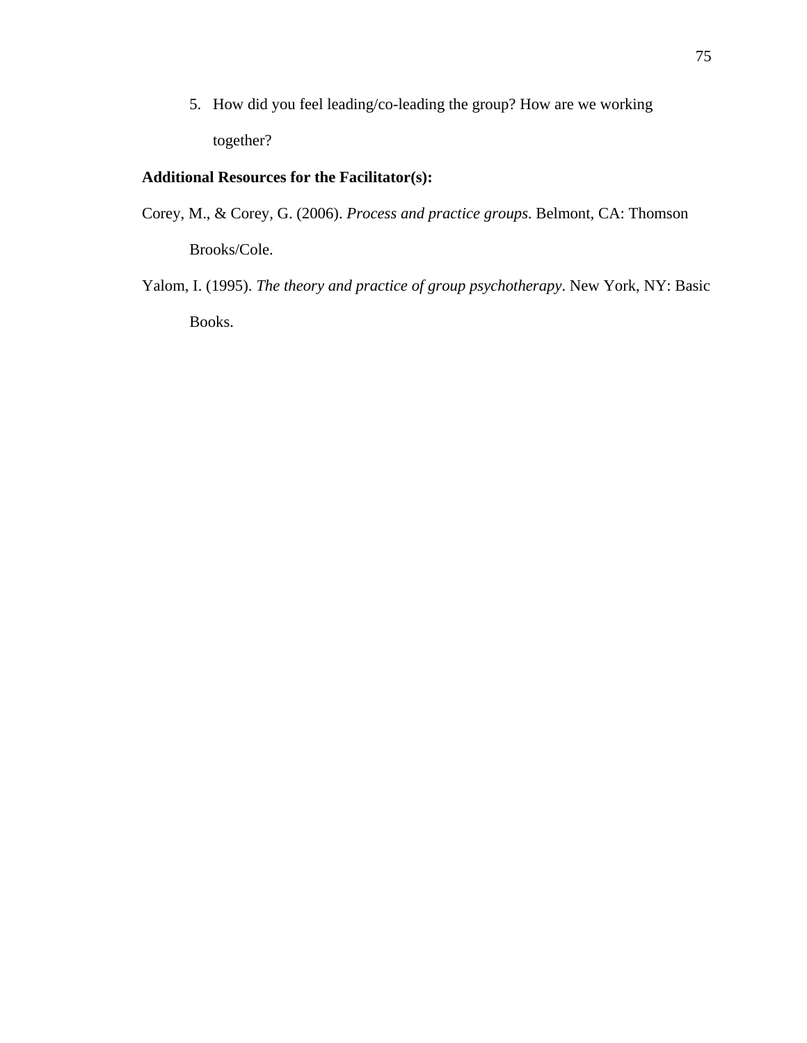5. How did you feel leading/co-leading the group? How are we working together?

**Additional Resources for the Facilitator(s):**

Corey, M., & Corey, G. (2006). *Process and practice groups.* Belmont, CA: Thomson Brooks/Cole.

Yalom, I. (1995). *The theory and practice of group psychotherapy*. New York, NY: Basic Books.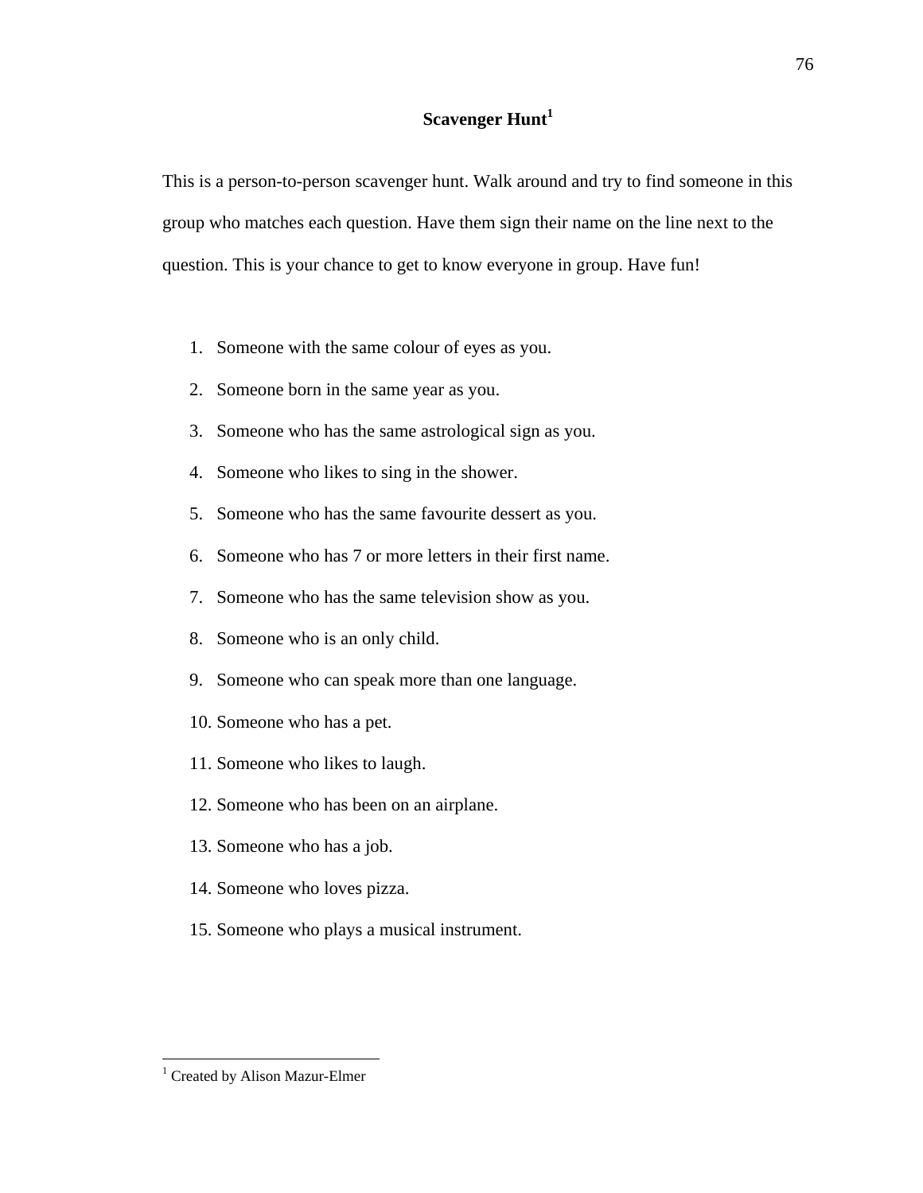# Scavenger Hunt[1]

This is a person-to-person scavenger hunt. Walk around and try to find someone in this group who matches each question. Have them sign their name on the line next to the question. This is your chance to get to know everyone in group. Have fun!

1. Someone with the same colour of eyes as you.
2. Someone born in the same year as you.
3. Someone who has the same astrological sign as you.
4. Someone who likes to sing in the shower.
5. Someone who has the same favourite dessert as you.
6. Someone who has 7 or more letters in their first name.
7. Someone who has the same television show as you.
8. Someone who is an only child.
9. Someone who can speak more than one language.
10. Someone who has a pet.
11. Someone who likes to laugh.
12. Someone who has been on an airplane.
13. Someone who has a job.
14. Someone who loves pizza.
15. Someone who plays a musical instrument.

[1] Created by Alison Mazur-Elmer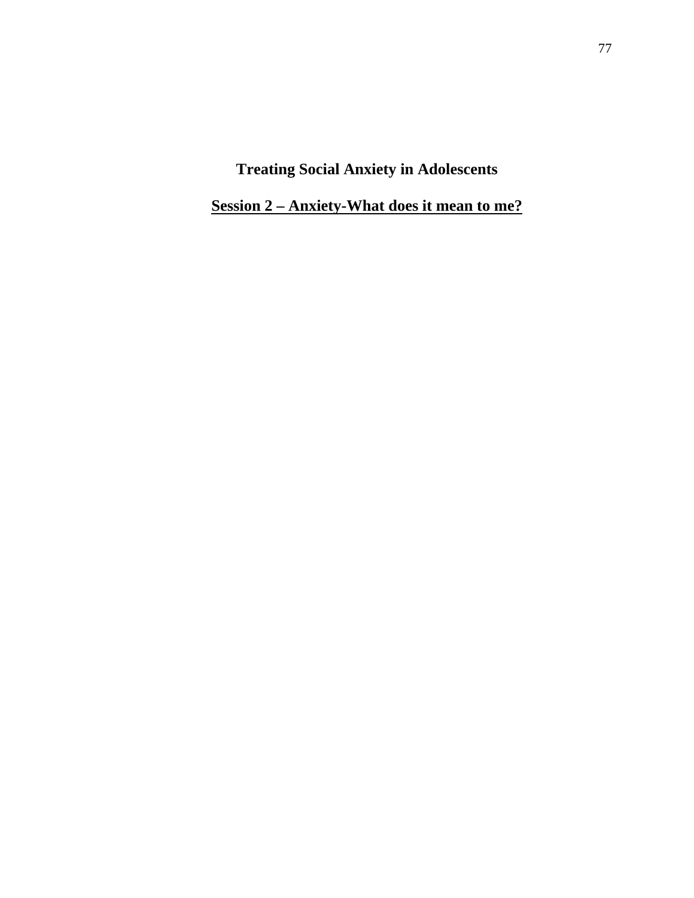# Treating Social Anxiety in Adolescents

## Session 2 – Anxiety-What does it mean to me?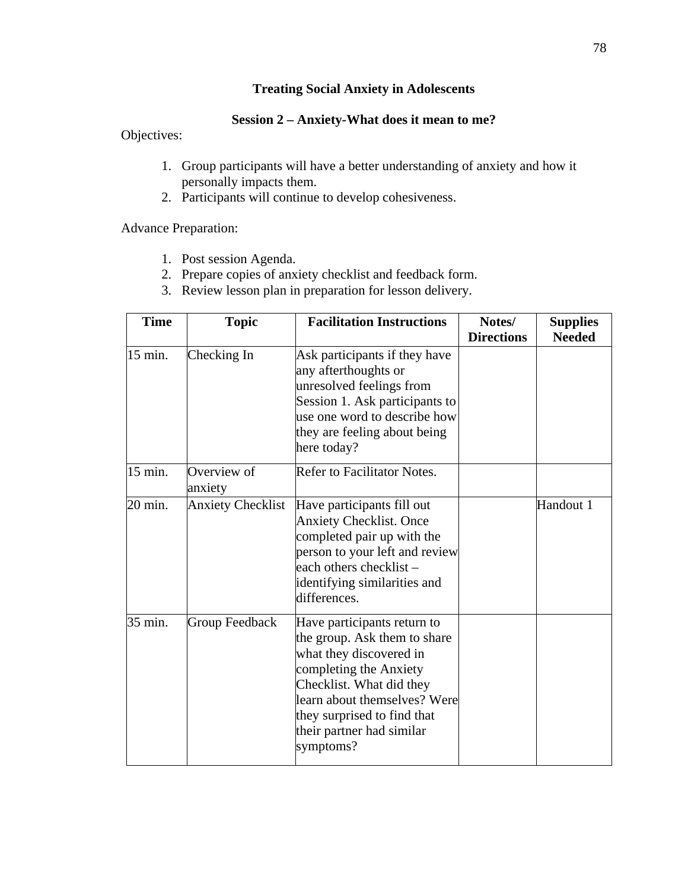## Treating Social Anxiety in Adolescents

### Session 2 – Anxiety-What does it mean to me?

Objectives:

1. Group participants will have a better understanding of anxiety and how it personally impacts them.
2. Participants will continue to develop cohesiveness.

Advance Preparation:

1. Post session Agenda.
2. Prepare copies of anxiety checklist and feedback form.
3. Review lesson plan in preparation for lesson delivery.

| Time | Topic | Facilitation Instructions | Notes/ Directions | Supplies Needed |
|---|---|---|---|---|
| 15 min. | Checking In | Ask participants if they have any afterthoughts or unresolved feelings from Session 1. Ask participants to use one word to describe how they are feeling about being here today? | | |
| 15 min. | Overview of anxiety | Refer to Facilitator Notes. | | |
| 20 min. | Anxiety Checklist | Have participants fill out Anxiety Checklist. Once completed pair up with the person to your left and review each others checklist – identifying similarities and differences. | | Handout 1 |
| 35 min. | Group Feedback | Have participants return to the group. Ask them to share what they discovered in completing the Anxiety Checklist. What did they learn about themselves? Were they surprised to find that their partner had similar symptoms? | | |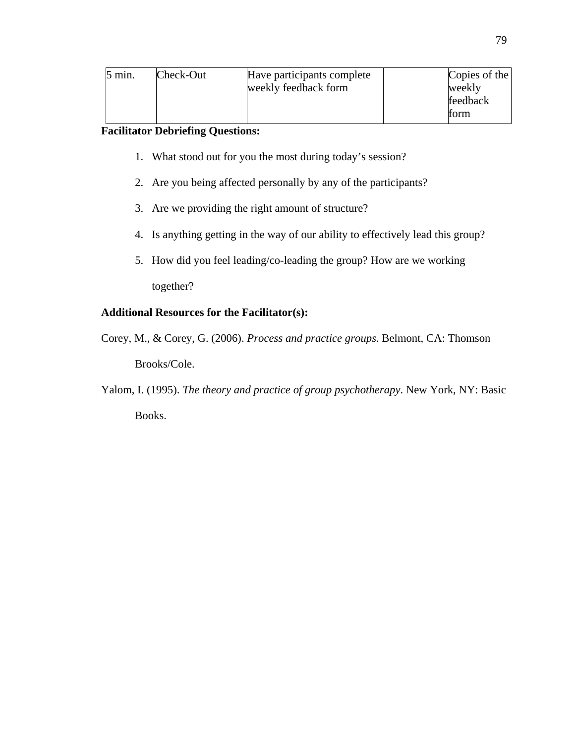| 5 min. | Check-Out | Have participants complete weekly feedback form | | Copies of the weekly feedback form |
|---|---|---|---|---|

**Facilitator Debriefing Questions:**

1. What stood out for you the most during today's session?
2. Are you being affected personally by any of the participants?
3. Are we providing the right amount of structure?
4. Is anything getting in the way of our ability to effectively lead this group?
5. How did you feel leading/co-leading the group? How are we working together?

**Additional Resources for the Facilitator(s):**

Corey, M., & Corey, G. (2006). *Process and practice groups*. Belmont, CA: Thomson Brooks/Cole.

Yalom, I. (1995). *The theory and practice of group psychotherapy*. New York, NY: Basic Books.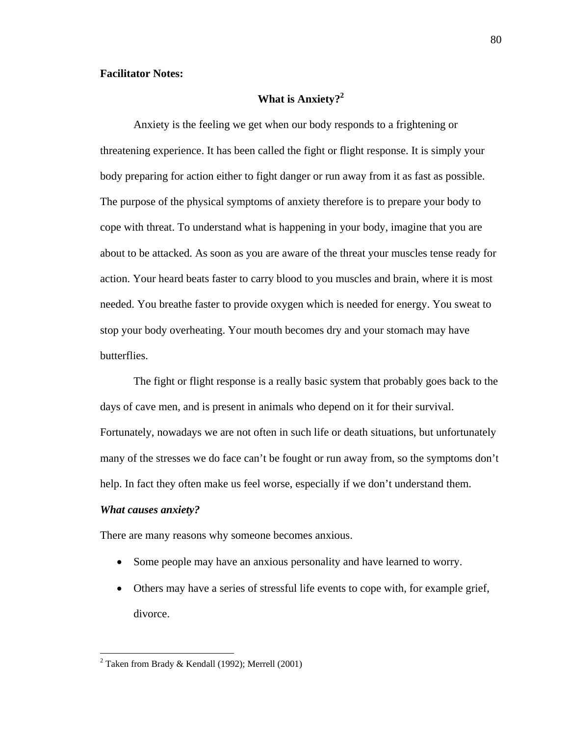**Facilitator Notes:**

## What is Anxiety?[2]

Anxiety is the feeling we get when our body responds to a frightening or threatening experience. It has been called the fight or flight response. It is simply your body preparing for action either to fight danger or run away from it as fast as possible. The purpose of the physical symptoms of anxiety therefore is to prepare your body to cope with threat. To understand what is happening in your body, imagine that you are about to be attacked. As soon as you are aware of the threat your muscles tense ready for action. Your heard beats faster to carry blood to you muscles and brain, where it is most needed. You breathe faster to provide oxygen which is needed for energy. You sweat to stop your body overheating. Your mouth becomes dry and your stomach may have butterflies.

The fight or flight response is a really basic system that probably goes back to the days of cave men, and is present in animals who depend on it for their survival. Fortunately, nowadays we are not often in such life or death situations, but unfortunately many of the stresses we do face can't be fought or run away from, so the symptoms don't help. In fact they often make us feel worse, especially if we don't understand them.

***What causes anxiety?***

There are many reasons why someone becomes anxious.

- Some people may have an anxious personality and have learned to worry.
- Others may have a series of stressful life events to cope with, for example grief, divorce.

[2] Taken from Brady & Kendall (1992); Merrell (2001)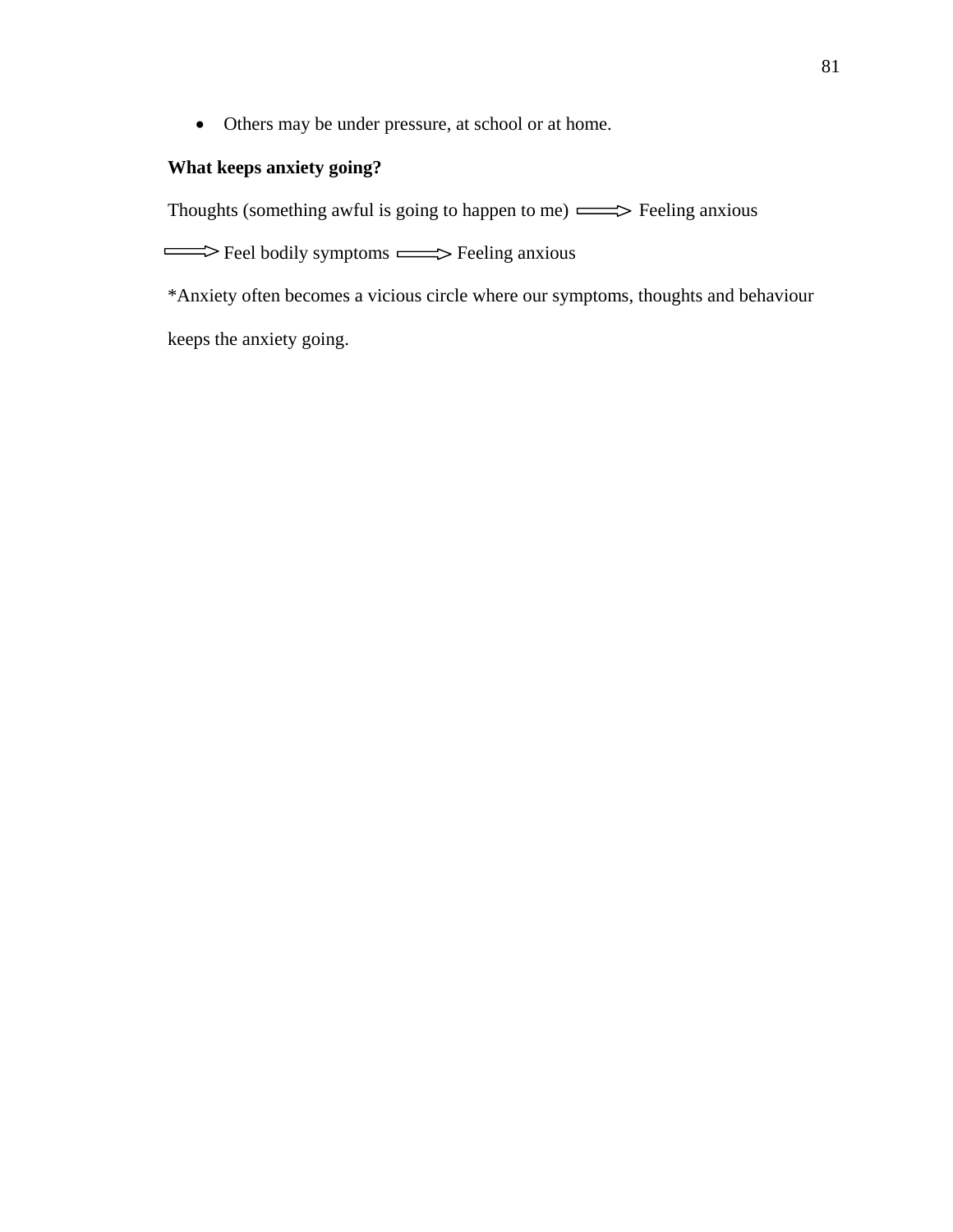- Others may be under pressure, at school or at home.

**What keeps anxiety going?**

Thoughts (something awful is going to happen to me) ⟹ Feeling anxious ⟹ Feel bodily symptoms ⟹ Feeling anxious

*Anxiety often becomes a vicious circle where our symptoms, thoughts and behaviour keeps the anxiety going.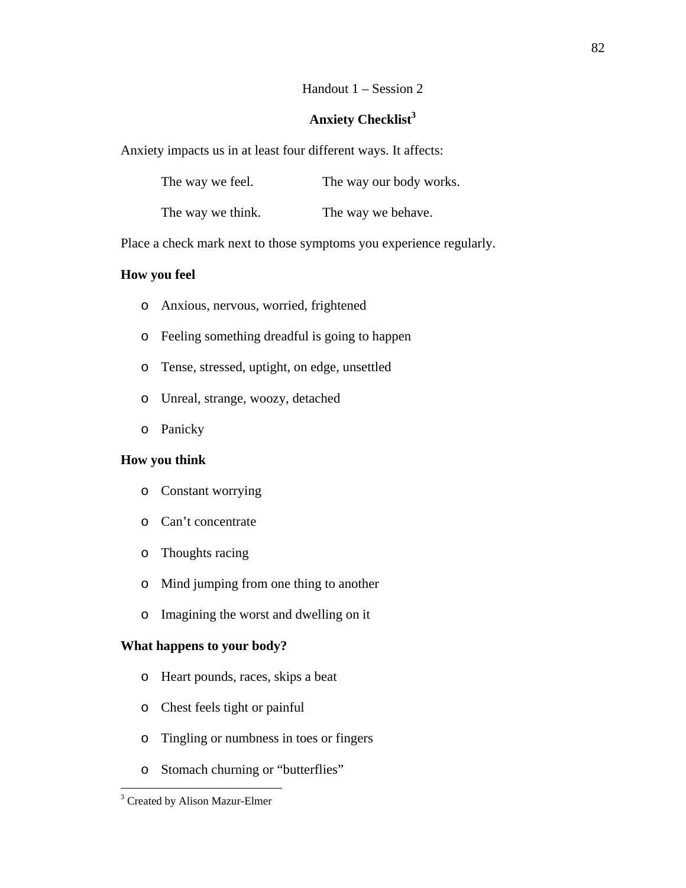Handout 1 – Session 2

## Anxiety Checklist[3]

Anxiety impacts us in at least four different ways. It affects:

| | |
|---|---|
| The way we feel. | The way our body works. |
| The way we think. | The way we behave. |

Place a check mark next to those symptoms you experience regularly.

**How you feel**

- Anxious, nervous, worried, frightened
- Feeling something dreadful is going to happen
- Tense, stressed, uptight, on edge, unsettled
- Unreal, strange, woozy, detached
- Panicky

**How you think**

- Constant worrying
- Can't concentrate
- Thoughts racing
- Mind jumping from one thing to another
- Imagining the worst and dwelling on it

**What happens to your body?**

- Heart pounds, races, skips a beat
- Chest feels tight or painful
- Tingling or numbness in toes or fingers
- Stomach churning or "butterflies"

---

[3] Created by Alison Mazur-Elmer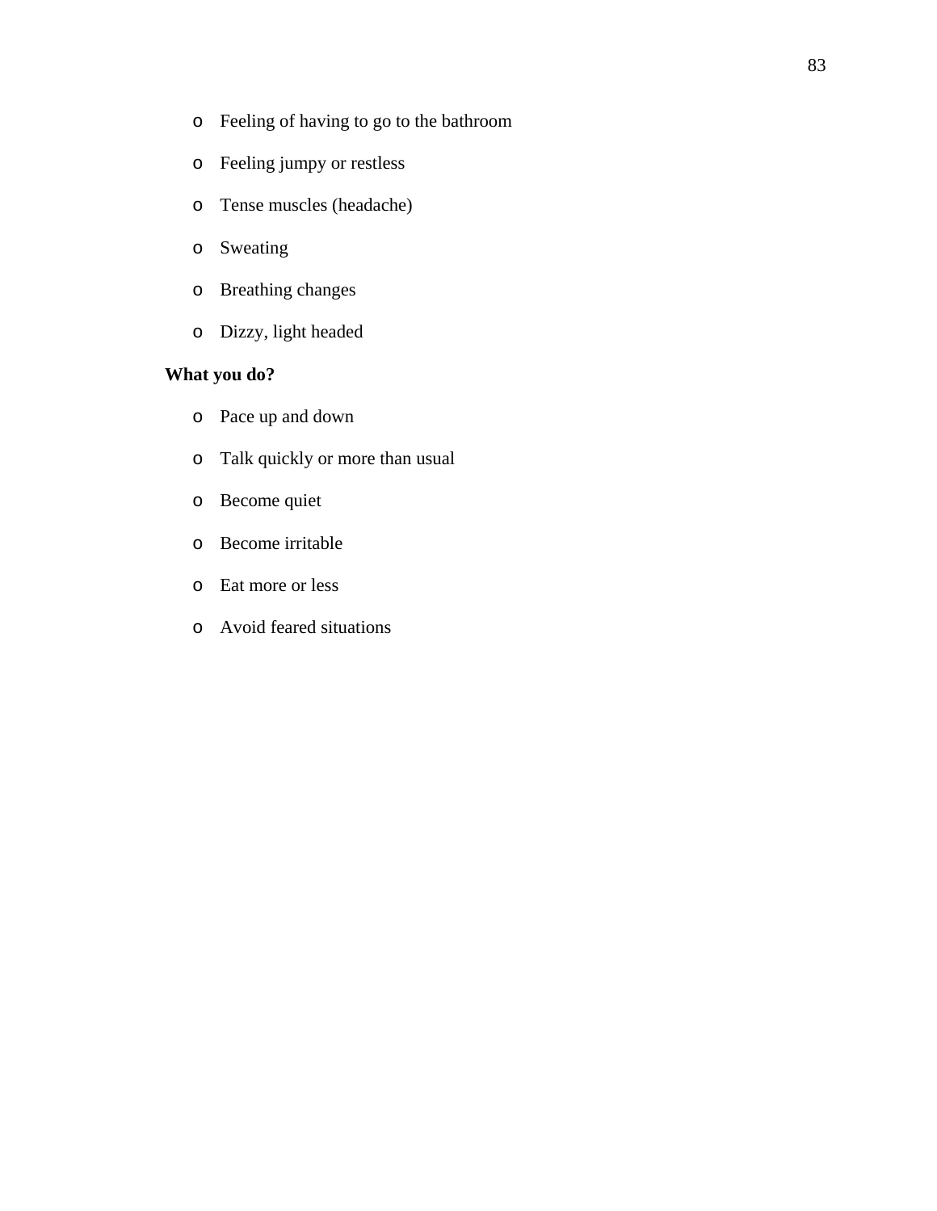- Feeling of having to go to the bathroom
- Feeling jumpy or restless
- Tense muscles (headache)
- Sweating
- Breathing changes
- Dizzy, light headed

**What you do?**

- Pace up and down
- Talk quickly or more than usual
- Become quiet
- Become irritable
- Eat more or less
- Avoid feared situations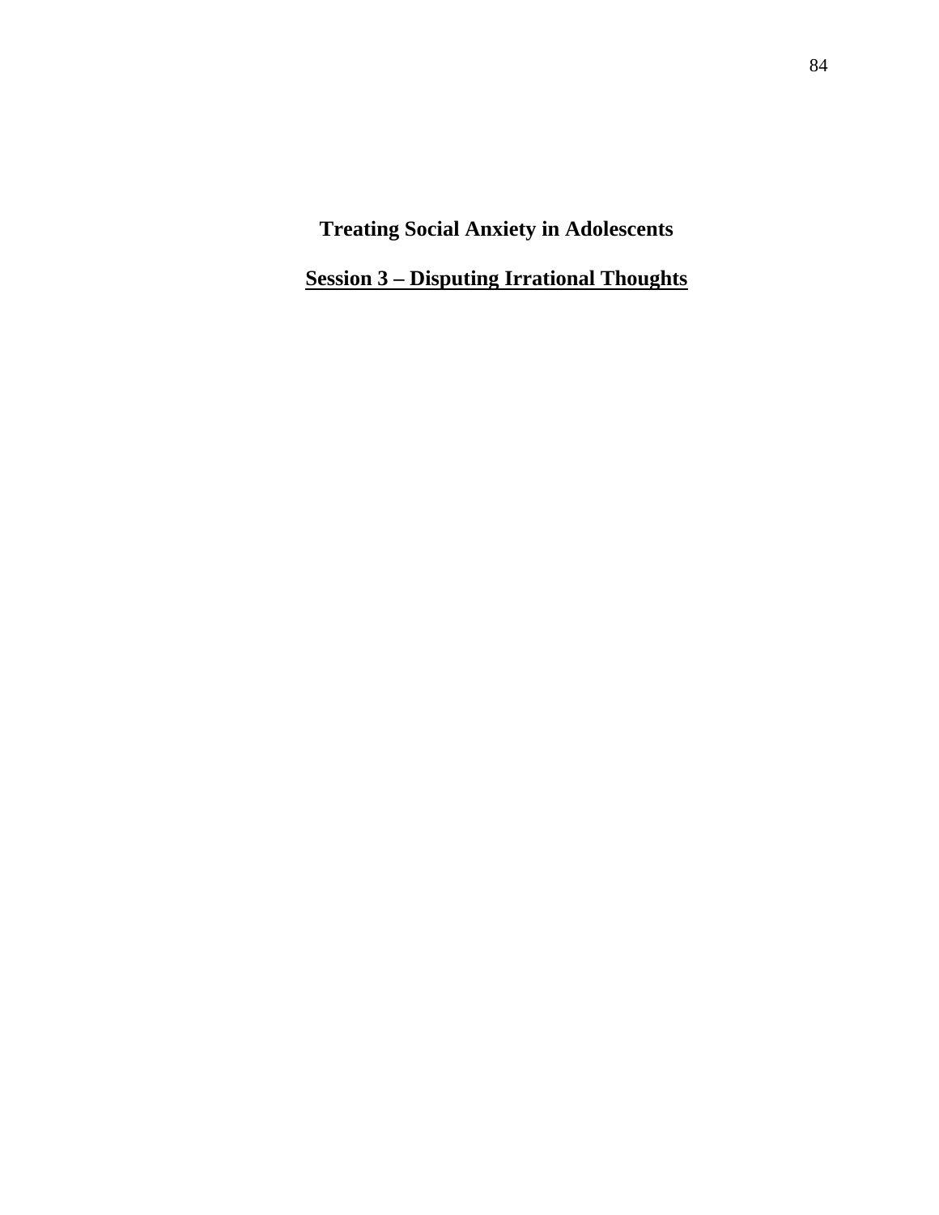# Treating Social Anxiety in Adolescents

## <u>Session 3 – Disputing Irrational Thoughts</u>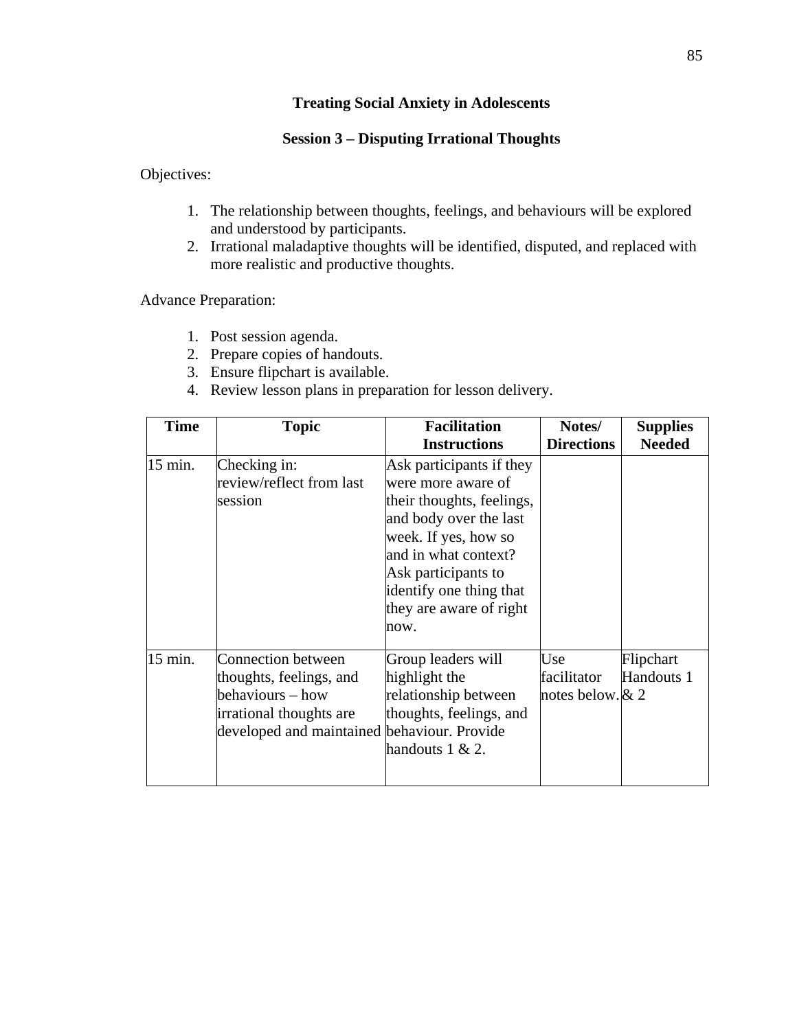## Treating Social Anxiety in Adolescents

### Session 3 – Disputing Irrational Thoughts

Objectives:

1. The relationship between thoughts, feelings, and behaviours will be explored and understood by participants.
2. Irrational maladaptive thoughts will be identified, disputed, and replaced with more realistic and productive thoughts.

Advance Preparation:

1. Post session agenda.
2. Prepare copies of handouts.
3. Ensure flipchart is available.
4. Review lesson plans in preparation for lesson delivery.

| Time | Topic | Facilitation Instructions | Notes/ Directions | Supplies Needed |
|---|---|---|---|---|
| 15 min. | Checking in: review/reflect from last session | Ask participants if they were more aware of their thoughts, feelings, and body over the last week. If yes, how so and in what context? Ask participants to identify one thing that they are aware of right now. | | |
| 15 min. | Connection between thoughts, feelings, and behaviours – how irrational thoughts are developed and maintained | Group leaders will highlight the relationship between thoughts, feelings, and behaviour. Provide handouts 1 & 2. | Use facilitator notes below. | Flipchart Handouts 1 & 2 |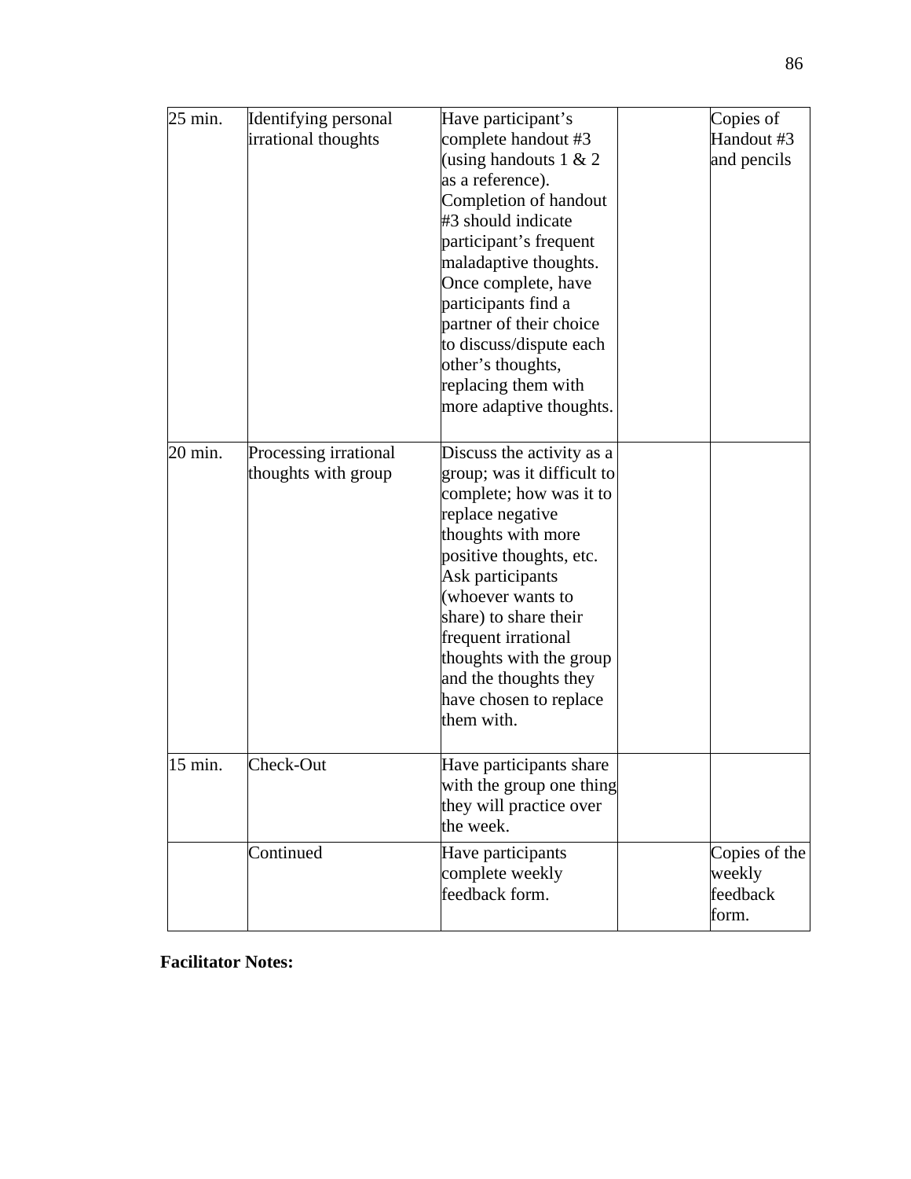| | | | | |
|---|---|---|---|---|
| 25 min. | Identifying personal irrational thoughts | Have participant's complete handout #3 (using handouts 1 & 2 as a reference). Completion of handout #3 should indicate participant's frequent maladaptive thoughts. Once complete, have participants find a partner of their choice to discuss/dispute each other's thoughts, replacing them with more adaptive thoughts. | | Copies of Handout #3 and pencils |
| 20 min. | Processing irrational thoughts with group | Discuss the activity as a group; was it difficult to complete; how was it to replace negative thoughts with more positive thoughts, etc. Ask participants (whoever wants to share) to share their frequent irrational thoughts with the group and the thoughts they have chosen to replace them with. | | |
| 15 min. | Check-Out | Have participants share with the group one thing they will practice over the week. | | |
| | Continued | Have participants complete weekly feedback form. | | Copies of the weekly feedback form. |

**Facilitator Notes:**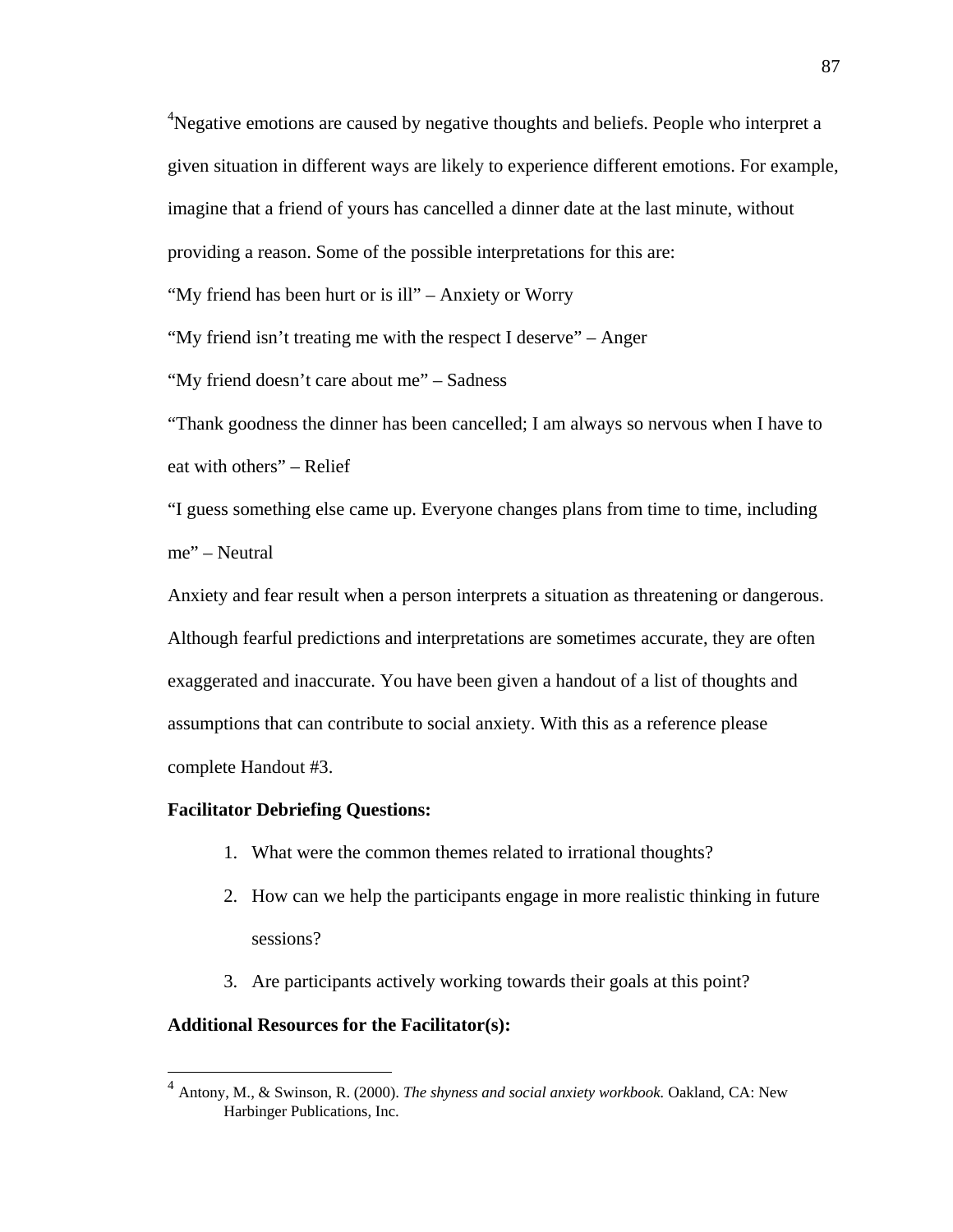[4]Negative emotions are caused by negative thoughts and beliefs. People who interpret a given situation in different ways are likely to experience different emotions. For example, imagine that a friend of yours has cancelled a dinner date at the last minute, without providing a reason. Some of the possible interpretations for this are:

"My friend has been hurt or is ill" – Anxiety or Worry

"My friend isn't treating me with the respect I deserve" – Anger

"My friend doesn't care about me" – Sadness

"Thank goodness the dinner has been cancelled; I am always so nervous when I have to eat with others" – Relief

"I guess something else came up. Everyone changes plans from time to time, including me" – Neutral

Anxiety and fear result when a person interprets a situation as threatening or dangerous. Although fearful predictions and interpretations are sometimes accurate, they are often exaggerated and inaccurate. You have been given a handout of a list of thoughts and assumptions that can contribute to social anxiety. With this as a reference please complete Handout #3.

**Facilitator Debriefing Questions:**

1. What were the common themes related to irrational thoughts?
2. How can we help the participants engage in more realistic thinking in future sessions?
3. Are participants actively working towards their goals at this point?

**Additional Resources for the Facilitator(s):**

---

[4] Antony, M., & Swinson, R. (2000). *The shyness and social anxiety workbook.* Oakland, CA: New Harbinger Publications, Inc.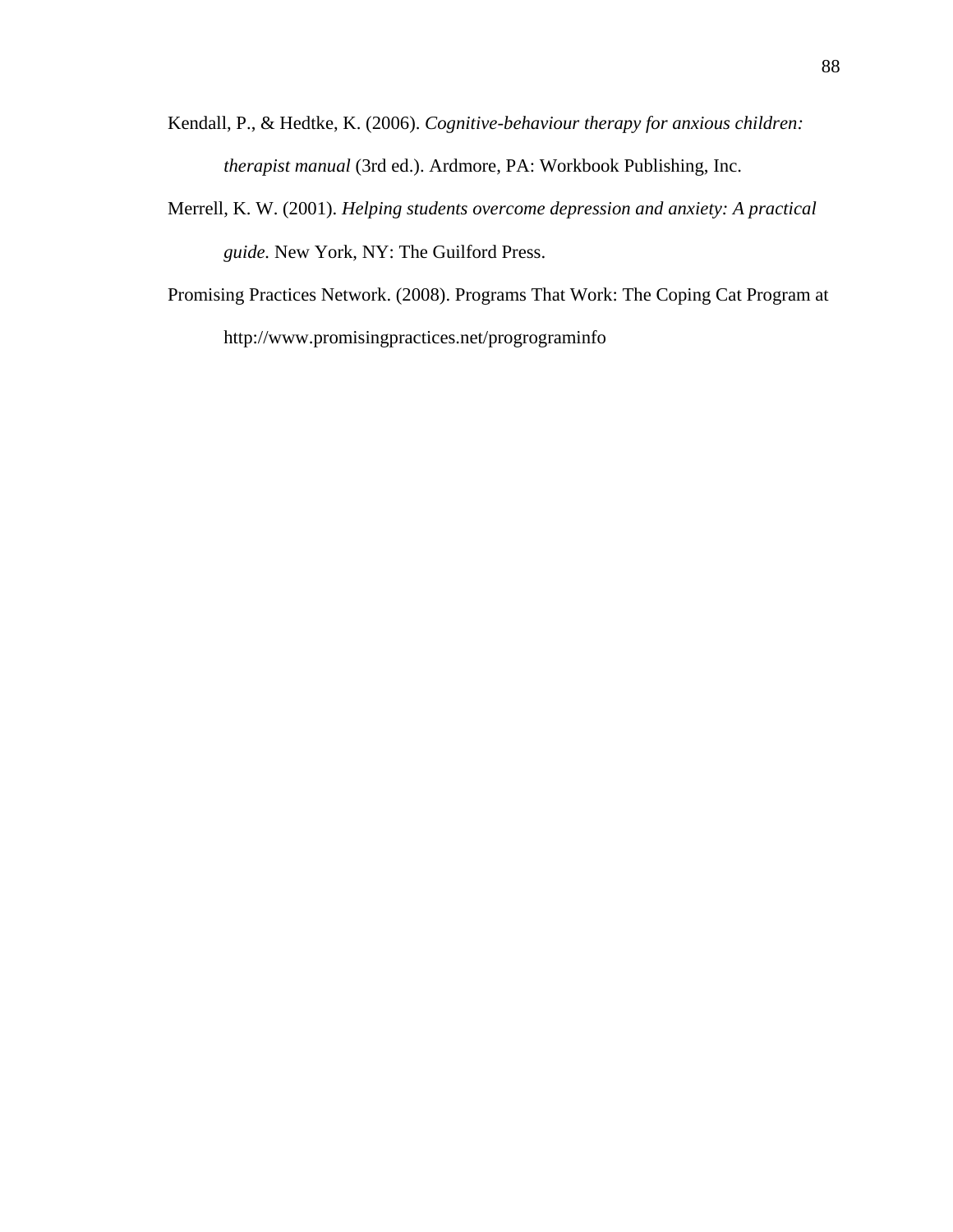Kendall, P., & Hedtke, K. (2006). *Cognitive-behaviour therapy for anxious children: therapist manual* (3rd ed.). Ardmore, PA: Workbook Publishing, Inc.

Merrell, K. W. (2001). *Helping students overcome depression and anxiety: A practical guide.* New York, NY: The Guilford Press.

Promising Practices Network. (2008). Programs That Work: The Coping Cat Program at http://www.promisingpractices.net/progrograminfo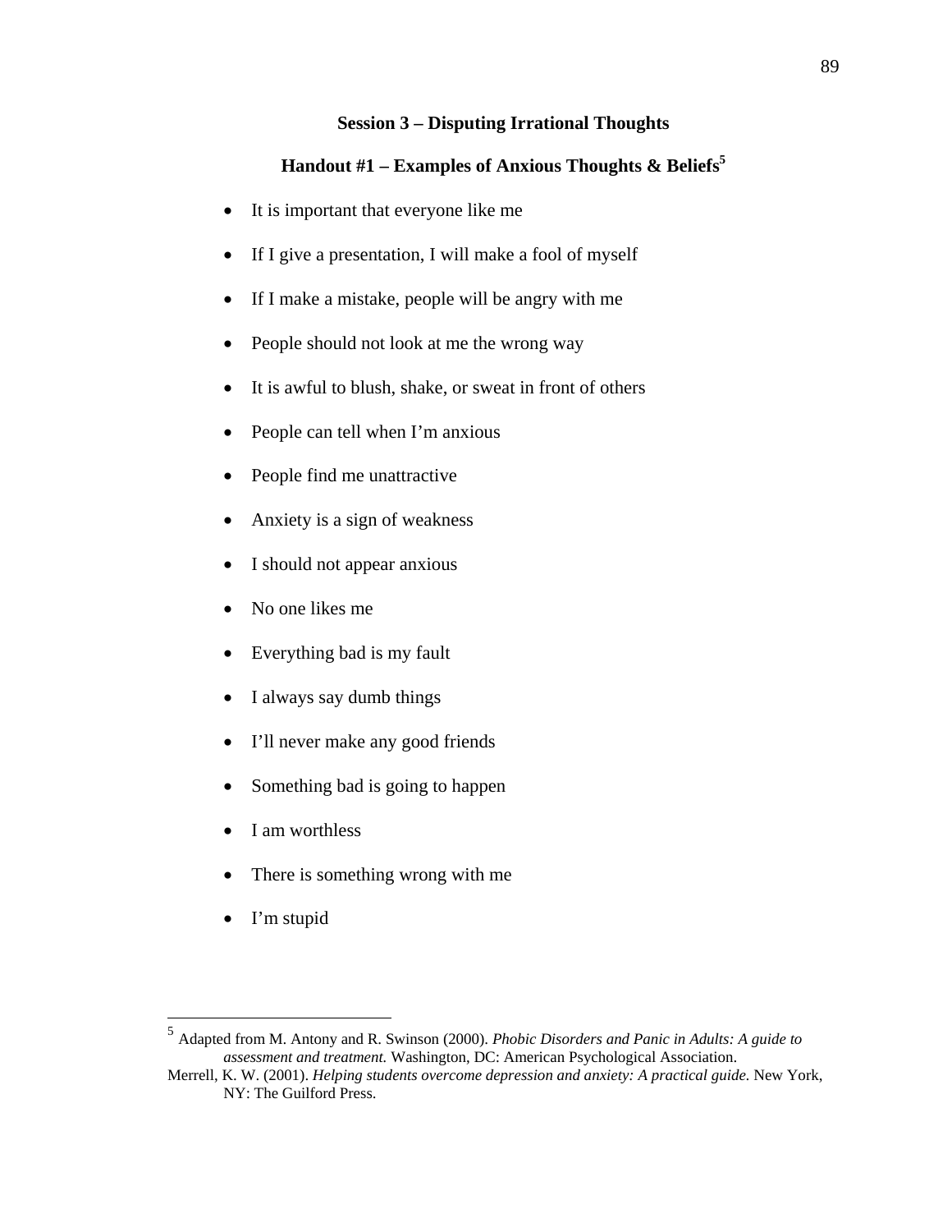## Session 3 – Disputing Irrational Thoughts

### Handout #1 – Examples of Anxious Thoughts & Beliefs[5]

- It is important that everyone like me
- If I give a presentation, I will make a fool of myself
- If I make a mistake, people will be angry with me
- People should not look at me the wrong way
- It is awful to blush, shake, or sweat in front of others
- People can tell when I'm anxious
- People find me unattractive
- Anxiety is a sign of weakness
- I should not appear anxious
- No one likes me
- Everything bad is my fault
- I always say dumb things
- I'll never make any good friends
- Something bad is going to happen
- I am worthless
- There is something wrong with me
- I'm stupid

---

[5] Adapted from M. Antony and R. Swinson (2000). *Phobic Disorders and Panic in Adults: A guide to assessment and treatment.* Washington, DC: American Psychological Association.

Merrell, K. W. (2001). *Helping students overcome depression and anxiety: A practical guide.* New York, NY: The Guilford Press.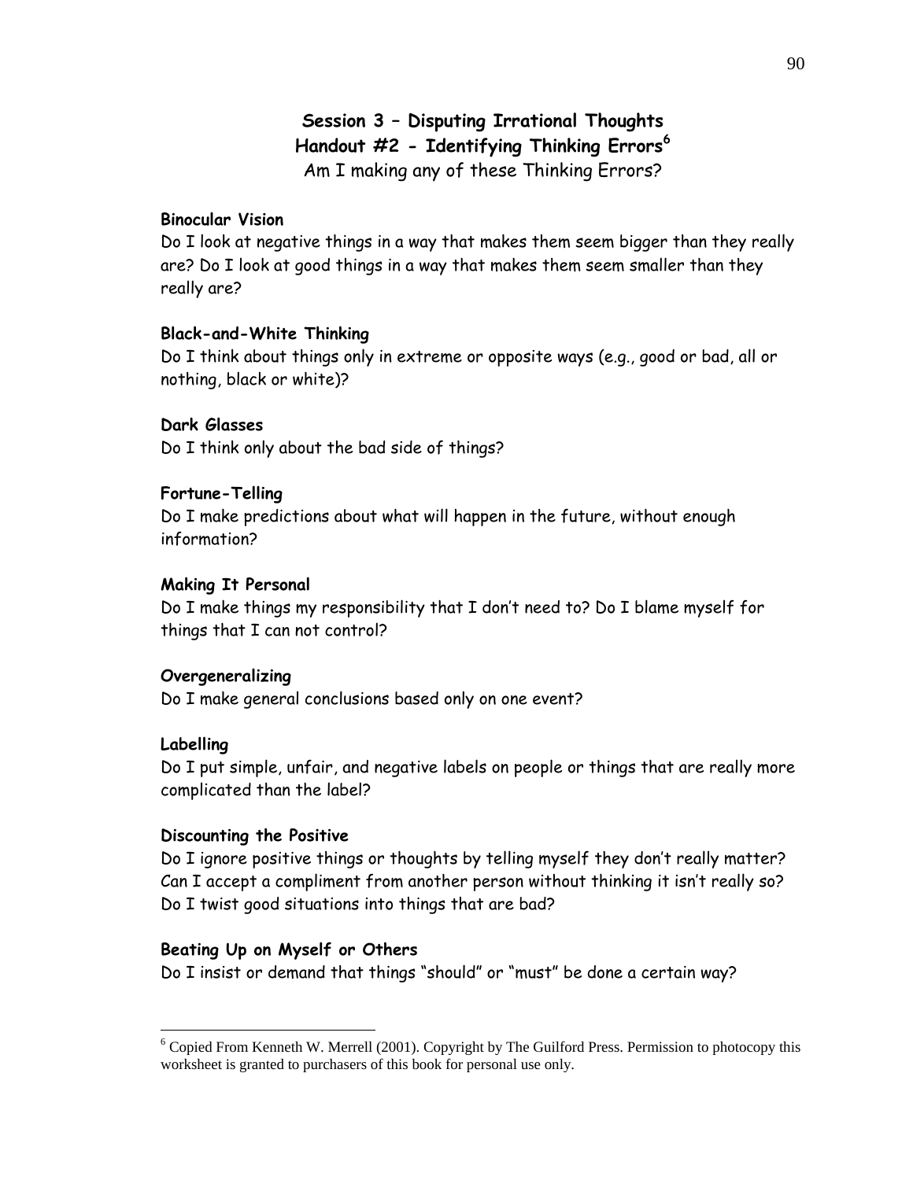## Session 3 – Disputing Irrational Thoughts
## Handout #2 - Identifying Thinking Errors[6]

Am I making any of these Thinking Errors?

**Binocular Vision**

Do I look at negative things in a way that makes them seem bigger than they really are? Do I look at good things in a way that makes them seem smaller than they really are?

**Black-and-White Thinking**

Do I think about things only in extreme or opposite ways (e.g., good or bad, all or nothing, black or white)?

**Dark Glasses**

Do I think only about the bad side of things?

**Fortune-Telling**

Do I make predictions about what will happen in the future, without enough information?

**Making It Personal**

Do I make things my responsibility that I don't need to? Do I blame myself for things that I can not control?

**Overgeneralizing**

Do I make general conclusions based only on one event?

**Labelling**

Do I put simple, unfair, and negative labels on people or things that are really more complicated than the label?

**Discounting the Positive**

Do I ignore positive things or thoughts by telling myself they don't really matter? Can I accept a compliment from another person without thinking it isn't really so? Do I twist good situations into things that are bad?

**Beating Up on Myself or Others**

Do I insist or demand that things "should" or "must" be done a certain way?

---

[6] Copied From Kenneth W. Merrell (2001). Copyright by The Guilford Press. Permission to photocopy this worksheet is granted to purchasers of this book for personal use only.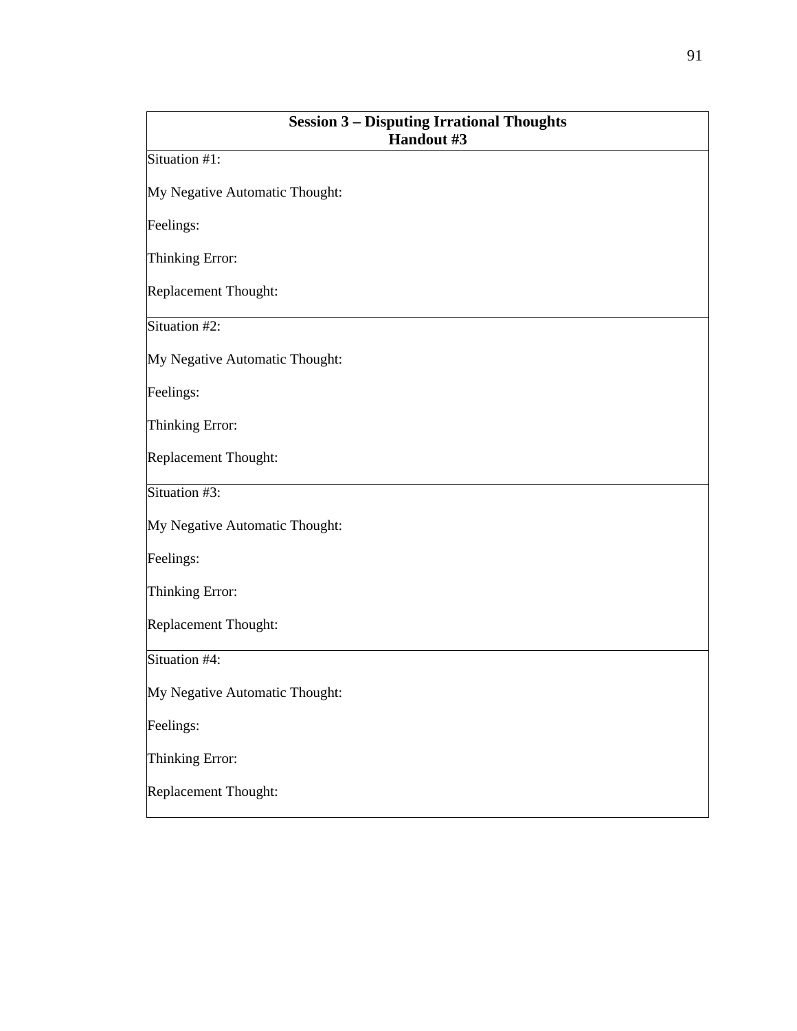| **Session 3 – Disputing Irrational Thoughts**<br>**Handout #3** |
|---|
| Situation #1:<br><br>My Negative Automatic Thought:<br><br>Feelings:<br><br>Thinking Error:<br><br>Replacement Thought: |
| Situation #2:<br><br>My Negative Automatic Thought:<br><br>Feelings:<br><br>Thinking Error:<br><br>Replacement Thought: |
| Situation #3:<br><br>My Negative Automatic Thought:<br><br>Feelings:<br><br>Thinking Error:<br><br>Replacement Thought: |
| Situation #4:<br><br>My Negative Automatic Thought:<br><br>Feelings:<br><br>Thinking Error:<br><br>Replacement Thought: |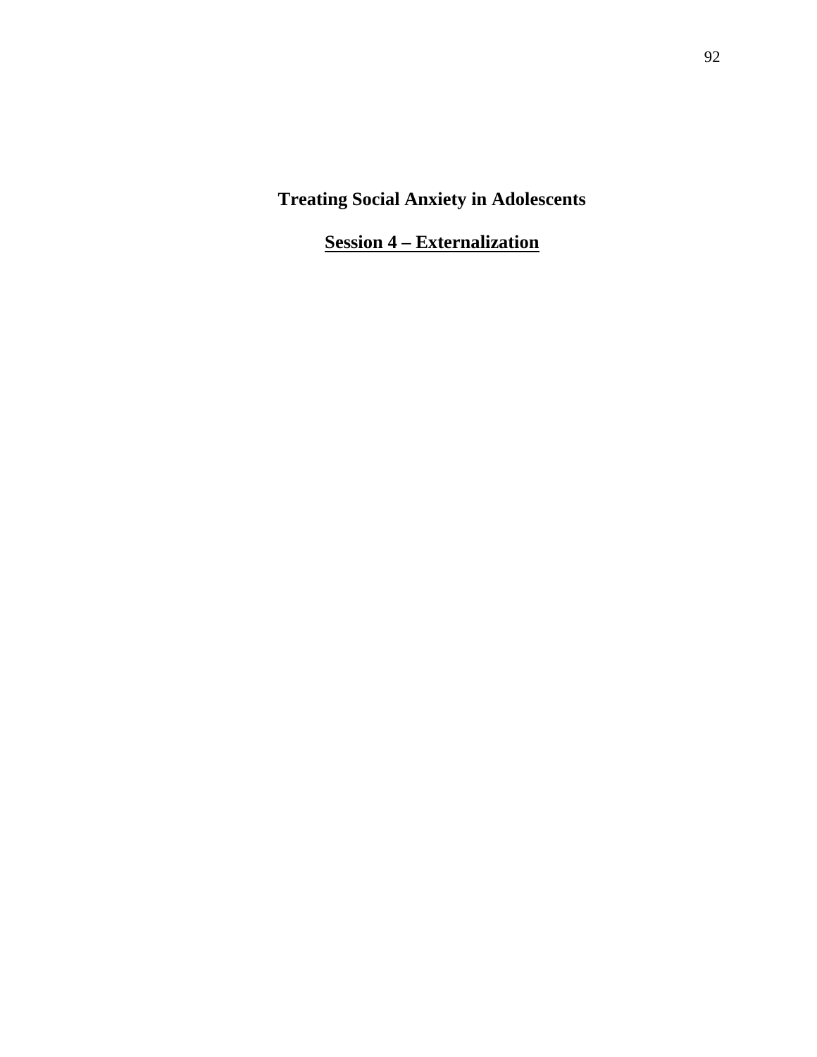# Treating Social Anxiety in Adolescents

## Session 4 – Externalization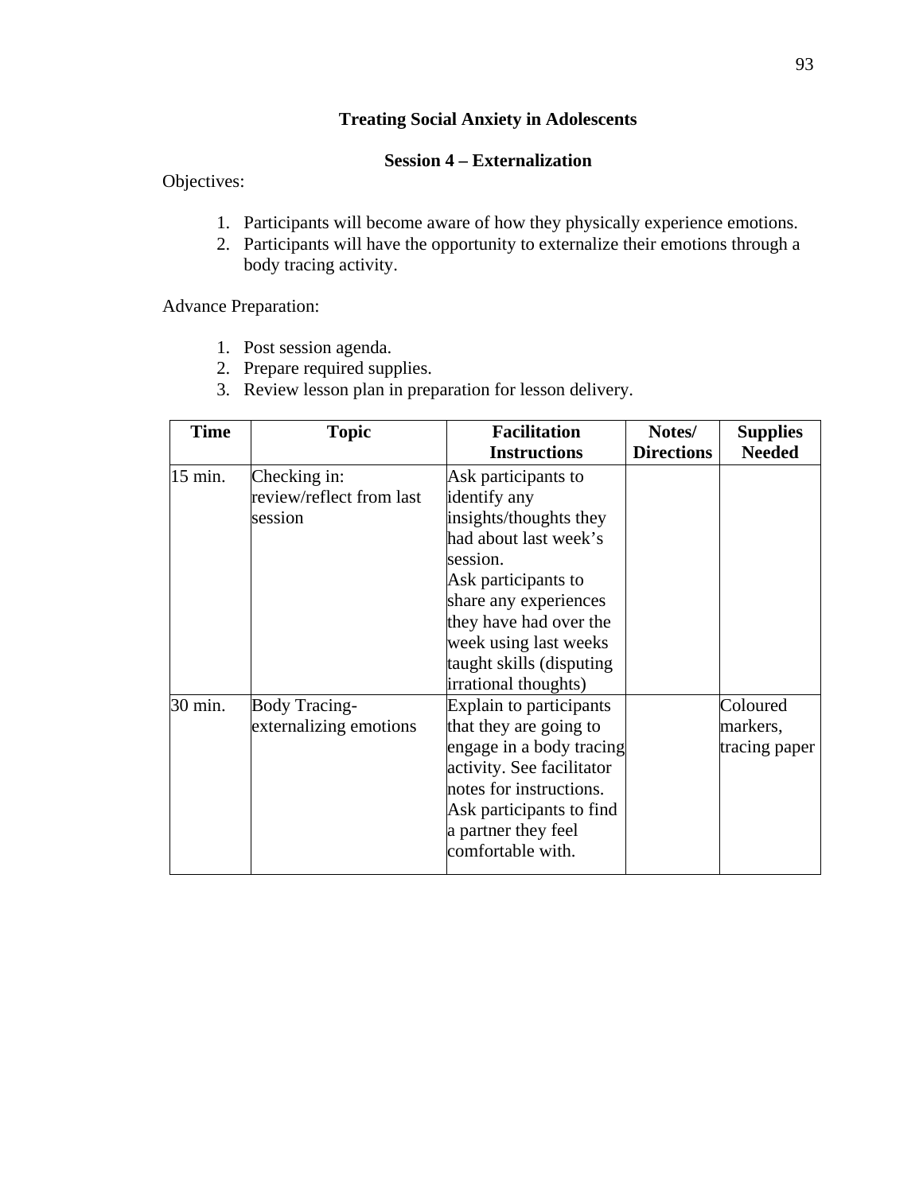**Treating Social Anxiety in Adolescents**

**Session 4 – Externalization**

Objectives:

1. Participants will become aware of how they physically experience emotions.
2. Participants will have the opportunity to externalize their emotions through a body tracing activity.

Advance Preparation:

1. Post session agenda.
2. Prepare required supplies.
3. Review lesson plan in preparation for lesson delivery.

| Time | Topic | Facilitation Instructions | Notes/ Directions | Supplies Needed |
|---|---|---|---|---|
| 15 min. | Checking in: review/reflect from last session | Ask participants to identify any insights/thoughts they had about last week's session. Ask participants to share any experiences they have had over the week using last weeks taught skills (disputing irrational thoughts) | | |
| 30 min. | Body Tracing-externalizing emotions | Explain to participants that they are going to engage in a body tracing activity. See facilitator notes for instructions. Ask participants to find a partner they feel comfortable with. | | Coloured markers, tracing paper |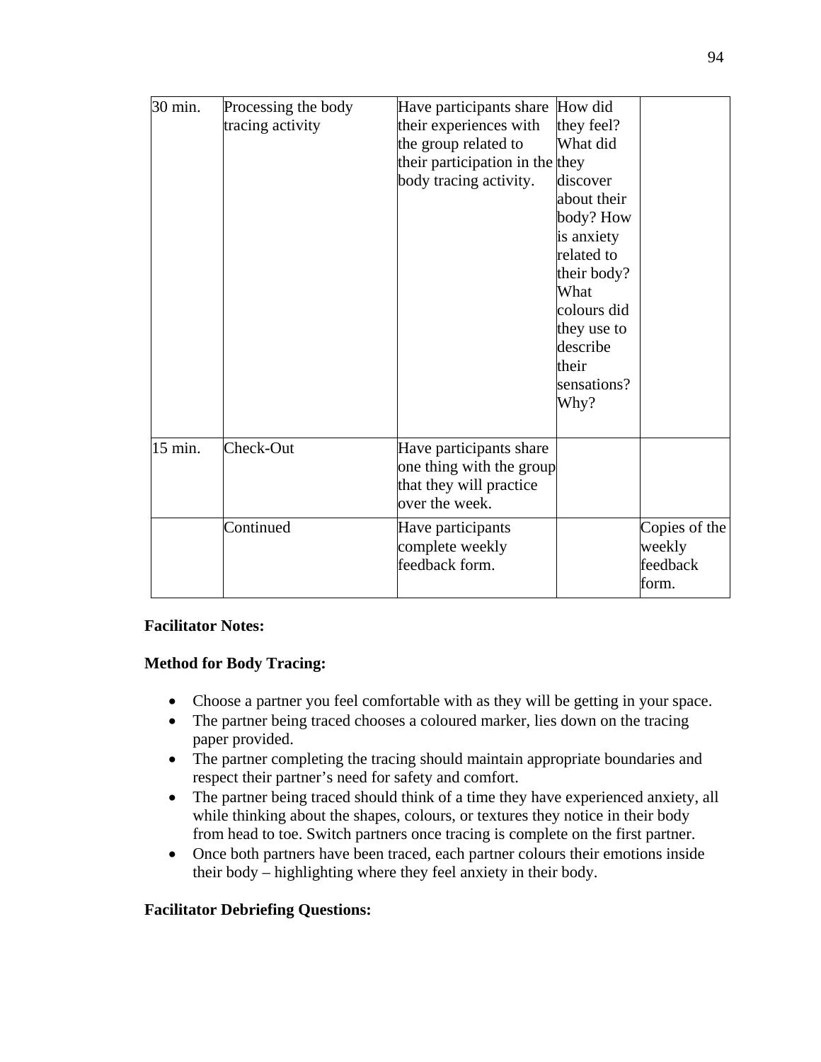| | | | | |
|---|---|---|---|---|
| 30 min. | Processing the body tracing activity | Have participants share their experiences with the group related to their participation in the body tracing activity. | How did they feel? What did they discover about their body? How is anxiety related to their body? What colours did they use to describe their sensations? Why? | |
| 15 min. | Check-Out | Have participants share one thing with the group that they will practice over the week. | | |
| | Continued | Have participants complete weekly feedback form. | | Copies of the weekly feedback form. |

**Facilitator Notes:**

**Method for Body Tracing:**

- Choose a partner you feel comfortable with as they will be getting in your space.
- The partner being traced chooses a coloured marker, lies down on the tracing paper provided.
- The partner completing the tracing should maintain appropriate boundaries and respect their partner's need for safety and comfort.
- The partner being traced should think of a time they have experienced anxiety, all while thinking about the shapes, colours, or textures they notice in their body from head to toe. Switch partners once tracing is complete on the first partner.
- Once both partners have been traced, each partner colours their emotions inside their body – highlighting where they feel anxiety in their body.

**Facilitator Debriefing Questions:**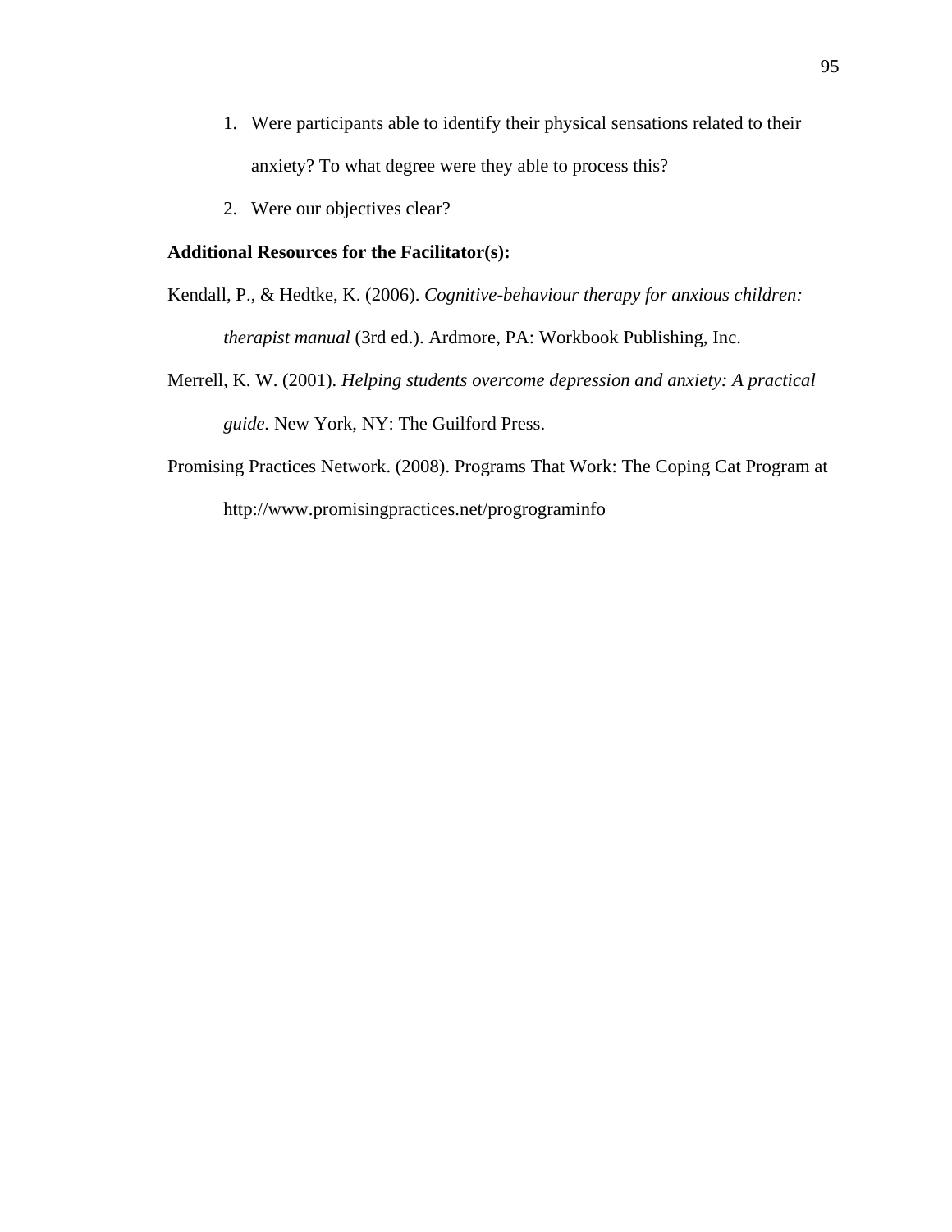1. Were participants able to identify their physical sensations related to their anxiety? To what degree were they able to process this?
2. Were our objectives clear?

**Additional Resources for the Facilitator(s):**

Kendall, P., & Hedtke, K. (2006). *Cognitive-behaviour therapy for anxious children: therapist manual* (3rd ed.). Ardmore, PA: Workbook Publishing, Inc.

Merrell, K. W. (2001). *Helping students overcome depression and anxiety: A practical guide.* New York, NY: The Guilford Press.

Promising Practices Network. (2008). Programs That Work: The Coping Cat Program at http://www.promisingpractices.net/progrograminfo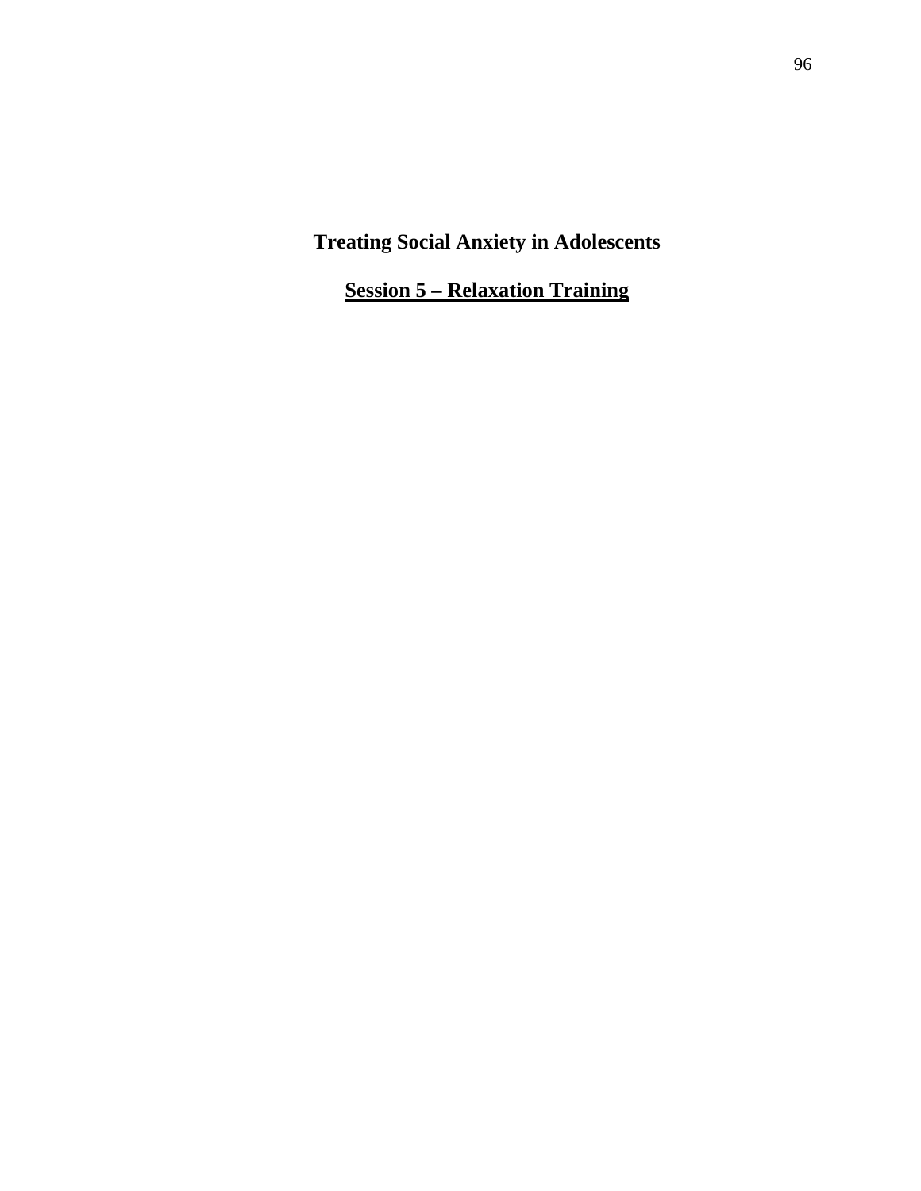# Treating Social Anxiety in Adolescents

## Session 5 – Relaxation Training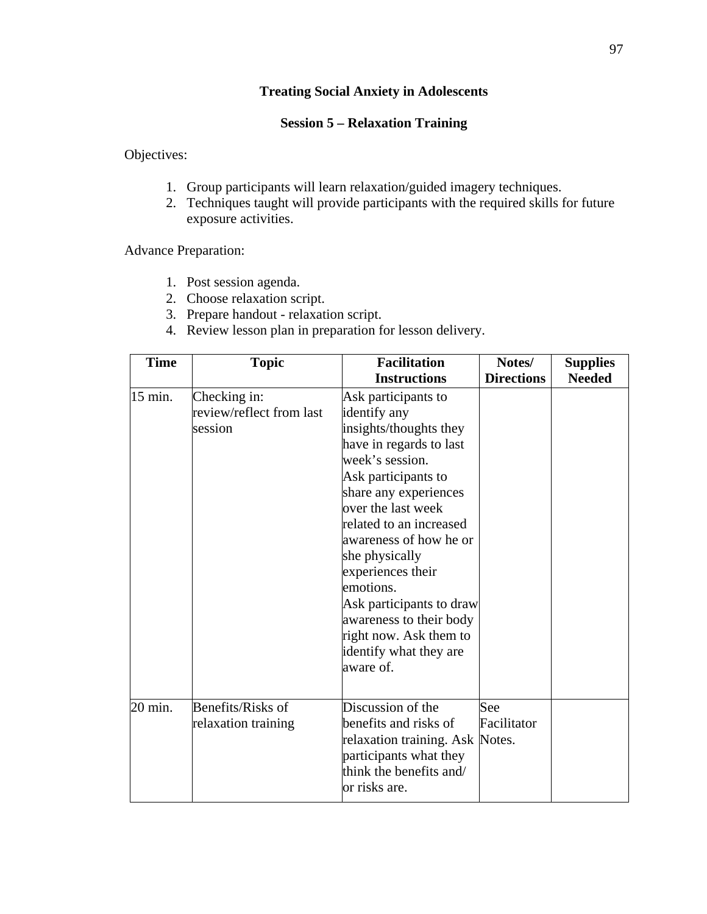## Treating Social Anxiety in Adolescents

### Session 5 – Relaxation Training

Objectives:

1. Group participants will learn relaxation/guided imagery techniques.
2. Techniques taught will provide participants with the required skills for future exposure activities.

Advance Preparation:

1. Post session agenda.
2. Choose relaxation script.
3. Prepare handout - relaxation script.
4. Review lesson plan in preparation for lesson delivery.

| Time | Topic | Facilitation Instructions | Notes/ Directions | Supplies Needed |
|---|---|---|---|---|
| 15 min. | Checking in: review/reflect from last session | Ask participants to identify any insights/thoughts they have in regards to last week's session. Ask participants to share any experiences over the last week related to an increased awareness of how he or she physically experiences their emotions. Ask participants to draw awareness to their body right now. Ask them to identify what they are aware of. | | |
| 20 min. | Benefits/Risks of relaxation training | Discussion of the benefits and risks of relaxation training. Ask participants what they think the benefits and/ or risks are. | See Facilitator Notes. | |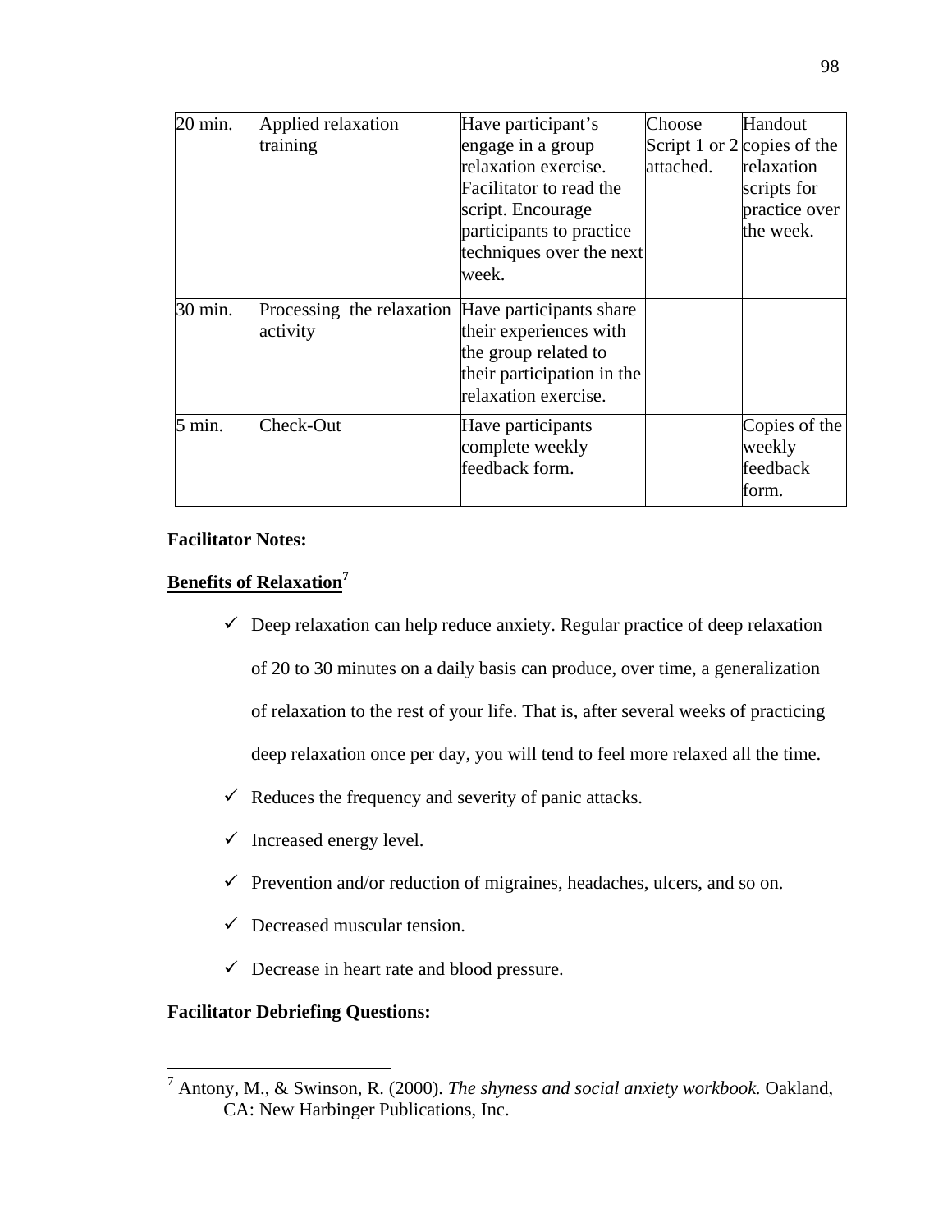| 20 min. | Applied relaxation training | Have participant's engage in a group relaxation exercise. Facilitator to read the script. Encourage participants to practice techniques over the next week. | Choose Script 1 or 2 attached. | Handout copies of the relaxation scripts for practice over the week. |
|---|---|---|---|---|
| 30 min. | Processing the relaxation activity | Have participants share their experiences with the group related to their participation in the relaxation exercise. | | |
| 5 min. | Check-Out | Have participants complete weekly feedback form. | | Copies of the weekly feedback form. |

**Facilitator Notes:**

**Benefits of Relaxation**[7]

- ✓ Deep relaxation can help reduce anxiety. Regular practice of deep relaxation of 20 to 30 minutes on a daily basis can produce, over time, a generalization of relaxation to the rest of your life. That is, after several weeks of practicing deep relaxation once per day, you will tend to feel more relaxed all the time.
- ✓ Reduces the frequency and severity of panic attacks.
- ✓ Increased energy level.
- ✓ Prevention and/or reduction of migraines, headaches, ulcers, and so on.
- ✓ Decreased muscular tension.
- ✓ Decrease in heart rate and blood pressure.

**Facilitator Debriefing Questions:**

[7] Antony, M., & Swinson, R. (2000). *The shyness and social anxiety workbook.* Oakland, CA: New Harbinger Publications, Inc.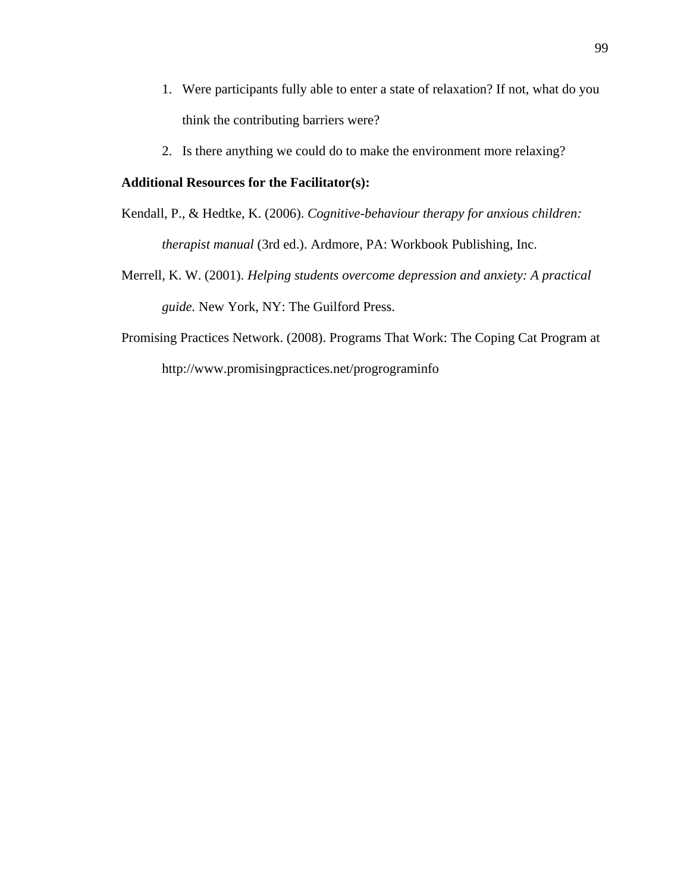1. Were participants fully able to enter a state of relaxation? If not, what do you think the contributing barriers were?
2. Is there anything we could do to make the environment more relaxing?

**Additional Resources for the Facilitator(s):**

Kendall, P., & Hedtke, K. (2006). *Cognitive-behaviour therapy for anxious children: therapist manual* (3rd ed.). Ardmore, PA: Workbook Publishing, Inc.

Merrell, K. W. (2001). *Helping students overcome depression and anxiety: A practical guide.* New York, NY: The Guilford Press.

Promising Practices Network. (2008). Programs That Work: The Coping Cat Program at http://www.promisingpractices.net/progrograminfo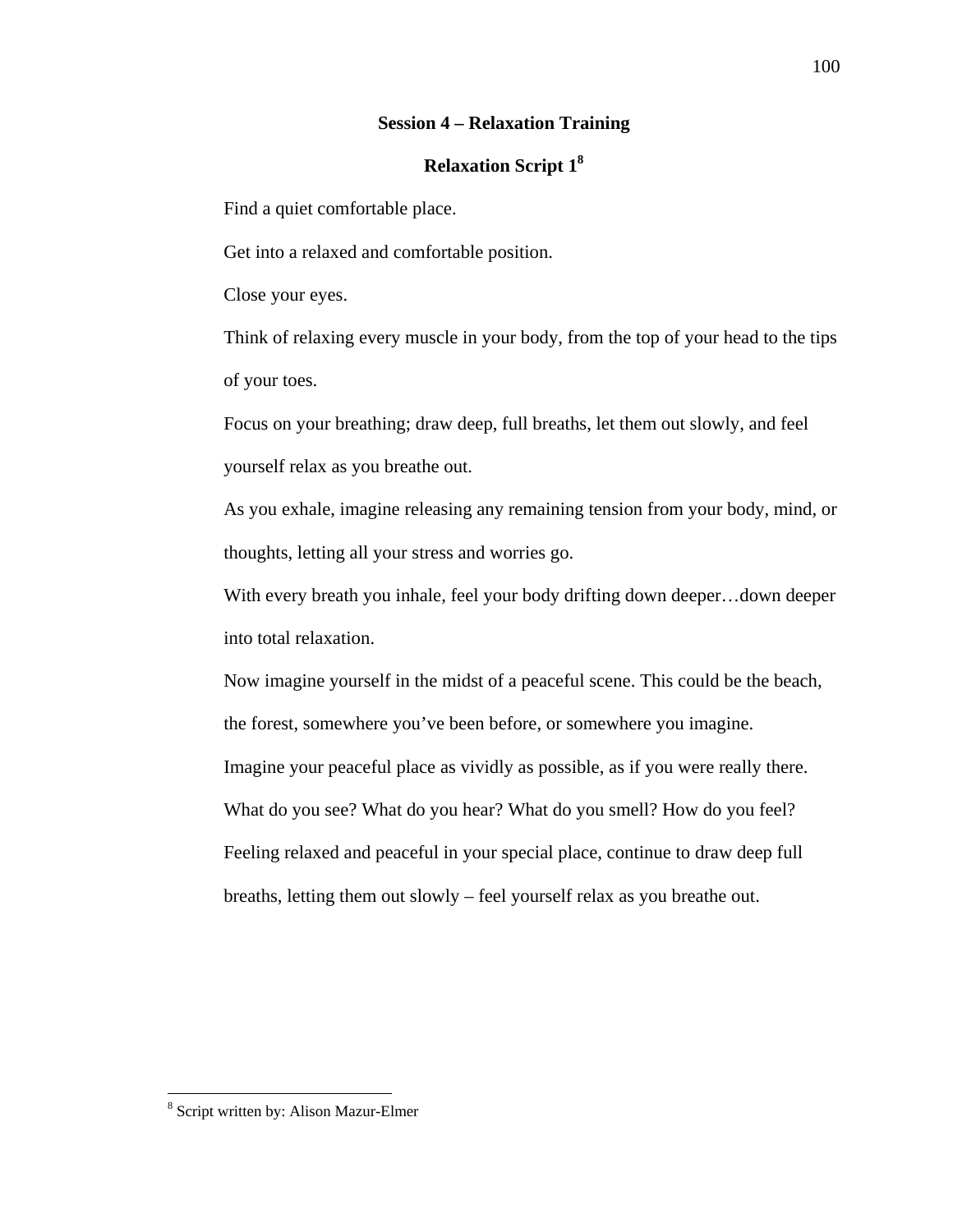## Session 4 – Relaxation Training

### Relaxation Script 1[8]

Find a quiet comfortable place.

Get into a relaxed and comfortable position.

Close your eyes.

Think of relaxing every muscle in your body, from the top of your head to the tips of your toes.

Focus on your breathing; draw deep, full breaths, let them out slowly, and feel yourself relax as you breathe out.

As you exhale, imagine releasing any remaining tension from your body, mind, or thoughts, letting all your stress and worries go.

With every breath you inhale, feel your body drifting down deeper…down deeper into total relaxation.

Now imagine yourself in the midst of a peaceful scene. This could be the beach, the forest, somewhere you've been before, or somewhere you imagine.

Imagine your peaceful place as vividly as possible, as if you were really there.

What do you see? What do you hear? What do you smell? How do you feel?

Feeling relaxed and peaceful in your special place, continue to draw deep full breaths, letting them out slowly – feel yourself relax as you breathe out.

---

[8] Script written by: Alison Mazur-Elmer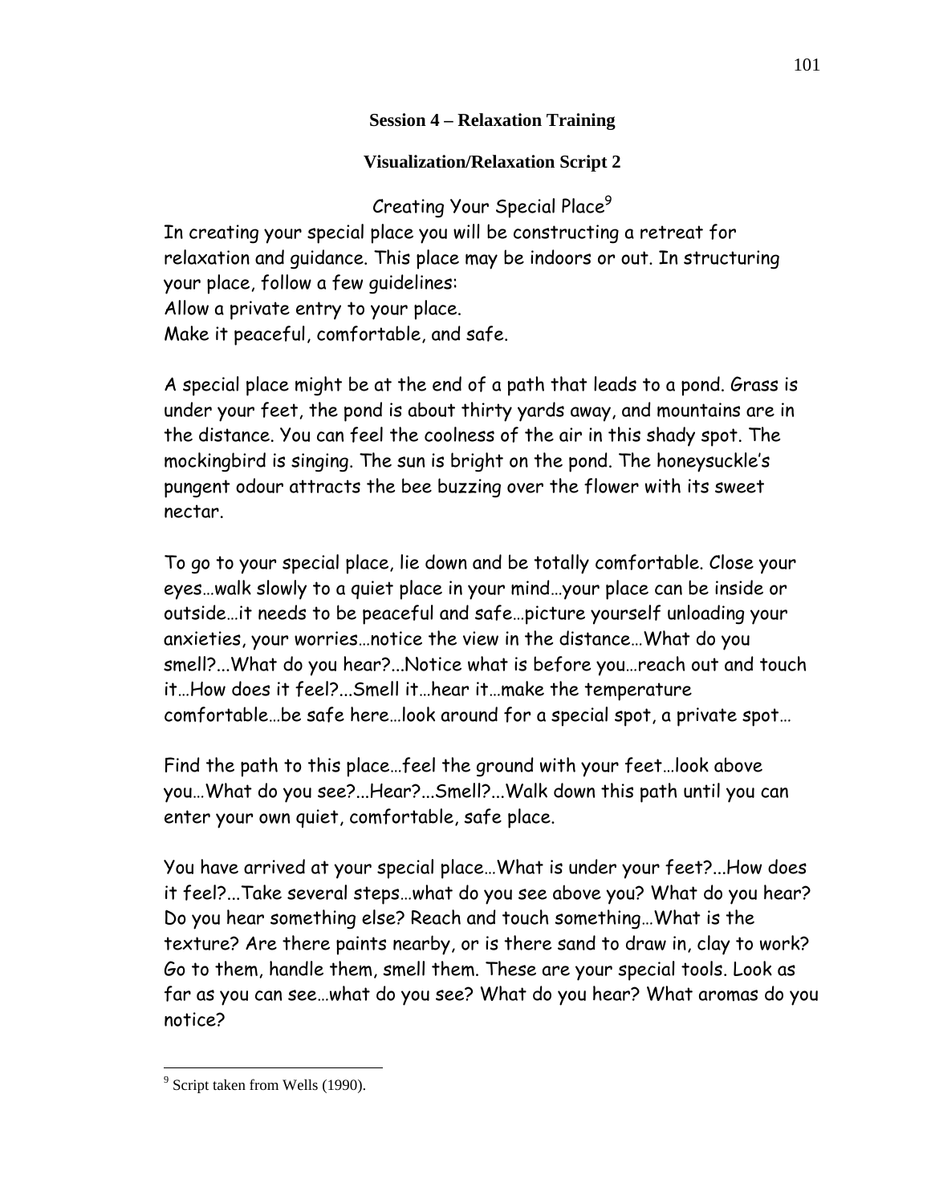**Session 4 – Relaxation Training**

**Visualization/Relaxation Script 2**

Creating Your Special Place[9]

In creating your special place you will be constructing a retreat for relaxation and guidance. This place may be indoors or out. In structuring your place, follow a few guidelines:
Allow a private entry to your place.
Make it peaceful, comfortable, and safe.

A special place might be at the end of a path that leads to a pond. Grass is under your feet, the pond is about thirty yards away, and mountains are in the distance. You can feel the coolness of the air in this shady spot. The mockingbird is singing. The sun is bright on the pond. The honeysuckle's pungent odour attracts the bee buzzing over the flower with its sweet nectar.

To go to your special place, lie down and be totally comfortable. Close your eyes…walk slowly to a quiet place in your mind…your place can be inside or outside…it needs to be peaceful and safe…picture yourself unloading your anxieties, your worries…notice the view in the distance…What do you smell?...What do you hear?...Notice what is before you…reach out and touch it…How does it feel?...Smell it…hear it…make the temperature comfortable…be safe here…look around for a special spot, a private spot…

Find the path to this place…feel the ground with your feet…look above you…What do you see?...Hear?...Smell?...Walk down this path until you can enter your own quiet, comfortable, safe place.

You have arrived at your special place…What is under your feet?...How does it feel?...Take several steps…what do you see above you? What do you hear? Do you hear something else? Reach and touch something…What is the texture? Are there paints nearby, or is there sand to draw in, clay to work? Go to them, handle them, smell them. These are your special tools. Look as far as you can see…what do you see? What do you hear? What aromas do you notice?

---

[9] Script taken from Wells (1990).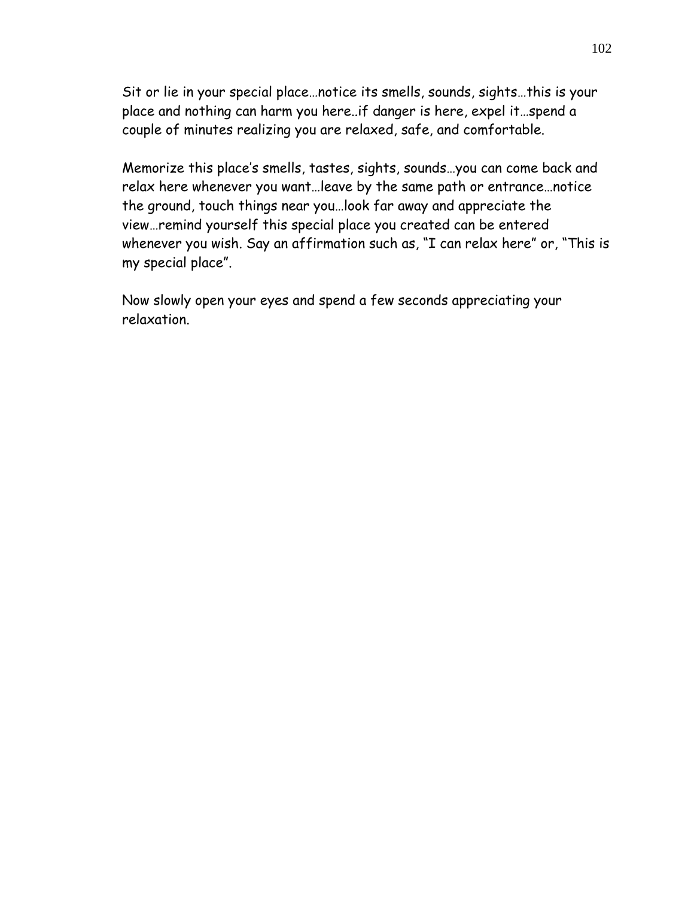Sit or lie in your special place…notice its smells, sounds, sights…this is your place and nothing can harm you here..if danger is here, expel it…spend a couple of minutes realizing you are relaxed, safe, and comfortable.

Memorize this place's smells, tastes, sights, sounds…you can come back and relax here whenever you want…leave by the same path or entrance…notice the ground, touch things near you…look far away and appreciate the view…remind yourself this special place you created can be entered whenever you wish. Say an affirmation such as, "I can relax here" or, "This is my special place".

Now slowly open your eyes and spend a few seconds appreciating your relaxation.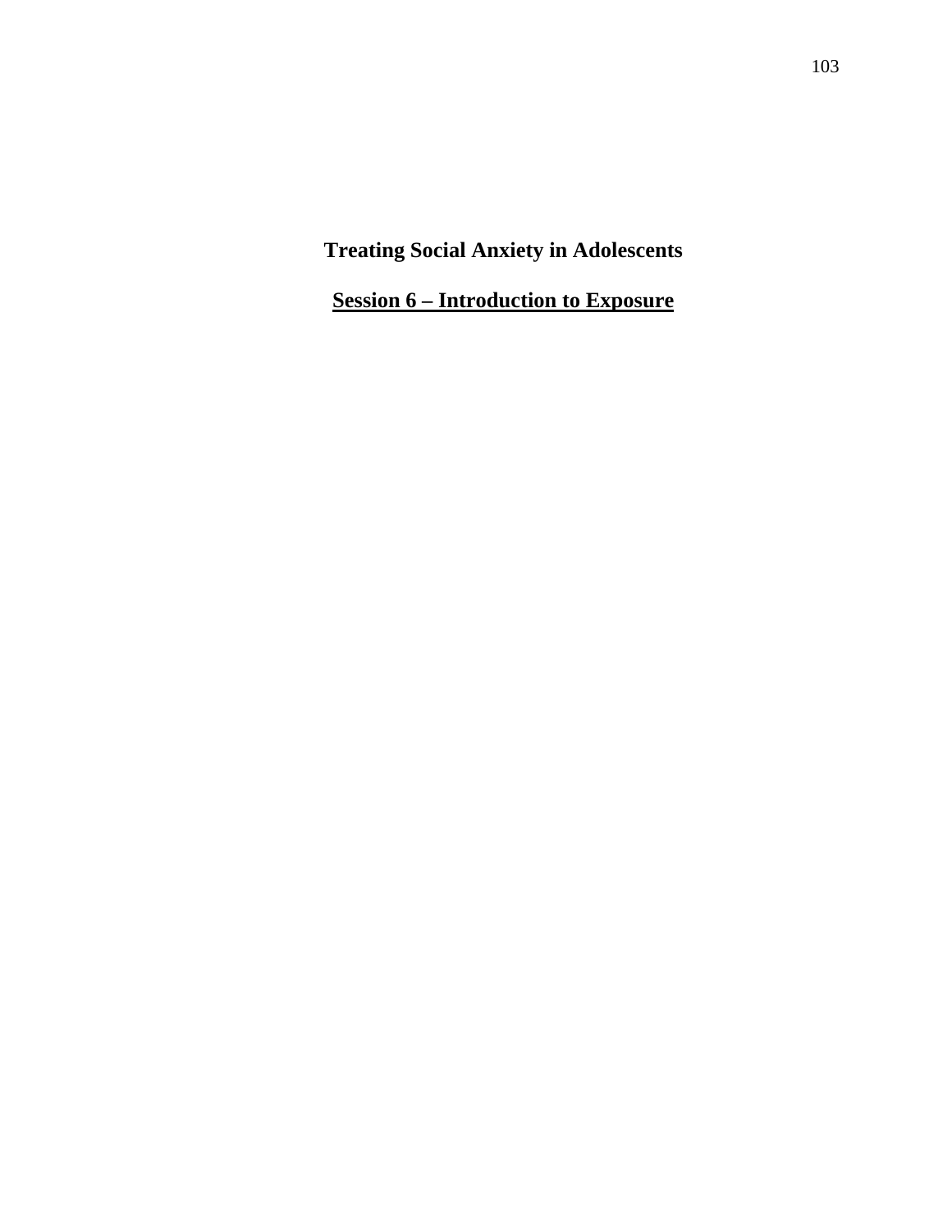# Treating Social Anxiety in Adolescents

## Session 6 – Introduction to Exposure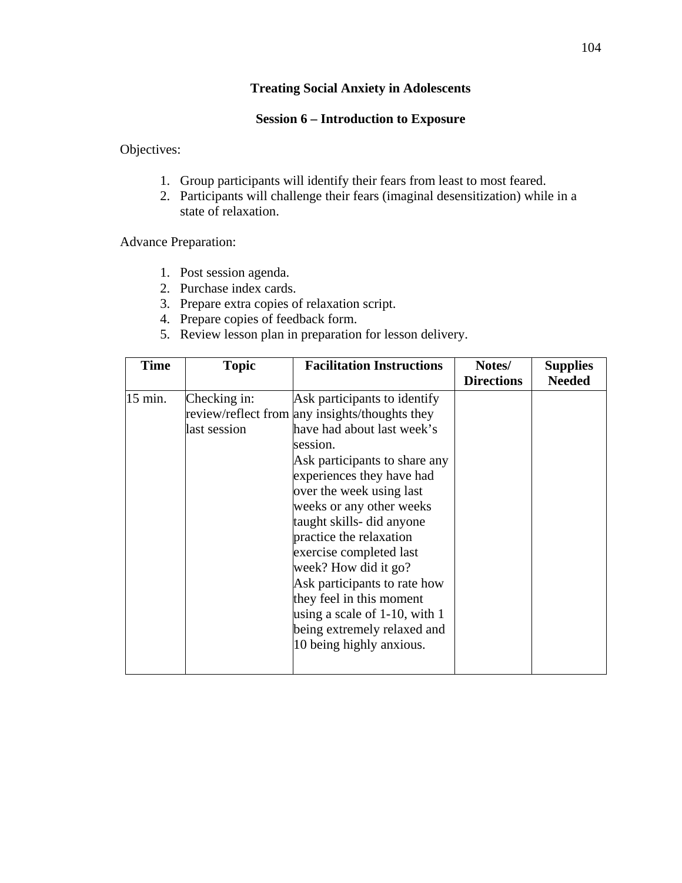**Treating Social Anxiety in Adolescents**

**Session 6 – Introduction to Exposure**

Objectives:

1. Group participants will identify their fears from least to most feared.
2. Participants will challenge their fears (imaginal desensitization) while in a state of relaxation.

Advance Preparation:

1. Post session agenda.
2. Purchase index cards.
3. Prepare extra copies of relaxation script.
4. Prepare copies of feedback form.
5. Review lesson plan in preparation for lesson delivery.

| Time | Topic | Facilitation Instructions | Notes/ Directions | Supplies Needed |
|---|---|---|---|---|
| 15 min. | Checking in: review/reflect from last session | Ask participants to identify any insights/thoughts they have had about last week's session. Ask participants to share any experiences they have had over the week using last weeks or any other weeks taught skills- did anyone practice the relaxation exercise completed last week? How did it go? Ask participants to rate how they feel in this moment using a scale of 1-10, with 1 being extremely relaxed and 10 being highly anxious. | | |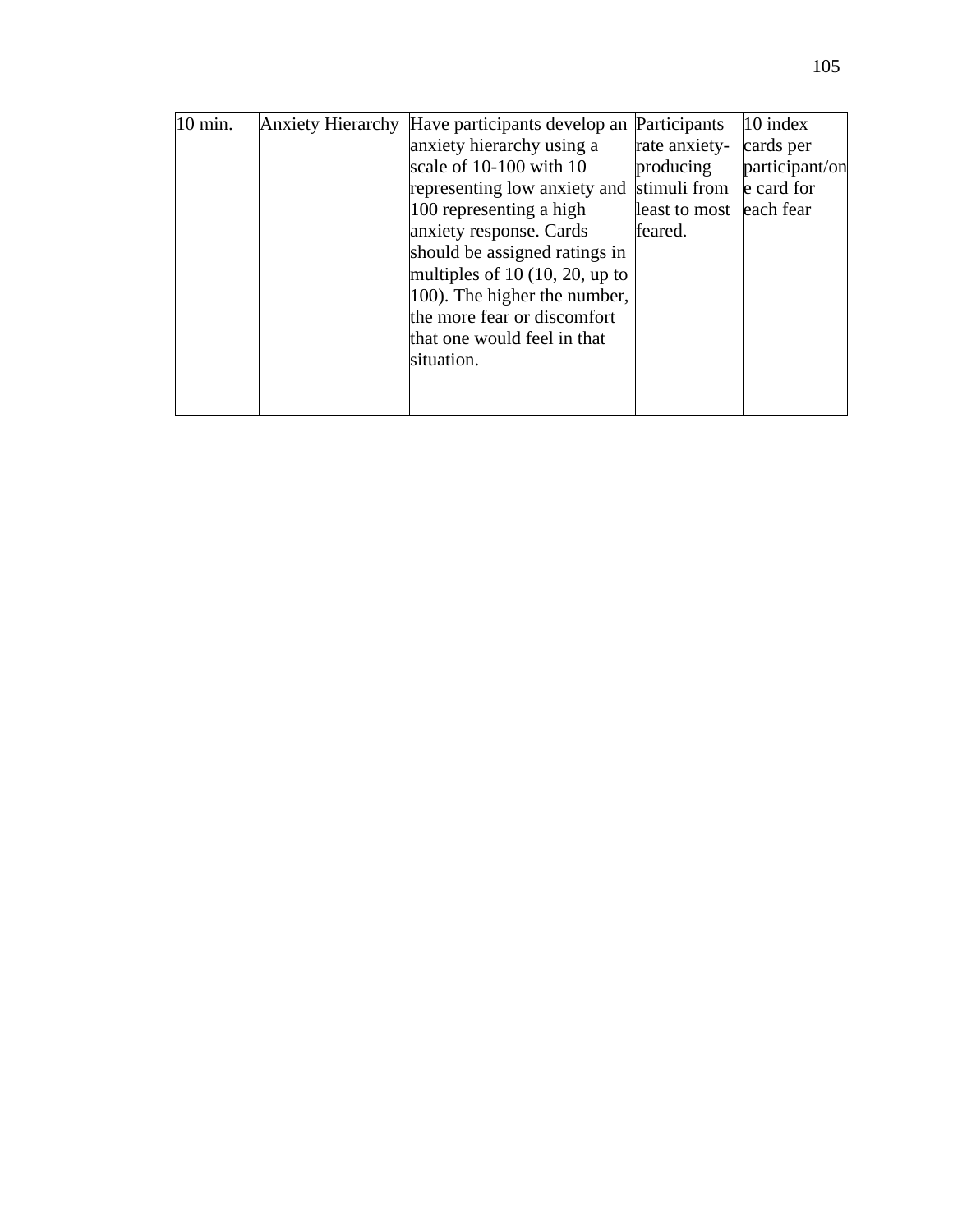| | | | | |
|---|---|---|---|---|
| 10 min. | Anxiety Hierarchy | Have participants develop an anxiety hierarchy using a scale of 10-100 with 10 representing low anxiety and 100 representing a high anxiety response. Cards should be assigned ratings in multiples of 10 (10, 20, up to 100). The higher the number, the more fear or discomfort that one would feel in that situation. | Participants rate anxiety-producing stimuli from least to most feared. | 10 index cards per participant/one card for each fear |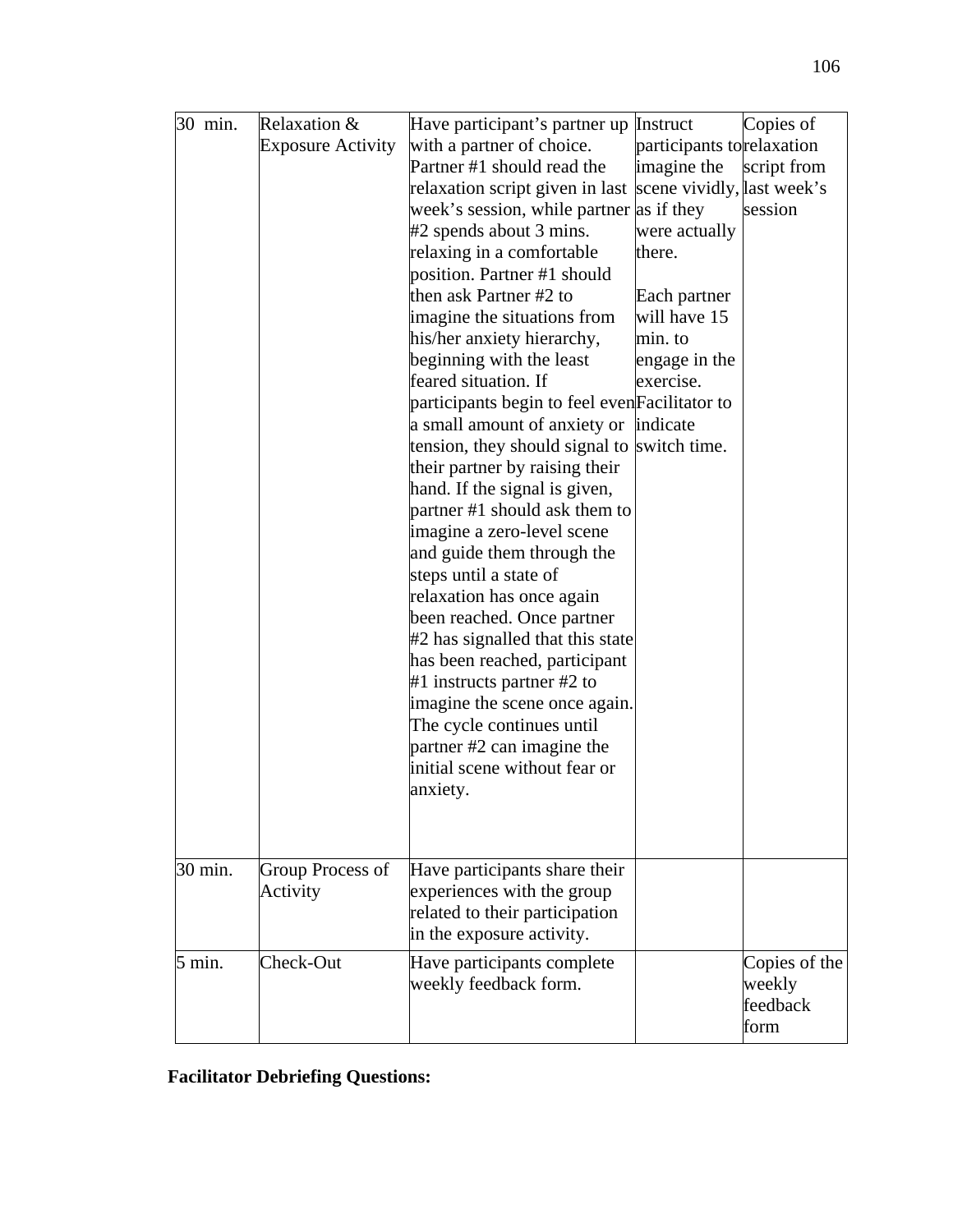| 30 min. | Relaxation & Exposure Activity | Have participant's partner up with a partner of choice. Partner #1 should read the relaxation script given in last week's session, while partner #2 spends about 3 mins. relaxing in a comfortable position. Partner #1 should then ask Partner #2 to imagine the situations from his/her anxiety hierarchy, beginning with the least feared situation. If participants begin to feel even a small amount of anxiety or tension, they should signal to their partner by raising their hand. If the signal is given, partner #1 should ask them to imagine a zero-level scene and guide them through the steps until a state of relaxation has once again been reached. Once partner #2 has signalled that this state has been reached, participant #1 instructs partner #2 to imagine the scene once again. The cycle continues until partner #2 can imagine the initial scene without fear or anxiety. | Instruct participants to imagine the scene vividly, as if they were actually there. Each partner will have 15 min. to engage in the exercise. Facilitator to indicate switch time. | Copies of relaxation script from last week's session |
|---|---|---|---|---|
| 30 min. | Group Process of Activity | Have participants share their experiences with the group related to their participation in the exposure activity. | | |
| 5 min. | Check-Out | Have participants complete weekly feedback form. | | Copies of the weekly feedback form |

**Facilitator Debriefing Questions:**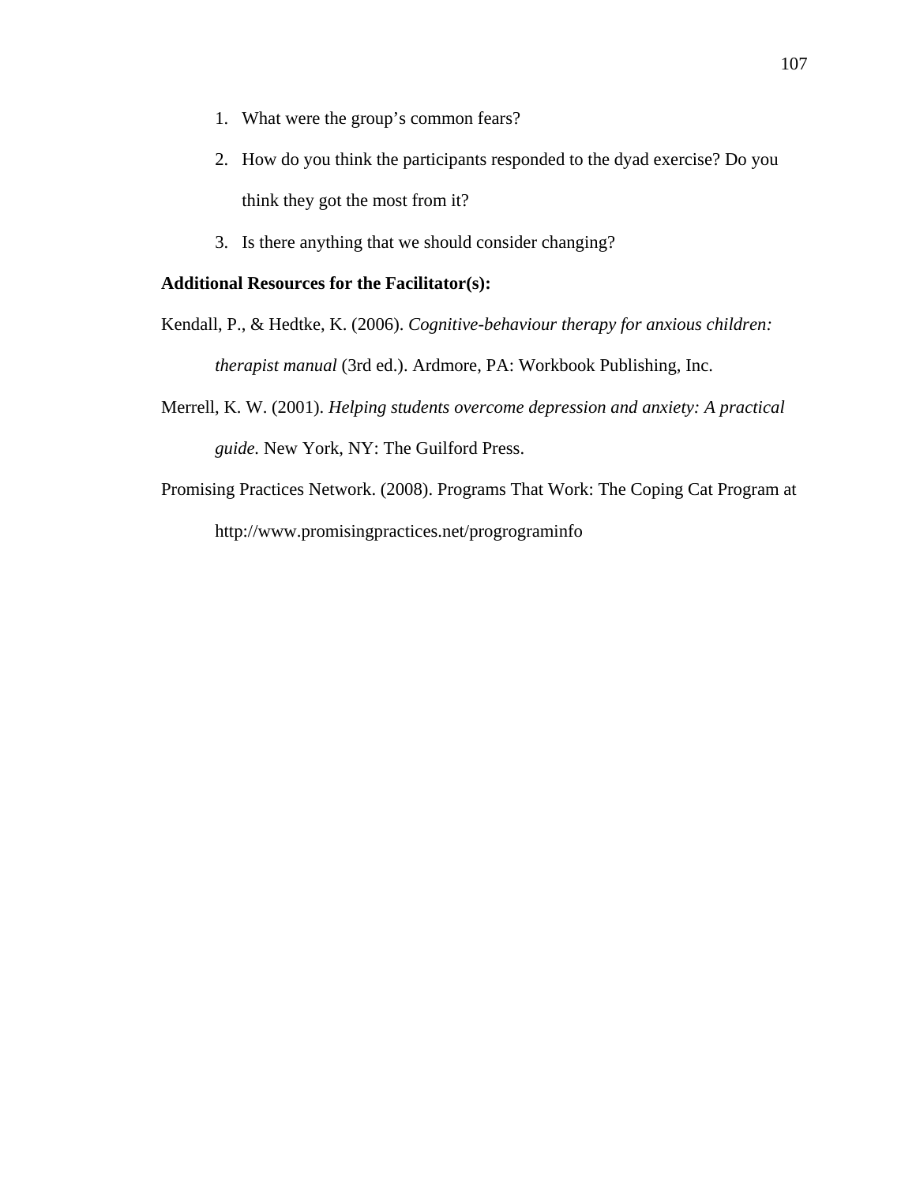1. What were the group's common fears?
2. How do you think the participants responded to the dyad exercise? Do you think they got the most from it?
3. Is there anything that we should consider changing?

**Additional Resources for the Facilitator(s):**

Kendall, P., & Hedtke, K. (2006). *Cognitive-behaviour therapy for anxious children: therapist manual* (3rd ed.). Ardmore, PA: Workbook Publishing, Inc.

Merrell, K. W. (2001). *Helping students overcome depression and anxiety: A practical guide.* New York, NY: The Guilford Press.

Promising Practices Network. (2008). Programs That Work: The Coping Cat Program at http://www.promisingpractices.net/progrograminfo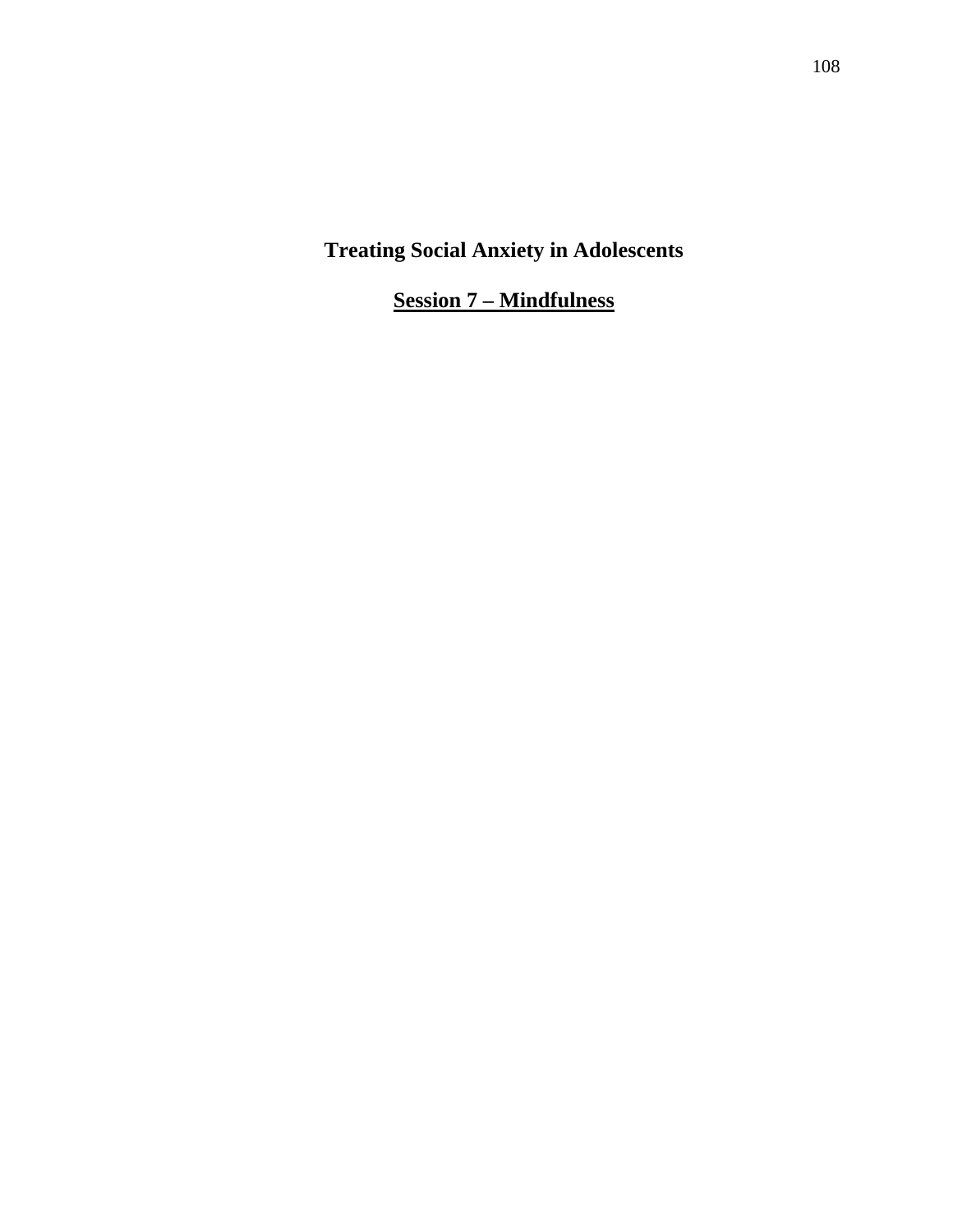# Treating Social Anxiety in Adolescents

## Session 7 – Mindfulness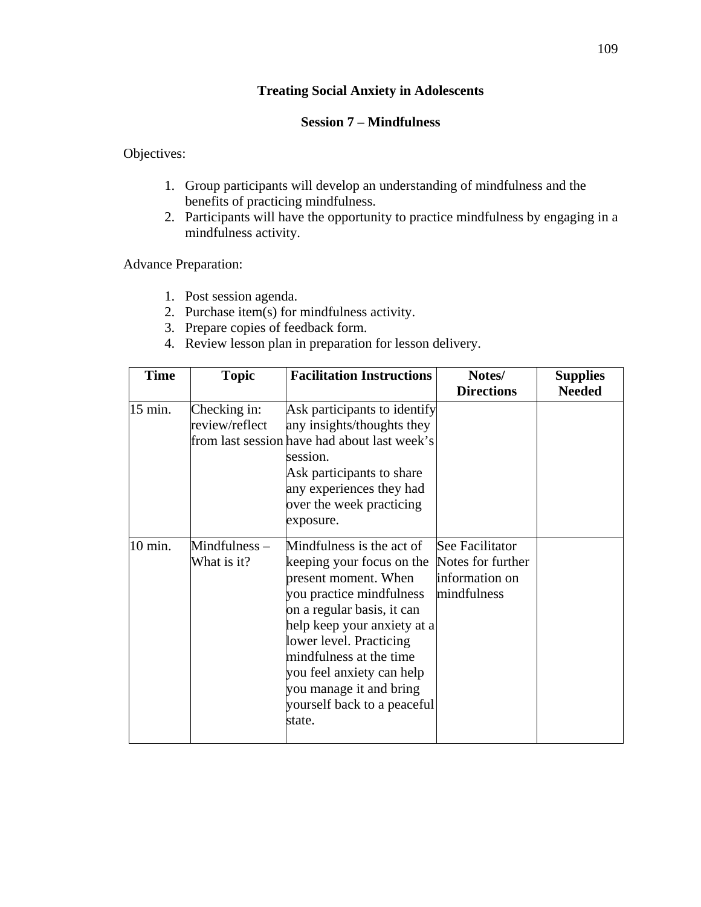**Treating Social Anxiety in Adolescents**

**Session 7 – Mindfulness**

Objectives:

1. Group participants will develop an understanding of mindfulness and the benefits of practicing mindfulness.
2. Participants will have the opportunity to practice mindfulness by engaging in a mindfulness activity.

Advance Preparation:

1. Post session agenda.
2. Purchase item(s) for mindfulness activity.
3. Prepare copies of feedback form.
4. Review lesson plan in preparation for lesson delivery.

| Time | Topic | Facilitation Instructions | Notes/ Directions | Supplies Needed |
|---|---|---|---|---|
| 15 min. | Checking in: review/reflect from last session | Ask participants to identify any insights/thoughts they have had about last week's session. Ask participants to share any experiences they had over the week practicing exposure. | | |
| 10 min. | Mindfulness – What is it? | Mindfulness is the act of keeping your focus on the present moment. When you practice mindfulness on a regular basis, it can help keep your anxiety at a lower level. Practicing mindfulness at the time you feel anxiety can help you manage it and bring yourself back to a peaceful state. | See Facilitator Notes for further information on mindfulness | |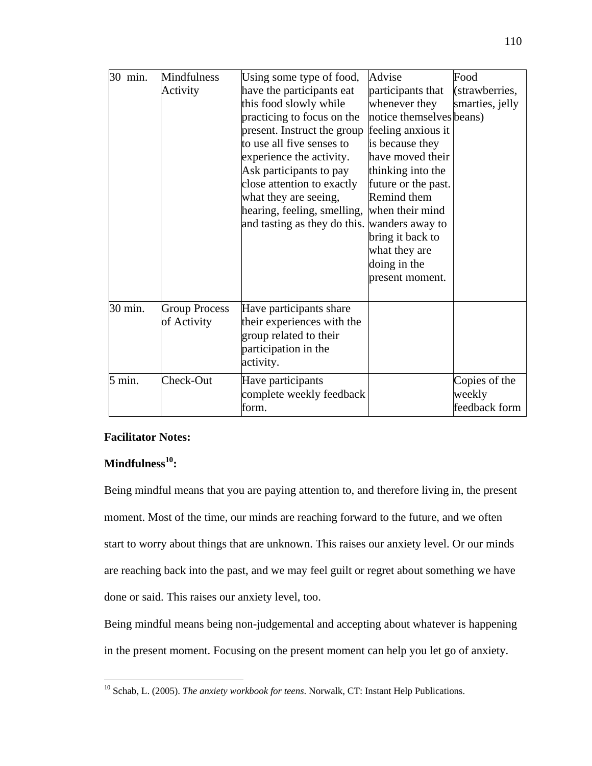| 30  min. | Mindfulness Activity | Using some type of food, have the participants eat this food slowly while practicing to focus on the present. Instruct the group to use all five senses to experience the activity. Ask participants to pay close attention to exactly what they are seeing, hearing, feeling, smelling, and tasting as they do this. | Advise participants that whenever they notice themselves feeling anxious it is because they have moved their thinking into the future or the past. Remind them when their mind wanders away to bring it back to what they are doing in the present moment. | Food (strawberries, smarties, jelly beans) |
|---|---|---|---|---|
| 30 min. | Group Process of Activity | Have participants share their experiences with the group related to their participation in the activity. | | |
| 5 min. | Check-Out | Have participants complete weekly feedback form. | | Copies of the weekly feedback form |

**Facilitator Notes:**

**Mindfulness[10]:**

Being mindful means that you are paying attention to, and therefore living in, the present moment. Most of the time, our minds are reaching forward to the future, and we often start to worry about things that are unknown. This raises our anxiety level. Or our minds are reaching back into the past, and we may feel guilt or regret about something we have done or said. This raises our anxiety level, too.

Being mindful means being non-judgemental and accepting about whatever is happening in the present moment. Focusing on the present moment can help you let go of anxiety.

[10] Schab, L. (2005). *The anxiety workbook for teens*. Norwalk, CT: Instant Help Publications.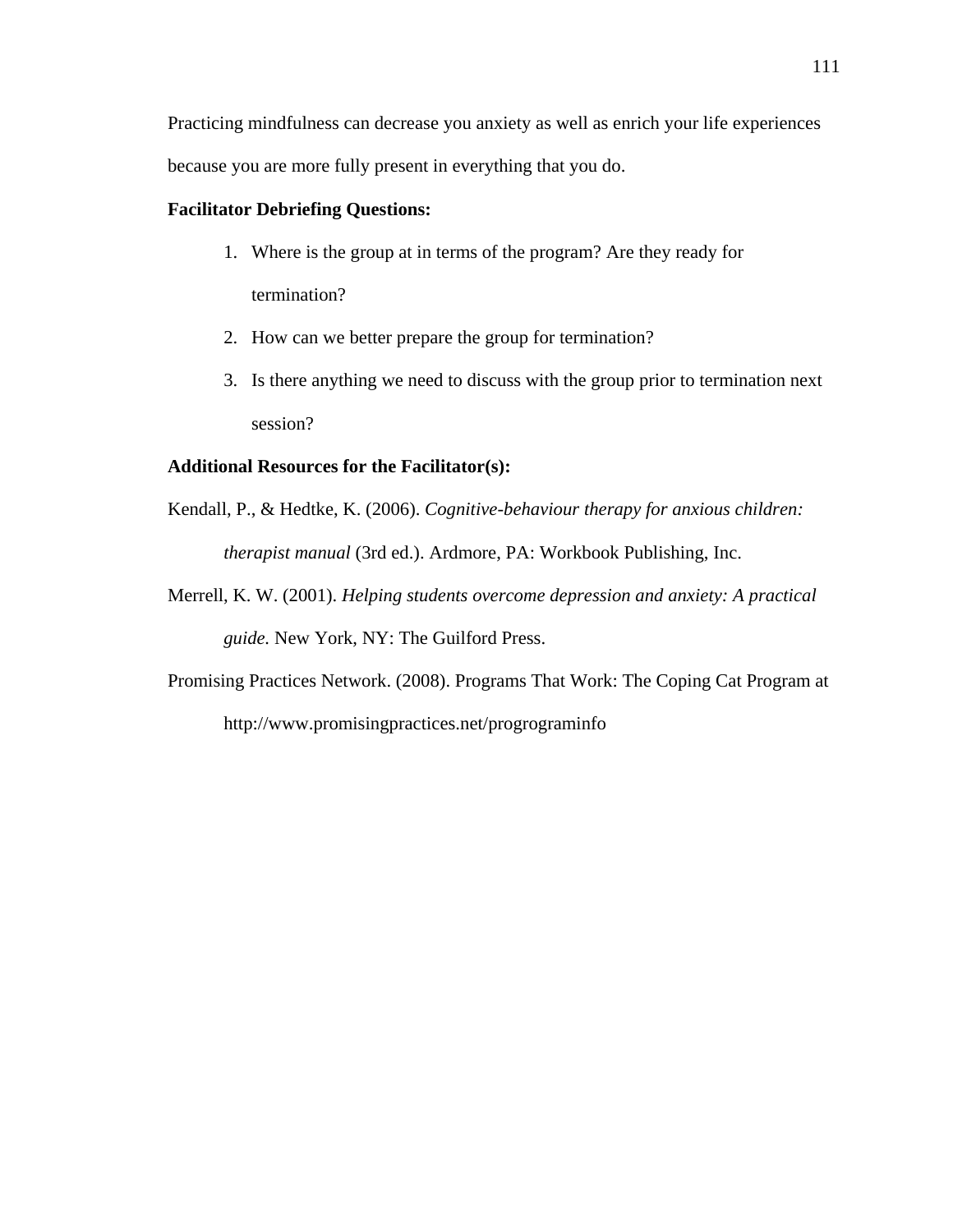Practicing mindfulness can decrease you anxiety as well as enrich your life experiences because you are more fully present in everything that you do.

**Facilitator Debriefing Questions:**

1. Where is the group at in terms of the program? Are they ready for termination?
2. How can we better prepare the group for termination?
3. Is there anything we need to discuss with the group prior to termination next session?

**Additional Resources for the Facilitator(s):**

Kendall, P., & Hedtke, K. (2006). *Cognitive-behaviour therapy for anxious children: therapist manual* (3rd ed.). Ardmore, PA: Workbook Publishing, Inc.

Merrell, K. W. (2001). *Helping students overcome depression and anxiety: A practical guide.* New York, NY: The Guilford Press.

Promising Practices Network. (2008). Programs That Work: The Coping Cat Program at http://www.promisingpractices.net/progrograminfo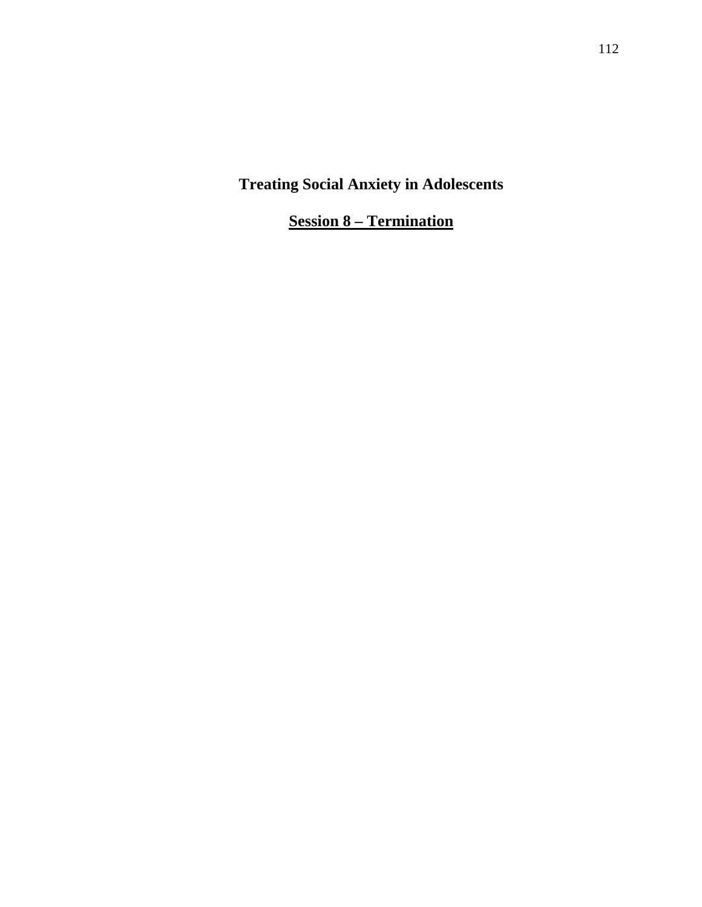# Treating Social Anxiety in Adolescents

## Session 8 – Termination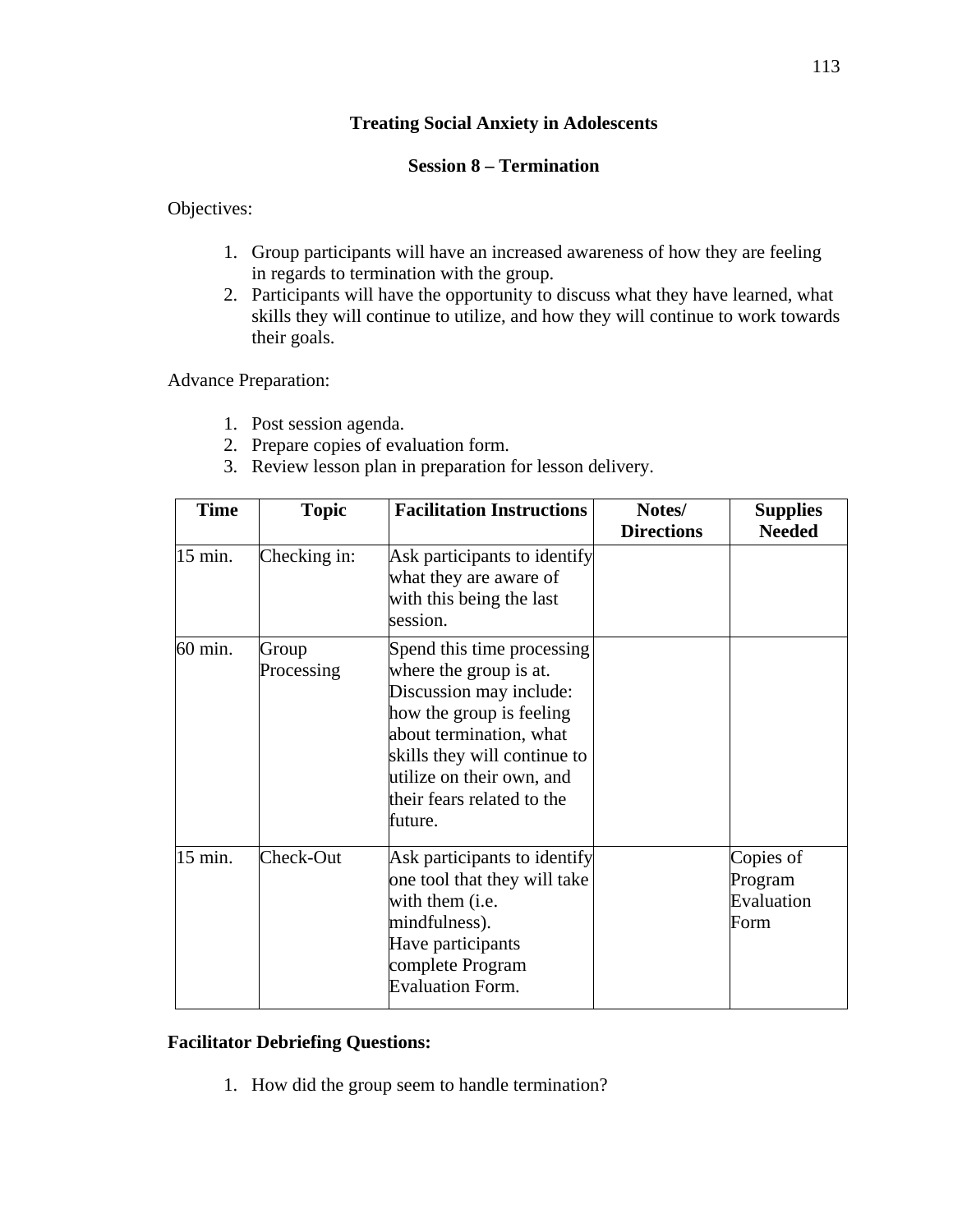## Treating Social Anxiety in Adolescents

### Session 8 – Termination

Objectives:

1. Group participants will have an increased awareness of how they are feeling in regards to termination with the group.
2. Participants will have the opportunity to discuss what they have learned, what skills they will continue to utilize, and how they will continue to work towards their goals.

Advance Preparation:

1. Post session agenda.
2. Prepare copies of evaluation form.
3. Review lesson plan in preparation for lesson delivery.

| Time | Topic | Facilitation Instructions | Notes/ Directions | Supplies Needed |
|---|---|---|---|---|
| 15 min. | Checking in: | Ask participants to identify what they are aware of with this being the last session. | | |
| 60 min. | Group Processing | Spend this time processing where the group is at. Discussion may include: how the group is feeling about termination, what skills they will continue to utilize on their own, and their fears related to the future. | | |
| 15 min. | Check-Out | Ask participants to identify one tool that they will take with them (i.e. mindfulness). Have participants complete Program Evaluation Form. | | Copies of Program Evaluation Form |

**Facilitator Debriefing Questions:**

1. How did the group seem to handle termination?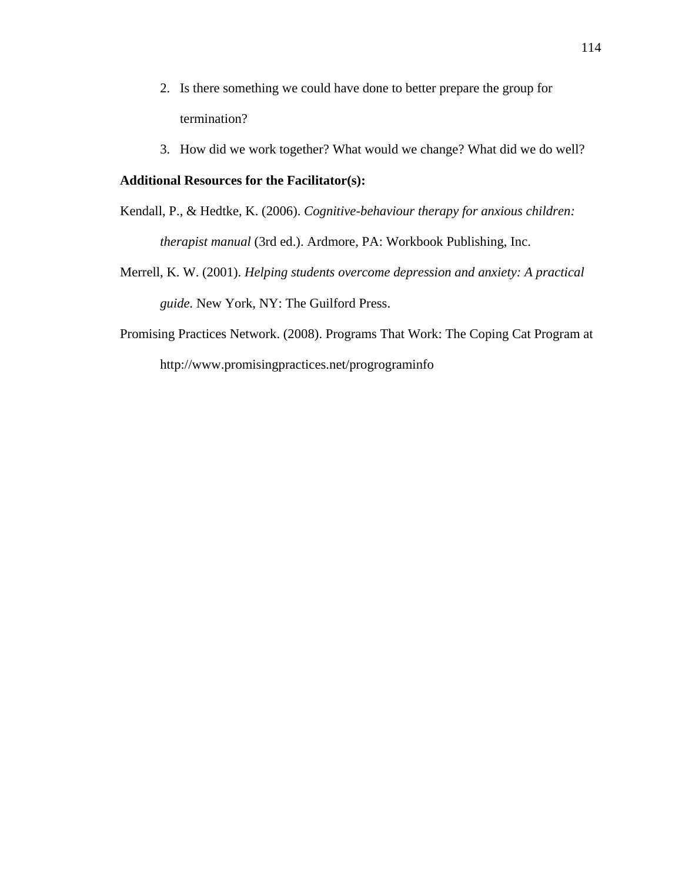2. Is there something we could have done to better prepare the group for termination?
3. How did we work together? What would we change? What did we do well?

**Additional Resources for the Facilitator(s):**

Kendall, P., & Hedtke, K. (2006). *Cognitive-behaviour therapy for anxious children: therapist manual* (3rd ed.). Ardmore, PA: Workbook Publishing, Inc.

Merrell, K. W. (2001). *Helping students overcome depression and anxiety: A practical guide.* New York, NY: The Guilford Press.

Promising Practices Network. (2008). Programs That Work: The Coping Cat Program at http://www.promisingpractices.net/progrograminfo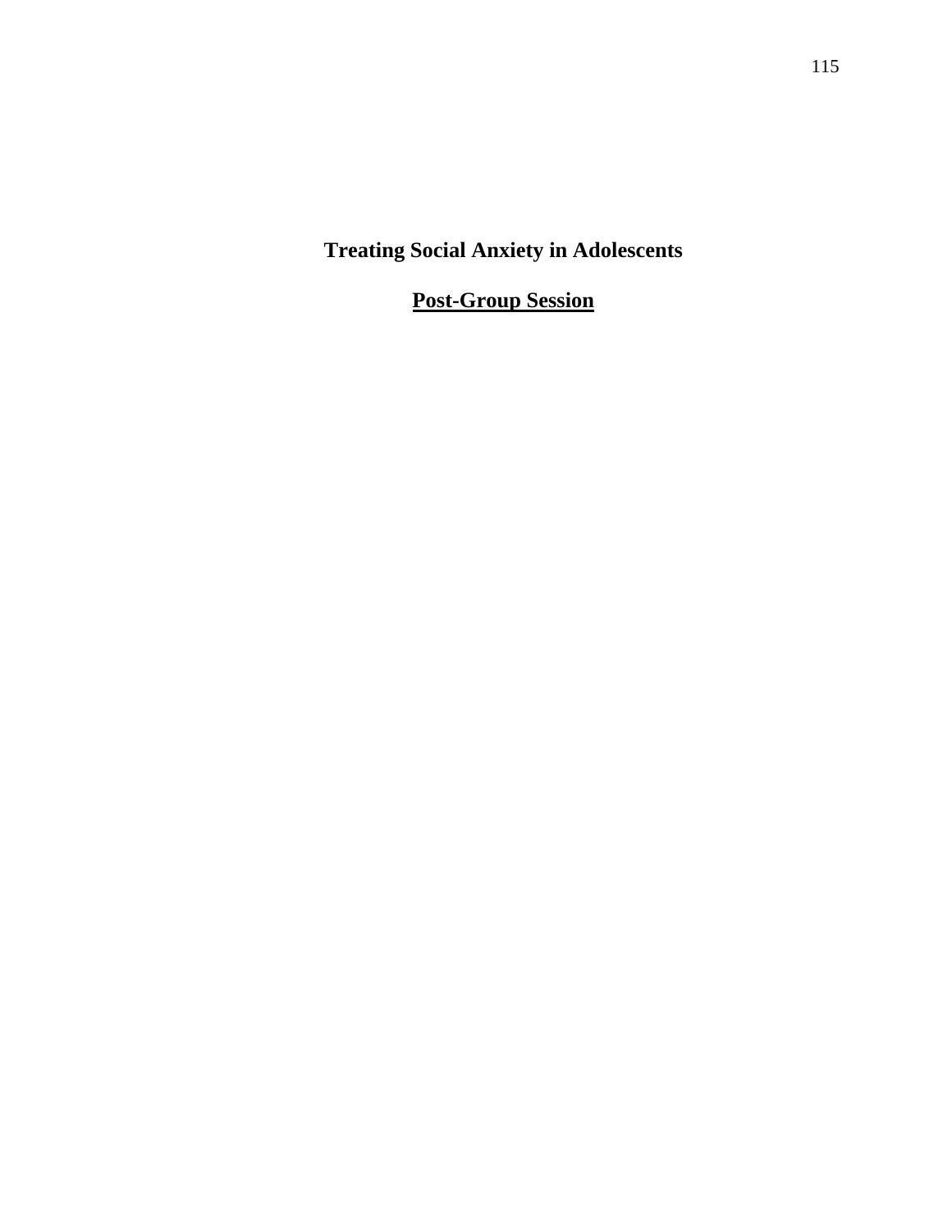# Treating Social Anxiety in Adolescents

## Post-Group Session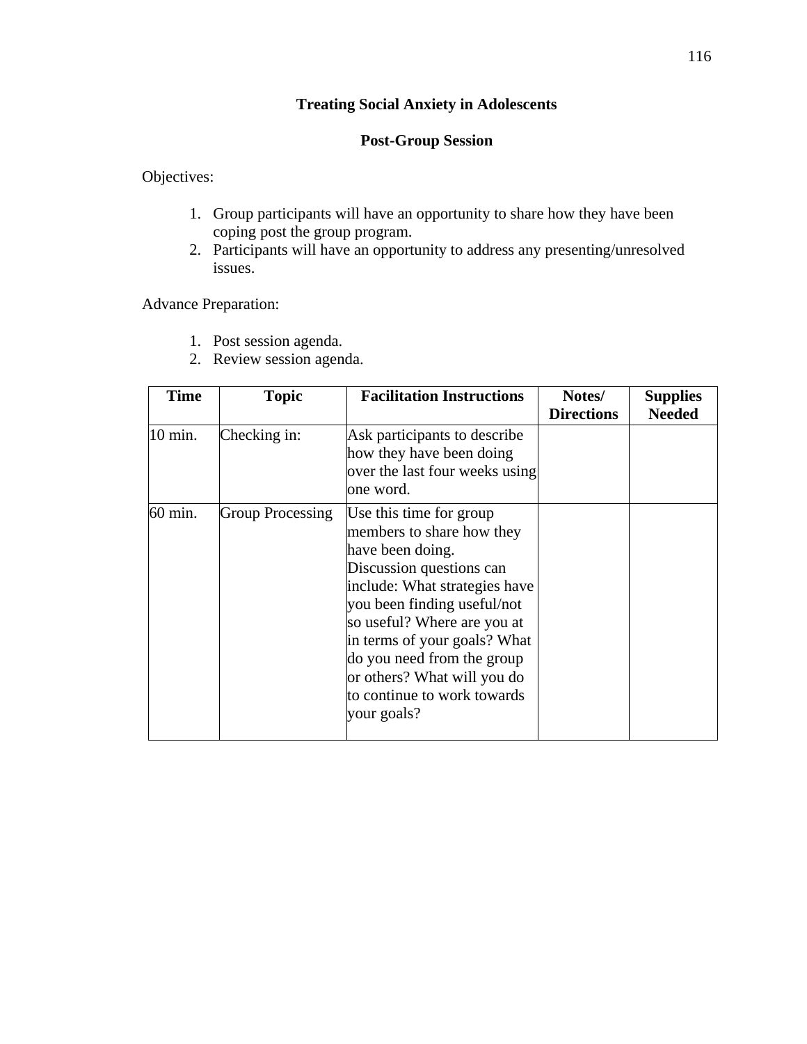# Treating Social Anxiety in Adolescents

## Post-Group Session

Objectives:

1. Group participants will have an opportunity to share how they have been coping post the group program.
2. Participants will have an opportunity to address any presenting/unresolved issues.

Advance Preparation:

1. Post session agenda.
2. Review session agenda.

| Time | Topic | Facilitation Instructions | Notes/ Directions | Supplies Needed |
|---|---|---|---|---|
| 10 min. | Checking in: | Ask participants to describe how they have been doing over the last four weeks using one word. | | |
| 60 min. | Group Processing | Use this time for group members to share how they have been doing. Discussion questions can include: What strategies have you been finding useful/not so useful? Where are you at in terms of your goals? What do you need from the group or others? What will you do to continue to work towards your goals? | | |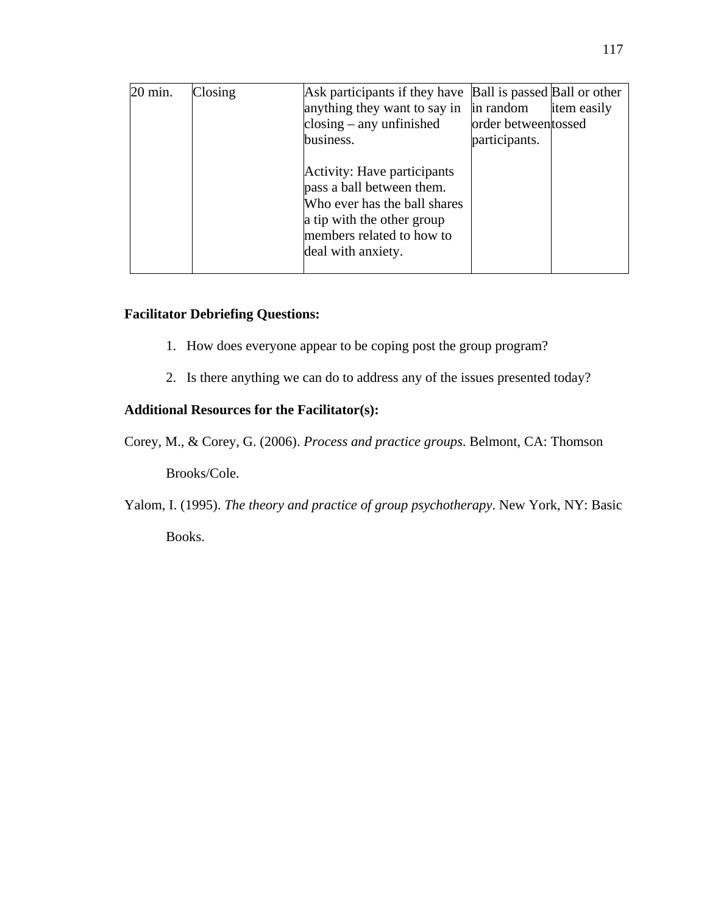| 20 min. | Closing | Ask participants if they have anything they want to say in closing – any unfinished business.<br><br>Activity: Have participants pass a ball between them. Who ever has the ball shares a tip with the other group members related to how to deal with anxiety. | Ball is passed in random order between participants. | Ball or other item easily tossed |
|---|---|---|---|---|

**Facilitator Debriefing Questions:**

1. How does everyone appear to be coping post the group program?
2. Is there anything we can do to address any of the issues presented today?

**Additional Resources for the Facilitator(s):**

Corey, M., & Corey, G. (2006). *Process and practice groups*. Belmont, CA: Thomson Brooks/Cole.

Yalom, I. (1995). *The theory and practice of group psychotherapy*. New York, NY: Basic Books.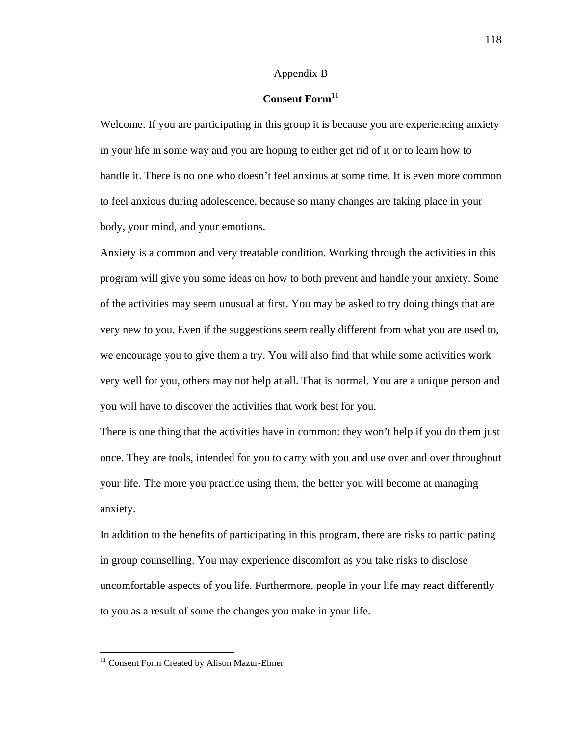# Appendix B

## Consent Form[11]

Welcome. If you are participating in this group it is because you are experiencing anxiety in your life in some way and you are hoping to either get rid of it or to learn how to handle it. There is no one who doesn't feel anxious at some time. It is even more common to feel anxious during adolescence, because so many changes are taking place in your body, your mind, and your emotions.

Anxiety is a common and very treatable condition. Working through the activities in this program will give you some ideas on how to both prevent and handle your anxiety. Some of the activities may seem unusual at first. You may be asked to try doing things that are very new to you. Even if the suggestions seem really different from what you are used to, we encourage you to give them a try. You will also find that while some activities work very well for you, others may not help at all. That is normal. You are a unique person and you will have to discover the activities that work best for you.

There is one thing that the activities have in common: they won't help if you do them just once. They are tools, intended for you to carry with you and use over and over throughout your life. The more you practice using them, the better you will become at managing anxiety.

In addition to the benefits of participating in this program, there are risks to participating in group counselling. You may experience discomfort as you take risks to disclose uncomfortable aspects of you life. Furthermore, people in your life may react differently to you as a result of some the changes you make in your life.

---

[11] Consent Form Created by Alison Mazur-Elmer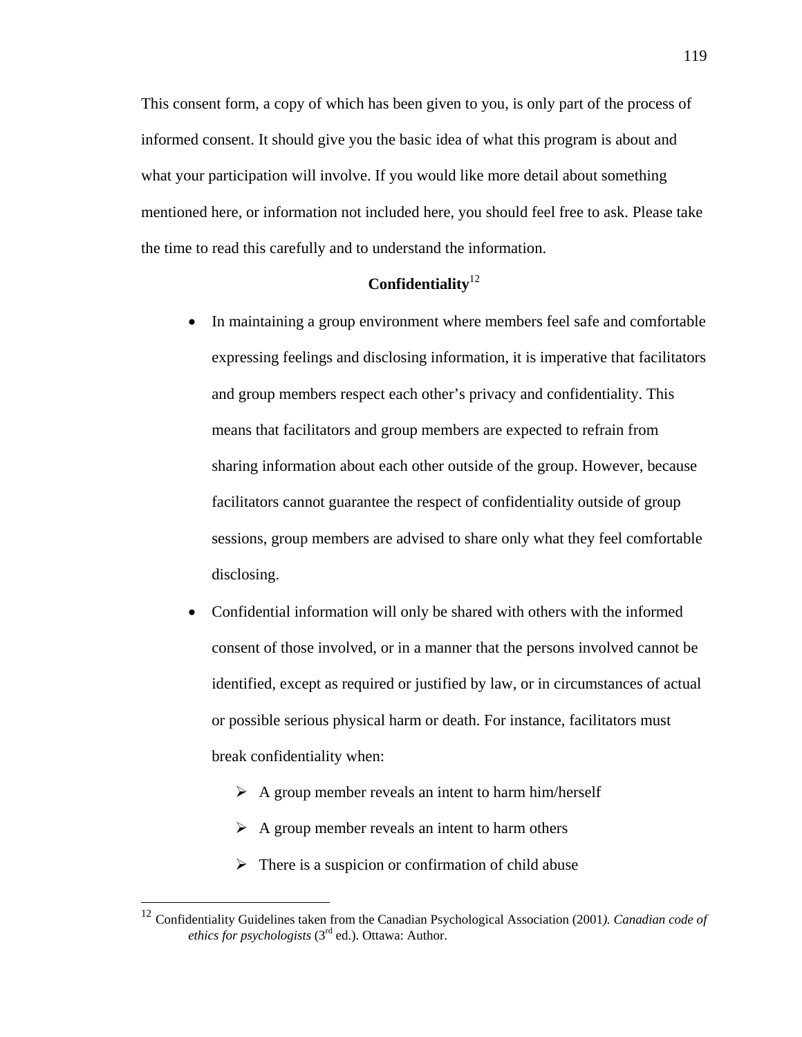This consent form, a copy of which has been given to you, is only part of the process of informed consent. It should give you the basic idea of what this program is about and what your participation will involve. If you would like more detail about something mentioned here, or information not included here, you should feel free to ask. Please take the time to read this carefully and to understand the information.

## Confidentiality[12]

- In maintaining a group environment where members feel safe and comfortable expressing feelings and disclosing information, it is imperative that facilitators and group members respect each other's privacy and confidentiality. This means that facilitators and group members are expected to refrain from sharing information about each other outside of the group. However, because facilitators cannot guarantee the respect of confidentiality outside of group sessions, group members are advised to share only what they feel comfortable disclosing.
- Confidential information will only be shared with others with the informed consent of those involved, or in a manner that the persons involved cannot be identified, except as required or justified by law, or in circumstances of actual or possible serious physical harm or death. For instance, facilitators must break confidentiality when:
  - A group member reveals an intent to harm him/herself
  - A group member reveals an intent to harm others
  - There is a suspicion or confirmation of child abuse

---

[12] Confidentiality Guidelines taken from the Canadian Psychological Association (2001*). Canadian code of ethics for psychologists* (3rd ed.). Ottawa: Author.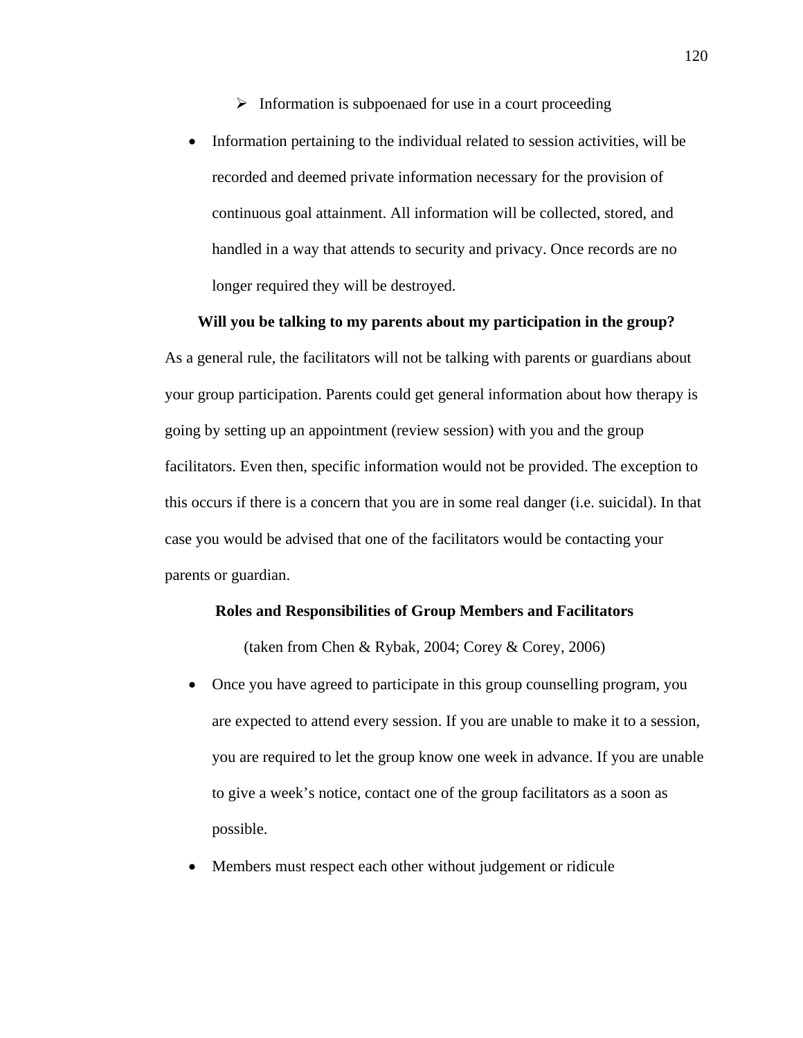- Information is subpoenaed for use in a court proceeding

- Information pertaining to the individual related to session activities, will be recorded and deemed private information necessary for the provision of continuous goal attainment. All information will be collected, stored, and handled in a way that attends to security and privacy. Once records are no longer required they will be destroyed.

**Will you be talking to my parents about my participation in the group?**

As a general rule, the facilitators will not be talking with parents or guardians about your group participation. Parents could get general information about how therapy is going by setting up an appointment (review session) with you and the group facilitators. Even then, specific information would not be provided. The exception to this occurs if there is a concern that you are in some real danger (i.e. suicidal). In that case you would be advised that one of the facilitators would be contacting your parents or guardian.

**Roles and Responsibilities of Group Members and Facilitators**

(taken from Chen & Rybak, 2004; Corey & Corey, 2006)

- Once you have agreed to participate in this group counselling program, you are expected to attend every session. If you are unable to make it to a session, you are required to let the group know one week in advance. If you are unable to give a week's notice, contact one of the group facilitators as a soon as possible.

- Members must respect each other without judgement or ridicule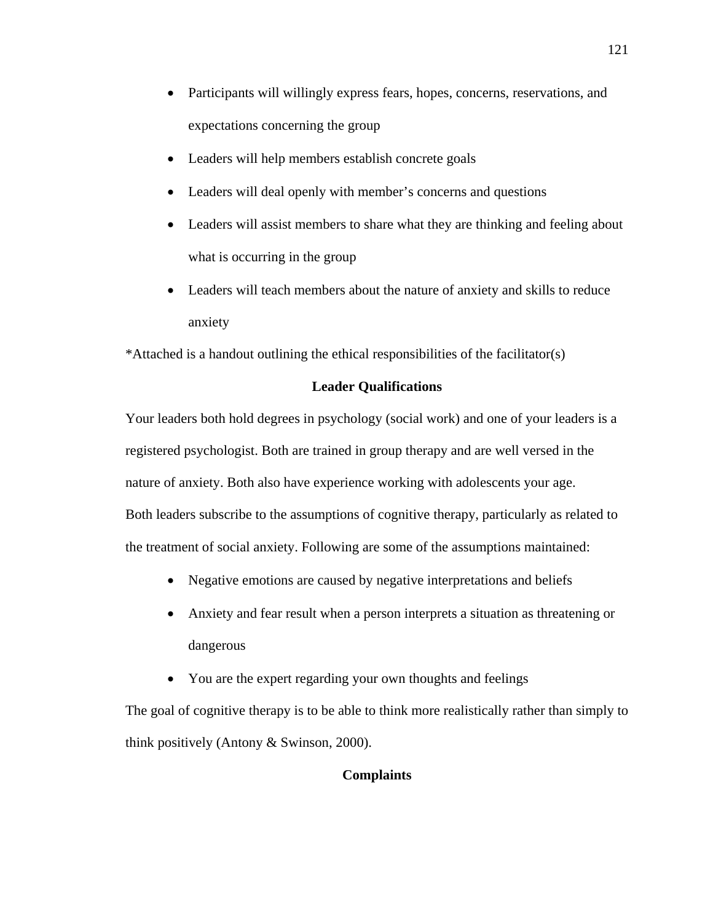- Participants will willingly express fears, hopes, concerns, reservations, and expectations concerning the group
- Leaders will help members establish concrete goals
- Leaders will deal openly with member's concerns and questions
- Leaders will assist members to share what they are thinking and feeling about what is occurring in the group
- Leaders will teach members about the nature of anxiety and skills to reduce anxiety

*Attached is a handout outlining the ethical responsibilities of the facilitator(s)

**Leader Qualifications**

Your leaders both hold degrees in psychology (social work) and one of your leaders is a registered psychologist. Both are trained in group therapy and are well versed in the nature of anxiety. Both also have experience working with adolescents your age.

Both leaders subscribe to the assumptions of cognitive therapy, particularly as related to the treatment of social anxiety. Following are some of the assumptions maintained:

- Negative emotions are caused by negative interpretations and beliefs
- Anxiety and fear result when a person interprets a situation as threatening or dangerous
- You are the expert regarding your own thoughts and feelings

The goal of cognitive therapy is to be able to think more realistically rather than simply to think positively (Antony & Swinson, 2000).

**Complaints**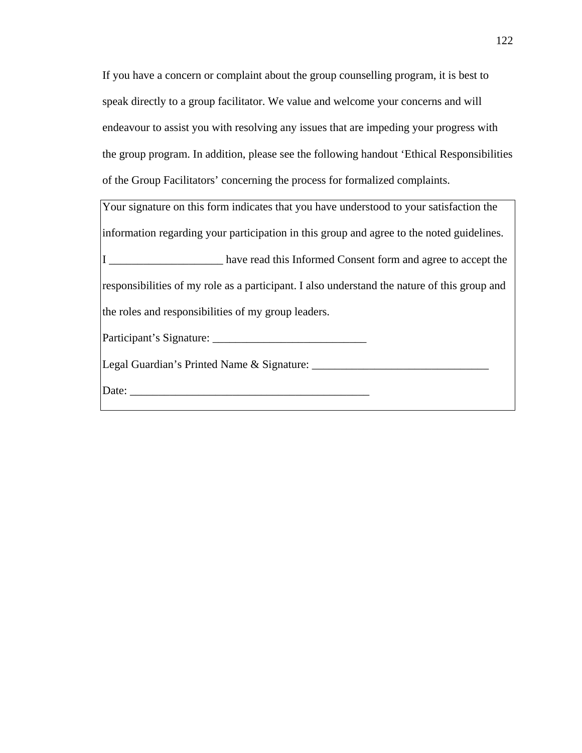If you have a concern or complaint about the group counselling program, it is best to speak directly to a group facilitator. We value and welcome your concerns and will endeavour to assist you with resolving any issues that are impeding your progress with the group program. In addition, please see the following handout 'Ethical Responsibilities of the Group Facilitators' concerning the process for formalized complaints.

Your signature on this form indicates that you have understood to your satisfaction the information regarding your participation in this group and agree to the noted guidelines.

I ____________________ have read this Informed Consent form and agree to accept the responsibilities of my role as a participant. I also understand the nature of this group and the roles and responsibilities of my group leaders.

Participant's Signature: ___________________________

Legal Guardian's Printed Name & Signature: _______________________________

Date: ___________________________________________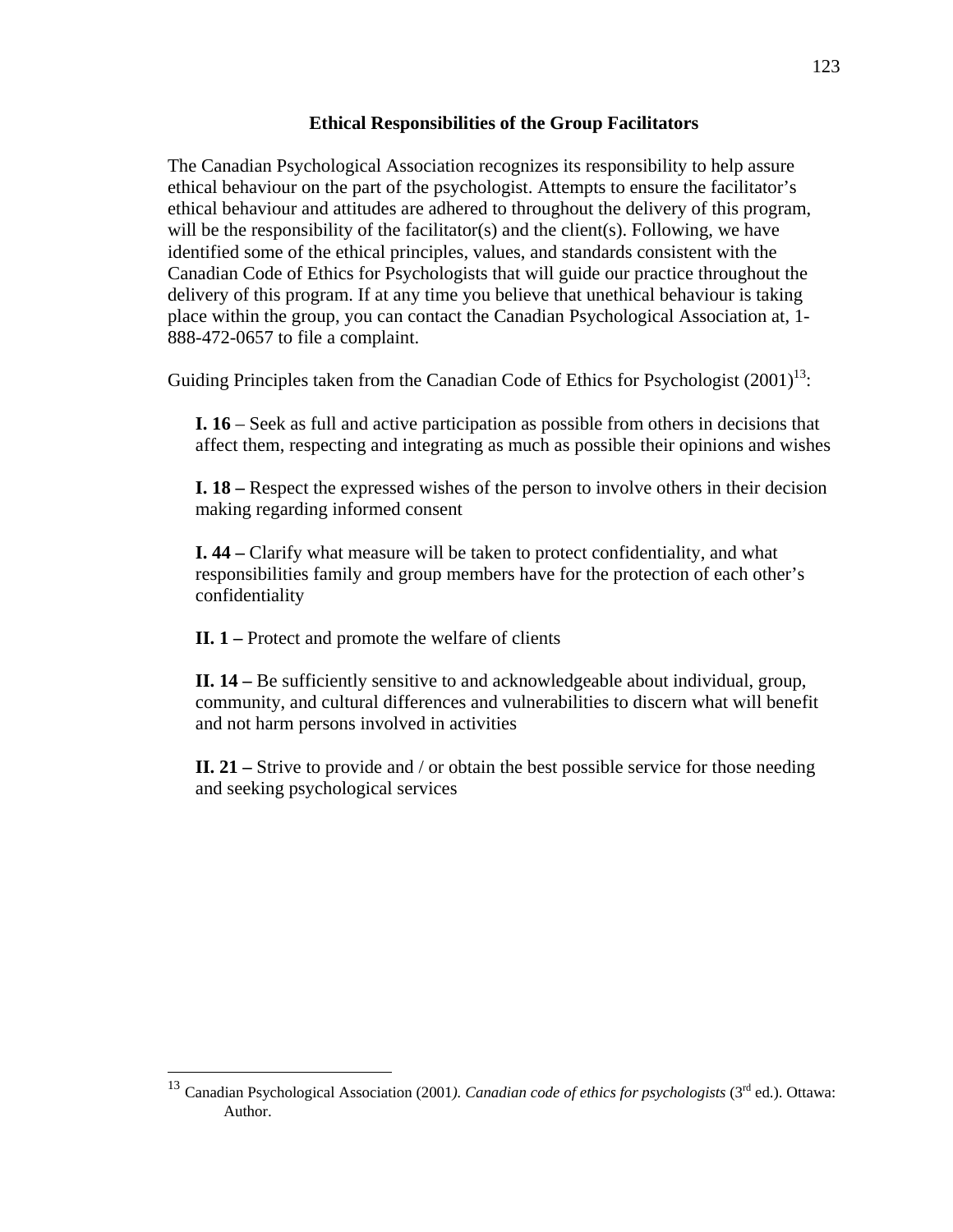## Ethical Responsibilities of the Group Facilitators

The Canadian Psychological Association recognizes its responsibility to help assure ethical behaviour on the part of the psychologist. Attempts to ensure the facilitator's ethical behaviour and attitudes are adhered to throughout the delivery of this program, will be the responsibility of the facilitator(s) and the client(s). Following, we have identified some of the ethical principles, values, and standards consistent with the Canadian Code of Ethics for Psychologists that will guide our practice throughout the delivery of this program. If at any time you believe that unethical behaviour is taking place within the group, you can contact the Canadian Psychological Association at, 1-888-472-0657 to file a complaint.

Guiding Principles taken from the Canadian Code of Ethics for Psychologist (2001)[13]:

**I. 16** – Seek as full and active participation as possible from others in decisions that affect them, respecting and integrating as much as possible their opinions and wishes

**I. 18 –** Respect the expressed wishes of the person to involve others in their decision making regarding informed consent

**I. 44 –** Clarify what measure will be taken to protect confidentiality, and what responsibilities family and group members have for the protection of each other's confidentiality

**II. 1 –** Protect and promote the welfare of clients

**II. 14 –** Be sufficiently sensitive to and acknowledgeable about individual, group, community, and cultural differences and vulnerabilities to discern what will benefit and not harm persons involved in activities

**II. 21 –** Strive to provide and / or obtain the best possible service for those needing and seeking psychological services

[13] Canadian Psychological Association (2001*). Canadian code of ethics for psychologists* (3rd ed.). Ottawa: Author.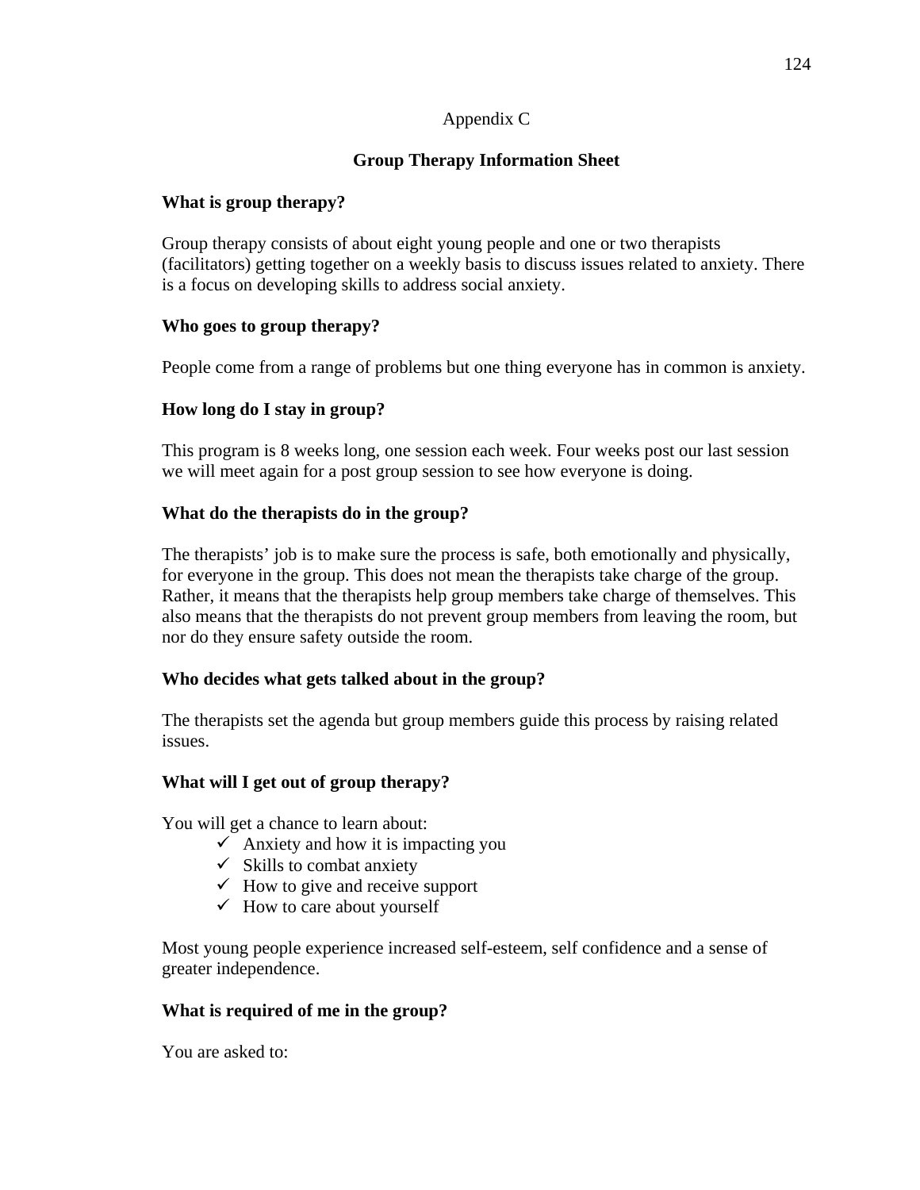Appendix C

## Group Therapy Information Sheet

### What is group therapy?

Group therapy consists of about eight young people and one or two therapists (facilitators) getting together on a weekly basis to discuss issues related to anxiety. There is a focus on developing skills to address social anxiety.

### Who goes to group therapy?

People come from a range of problems but one thing everyone has in common is anxiety.

### How long do I stay in group?

This program is 8 weeks long, one session each week. Four weeks post our last session we will meet again for a post group session to see how everyone is doing.

### What do the therapists do in the group?

The therapists' job is to make sure the process is safe, both emotionally and physically, for everyone in the group. This does not mean the therapists take charge of the group. Rather, it means that the therapists help group members take charge of themselves. This also means that the therapists do not prevent group members from leaving the room, but nor do they ensure safety outside the room.

### Who decides what gets talked about in the group?

The therapists set the agenda but group members guide this process by raising related issues.

### What will I get out of group therapy?

You will get a chance to learn about:

- ✓ Anxiety and how it is impacting you
- ✓ Skills to combat anxiety
- ✓ How to give and receive support
- ✓ How to care about yourself

Most young people experience increased self-esteem, self confidence and a sense of greater independence.

### What is required of me in the group?

You are asked to: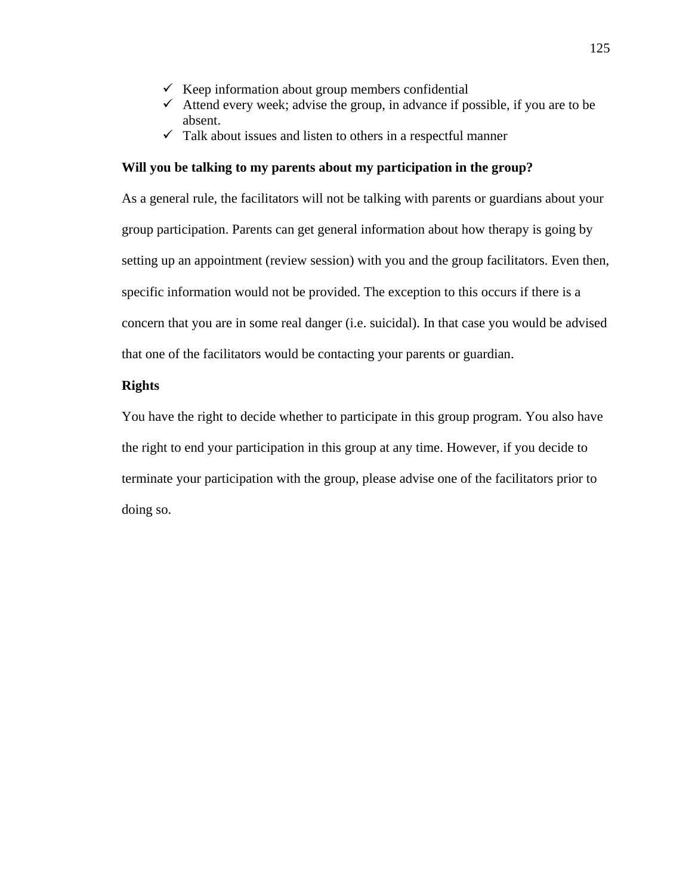- ✓ Keep information about group members confidential
- ✓ Attend every week; advise the group, in advance if possible, if you are to be absent.
- ✓ Talk about issues and listen to others in a respectful manner

**Will you be talking to my parents about my participation in the group?**

As a general rule, the facilitators will not be talking with parents or guardians about your group participation. Parents can get general information about how therapy is going by setting up an appointment (review session) with you and the group facilitators. Even then, specific information would not be provided. The exception to this occurs if there is a concern that you are in some real danger (i.e. suicidal). In that case you would be advised that one of the facilitators would be contacting your parents or guardian.

**Rights**

You have the right to decide whether to participate in this group program. You also have the right to end your participation in this group at any time. However, if you decide to terminate your participation with the group, please advise one of the facilitators prior to doing so.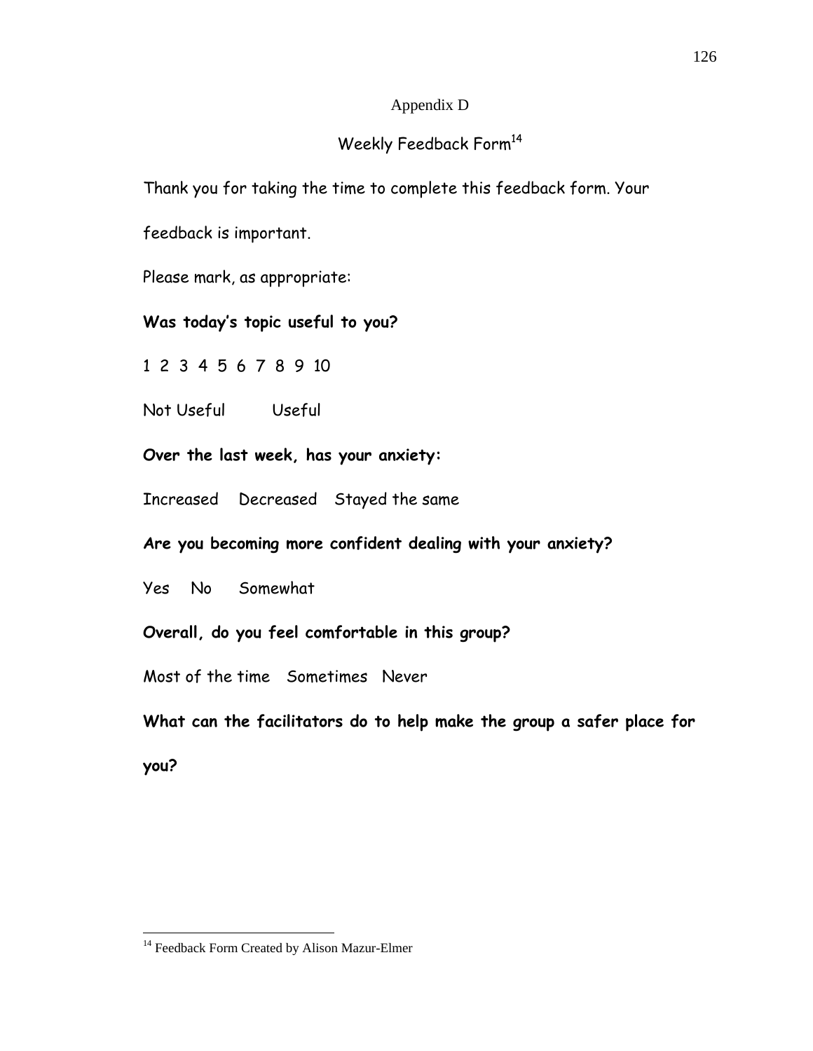# Appendix D

## Weekly Feedback Form[14]

Thank you for taking the time to complete this feedback form. Your feedback is important.

Please mark, as appropriate:

**Was today's topic useful to you?**

1 2 3 4 5 6 7 8 9 10

Not Useful Useful

**Over the last week, has your anxiety:**

Increased Decreased Stayed the same

**Are you becoming more confident dealing with your anxiety?**

Yes No Somewhat

**Overall, do you feel comfortable in this group?**

Most of the time Sometimes Never

**What can the facilitators do to help make the group a safer place for you?**

---

[14] Feedback Form Created by Alison Mazur-Elmer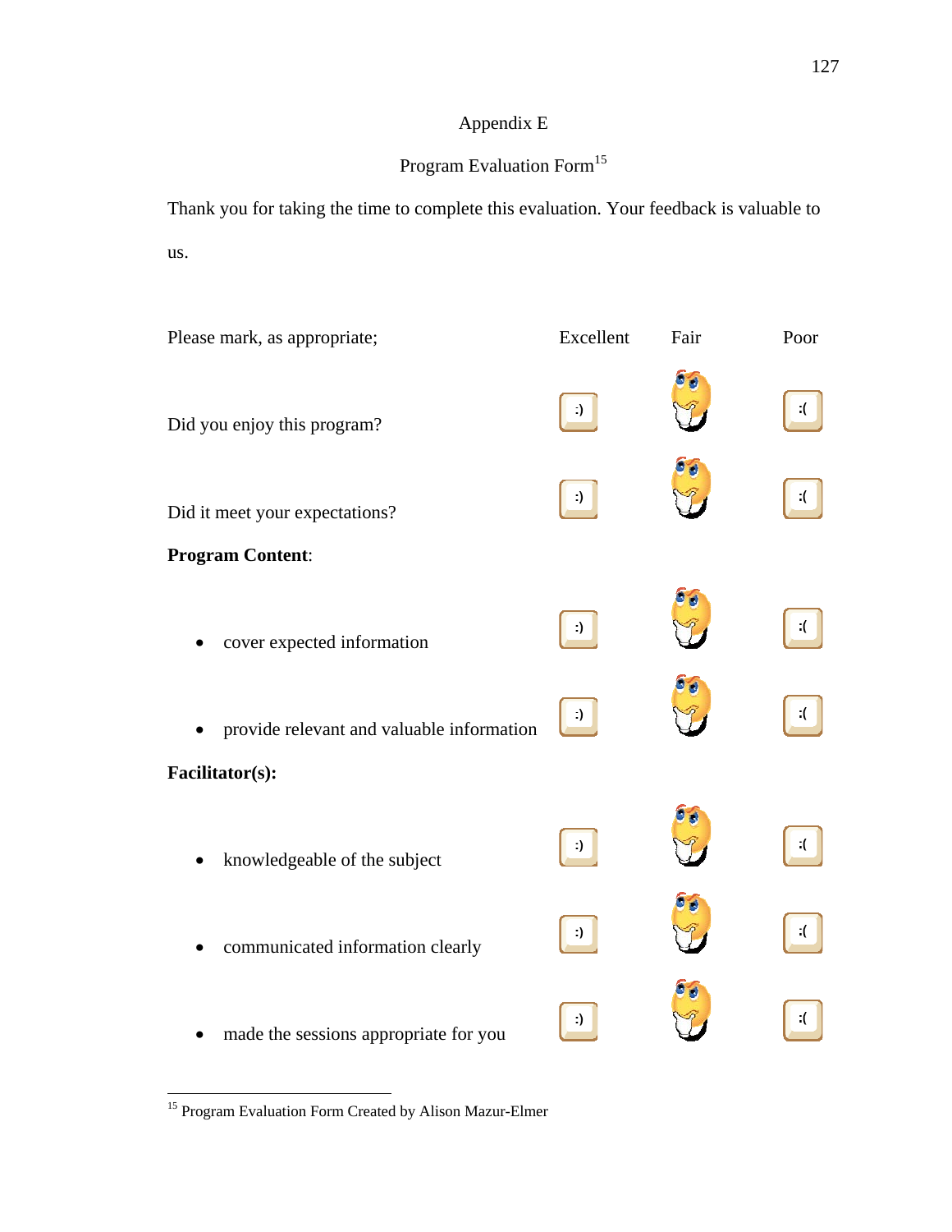Appendix E

Program Evaluation Form[15]

Thank you for taking the time to complete this evaluation. Your feedback is valuable to us.

| Please mark, as appropriate; | Excellent | Fair | Poor |
|---|---|---|---|
| Did you enjoy this program? | :) | | :( |
| Did it meet your expectations? | :) | | :( |
| **Program Content**: | | | |
| • cover expected information | :) | | :( |
| • provide relevant and valuable information | :) | | :( |
| **Facilitator(s):** | | | |
| • knowledgeable of the subject | :) | | :( |
| • communicated information clearly | :) | | :( |
| • made the sessions appropriate for you | :) | | :( |

[15] Program Evaluation Form Created by Alison Mazur-Elmer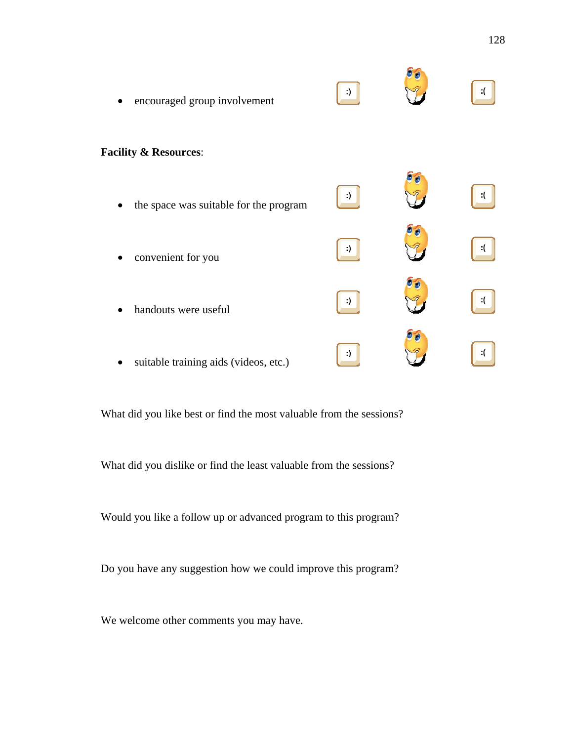- encouraged group involvement :) :(

**Facility & Resources**:

- the space was suitable for the program :) :(
- convenient for you :) :(
- handouts were useful :) :(
- suitable training aids (videos, etc.) :) :(

What did you like best or find the most valuable from the sessions?

What did you dislike or find the least valuable from the sessions?

Would you like a follow up or advanced program to this program?

Do you have any suggestion how we could improve this program?

We welcome other comments you may have.